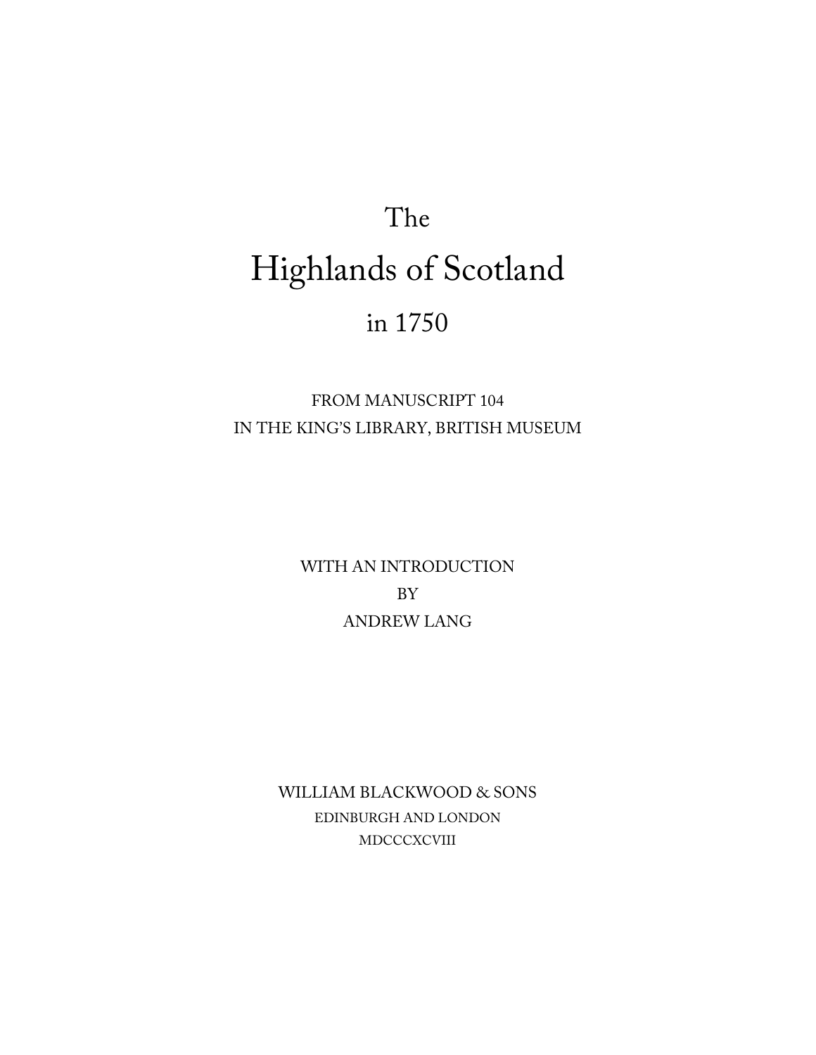# The Highlands of Scotland in 1750

FROM MANUSCRIPT 104
IN THE KING'S LIBRARY, BRITISH MUSEUM

WITH AN INTRODUCTION
BY
ANDREW LANG

WILLIAM BLACKWOOD & SONS
EDINBURGH AND LONDON
MDCCCXCVIII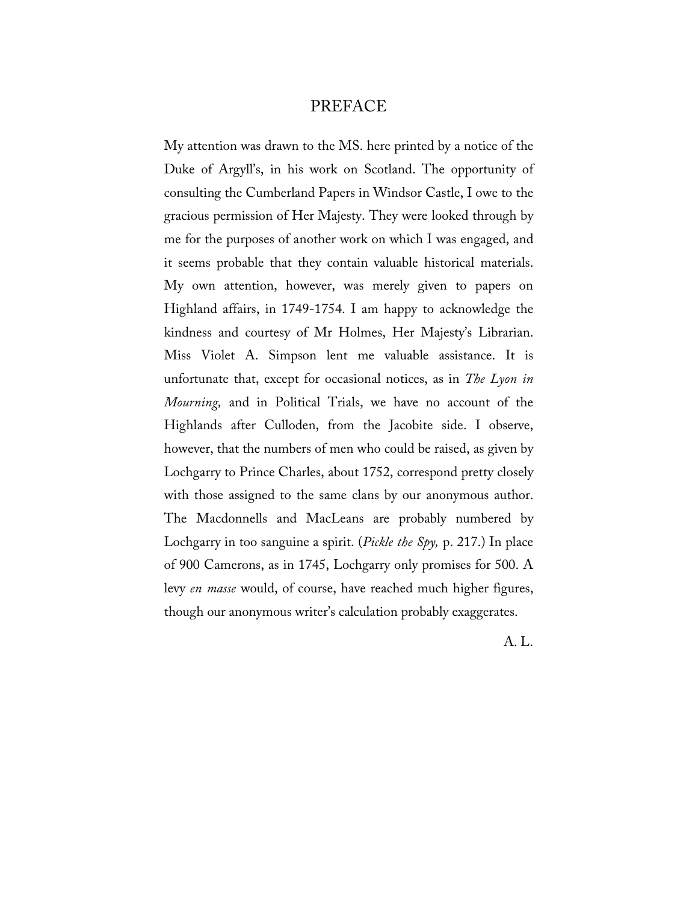# PREFACE

My attention was drawn to the MS. here printed by a notice of the Duke of Argyll's, in his work on Scotland. The opportunity of consulting the Cumberland Papers in Windsor Castle, I owe to the gracious permission of Her Majesty. They were looked through by me for the purposes of another work on which I was engaged, and it seems probable that they contain valuable historical materials. My own attention, however, was merely given to papers on Highland affairs, in 1749-1754. I am happy to acknowledge the kindness and courtesy of Mr Holmes, Her Majesty's Librarian. Miss Violet A. Simpson lent me valuable assistance. It is unfortunate that, except for occasional notices, as in *The Lyon in Mourning,* and in Political Trials, we have no account of the Highlands after Culloden, from the Jacobite side. I observe, however, that the numbers of men who could be raised, as given by Lochgarry to Prince Charles, about 1752, correspond pretty closely with those assigned to the same clans by our anonymous author. The Macdonnells and MacLeans are probably numbered by Lochgarry in too sanguine a spirit. (*Pickle the Spy,* p. 217.) In place of 900 Camerons, as in 1745, Lochgarry only promises for 500. A levy *en masse* would, of course, have reached much higher figures, though our anonymous writer's calculation probably exaggerates.

A. L.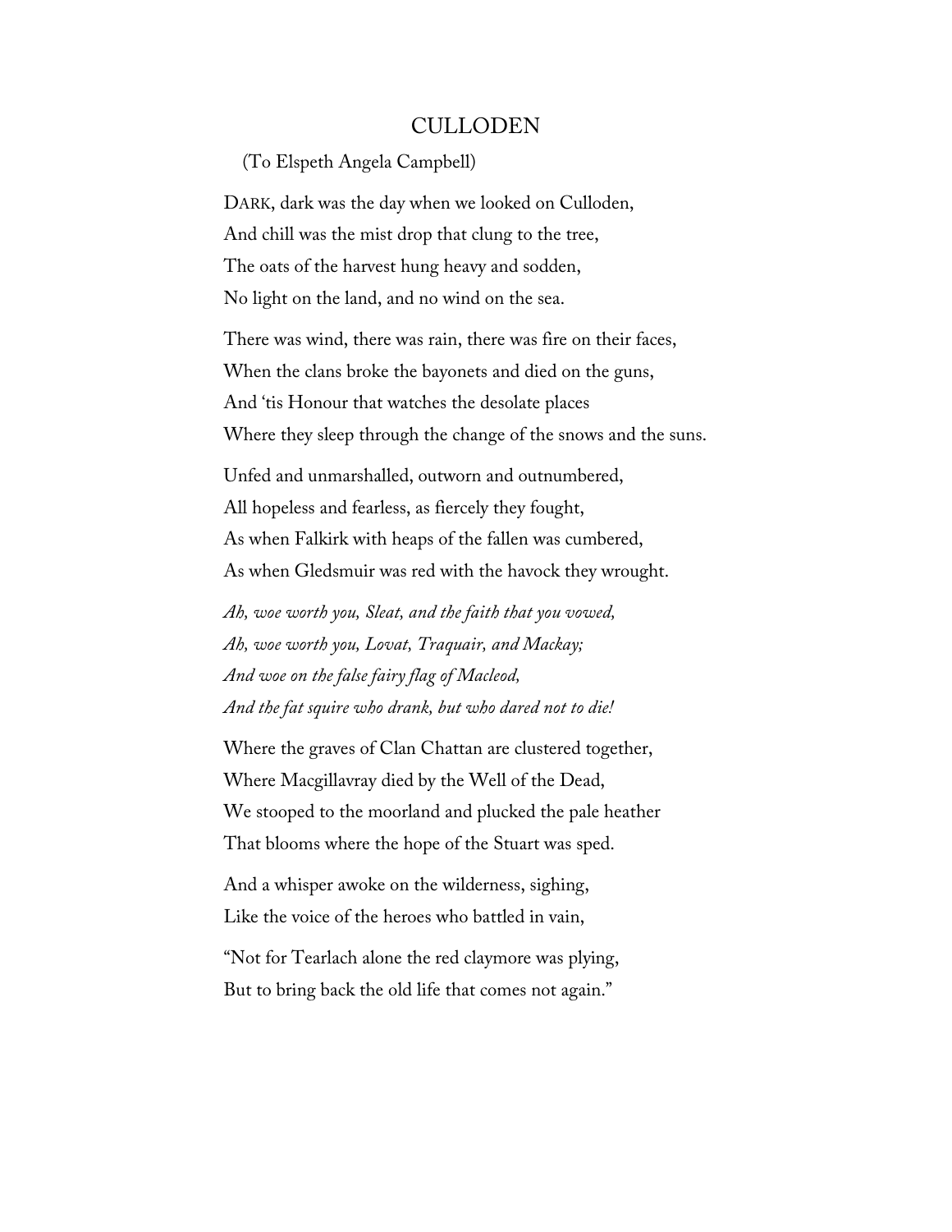# CULLODEN

(To Elspeth Angela Campbell)

DARK, dark was the day when we looked on Culloden,  
And chill was the mist drop that clung to the tree,  
The oats of the harvest hung heavy and sodden,  
No light on the land, and no wind on the sea.

There was wind, there was rain, there was fire on their faces,  
When the clans broke the bayonets and died on the guns,  
And 'tis Honour that watches the desolate places  
Where they sleep through the change of the snows and the suns.

Unfed and unmarshalled, outworn and outnumbered,  
All hopeless and fearless, as fiercely they fought,  
As when Falkirk with heaps of the fallen was cumbered,  
As when Gledsmuir was red with the havock they wrought.

*Ah, woe worth you, Sleat, and the faith that you vowed,*  
*Ah, woe worth you, Lovat, Traquair, and Mackay;*  
*And woe on the false fairy flag of Macleod,*  
*And the fat squire who drank, but who dared not to die!*

Where the graves of Clan Chattan are clustered together,  
Where Macgillavray died by the Well of the Dead,  
We stooped to the moorland and plucked the pale heather  
That blooms where the hope of the Stuart was sped.

And a whisper awoke on the wilderness, sighing,  
Like the voice of the heroes who battled in vain,

"Not for Tearlach alone the red claymore was plying,  
But to bring back the old life that comes not again."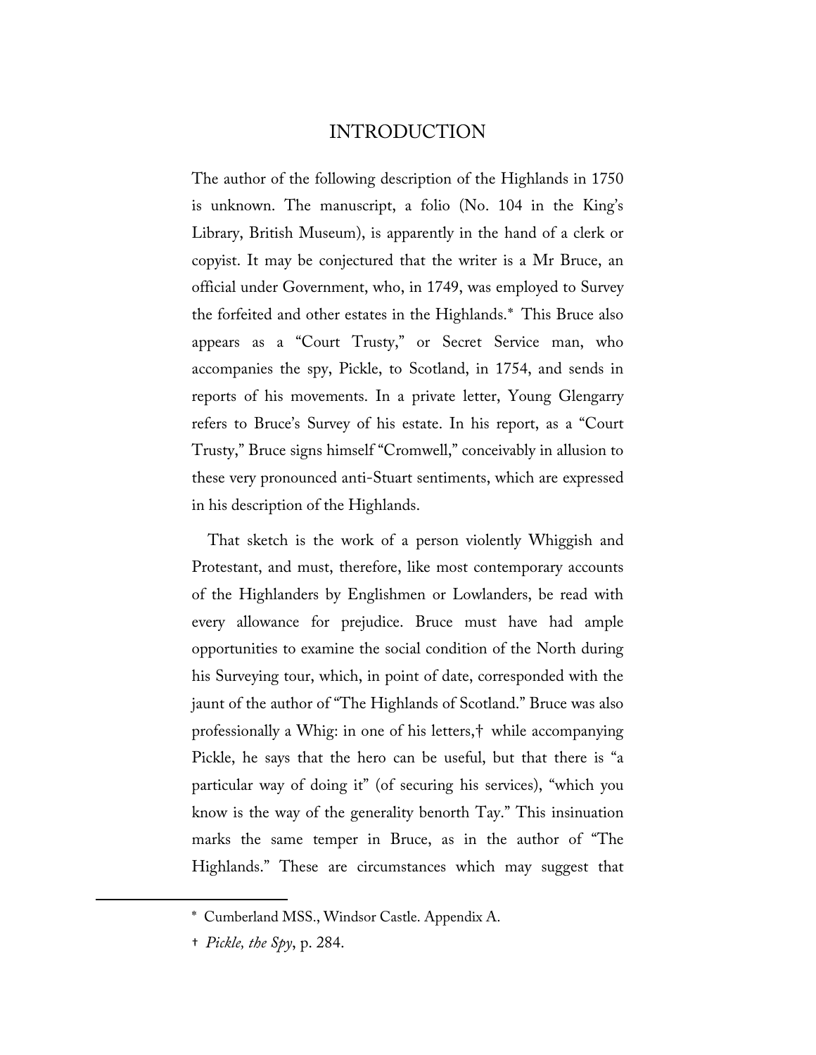# INTRODUCTION

The author of the following description of the Highlands in 1750 is unknown. The manuscript, a folio (No. 104 in the King's Library, British Museum), is apparently in the hand of a clerk or copyist. It may be conjectured that the writer is a Mr Bruce, an official under Government, who, in 1749, was employed to Survey the forfeited and other estates in the Highlands.* This Bruce also appears as a "Court Trusty," or Secret Service man, who accompanies the spy, Pickle, to Scotland, in 1754, and sends in reports of his movements. In a private letter, Young Glengarry refers to Bruce's Survey of his estate. In his report, as a "Court Trusty," Bruce signs himself "Cromwell," conceivably in allusion to these very pronounced anti-Stuart sentiments, which are expressed in his description of the Highlands.

That sketch is the work of a person violently Whiggish and Protestant, and must, therefore, like most contemporary accounts of the Highlanders by Englishmen or Lowlanders, be read with every allowance for prejudice. Bruce must have had ample opportunities to examine the social condition of the North during his Surveying tour, which, in point of date, corresponded with the jaunt of the author of "The Highlands of Scotland." Bruce was also professionally a Whig: in one of his letters,† while accompanying Pickle, he says that the hero can be useful, but that there is "a particular way of doing it" (of securing his services), "which you know is the way of the generality benorth Tay." This insinuation marks the same temper in Bruce, as in the author of "The Highlands." These are circumstances which may suggest that

---

* Cumberland MSS., Windsor Castle. Appendix A.

† *Pickle, the Spy*, p. 284.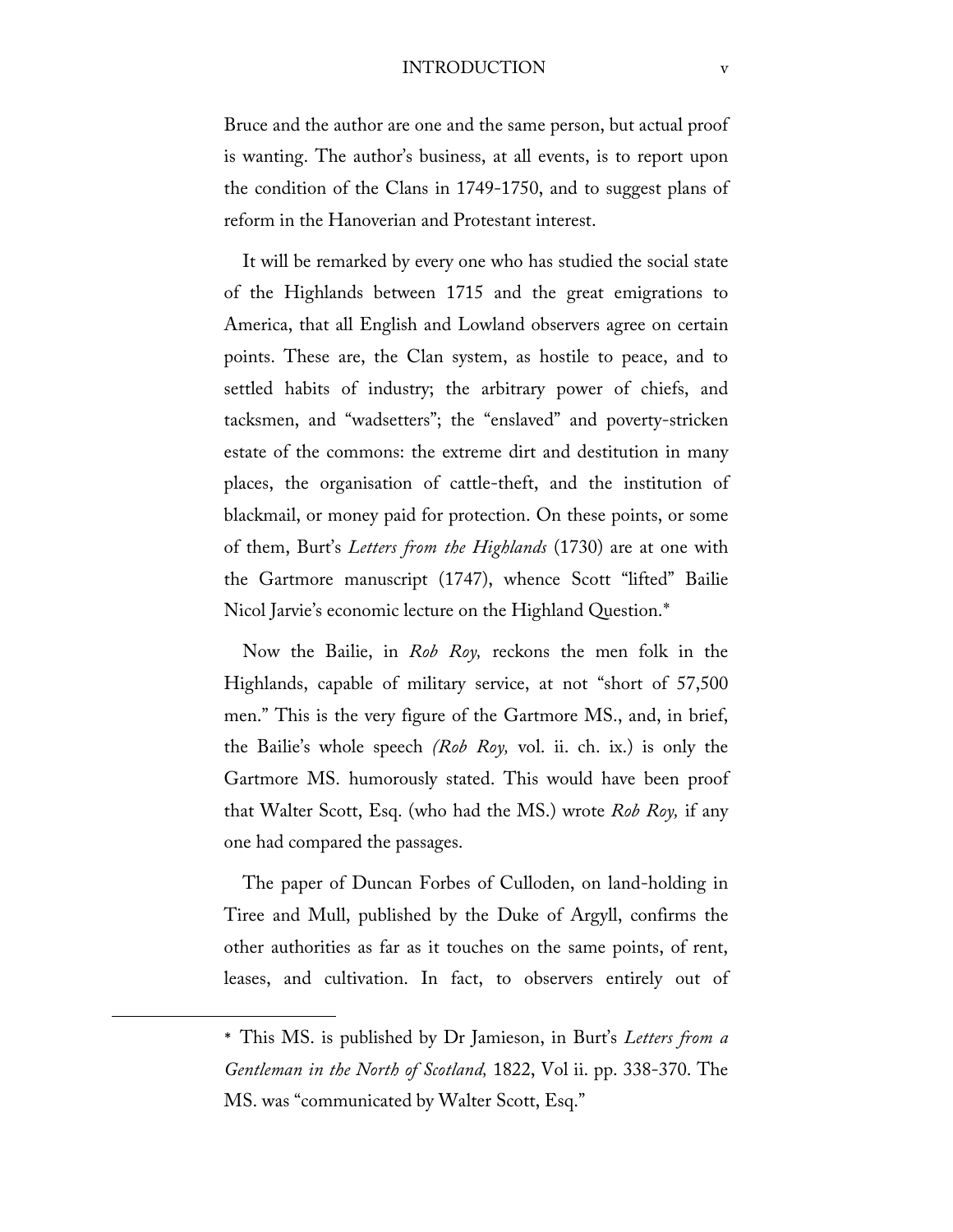Bruce and the author are one and the same person, but actual proof is wanting. The author's business, at all events, is to report upon the condition of the Clans in 1749-1750, and to suggest plans of reform in the Hanoverian and Protestant interest.

It will be remarked by every one who has studied the social state of the Highlands between 1715 and the great emigrations to America, that all English and Lowland observers agree on certain points. These are, the Clan system, as hostile to peace, and to settled habits of industry; the arbitrary power of chiefs, and tacksmen, and "wadsetters"; the "enslaved" and poverty-stricken estate of the commons: the extreme dirt and destitution in many places, the organisation of cattle-theft, and the institution of blackmail, or money paid for protection. On these points, or some of them, Burt's *Letters from the Highlands* (1730) are at one with the Gartmore manuscript (1747), whence Scott "lifted" Bailie Nicol Jarvie's economic lecture on the Highland Question.*

Now the Bailie, in *Rob Roy,* reckons the men folk in the Highlands, capable of military service, at not "short of 57,500 men." This is the very figure of the Gartmore MS., and, in brief, the Bailie's whole speech *(Rob Roy,* vol. ii. ch. ix.) is only the Gartmore MS. humorously stated. This would have been proof that Walter Scott, Esq. (who had the MS.) wrote *Rob Roy,* if any one had compared the passages.

The paper of Duncan Forbes of Culloden, on land-holding in Tiree and Mull, published by the Duke of Argyll, confirms the other authorities as far as it touches on the same points, of rent, leases, and cultivation. In fact, to observers entirely out of

---

* This MS. is published by Dr Jamieson, in Burt's *Letters from a Gentleman in the North of Scotland,* 1822, Vol ii. pp. 338-370. The MS. was "communicated by Walter Scott, Esq."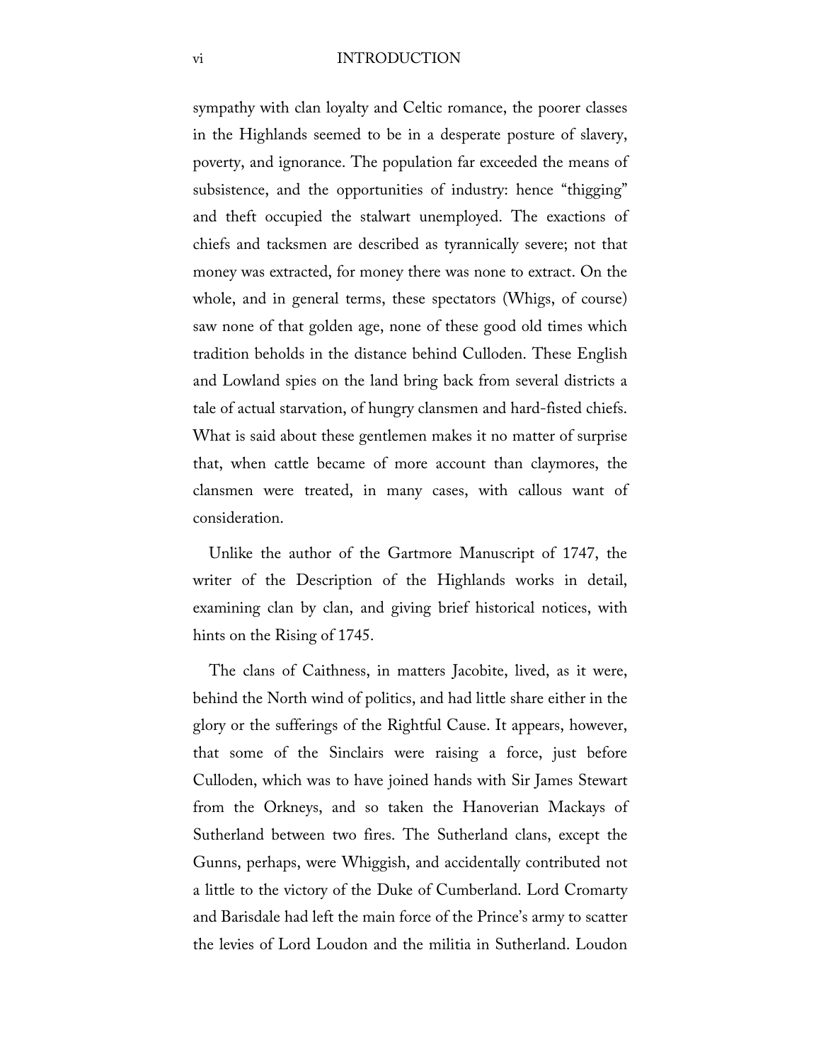sympathy with clan loyalty and Celtic romance, the poorer classes in the Highlands seemed to be in a desperate posture of slavery, poverty, and ignorance. The population far exceeded the means of subsistence, and the opportunities of industry: hence "thigging" and theft occupied the stalwart unemployed. The exactions of chiefs and tacksmen are described as tyrannically severe; not that money was extracted, for money there was none to extract. On the whole, and in general terms, these spectators (Whigs, of course) saw none of that golden age, none of these good old times which tradition beholds in the distance behind Culloden. These English and Lowland spies on the land bring back from several districts a tale of actual starvation, of hungry clansmen and hard-fisted chiefs. What is said about these gentlemen makes it no matter of surprise that, when cattle became of more account than claymores, the clansmen were treated, in many cases, with callous want of consideration.

Unlike the author of the Gartmore Manuscript of 1747, the writer of the Description of the Highlands works in detail, examining clan by clan, and giving brief historical notices, with hints on the Rising of 1745.

The clans of Caithness, in matters Jacobite, lived, as it were, behind the North wind of politics, and had little share either in the glory or the sufferings of the Rightful Cause. It appears, however, that some of the Sinclairs were raising a force, just before Culloden, which was to have joined hands with Sir James Stewart from the Orkneys, and so taken the Hanoverian Mackays of Sutherland between two fires. The Sutherland clans, except the Gunns, perhaps, were Whiggish, and accidentally contributed not a little to the victory of the Duke of Cumberland. Lord Cromarty and Barisdale had left the main force of the Prince's army to scatter the levies of Lord Loudon and the militia in Sutherland. Loudon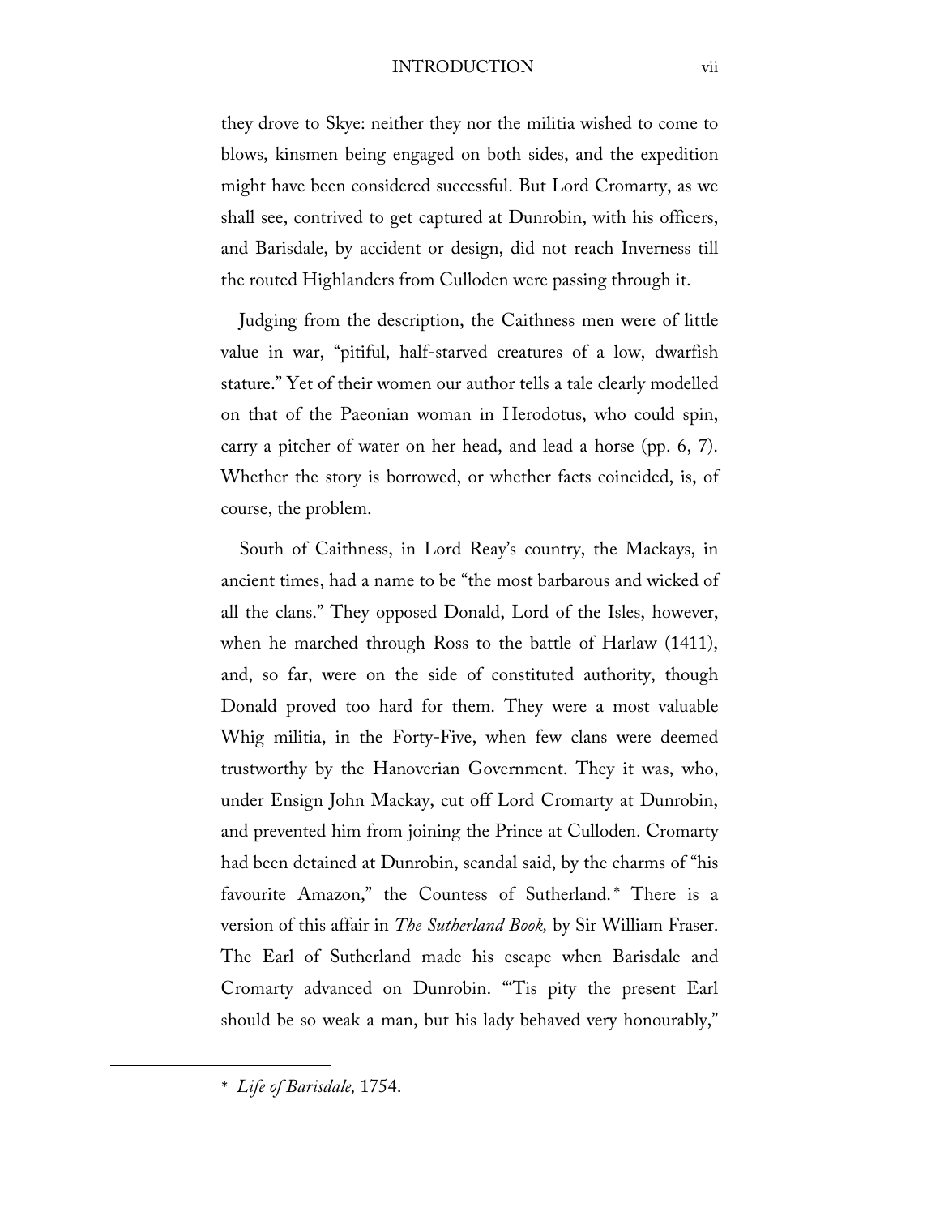they drove to Skye: neither they nor the militia wished to come to blows, kinsmen being engaged on both sides, and the expedition might have been considered successful. But Lord Cromarty, as we shall see, contrived to get captured at Dunrobin, with his officers, and Barisdale, by accident or design, did not reach Inverness till the routed Highlanders from Culloden were passing through it.

Judging from the description, the Caithness men were of little value in war, "pitiful, half-starved creatures of a low, dwarfish stature." Yet of their women our author tells a tale clearly modelled on that of the Paeonian woman in Herodotus, who could spin, carry a pitcher of water on her head, and lead a horse (pp. 6, 7). Whether the story is borrowed, or whether facts coincided, is, of course, the problem.

South of Caithness, in Lord Reay's country, the Mackays, in ancient times, had a name to be "the most barbarous and wicked of all the clans." They opposed Donald, Lord of the Isles, however, when he marched through Ross to the battle of Harlaw (1411), and, so far, were on the side of constituted authority, though Donald proved too hard for them. They were a most valuable Whig militia, in the Forty-Five, when few clans were deemed trustworthy by the Hanoverian Government. They it was, who, under Ensign John Mackay, cut off Lord Cromarty at Dunrobin, and prevented him from joining the Prince at Culloden. Cromarty had been detained at Dunrobin, scandal said, by the charms of "his favourite Amazon," the Countess of Sutherland.* There is a version of this affair in *The Sutherland Book,* by Sir William Fraser. The Earl of Sutherland made his escape when Barisdale and Cromarty advanced on Dunrobin. "'Tis pity the present Earl should be so weak a man, but his lady behaved very honourably,"

---

\* *Life of Barisdale,* 1754.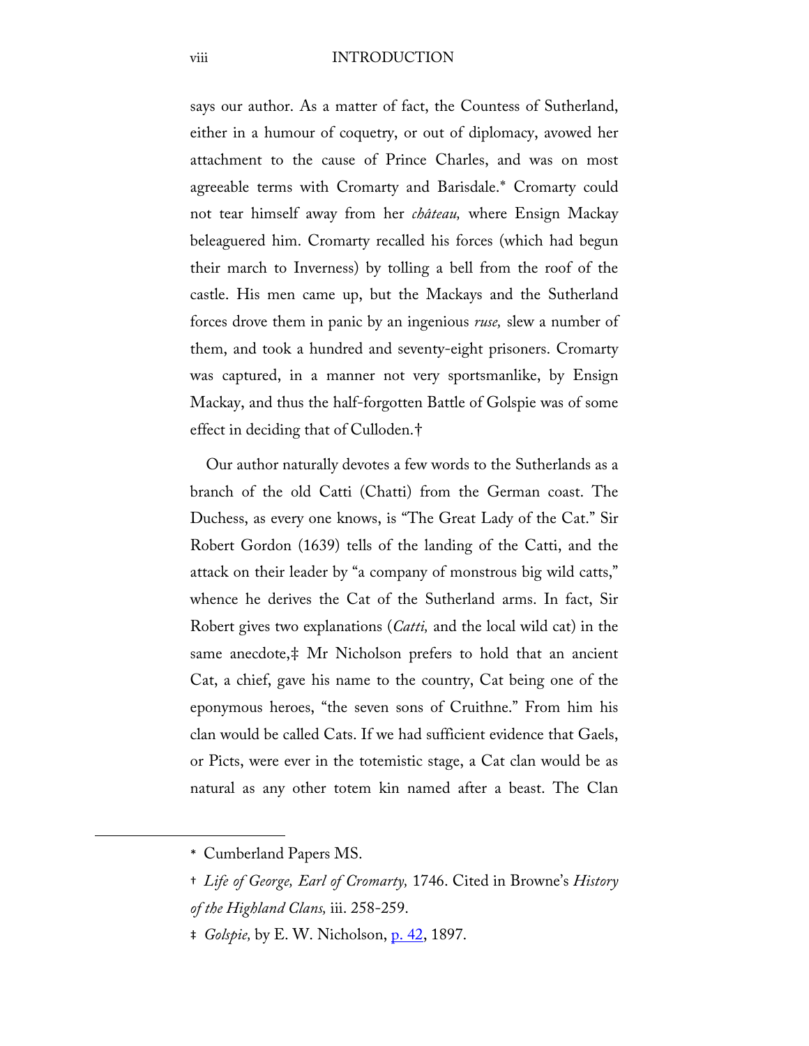says our author. As a matter of fact, the Countess of Sutherland, either in a humour of coquetry, or out of diplomacy, avowed her attachment to the cause of Prince Charles, and was on most agreeable terms with Cromarty and Barisdale.* Cromarty could not tear himself away from her *château,* where Ensign Mackay beleaguered him. Cromarty recalled his forces (which had begun their march to Inverness) by tolling a bell from the roof of the castle. His men came up, but the Mackays and the Sutherland forces drove them in panic by an ingenious *ruse,* slew a number of them, and took a hundred and seventy-eight prisoners. Cromarty was captured, in a manner not very sportsmanlike, by Ensign Mackay, and thus the half-forgotten Battle of Golspie was of some effect in deciding that of Culloden.†

Our author naturally devotes a few words to the Sutherlands as a branch of the old Catti (Chatti) from the German coast. The Duchess, as every one knows, is "The Great Lady of the Cat." Sir Robert Gordon (1639) tells of the landing of the Catti, and the attack on their leader by "a company of monstrous big wild catts," whence he derives the Cat of the Sutherland arms. In fact, Sir Robert gives two explanations (*Catti,* and the local wild cat) in the same anecdote,‡ Mr Nicholson prefers to hold that an ancient Cat, a chief, gave his name to the country, Cat being one of the eponymous heroes, "the seven sons of Cruithne." From him his clan would be called Cats. If we had sufficient evidence that Gaels, or Picts, were ever in the totemistic stage, a Cat clan would be as natural as any other totem kin named after a beast. The Clan

---

\* Cumberland Papers MS.

† *Life of George, Earl of Cromarty,* 1746. Cited in Browne's *History of the Highland Clans,* iii. 258-259.

‡ *Golspie,* by E. W. Nicholson, p. 42, 1897.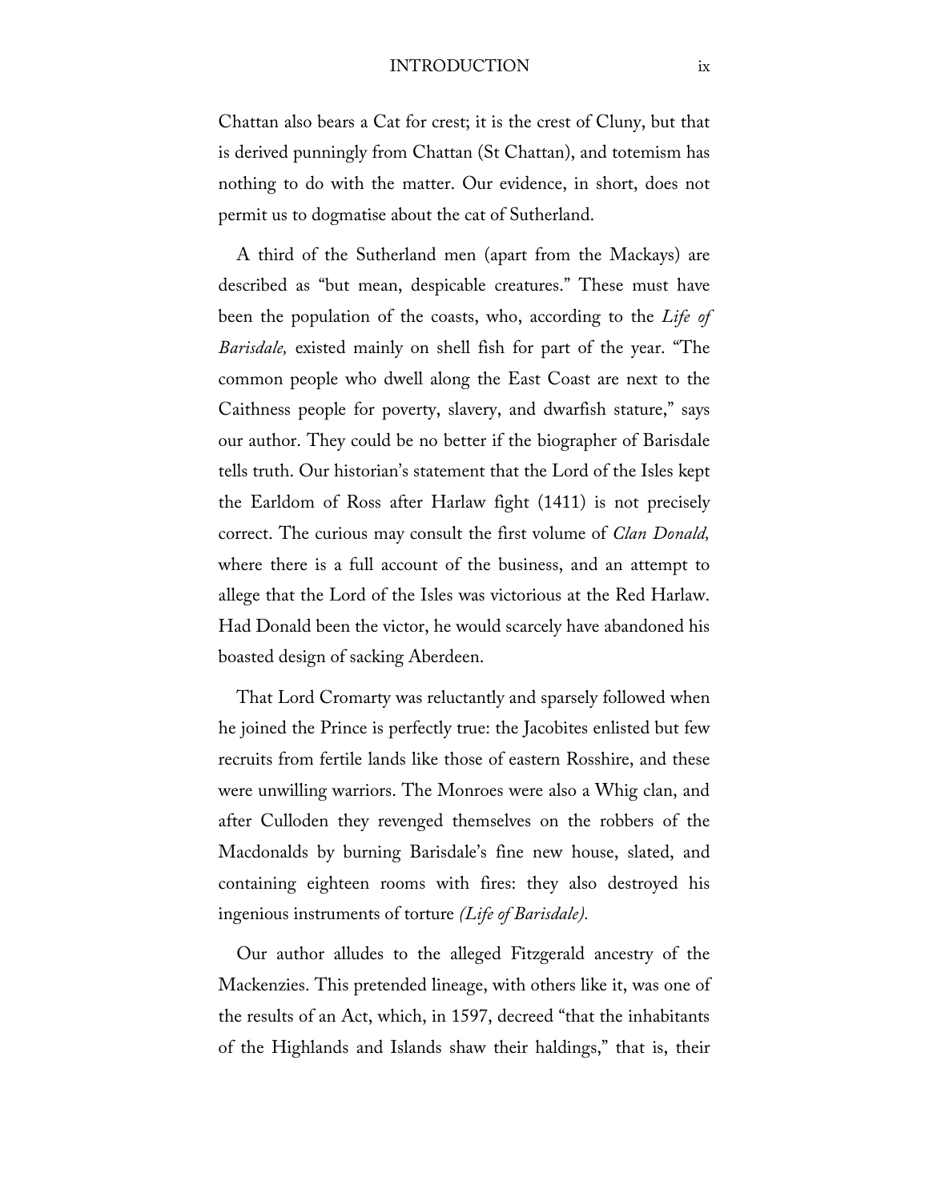Chattan also bears a Cat for crest; it is the crest of Cluny, but that is derived punningly from Chattan (St Chattan), and totemism has nothing to do with the matter. Our evidence, in short, does not permit us to dogmatise about the cat of Sutherland.

A third of the Sutherland men (apart from the Mackays) are described as "but mean, despicable creatures." These must have been the population of the coasts, who, according to the *Life of Barisdale,* existed mainly on shell fish for part of the year. "The common people who dwell along the East Coast are next to the Caithness people for poverty, slavery, and dwarfish stature," says our author. They could be no better if the biographer of Barisdale tells truth. Our historian's statement that the Lord of the Isles kept the Earldom of Ross after Harlaw fight (1411) is not precisely correct. The curious may consult the first volume of *Clan Donald,* where there is a full account of the business, and an attempt to allege that the Lord of the Isles was victorious at the Red Harlaw. Had Donald been the victor, he would scarcely have abandoned his boasted design of sacking Aberdeen.

That Lord Cromarty was reluctantly and sparsely followed when he joined the Prince is perfectly true: the Jacobites enlisted but few recruits from fertile lands like those of eastern Rosshire, and these were unwilling warriors. The Monroes were also a Whig clan, and after Culloden they revenged themselves on the robbers of the Macdonalds by burning Barisdale's fine new house, slated, and containing eighteen rooms with fires: they also destroyed his ingenious instruments of torture *(Life of Barisdale).*

Our author alludes to the alleged Fitzgerald ancestry of the Mackenzies. This pretended lineage, with others like it, was one of the results of an Act, which, in 1597, decreed "that the inhabitants of the Highlands and Islands shaw their haldings," that is, their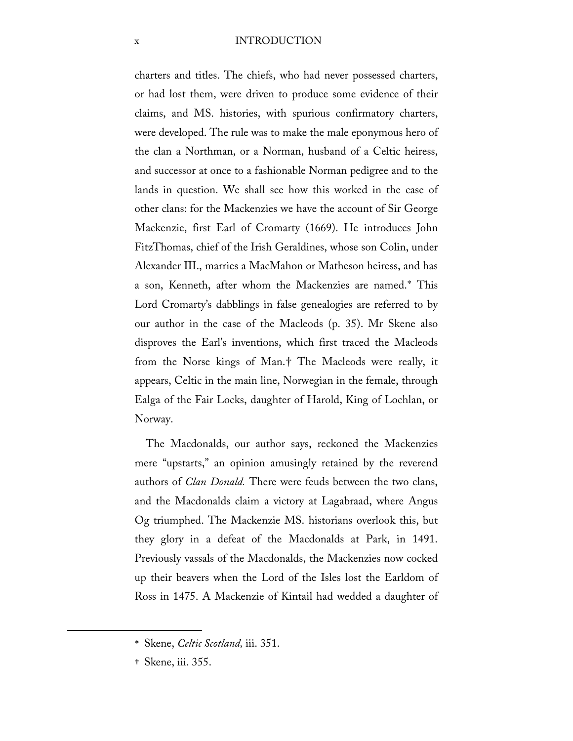charters and titles. The chiefs, who had never possessed charters, or had lost them, were driven to produce some evidence of their claims, and MS. histories, with spurious confirmatory charters, were developed. The rule was to make the male eponymous hero of the clan a Northman, or a Norman, husband of a Celtic heiress, and successor at once to a fashionable Norman pedigree and to the lands in question. We shall see how this worked in the case of other clans: for the Mackenzies we have the account of Sir George Mackenzie, first Earl of Cromarty (1669). He introduces John FitzThomas, chief of the Irish Geraldines, whose son Colin, under Alexander III., marries a MacMahon or Matheson heiress, and has a son, Kenneth, after whom the Mackenzies are named.* This Lord Cromarty's dabblings in false genealogies are referred to by our author in the case of the Macleods (p. 35). Mr Skene also disproves the Earl's inventions, which first traced the Macleods from the Norse kings of Man.† The Macleods were really, it appears, Celtic in the main line, Norwegian in the female, through Ealga of the Fair Locks, daughter of Harold, King of Lochlan, or Norway.

The Macdonalds, our author says, reckoned the Mackenzies mere "upstarts," an opinion amusingly retained by the reverend authors of *Clan Donald.* There were feuds between the two clans, and the Macdonalds claim a victory at Lagabraad, where Angus Og triumphed. The Mackenzie MS. historians overlook this, but they glory in a defeat of the Macdonalds at Park, in 1491. Previously vassals of the Macdonalds, the Mackenzies now cocked up their beavers when the Lord of the Isles lost the Earldom of Ross in 1475. A Mackenzie of Kintail had wedded a daughter of

---

* Skene, *Celtic Scotland,* iii. 351.

† Skene, iii. 355.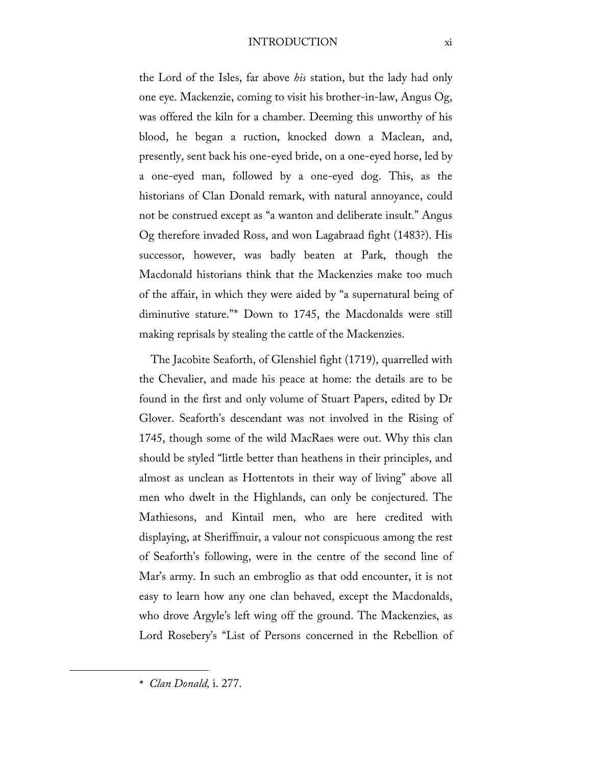the Lord of the Isles, far above *his* station, but the lady had only one eye. Mackenzie, coming to visit his brother-in-law, Angus Og, was offered the kiln for a chamber. Deeming this unworthy of his blood, he began a ruction, knocked down a Maclean, and, presently, sent back his one-eyed bride, on a one-eyed horse, led by a one-eyed man, followed by a one-eyed dog. This, as the historians of Clan Donald remark, with natural annoyance, could not be construed except as "a wanton and deliberate insult." Angus Og therefore invaded Ross, and won Lagabraad fight (1483?). His successor, however, was badly beaten at Park, though the Macdonald historians think that the Mackenzies make too much of the affair, in which they were aided by "a supernatural being of diminutive stature."* Down to 1745, the Macdonalds were still making reprisals by stealing the cattle of the Mackenzies.

The Jacobite Seaforth, of Glenshiel fight (1719), quarrelled with the Chevalier, and made his peace at home: the details are to be found in the first and only volume of Stuart Papers, edited by Dr Glover. Seaforth's descendant was not involved in the Rising of 1745, though some of the wild MacRaes were out. Why this clan should be styled "little better than heathens in their principles, and almost as unclean as Hottentots in their way of living" above all men who dwelt in the Highlands, can only be conjectured. The Mathiesons, and Kintail men, who are here credited with displaying, at Sheriffmuir, a valour not conspicuous among the rest of Seaforth's following, were in the centre of the second line of Mar's army. In such an embroglio as that odd encounter, it is not easy to learn how any one clan behaved, except the Macdonalds, who drove Argyle's left wing off the ground. The Mackenzies, as Lord Rosebery's "List of Persons concerned in the Rebellion of

---

* *Clan Donald,* i. 277.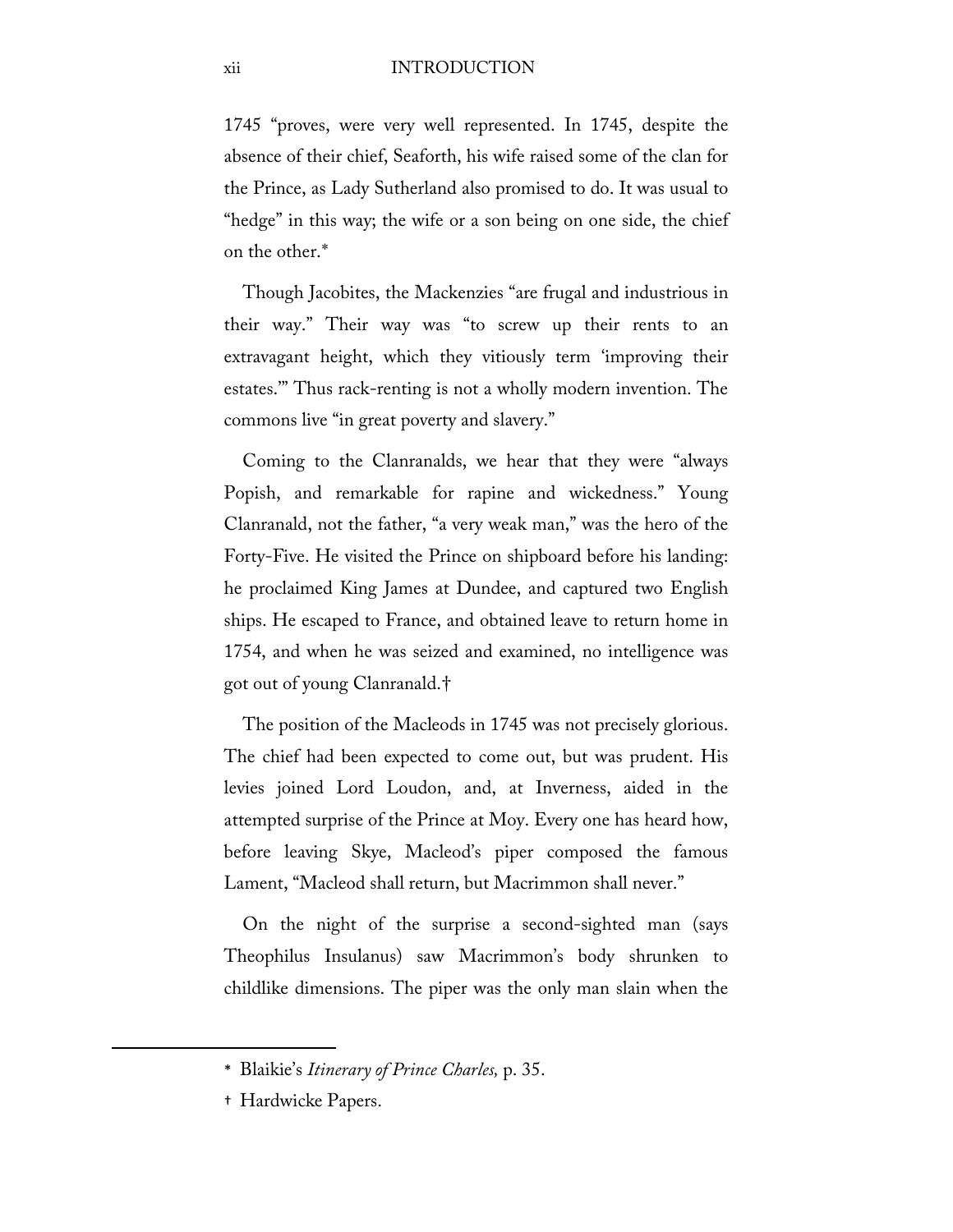1745 "proves, were very well represented. In 1745, despite the absence of their chief, Seaforth, his wife raised some of the clan for the Prince, as Lady Sutherland also promised to do. It was usual to "hedge" in this way; the wife or a son being on one side, the chief on the other.*

Though Jacobites, the Mackenzies "are frugal and industrious in their way." Their way was "to screw up their rents to an extravagant height, which they vitiously term 'improving their estates.'" Thus rack-renting is not a wholly modern invention. The commons live "in great poverty and slavery."

Coming to the Clanranalds, we hear that they were "always Popish, and remarkable for rapine and wickedness." Young Clanranald, not the father, "a very weak man," was the hero of the Forty-Five. He visited the Prince on shipboard before his landing: he proclaimed King James at Dundee, and captured two English ships. He escaped to France, and obtained leave to return home in 1754, and when he was seized and examined, no intelligence was got out of young Clanranald.†

The position of the Macleods in 1745 was not precisely glorious. The chief had been expected to come out, but was prudent. His levies joined Lord Loudon, and, at Inverness, aided in the attempted surprise of the Prince at Moy. Every one has heard how, before leaving Skye, Macleod's piper composed the famous Lament, "Macleod shall return, but Macrimmon shall never."

On the night of the surprise a second-sighted man (says Theophilus Insulanus) saw Macrimmon's body shrunken to childlike dimensions. The piper was the only man slain when the

---

\* Blaikie's *Itinerary of Prince Charles,* p. 35.

† Hardwicke Papers.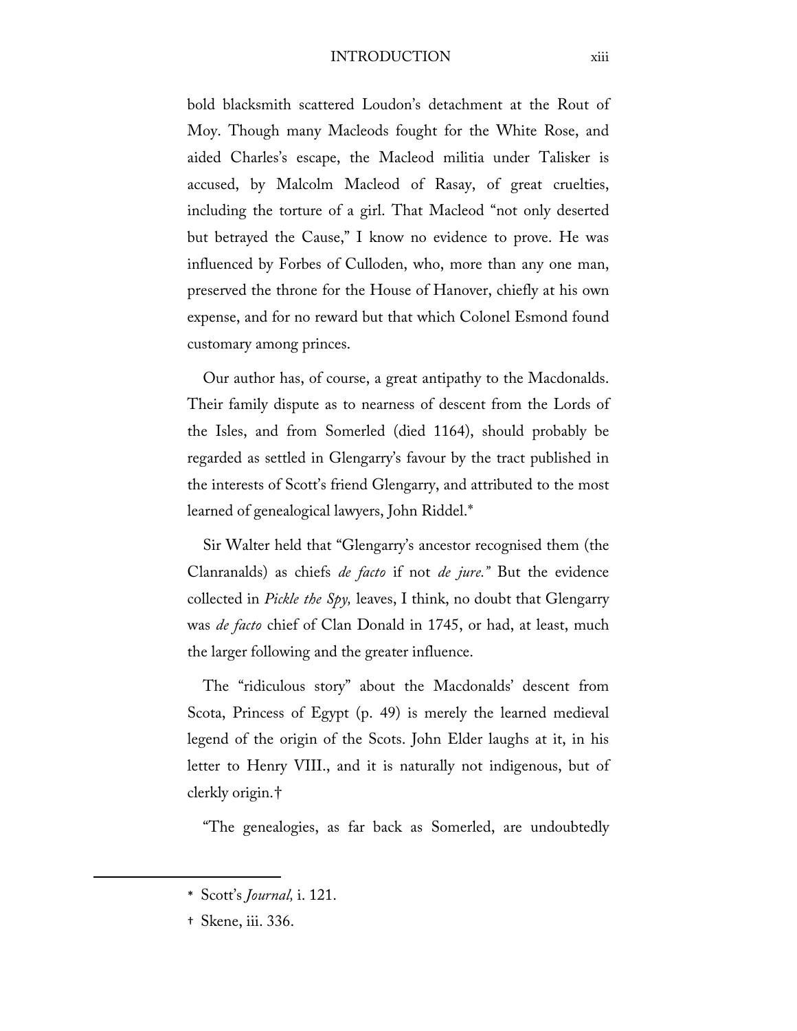bold blacksmith scattered Loudon's detachment at the Rout of Moy. Though many Macleods fought for the White Rose, and aided Charles's escape, the Macleod militia under Talisker is accused, by Malcolm Macleod of Rasay, of great cruelties, including the torture of a girl. That Macleod "not only deserted but betrayed the Cause," I know no evidence to prove. He was influenced by Forbes of Culloden, who, more than any one man, preserved the throne for the House of Hanover, chiefly at his own expense, and for no reward but that which Colonel Esmond found customary among princes.

Our author has, of course, a great antipathy to the Macdonalds. Their family dispute as to nearness of descent from the Lords of the Isles, and from Somerled (died 1164), should probably be regarded as settled in Glengarry's favour by the tract published in the interests of Scott's friend Glengarry, and attributed to the most learned of genealogical lawyers, John Riddel.*

Sir Walter held that "Glengarry's ancestor recognised them (the Clanranalds) as chiefs *de facto* if not *de jure.*" But the evidence collected in *Pickle the Spy,* leaves, I think, no doubt that Glengarry was *de facto* chief of Clan Donald in 1745, or had, at least, much the larger following and the greater influence.

The "ridiculous story" about the Macdonalds' descent from Scota, Princess of Egypt (p. 49) is merely the learned medieval legend of the origin of the Scots. John Elder laughs at it, in his letter to Henry VIII., and it is naturally not indigenous, but of clerkly origin.†

"The genealogies, as far back as Somerled, are undoubtedly

---

\* Scott's *Journal,* i. 121.

† Skene, iii. 336.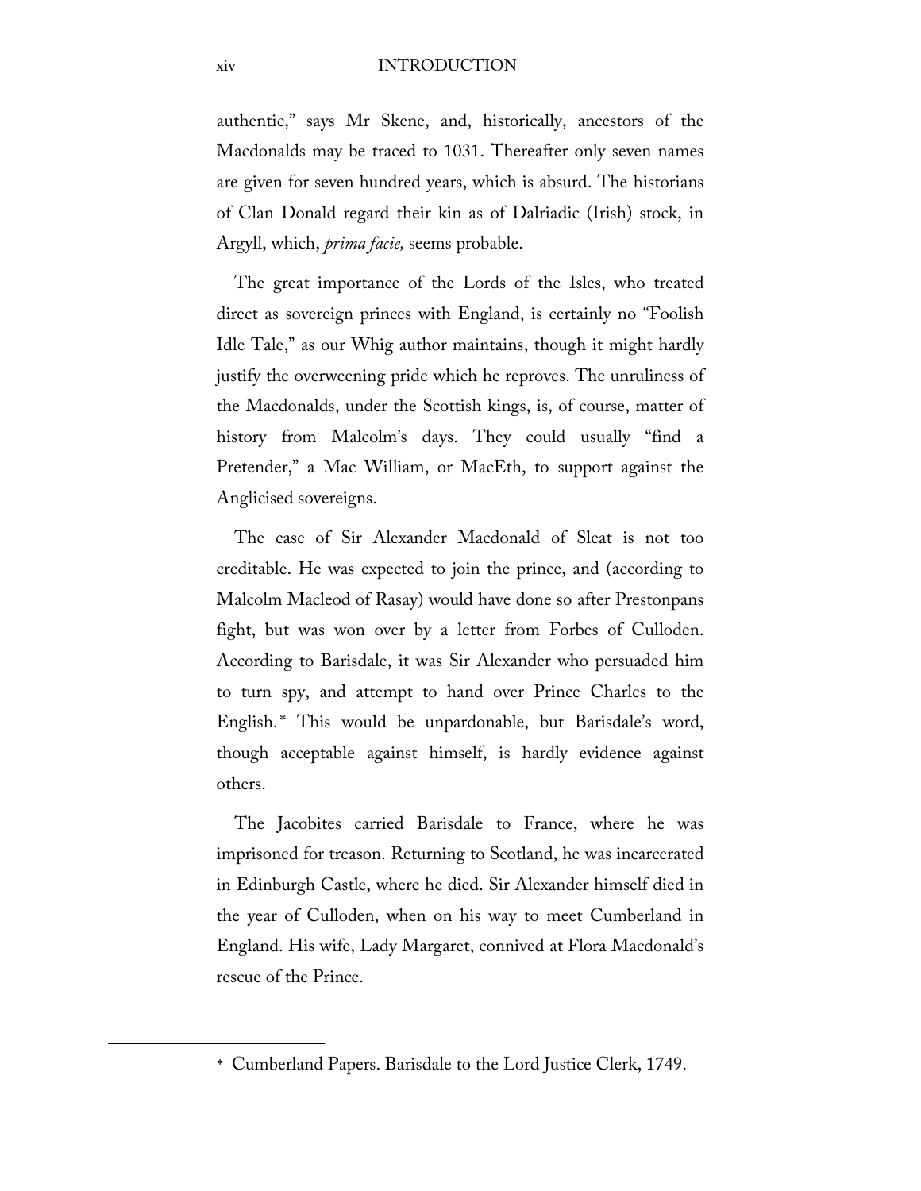authentic," says Mr Skene, and, historically, ancestors of the Macdonalds may be traced to 1031. Thereafter only seven names are given for seven hundred years, which is absurd. The historians of Clan Donald regard their kin as of Dalriadic (Irish) stock, in Argyll, which, *prima facie,* seems probable.

The great importance of the Lords of the Isles, who treated direct as sovereign princes with England, is certainly no "Foolish Idle Tale," as our Whig author maintains, though it might hardly justify the overweening pride which he reproves. The unruliness of the Macdonalds, under the Scottish kings, is, of course, matter of history from Malcolm's days. They could usually "find a Pretender," a Mac William, or MacEth, to support against the Anglicised sovereigns.

The case of Sir Alexander Macdonald of Sleat is not too creditable. He was expected to join the prince, and (according to Malcolm Macleod of Rasay) would have done so after Prestonpans fight, but was won over by a letter from Forbes of Culloden. According to Barisdale, it was Sir Alexander who persuaded him to turn spy, and attempt to hand over Prince Charles to the English.* This would be unpardonable, but Barisdale's word, though acceptable against himself, is hardly evidence against others.

The Jacobites carried Barisdale to France, where he was imprisoned for treason. Returning to Scotland, he was incarcerated in Edinburgh Castle, where he died. Sir Alexander himself died in the year of Culloden, when on his way to meet Cumberland in England. His wife, Lady Margaret, connived at Flora Macdonald's rescue of the Prince.

---

* Cumberland Papers. Barisdale to the Lord Justice Clerk, 1749.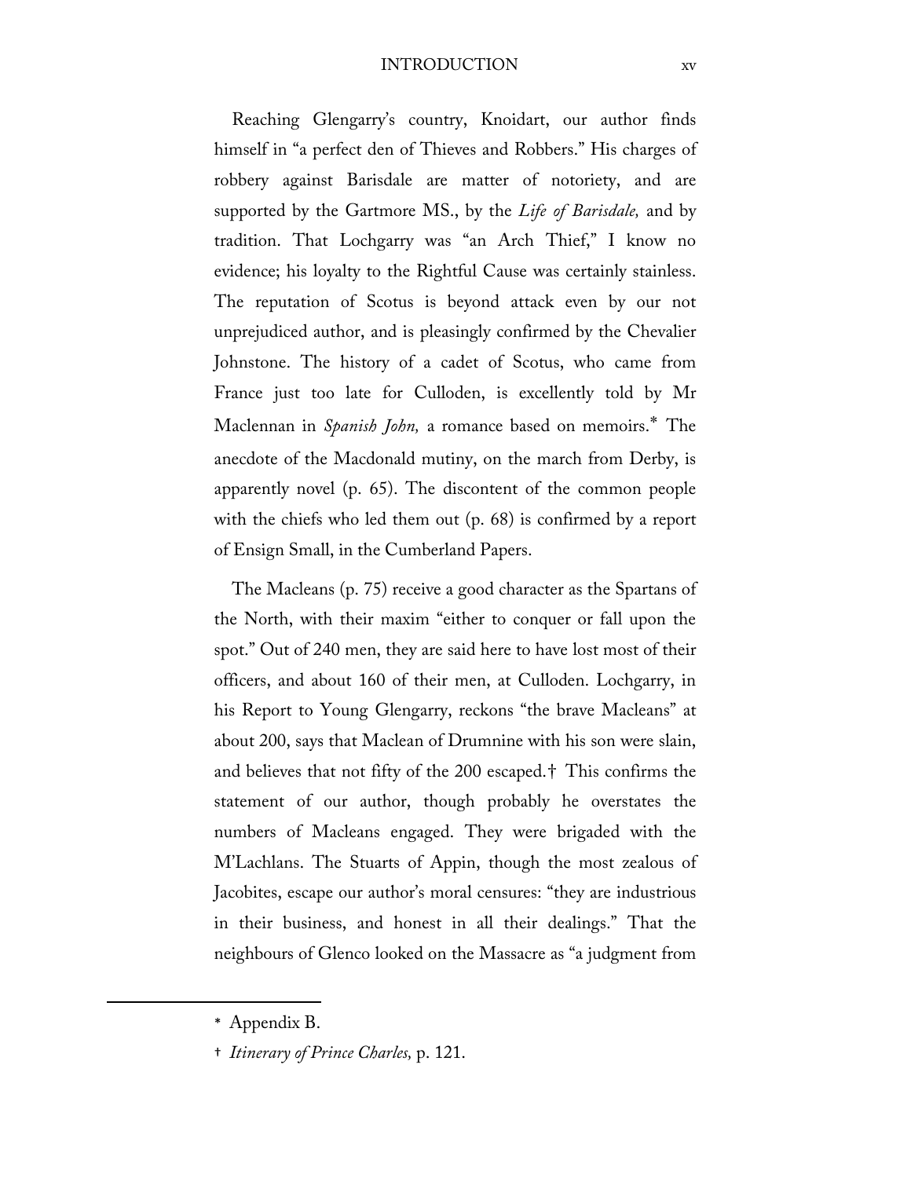Reaching Glengarry's country, Knoidart, our author finds himself in "a perfect den of Thieves and Robbers." His charges of robbery against Barisdale are matter of notoriety, and are supported by the Gartmore MS., by the *Life of Barisdale,* and by tradition. That Lochgarry was "an Arch Thief," I know no evidence; his loyalty to the Rightful Cause was certainly stainless. The reputation of Scotus is beyond attack even by our not unprejudiced author, and is pleasingly confirmed by the Chevalier Johnstone. The history of a cadet of Scotus, who came from France just too late for Culloden, is excellently told by Mr Maclennan in *Spanish John,* a romance based on memoirs.[*] The anecdote of the Macdonald mutiny, on the march from Derby, is apparently novel (p. 65). The discontent of the common people with the chiefs who led them out (p. 68) is confirmed by a report of Ensign Small, in the Cumberland Papers.

The Macleans (p. 75) receive a good character as the Spartans of the North, with their maxim "either to conquer or fall upon the spot." Out of 240 men, they are said here to have lost most of their officers, and about 160 of their men, at Culloden. Lochgarry, in his Report to Young Glengarry, reckons "the brave Macleans" at about 200, says that Maclean of Drumnine with his son were slain, and believes that not fifty of the 200 escaped.[†] This confirms the statement of our author, though probably he overstates the numbers of Macleans engaged. They were brigaded with the M'Lachlans. The Stuarts of Appin, though the most zealous of Jacobites, escape our author's moral censures: "they are industrious in their business, and honest in all their dealings." That the neighbours of Glenco looked on the Massacre as "a judgment from

---

[*] Appendix B.

[†] *Itinerary of Prince Charles,* p. 121.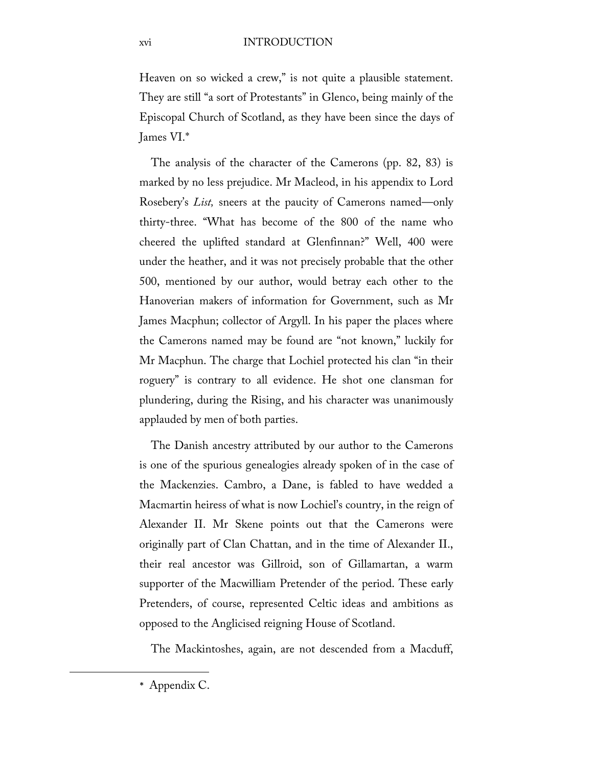Heaven on so wicked a crew," is not quite a plausible statement. They are still "a sort of Protestants" in Glenco, being mainly of the Episcopal Church of Scotland, as they have been since the days of James VI.*

The analysis of the character of the Camerons (pp. 82, 83) is marked by no less prejudice. Mr Macleod, in his appendix to Lord Rosebery's *List,* sneers at the paucity of Camerons named—only thirty-three. "What has become of the 800 of the name who cheered the uplifted standard at Glenfinnan?" Well, 400 were under the heather, and it was not precisely probable that the other 500, mentioned by our author, would betray each other to the Hanoverian makers of information for Government, such as Mr James Macphun; collector of Argyll. In his paper the places where the Camerons named may be found are "not known," luckily for Mr Macphun. The charge that Lochiel protected his clan "in their roguery" is contrary to all evidence. He shot one clansman for plundering, during the Rising, and his character was unanimously applauded by men of both parties.

The Danish ancestry attributed by our author to the Camerons is one of the spurious genealogies already spoken of in the case of the Mackenzies. Cambro, a Dane, is fabled to have wedded a Macmartin heiress of what is now Lochiel's country, in the reign of Alexander II. Mr Skene points out that the Camerons were originally part of Clan Chattan, and in the time of Alexander II., their real ancestor was Gillroid, son of Gillamartan, a warm supporter of the Macwilliam Pretender of the period. These early Pretenders, of course, represented Celtic ideas and ambitions as opposed to the Anglicised reigning House of Scotland.

The Mackintoshes, again, are not descended from a Macduff,

---

* Appendix C.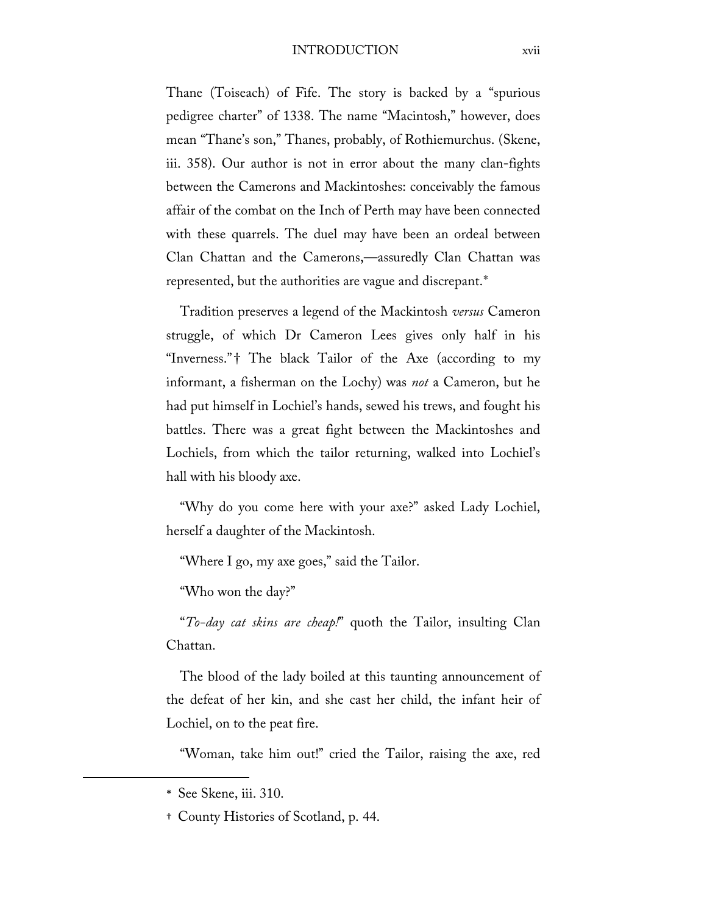Thane (Toiseach) of Fife. The story is backed by a "spurious pedigree charter" of 1338. The name "Macintosh," however, does mean "Thane's son," Thanes, probably, of Rothiemurchus. (Skene, iii. 358). Our author is not in error about the many clan-fights between the Camerons and Mackintoshes: conceivably the famous affair of the combat on the Inch of Perth may have been connected with these quarrels. The duel may have been an ordeal between Clan Chattan and the Camerons,—assuredly Clan Chattan was represented, but the authorities are vague and discrepant.*

Tradition preserves a legend of the Mackintosh *versus* Cameron struggle, of which Dr Cameron Lees gives only half in his "Inverness."† The black Tailor of the Axe (according to my informant, a fisherman on the Lochy) was *not* a Cameron, but he had put himself in Lochiel's hands, sewed his trews, and fought his battles. There was a great fight between the Mackintoshes and Lochiels, from which the tailor returning, walked into Lochiel's hall with his bloody axe.

"Why do you come here with your axe?" asked Lady Lochiel, herself a daughter of the Mackintosh.

"Where I go, my axe goes," said the Tailor.

"Who won the day?"

"*To-day cat skins are cheap!*" quoth the Tailor, insulting Clan Chattan.

The blood of the lady boiled at this taunting announcement of the defeat of her kin, and she cast her child, the infant heir of Lochiel, on to the peat fire.

"Woman, take him out!" cried the Tailor, raising the axe, red

---

* See Skene, iii. 310.

† County Histories of Scotland, p. 44.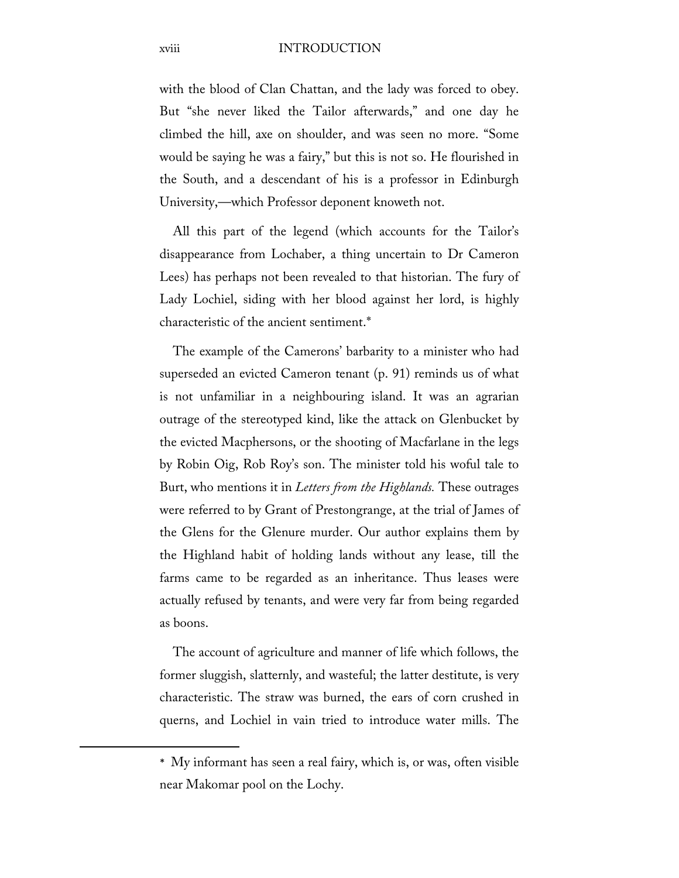with the blood of Clan Chattan, and the lady was forced to obey. But "she never liked the Tailor afterwards," and one day he climbed the hill, axe on shoulder, and was seen no more. "Some would be saying he was a fairy," but this is not so. He flourished in the South, and a descendant of his is a professor in Edinburgh University,—which Professor deponent knoweth not.

All this part of the legend (which accounts for the Tailor's disappearance from Lochaber, a thing uncertain to Dr Cameron Lees) has perhaps not been revealed to that historian. The fury of Lady Lochiel, siding with her blood against her lord, is highly characteristic of the ancient sentiment.*

The example of the Camerons' barbarity to a minister who had superseded an evicted Cameron tenant (p. 91) reminds us of what is not unfamiliar in a neighbouring island. It was an agrarian outrage of the stereotyped kind, like the attack on Glenbucket by the evicted Macphersons, or the shooting of Macfarlane in the legs by Robin Oig, Rob Roy's son. The minister told his woful tale to Burt, who mentions it in *Letters from the Highlands.* These outrages were referred to by Grant of Prestongrange, at the trial of James of the Glens for the Glenure murder. Our author explains them by the Highland habit of holding lands without any lease, till the farms came to be regarded as an inheritance. Thus leases were actually refused by tenants, and were very far from being regarded as boons.

The account of agriculture and manner of life which follows, the former sluggish, slatternly, and wasteful; the latter destitute, is very characteristic. The straw was burned, the ears of corn crushed in querns, and Lochiel in vain tried to introduce water mills. The

---

* My informant has seen a real fairy, which is, or was, often visible near Makomar pool on the Lochy.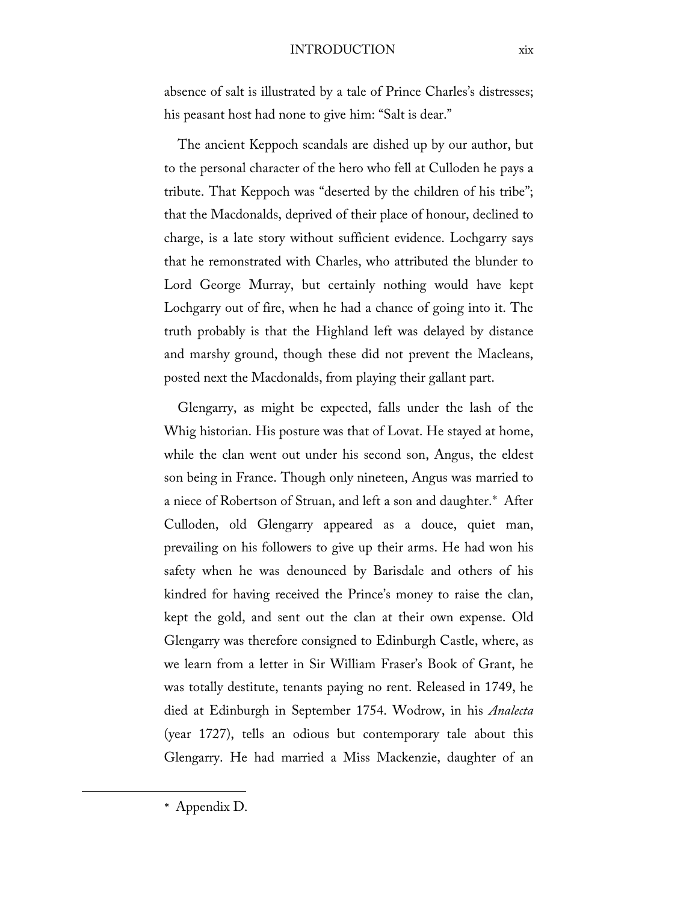absence of salt is illustrated by a tale of Prince Charles's distresses; his peasant host had none to give him: "Salt is dear."

The ancient Keppoch scandals are dished up by our author, but to the personal character of the hero who fell at Culloden he pays a tribute. That Keppoch was "deserted by the children of his tribe"; that the Macdonalds, deprived of their place of honour, declined to charge, is a late story without sufficient evidence. Lochgarry says that he remonstrated with Charles, who attributed the blunder to Lord George Murray, but certainly nothing would have kept Lochgarry out of fire, when he had a chance of going into it. The truth probably is that the Highland left was delayed by distance and marshy ground, though these did not prevent the Macleans, posted next the Macdonalds, from playing their gallant part.

Glengarry, as might be expected, falls under the lash of the Whig historian. His posture was that of Lovat. He stayed at home, while the clan went out under his second son, Angus, the eldest son being in France. Though only nineteen, Angus was married to a niece of Robertson of Struan, and left a son and daughter.* After Culloden, old Glengarry appeared as a douce, quiet man, prevailing on his followers to give up their arms. He had won his safety when he was denounced by Barisdale and others of his kindred for having received the Prince's money to raise the clan, kept the gold, and sent out the clan at their own expense. Old Glengarry was therefore consigned to Edinburgh Castle, where, as we learn from a letter in Sir William Fraser's Book of Grant, he was totally destitute, tenants paying no rent. Released in 1749, he died at Edinburgh in September 1754. Wodrow, in his *Analecta* (year 1727), tells an odious but contemporary tale about this Glengarry. He had married a Miss Mackenzie, daughter of an

---

* Appendix D.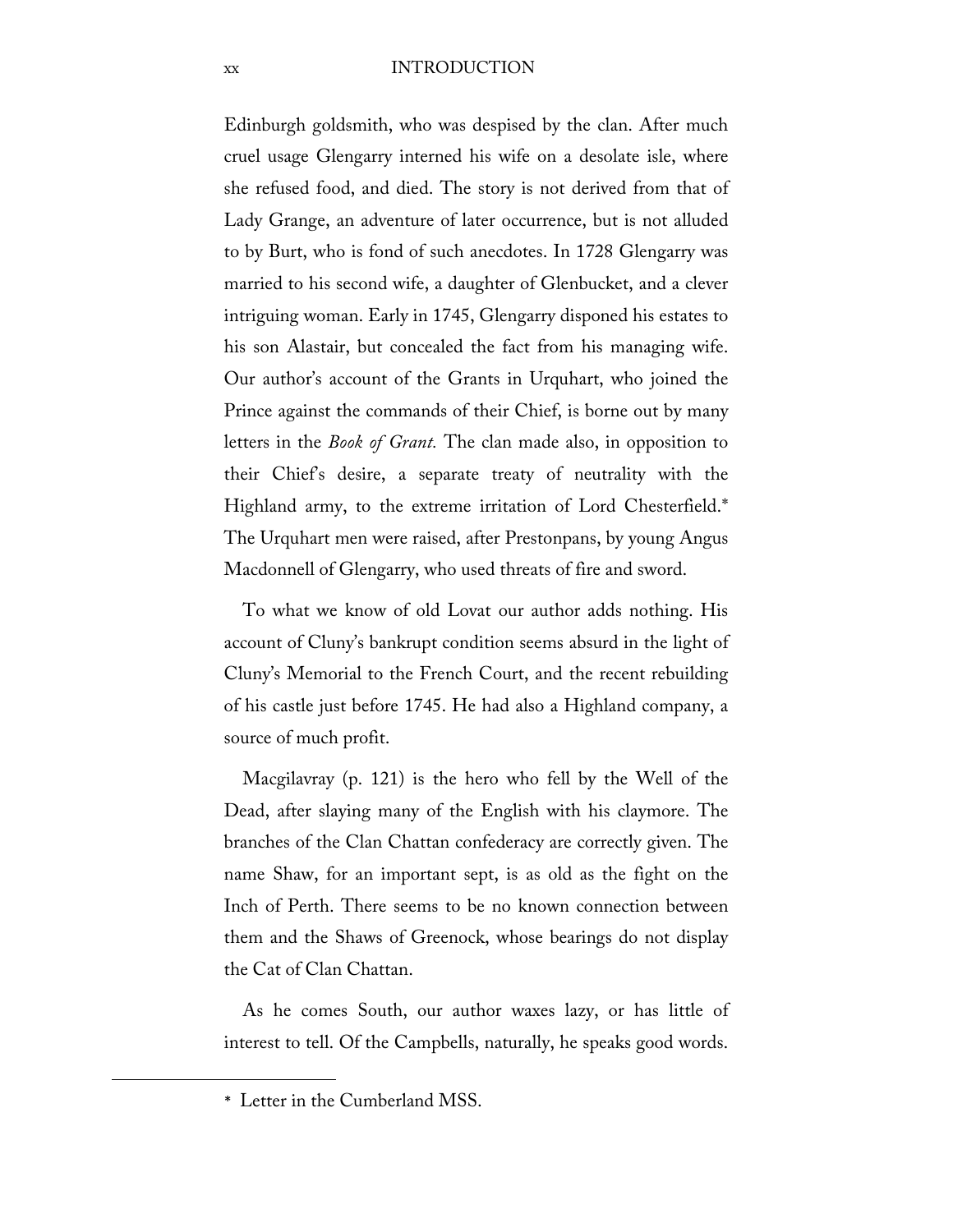Edinburgh goldsmith, who was despised by the clan. After much cruel usage Glengarry interned his wife on a desolate isle, where she refused food, and died. The story is not derived from that of Lady Grange, an adventure of later occurrence, but is not alluded to by Burt, who is fond of such anecdotes. In 1728 Glengarry was married to his second wife, a daughter of Glenbucket, and a clever intriguing woman. Early in 1745, Glengarry disponed his estates to his son Alastair, but concealed the fact from his managing wife. Our author's account of the Grants in Urquhart, who joined the Prince against the commands of their Chief, is borne out by many letters in the *Book of Grant.* The clan made also, in opposition to their Chief's desire, a separate treaty of neutrality with the Highland army, to the extreme irritation of Lord Chesterfield.* The Urquhart men were raised, after Prestonpans, by young Angus Macdonnell of Glengarry, who used threats of fire and sword.

To what we know of old Lovat our author adds nothing. His account of Cluny's bankrupt condition seems absurd in the light of Cluny's Memorial to the French Court, and the recent rebuilding of his castle just before 1745. He had also a Highland company, a source of much profit.

Macgilavray (p. 121) is the hero who fell by the Well of the Dead, after slaying many of the English with his claymore. The branches of the Clan Chattan confederacy are correctly given. The name Shaw, for an important sept, is as old as the fight on the Inch of Perth. There seems to be no known connection between them and the Shaws of Greenock, whose bearings do not display the Cat of Clan Chattan.

As he comes South, our author waxes lazy, or has little of interest to tell. Of the Campbells, naturally, he speaks good words.

---

* Letter in the Cumberland MSS.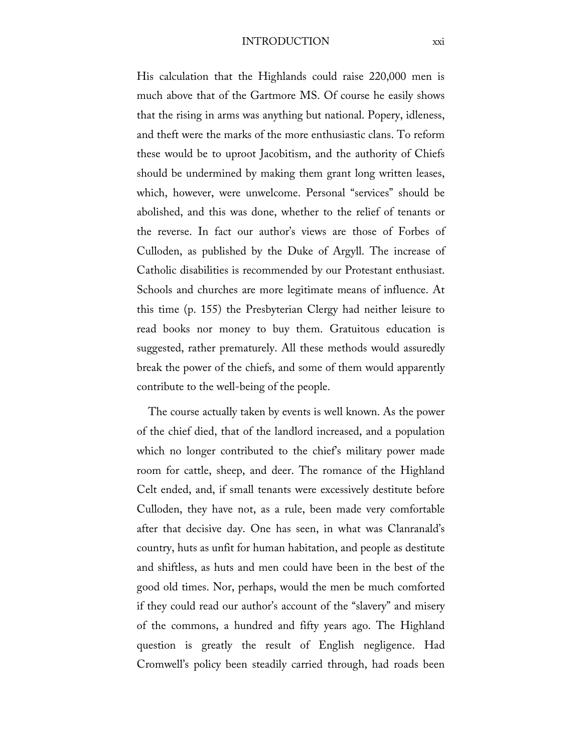His calculation that the Highlands could raise 220,000 men is much above that of the Gartmore MS. Of course he easily shows that the rising in arms was anything but national. Popery, idleness, and theft were the marks of the more enthusiastic clans. To reform these would be to uproot Jacobitism, and the authority of Chiefs should be undermined by making them grant long written leases, which, however, were unwelcome. Personal "services" should be abolished, and this was done, whether to the relief of tenants or the reverse. In fact our author's views are those of Forbes of Culloden, as published by the Duke of Argyll. The increase of Catholic disabilities is recommended by our Protestant enthusiast. Schools and churches are more legitimate means of influence. At this time (p. 155) the Presbyterian Clergy had neither leisure to read books nor money to buy them. Gratuitous education is suggested, rather prematurely. All these methods would assuredly break the power of the chiefs, and some of them would apparently contribute to the well-being of the people.

The course actually taken by events is well known. As the power of the chief died, that of the landlord increased, and a population which no longer contributed to the chief's military power made room for cattle, sheep, and deer. The romance of the Highland Celt ended, and, if small tenants were excessively destitute before Culloden, they have not, as a rule, been made very comfortable after that decisive day. One has seen, in what was Clanranald's country, huts as unfit for human habitation, and people as destitute and shiftless, as huts and men could have been in the best of the good old times. Nor, perhaps, would the men be much comforted if they could read our author's account of the "slavery" and misery of the commons, a hundred and fifty years ago. The Highland question is greatly the result of English negligence. Had Cromwell's policy been steadily carried through, had roads been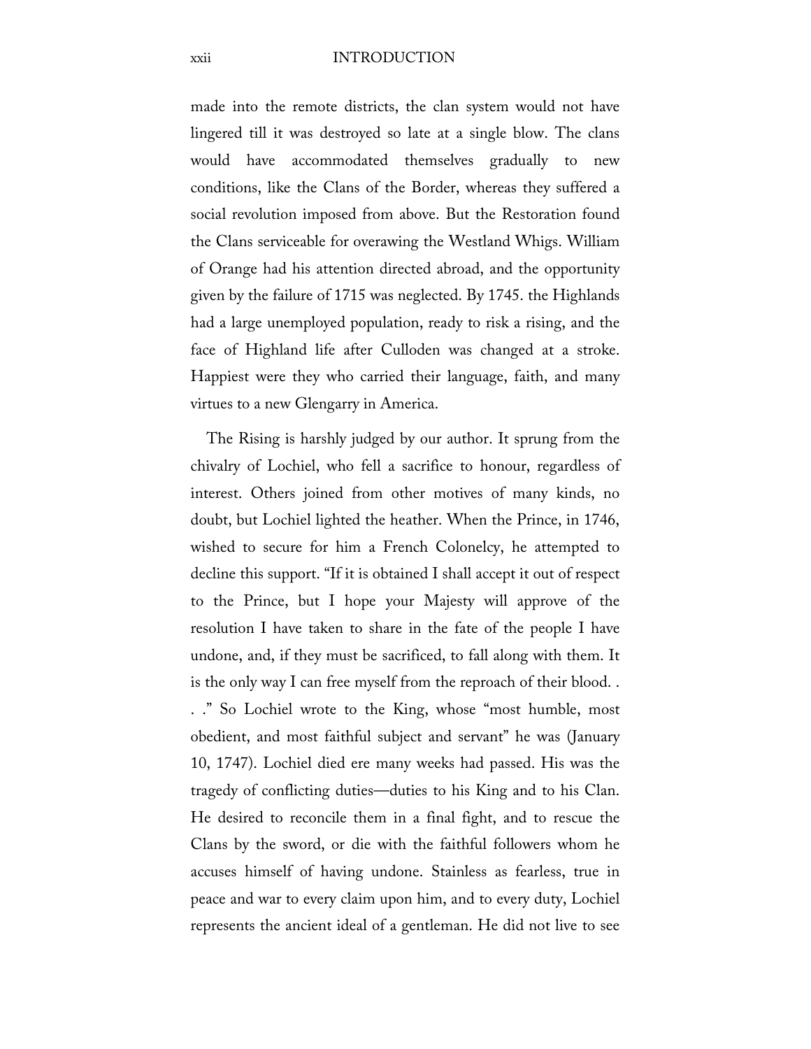made into the remote districts, the clan system would not have lingered till it was destroyed so late at a single blow. The clans would have accommodated themselves gradually to new conditions, like the Clans of the Border, whereas they suffered a social revolution imposed from above. But the Restoration found the Clans serviceable for overawing the Westland Whigs. William of Orange had his attention directed abroad, and the opportunity given by the failure of 1715 was neglected. By 1745. the Highlands had a large unemployed population, ready to risk a rising, and the face of Highland life after Culloden was changed at a stroke. Happiest were they who carried their language, faith, and many virtues to a new Glengarry in America.

The Rising is harshly judged by our author. It sprung from the chivalry of Lochiel, who fell a sacrifice to honour, regardless of interest. Others joined from other motives of many kinds, no doubt, but Lochiel lighted the heather. When the Prince, in 1746, wished to secure for him a French Colonelcy, he attempted to decline this support. "If it is obtained I shall accept it out of respect to the Prince, but I hope your Majesty will approve of the resolution I have taken to share in the fate of the people I have undone, and, if they must be sacrificed, to fall along with them. It is the only way I can free myself from the reproach of their blood. . . ." So Lochiel wrote to the King, whose "most humble, most obedient, and most faithful subject and servant" he was (January 10, 1747). Lochiel died ere many weeks had passed. His was the tragedy of conflicting duties—duties to his King and to his Clan. He desired to reconcile them in a final fight, and to rescue the Clans by the sword, or die with the faithful followers whom he accuses himself of having undone. Stainless as fearless, true in peace and war to every claim upon him, and to every duty, Lochiel represents the ancient ideal of a gentleman. He did not live to see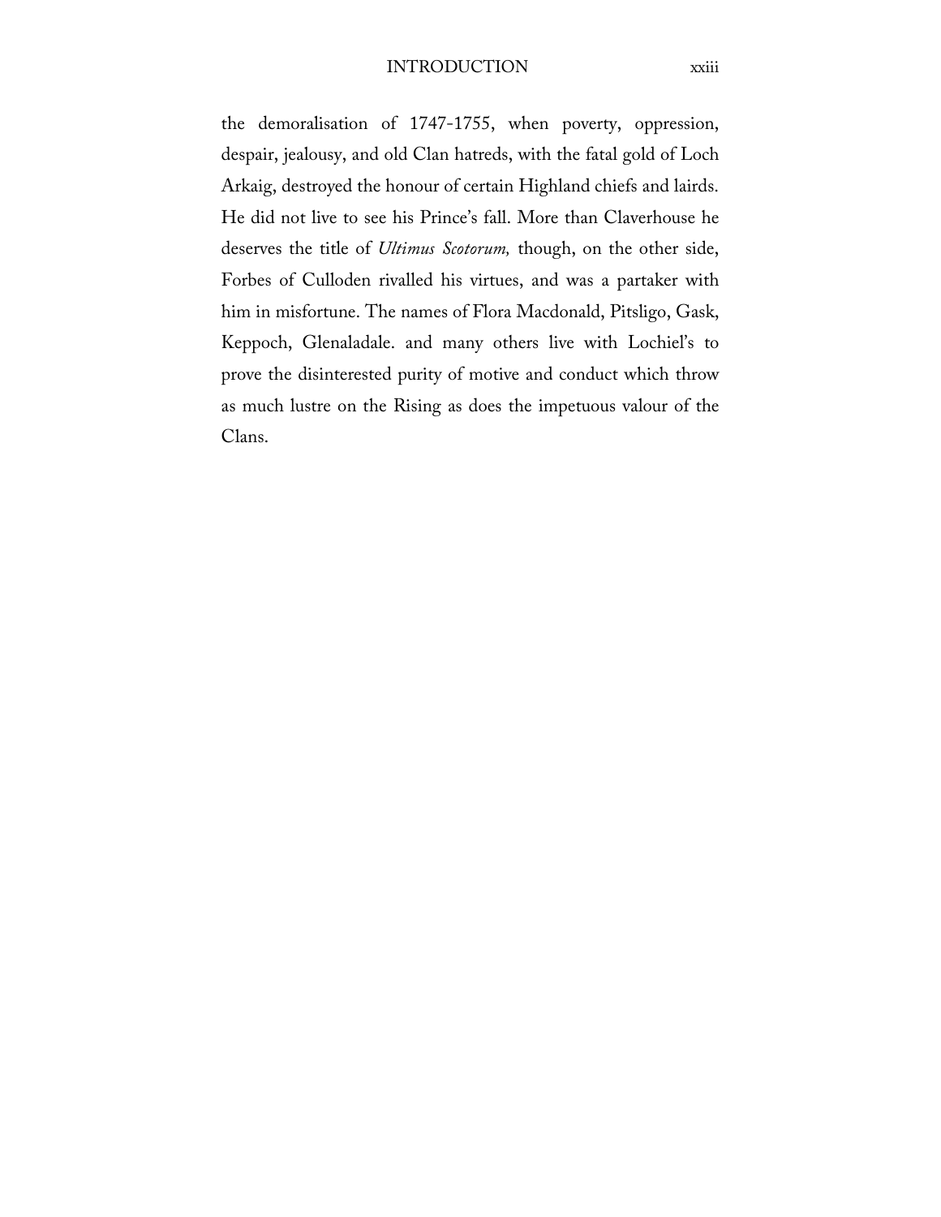the demoralisation of 1747-1755, when poverty, oppression, despair, jealousy, and old Clan hatreds, with the fatal gold of Loch Arkaig, destroyed the honour of certain Highland chiefs and lairds. He did not live to see his Prince's fall. More than Claverhouse he deserves the title of *Ultimus Scotorum,* though, on the other side, Forbes of Culloden rivalled his virtues, and was a partaker with him in misfortune. The names of Flora Macdonald, Pitsligo, Gask, Keppoch, Glenaladale. and many others live with Lochiel's to prove the disinterested purity of motive and conduct which throw as much lustre on the Rising as does the impetuous valour of the Clans.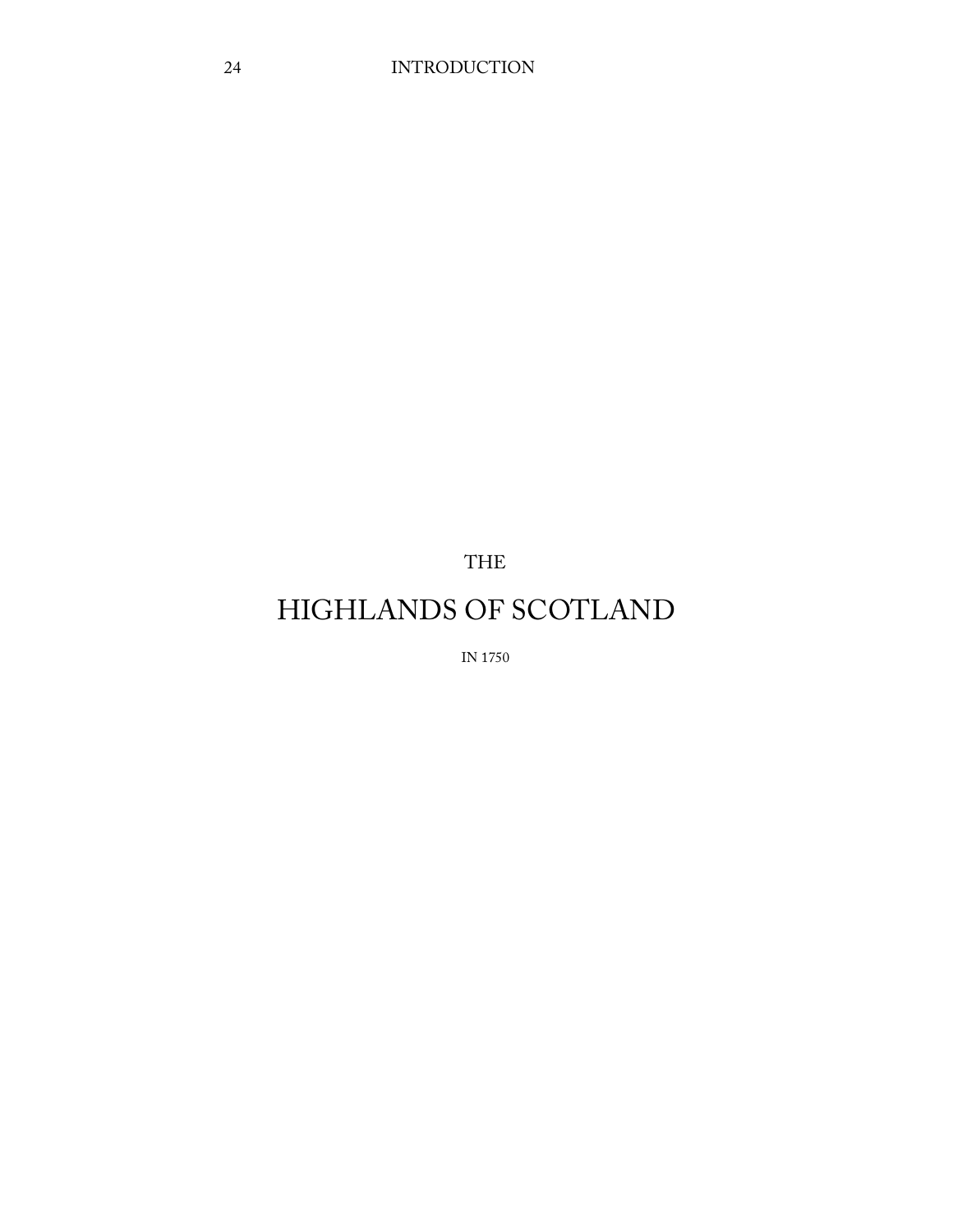THE

# HIGHLANDS OF SCOTLAND

IN 1750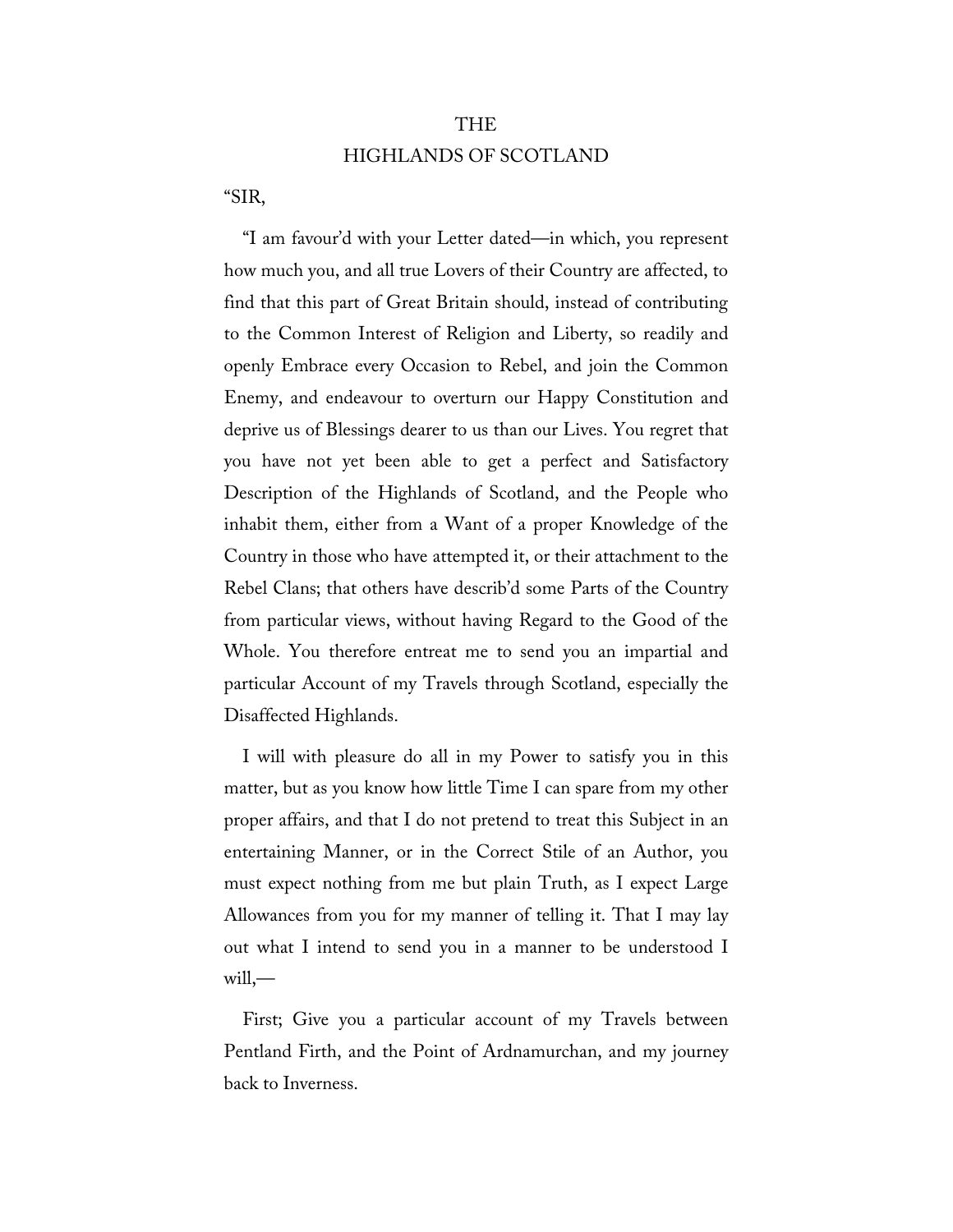# THE
# HIGHLANDS OF SCOTLAND

"SIR,

"I am favour'd with your Letter dated—in which, you represent how much you, and all true Lovers of their Country are affected, to find that this part of Great Britain should, instead of contributing to the Common Interest of Religion and Liberty, so readily and openly Embrace every Occasion to Rebel, and join the Common Enemy, and endeavour to overturn our Happy Constitution and deprive us of Blessings dearer to us than our Lives. You regret that you have not yet been able to get a perfect and Satisfactory Description of the Highlands of Scotland, and the People who inhabit them, either from a Want of a proper Knowledge of the Country in those who have attempted it, or their attachment to the Rebel Clans; that others have describ'd some Parts of the Country from particular views, without having Regard to the Good of the Whole. You therefore entreat me to send you an impartial and particular Account of my Travels through Scotland, especially the Disaffected Highlands.

I will with pleasure do all in my Power to satisfy you in this matter, but as you know how little Time I can spare from my other proper affairs, and that I do not pretend to treat this Subject in an entertaining Manner, or in the Correct Stile of an Author, you must expect nothing from me but plain Truth, as I expect Large Allowances from you for my manner of telling it. That I may lay out what I intend to send you in a manner to be understood I will,—

First; Give you a particular account of my Travels between Pentland Firth, and the Point of Ardnamurchan, and my journey back to Inverness.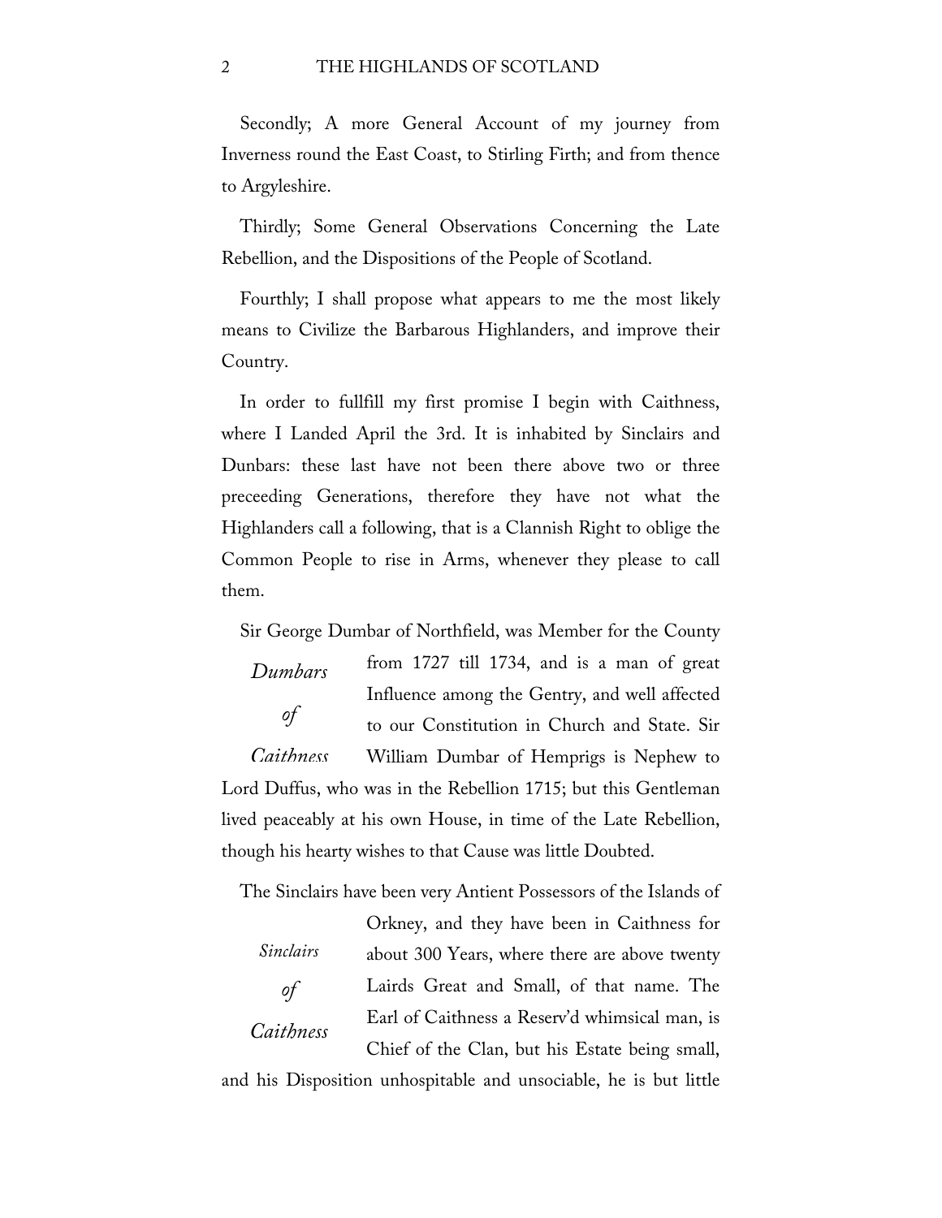Secondly; A more General Account of my journey from Inverness round the East Coast, to Stirling Firth; and from thence to Argyleshire.

Thirdly; Some General Observations Concerning the Late Rebellion, and the Dispositions of the People of Scotland.

Fourthly; I shall propose what appears to me the most likely means to Civilize the Barbarous Highlanders, and improve their Country.

In order to fullfill my first promise I begin with Caithness, where I Landed April the 3rd. It is inhabited by Sinclairs and Dunbars: these last have not been there above two or three preceeding Generations, therefore they have not what the Highlanders call a following, that is a Clannish Right to oblige the Common People to rise in Arms, whenever they please to call them.

*Dumbars of Caithness*

Sir George Dumbar of Northfield, was Member for the County from 1727 till 1734, and is a man of great Influence among the Gentry, and well affected to our Constitution in Church and State. Sir William Dumbar of Hemprigs is Nephew to Lord Duffus, who was in the Rebellion 1715; but this Gentleman lived peaceably at his own House, in time of the Late Rebellion, though his hearty wishes to that Cause was little Doubted.

*Sinclairs of Caithness*

The Sinclairs have been very Antient Possessors of the Islands of Orkney, and they have been in Caithness for about 300 Years, where there are above twenty Lairds Great and Small, of that name. The Earl of Caithness a Reserv'd whimsical man, is Chief of the Clan, but his Estate being small, and his Disposition unhospitable and unsociable, he is but little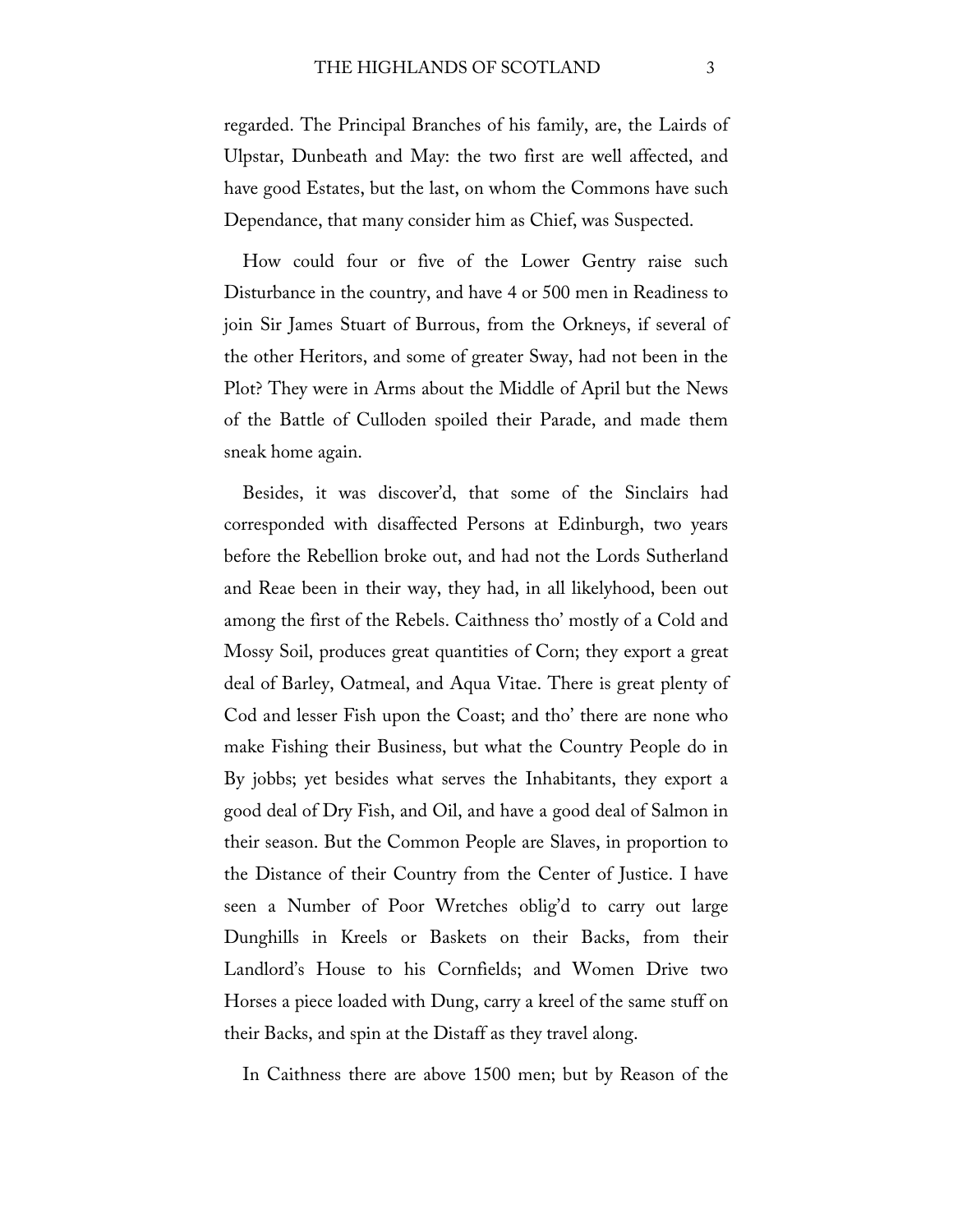regarded. The Principal Branches of his family, are, the Lairds of Ulpstar, Dunbeath and May: the two first are well affected, and have good Estates, but the last, on whom the Commons have such Dependance, that many consider him as Chief, was Suspected.

How could four or five of the Lower Gentry raise such Disturbance in the country, and have 4 or 500 men in Readiness to join Sir James Stuart of Burrous, from the Orkneys, if several of the other Heritors, and some of greater Sway, had not been in the Plot? They were in Arms about the Middle of April but the News of the Battle of Culloden spoiled their Parade, and made them sneak home again.

Besides, it was discover'd, that some of the Sinclairs had corresponded with disaffected Persons at Edinburgh, two years before the Rebellion broke out, and had not the Lords Sutherland and Reae been in their way, they had, in all likelyhood, been out among the first of the Rebels. Caithness tho' mostly of a Cold and Mossy Soil, produces great quantities of Corn; they export a great deal of Barley, Oatmeal, and Aqua Vitae. There is great plenty of Cod and lesser Fish upon the Coast; and tho' there are none who make Fishing their Business, but what the Country People do in By jobbs; yet besides what serves the Inhabitants, they export a good deal of Dry Fish, and Oil, and have a good deal of Salmon in their season. But the Common People are Slaves, in proportion to the Distance of their Country from the Center of Justice. I have seen a Number of Poor Wretches oblig'd to carry out large Dunghills in Kreels or Baskets on their Backs, from their Landlord's House to his Cornfields; and Women Drive two Horses a piece loaded with Dung, carry a kreel of the same stuff on their Backs, and spin at the Distaff as they travel along.

In Caithness there are above 1500 men; but by Reason of the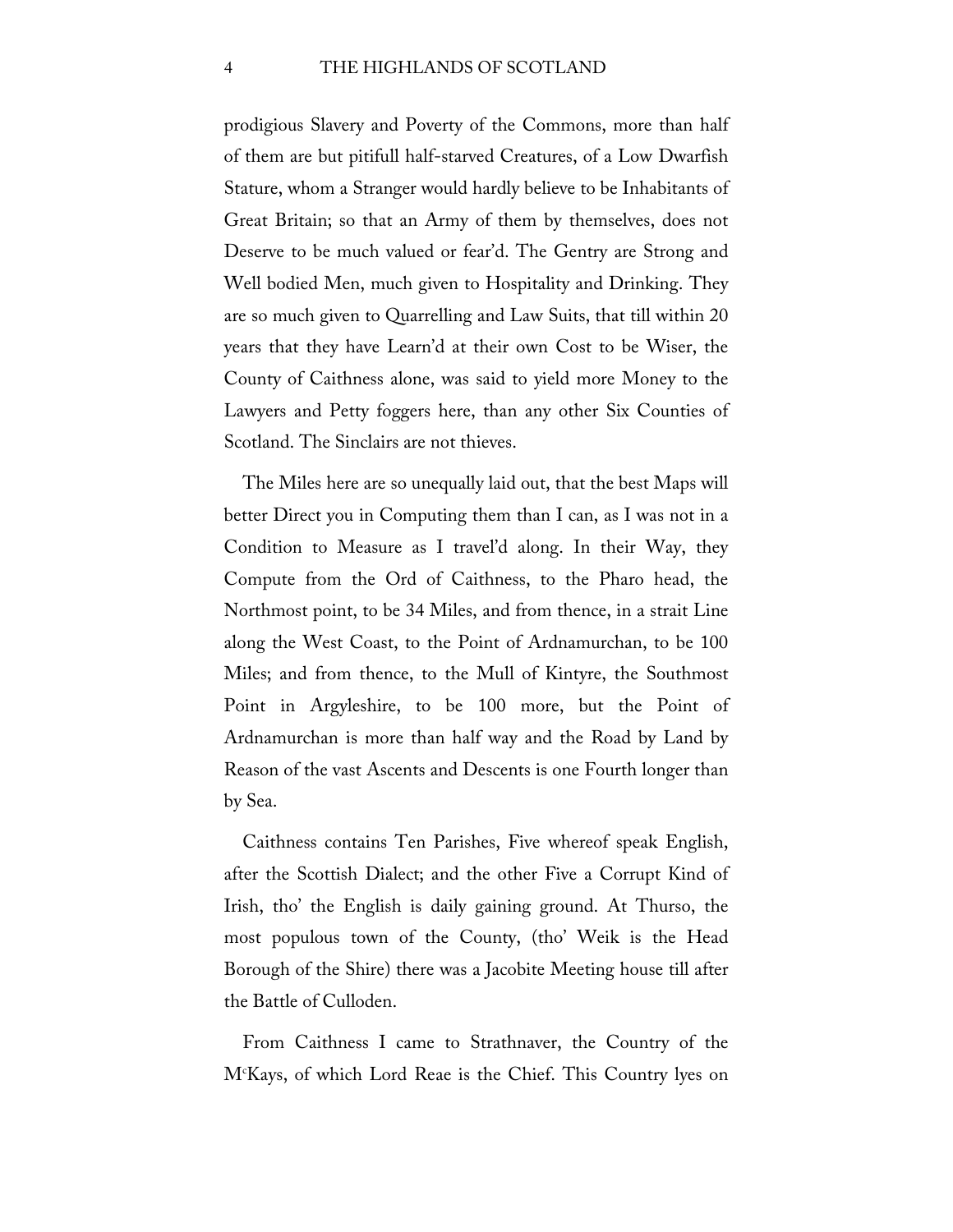prodigious Slavery and Poverty of the Commons, more than half of them are but pitifull half-starved Creatures, of a Low Dwarfish Stature, whom a Stranger would hardly believe to be Inhabitants of Great Britain; so that an Army of them by themselves, does not Deserve to be much valued or fear'd. The Gentry are Strong and Well bodied Men, much given to Hospitality and Drinking. They are so much given to Quarrelling and Law Suits, that till within 20 years that they have Learn'd at their own Cost to be Wiser, the County of Caithness alone, was said to yield more Money to the Lawyers and Petty foggers here, than any other Six Counties of Scotland. The Sinclairs are not thieves.

The Miles here are so unequally laid out, that the best Maps will better Direct you in Computing them than I can, as I was not in a Condition to Measure as I travel'd along. In their Way, they Compute from the Ord of Caithness, to the Pharo head, the Northmost point, to be 34 Miles, and from thence, in a strait Line along the West Coast, to the Point of Ardnamurchan, to be 100 Miles; and from thence, to the Mull of Kintyre, the Southmost Point in Argyleshire, to be 100 more, but the Point of Ardnamurchan is more than half way and the Road by Land by Reason of the vast Ascents and Descents is one Fourth longer than by Sea.

Caithness contains Ten Parishes, Five whereof speak English, after the Scottish Dialect; and the other Five a Corrupt Kind of Irish, tho' the English is daily gaining ground. At Thurso, the most populous town of the County, (tho' Weik is the Head Borough of the Shire) there was a Jacobite Meeting house till after the Battle of Culloden.

From Caithness I came to Strathnaver, the Country of the M^c^Kays, of which Lord Reae is the Chief. This Country lyes on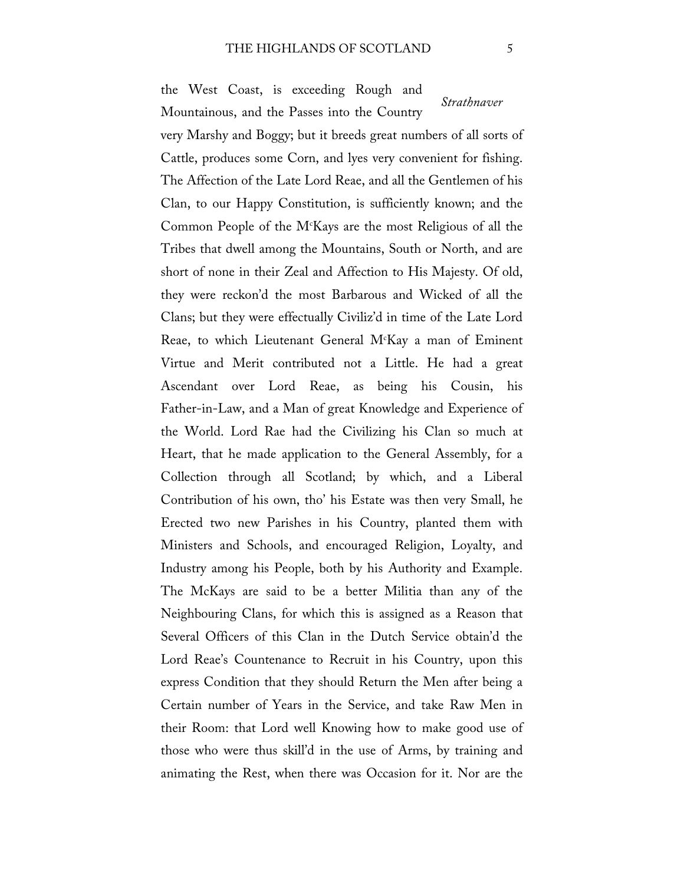the West Coast, is exceeding Rough and Mountainous, and the Passes into the Country very Marshy and Boggy; but it breeds great numbers of all sorts of Cattle, produces some Corn, and lyes very convenient for fishing. The Affection of the Late Lord Reae, and all the Gentlemen of his Clan, to our Happy Constitution, is sufficiently known; and the Common People of the M^c^Kays are the most Religious of all the Tribes that dwell among the Mountains, South or North, and are short of none in their Zeal and Affection to His Majesty. Of old, they were reckon'd the most Barbarous and Wicked of all the Clans; but they were effectually Civiliz'd in time of the Late Lord Reae, to which Lieutenant General M^c^Kay a man of Eminent Virtue and Merit contributed not a Little. He had a great Ascendant over Lord Reae, as being his Cousin, his Father-in-Law, and a Man of great Knowledge and Experience of the World. Lord Rae had the Civilizing his Clan so much at Heart, that he made application to the General Assembly, for a Collection through all Scotland; by which, and a Liberal Contribution of his own, tho' his Estate was then very Small, he Erected two new Parishes in his Country, planted them with Ministers and Schools, and encouraged Religion, Loyalty, and Industry among his People, both by his Authority and Example. The McKays are said to be a better Militia than any of the Neighbouring Clans, for which this is assigned as a Reason that Several Officers of this Clan in the Dutch Service obtain'd the Lord Reae's Countenance to Recruit in his Country, upon this express Condition that they should Return the Men after being a Certain number of Years in the Service, and take Raw Men in their Room: that Lord well Knowing how to make good use of those who were thus skill'd in the use of Arms, by training and animating the Rest, when there was Occasion for it. Nor are the

*Strathnaver*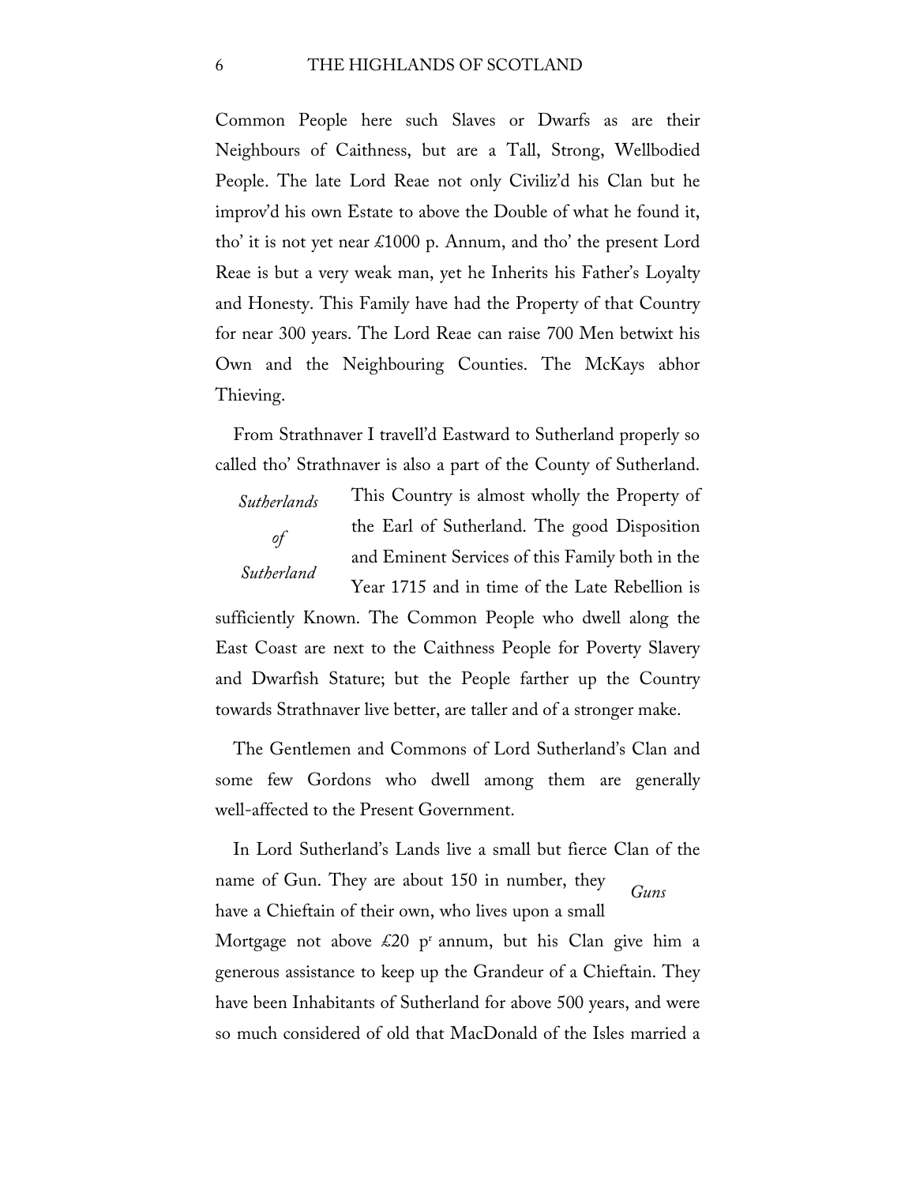Common People here such Slaves or Dwarfs as are their Neighbours of Caithness, but are a Tall, Strong, Wellbodied People. The late Lord Reae not only Civiliz'd his Clan but he improv'd his own Estate to above the Double of what he found it, tho' it is not yet near £1000 p. Annum, and tho' the present Lord Reae is but a very weak man, yet he Inherits his Father's Loyalty and Honesty. This Family have had the Property of that Country for near 300 years. The Lord Reae can raise 700 Men betwixt his Own and the Neighbouring Counties. The McKays abhor Thieving.

From Strathnaver I travell'd Eastward to Sutherland properly so called tho' Strathnaver is also a part of the County of Sutherland.

*Sutherlands of Sutherland*

This Country is almost wholly the Property of the Earl of Sutherland. The good Disposition and Eminent Services of this Family both in the Year 1715 and in time of the Late Rebellion is sufficiently Known. The Common People who dwell along the East Coast are next to the Caithness People for Poverty Slavery and Dwarfish Stature; but the People farther up the Country towards Strathnaver live better, are taller and of a stronger make.

The Gentlemen and Commons of Lord Sutherland's Clan and some few Gordons who dwell among them are generally well-affected to the Present Government.

*Guns*

In Lord Sutherland's Lands live a small but fierce Clan of the name of Gun. They are about 150 in number, they have a Chieftain of their own, who lives upon a small Mortgage not above £20 p[r] annum, but his Clan give him a generous assistance to keep up the Grandeur of a Chieftain. They have been Inhabitants of Sutherland for above 500 years, and were so much considered of old that MacDonald of the Isles married a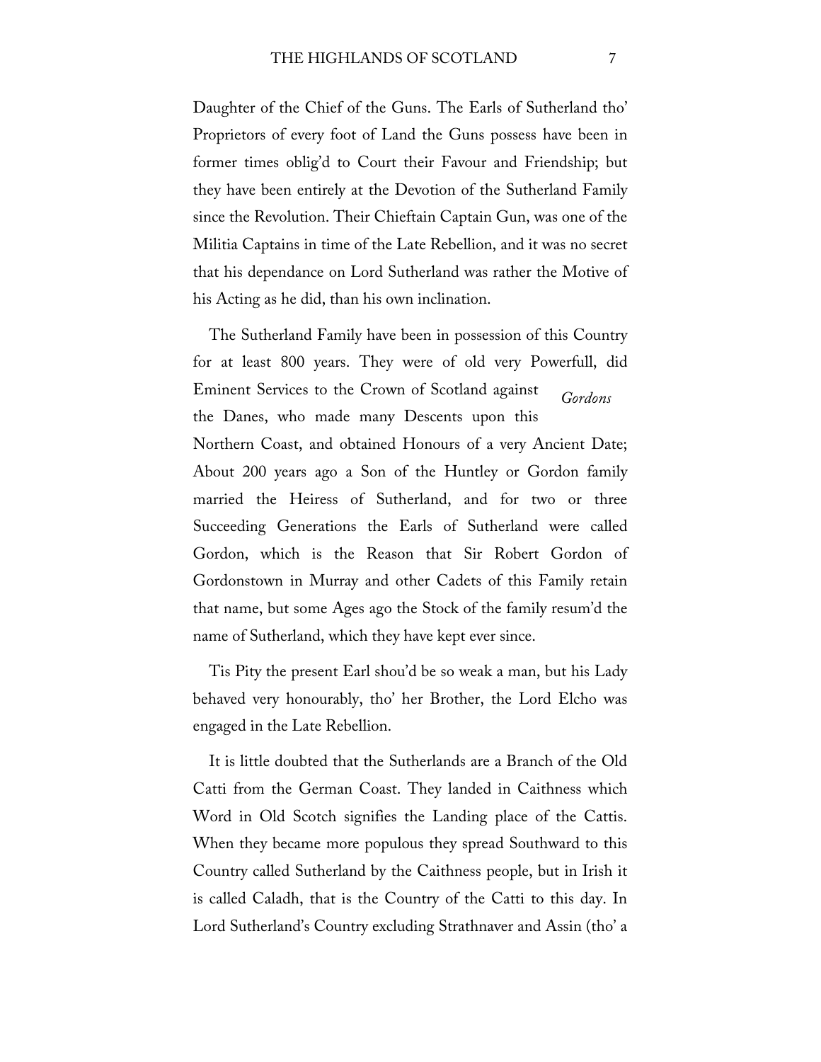Daughter of the Chief of the Guns. The Earls of Sutherland tho' Proprietors of every foot of Land the Guns possess have been in former times oblig'd to Court their Favour and Friendship; but they have been entirely at the Devotion of the Sutherland Family since the Revolution. Their Chieftain Captain Gun, was one of the Militia Captains in time of the Late Rebellion, and it was no secret that his dependance on Lord Sutherland was rather the Motive of his Acting as he did, than his own inclination.

The Sutherland Family have been in possession of this Country for at least 800 years. They were of old very Powerfull, did Eminent Services to the Crown of Scotland against the Danes, who made many Descents upon this Northern Coast, and obtained Honours of a very Ancient Date; About 200 years ago a Son of the Huntley or Gordon family married the Heiress of Sutherland, and for two or three Succeeding Generations the Earls of Sutherland were called Gordon, which is the Reason that Sir Robert Gordon of Gordonstown in Murray and other Cadets of this Family retain that name, but some Ages ago the Stock of the family resum'd the name of Sutherland, which they have kept ever since.

*Gordons*

Tis Pity the present Earl shou'd be so weak a man, but his Lady behaved very honourably, tho' her Brother, the Lord Elcho was engaged in the Late Rebellion.

It is little doubted that the Sutherlands are a Branch of the Old Catti from the German Coast. They landed in Caithness which Word in Old Scotch signifies the Landing place of the Cattis. When they became more populous they spread Southward to this Country called Sutherland by the Caithness people, but in Irish it is called Caladh, that is the Country of the Catti to this day. In Lord Sutherland's Country excluding Strathnaver and Assin (tho' a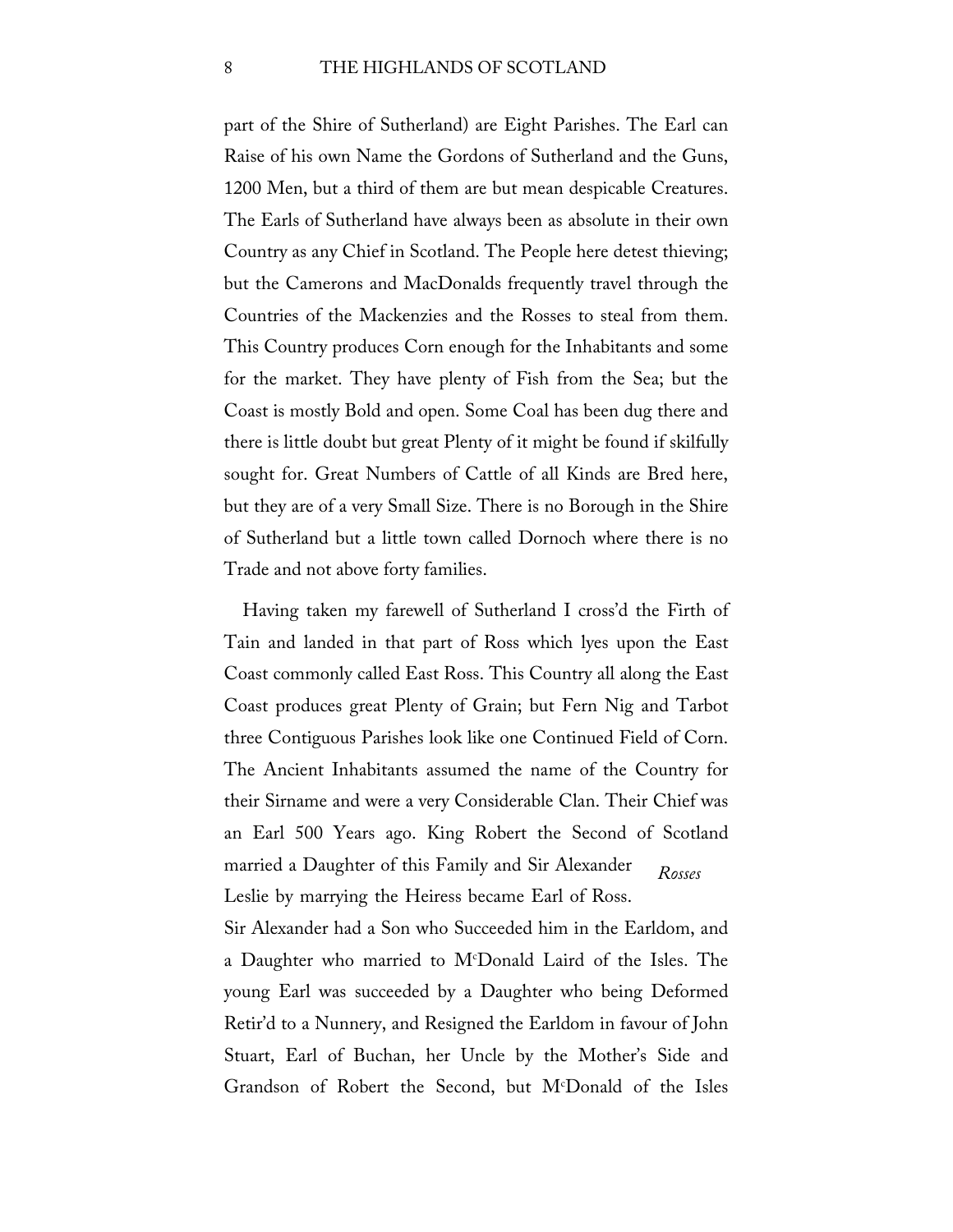part of the Shire of Sutherland) are Eight Parishes. The Earl can Raise of his own Name the Gordons of Sutherland and the Guns, 1200 Men, but a third of them are but mean despicable Creatures. The Earls of Sutherland have always been as absolute in their own Country as any Chief in Scotland. The People here detest thieving; but the Camerons and MacDonalds frequently travel through the Countries of the Mackenzies and the Rosses to steal from them. This Country produces Corn enough for the Inhabitants and some for the market. They have plenty of Fish from the Sea; but the Coast is mostly Bold and open. Some Coal has been dug there and there is little doubt but great Plenty of it might be found if skilfully sought for. Great Numbers of Cattle of all Kinds are Bred here, but they are of a very Small Size. There is no Borough in the Shire of Sutherland but a little town called Dornoch where there is no Trade and not above forty families.

Having taken my farewell of Sutherland I cross'd the Firth of Tain and landed in that part of Ross which lyes upon the East Coast commonly called East Ross. This Country all along the East Coast produces great Plenty of Grain; but Fern Nig and Tarbot three Contiguous Parishes look like one Continued Field of Corn. The Ancient Inhabitants assumed the name of the Country for their Sirname and were a very Considerable Clan. Their Chief was an Earl 500 Years ago. King Robert the Second of Scotland married a Daughter of this Family and Sir Alexander Leslie by marrying the Heiress became Earl of Ross.

*Rosses*

Sir Alexander had a Son who Succeeded him in the Earldom, and a Daughter who married to M^c^Donald Laird of the Isles. The young Earl was succeeded by a Daughter who being Deformed Retir'd to a Nunnery, and Resigned the Earldom in favour of John Stuart, Earl of Buchan, her Uncle by the Mother's Side and Grandson of Robert the Second, but M^c^Donald of the Isles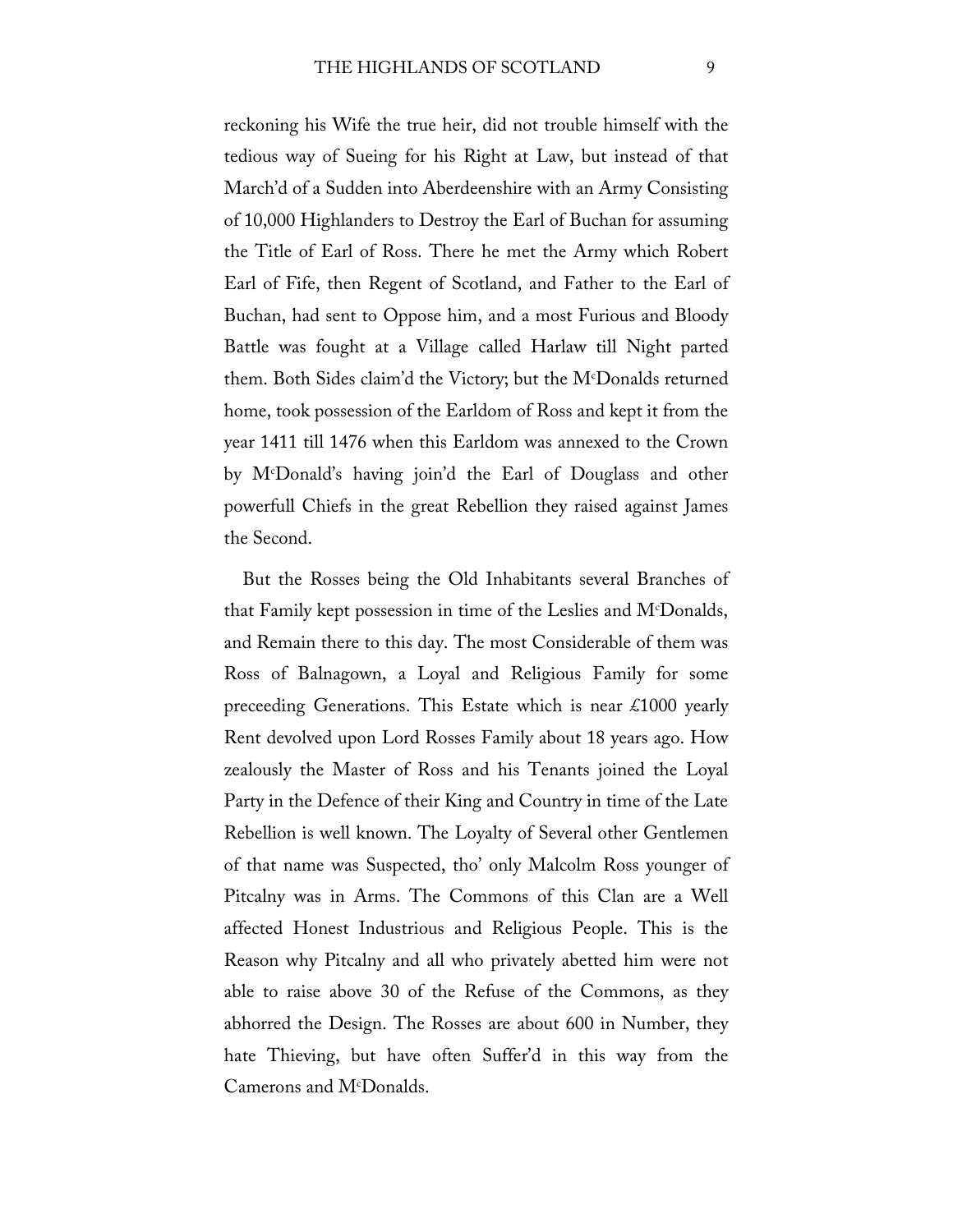reckoning his Wife the true heir, did not trouble himself with the tedious way of Sueing for his Right at Law, but instead of that March'd of a Sudden into Aberdeenshire with an Army Consisting of 10,000 Highlanders to Destroy the Earl of Buchan for assuming the Title of Earl of Ross. There he met the Army which Robert Earl of Fife, then Regent of Scotland, and Father to the Earl of Buchan, had sent to Oppose him, and a most Furious and Bloody Battle was fought at a Village called Harlaw till Night parted them. Both Sides claim'd the Victory; but the M^c^Donalds returned home, took possession of the Earldom of Ross and kept it from the year 1411 till 1476 when this Earldom was annexed to the Crown by M^c^Donald's having join'd the Earl of Douglass and other powerfull Chiefs in the great Rebellion they raised against James the Second.

But the Rosses being the Old Inhabitants several Branches of that Family kept possession in time of the Leslies and M^c^Donalds, and Remain there to this day. The most Considerable of them was Ross of Balnagown, a Loyal and Religious Family for some preceeding Generations. This Estate which is near £1000 yearly Rent devolved upon Lord Rosses Family about 18 years ago. How zealously the Master of Ross and his Tenants joined the Loyal Party in the Defence of their King and Country in time of the Late Rebellion is well known. The Loyalty of Several other Gentlemen of that name was Suspected, tho' only Malcolm Ross younger of Pitcalny was in Arms. The Commons of this Clan are a Well affected Honest Industrious and Religious People. This is the Reason why Pitcalny and all who privately abetted him were not able to raise above 30 of the Refuse of the Commons, as they abhorred the Design. The Rosses are about 600 in Number, they hate Thieving, but have often Suffer'd in this way from the Camerons and M^c^Donalds.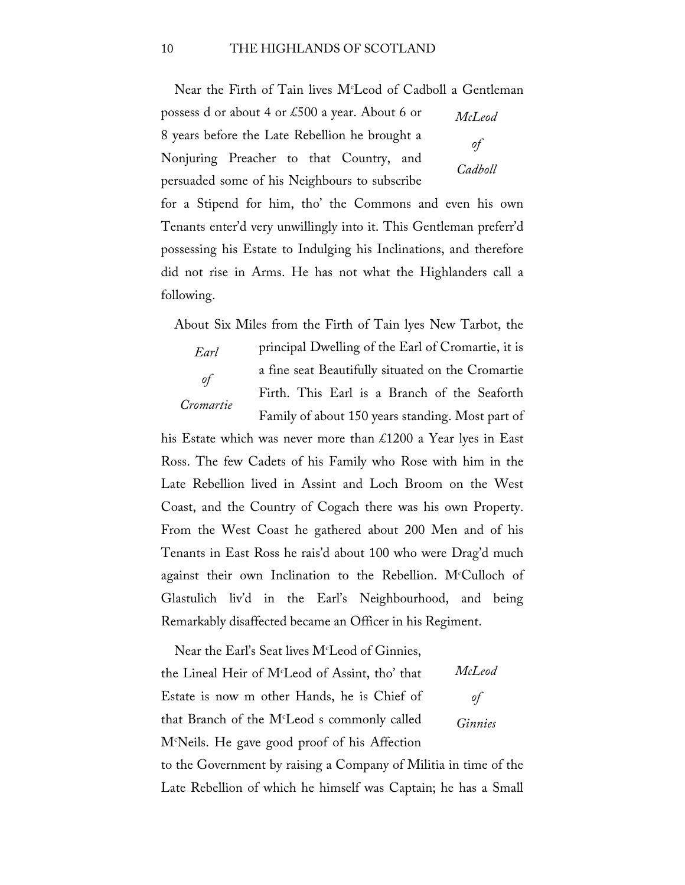Near the Firth of Tain lives M[c]Leod of Cadboll a Gentleman possess d or about 4 or £500 a year. About 6 or 8 years before the Late Rebellion he brought a Nonjuring Preacher to that Country, and persuaded some of his Neighbours to subscribe for a Stipend for him, tho' the Commons and even his own Tenants enter'd very unwillingly into it. This Gentleman preferr'd possessing his Estate to Indulging his Inclinations, and therefore did not rise in Arms. He has not what the Highlanders call a following.

*McLeod of Cadboll*

About Six Miles from the Firth of Tain lyes New Tarbot, the principal Dwelling of the Earl of Cromartie, it is a fine seat Beautifully situated on the Cromartie Firth. This Earl is a Branch of the Seaforth Family of about 150 years standing. Most part of his Estate which was never more than £1200 a Year lyes in East Ross. The few Cadets of his Family who Rose with him in the Late Rebellion lived in Assint and Loch Broom on the West Coast, and the Country of Cogach there was his own Property. From the West Coast he gathered about 200 Men and of his Tenants in East Ross he rais'd about 100 who were Drag'd much against their own Inclination to the Rebellion. M[c]Culloch of Glastulich liv'd in the Earl's Neighbourhood, and being Remarkably disaffected became an Officer in his Regiment.

*Earl of Cromartie*

Near the Earl's Seat lives M[c]Leod of Ginnies, the Lineal Heir of M[c]Leod of Assint, tho' that Estate is now m other Hands, he is Chief of that Branch of the M[c]Leod s commonly called M[c]Neils. He gave good proof of his Affection to the Government by raising a Company of Militia in time of the Late Rebellion of which he himself was Captain; he has a Small

*McLeod of Ginnies*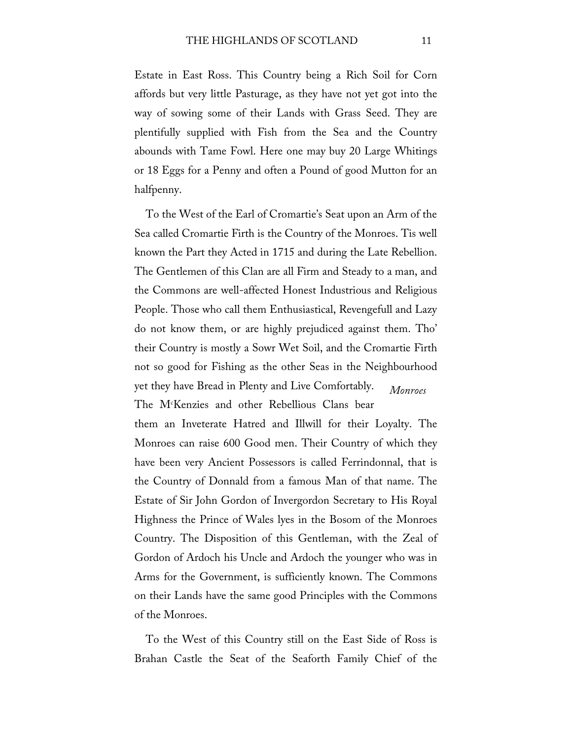Estate in East Ross. This Country being a Rich Soil for Corn affords but very little Pasturage, as they have not yet got into the way of sowing some of their Lands with Grass Seed. They are plentifully supplied with Fish from the Sea and the Country abounds with Tame Fowl. Here one may buy 20 Large Whitings or 18 Eggs for a Penny and often a Pound of good Mutton for an halfpenny.

To the West of the Earl of Cromartie's Seat upon an Arm of the Sea called Cromartie Firth is the Country of the Monroes. Tis well known the Part they Acted in 1715 and during the Late Rebellion. The Gentlemen of this Clan are all Firm and Steady to a man, and the Commons are well-affected Honest Industrious and Religious People. Those who call them Enthusiastical, Revengefull and Lazy do not know them, or are highly prejudiced against them. Tho' their Country is mostly a Sowr Wet Soil, and the Cromartie Firth not so good for Fishing as the other Seas in the Neighbourhood yet they have Bread in Plenty and Live Comfortably. The M^c^Kenzies and other Rebellious Clans bear them an Inveterate Hatred and Illwill for their Loyalty. The Monroes can raise 600 Good men. Their Country of which they have been very Ancient Possessors is called Ferrindonnal, that is the Country of Donnald from a famous Man of that name. The Estate of Sir John Gordon of Invergordon Secretary to His Royal Highness the Prince of Wales lyes in the Bosom of the Monroes Country. The Disposition of this Gentleman, with the Zeal of Gordon of Ardoch his Uncle and Ardoch the younger who was in Arms for the Government, is sufficiently known. The Commons on their Lands have the same good Principles with the Commons of the Monroes.

*Monroes*

To the West of this Country still on the East Side of Ross is Brahan Castle the Seat of the Seaforth Family Chief of the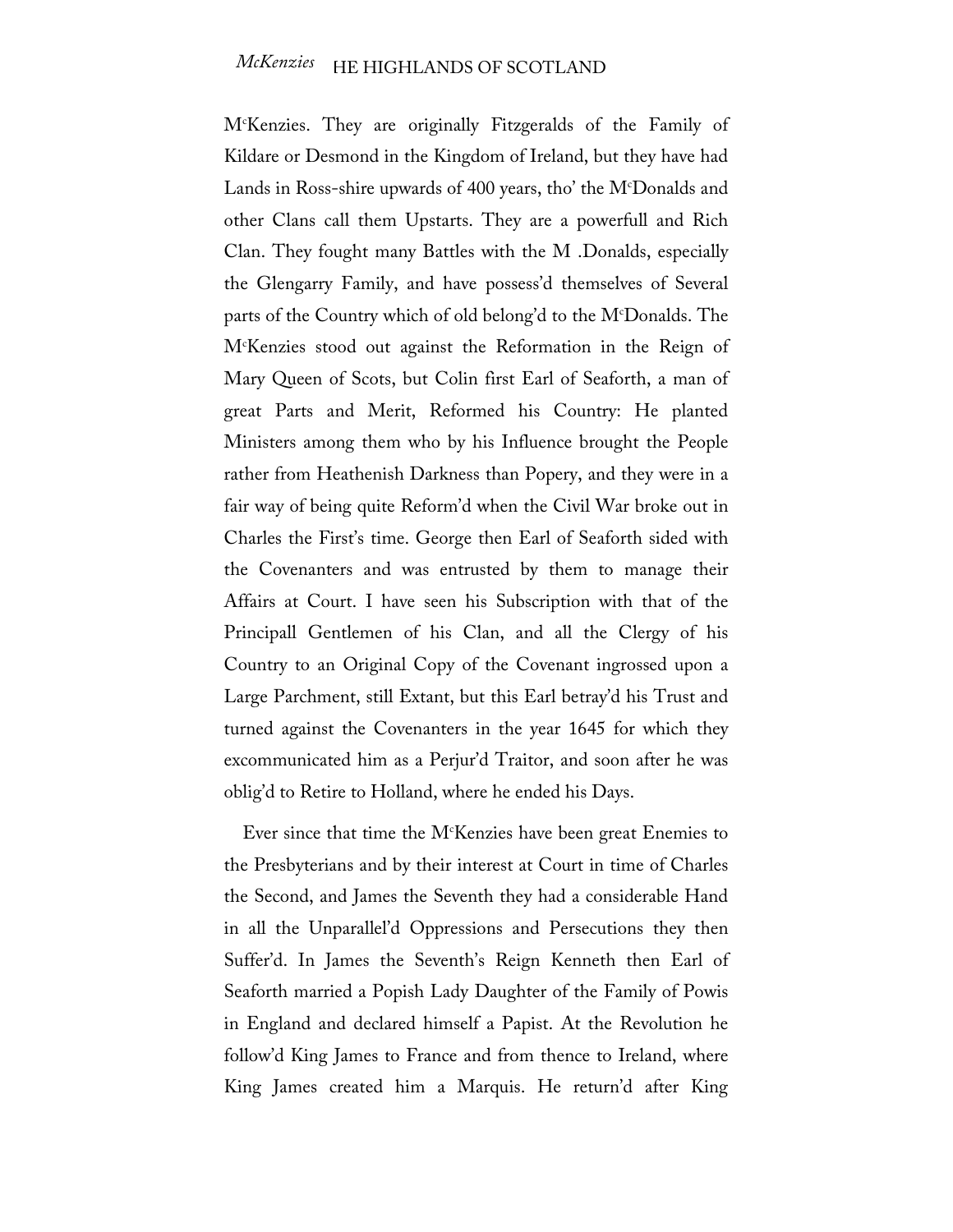M[c]Kenzies. They are originally Fitzgeralds of the Family of Kildare or Desmond in the Kingdom of Ireland, but they have had Lands in Ross-shire upwards of 400 years, tho' the M[c]Donalds and other Clans call them Upstarts. They are a powerfull and Rich Clan. They fought many Battles with the M .Donalds, especially the Glengarry Family, and have possess'd themselves of Several parts of the Country which of old belong'd to the M[c]Donalds. The M[c]Kenzies stood out against the Reformation in the Reign of Mary Queen of Scots, but Colin first Earl of Seaforth, a man of great Parts and Merit, Reformed his Country: He planted Ministers among them who by his Influence brought the People rather from Heathenish Darkness than Popery, and they were in a fair way of being quite Reform'd when the Civil War broke out in Charles the First's time. George then Earl of Seaforth sided with the Covenanters and was entrusted by them to manage their Affairs at Court. I have seen his Subscription with that of the Principall Gentlemen of his Clan, and all the Clergy of his Country to an Original Copy of the Covenant ingrossed upon a Large Parchment, still Extant, but this Earl betray'd his Trust and turned against the Covenanters in the year 1645 for which they excommunicated him as a Perjur'd Traitor, and soon after he was oblig'd to Retire to Holland, where he ended his Days.

Ever since that time the M[c]Kenzies have been great Enemies to the Presbyterians and by their interest at Court in time of Charles the Second, and James the Seventh they had a considerable Hand in all the Unparallel'd Oppressions and Persecutions they then Suffer'd. In James the Seventh's Reign Kenneth then Earl of Seaforth married a Popish Lady Daughter of the Family of Powis in England and declared himself a Papist. At the Revolution he follow'd King James to France and from thence to Ireland, where King James created him a Marquis. He return'd after King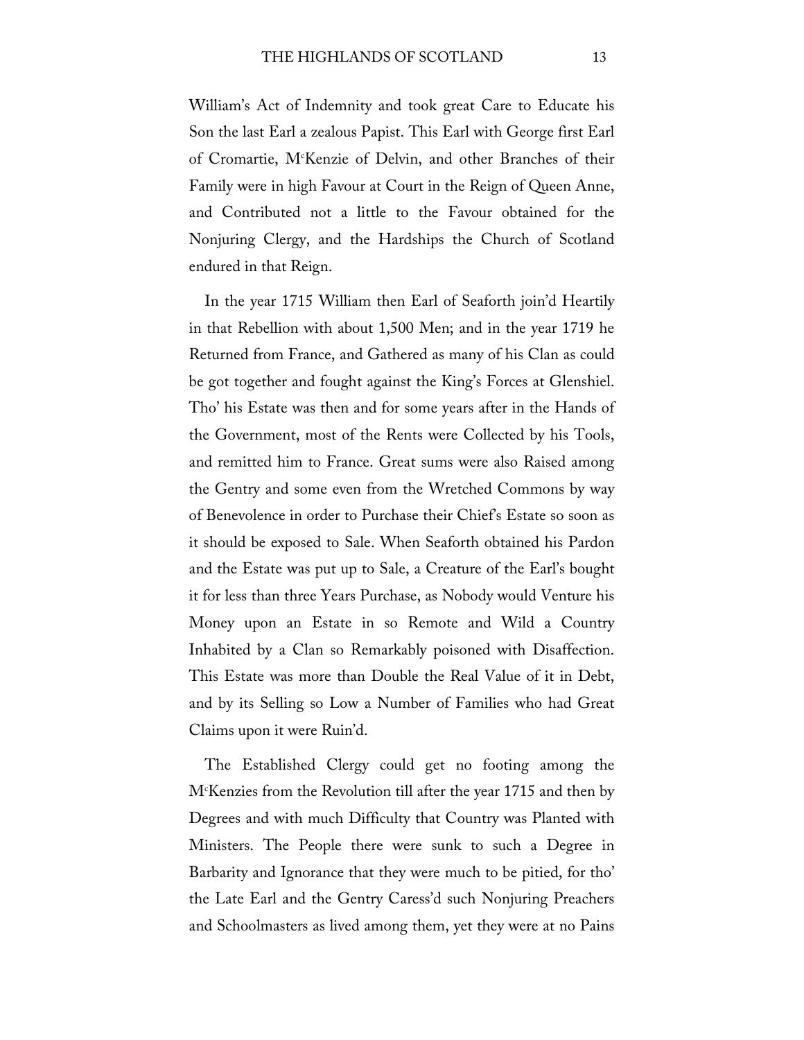William's Act of Indemnity and took great Care to Educate his Son the last Earl a zealous Papist. This Earl with George first Earl of Cromartie, M[c]Kenzie of Delvin, and other Branches of their Family were in high Favour at Court in the Reign of Queen Anne, and Contributed not a little to the Favour obtained for the Nonjuring Clergy, and the Hardships the Church of Scotland endured in that Reign.

In the year 1715 William then Earl of Seaforth join'd Heartily in that Rebellion with about 1,500 Men; and in the year 1719 he Returned from France, and Gathered as many of his Clan as could be got together and fought against the King's Forces at Glenshiel. Tho' his Estate was then and for some years after in the Hands of the Government, most of the Rents were Collected by his Tools, and remitted him to France. Great sums were also Raised among the Gentry and some even from the Wretched Commons by way of Benevolence in order to Purchase their Chief's Estate so soon as it should be exposed to Sale. When Seaforth obtained his Pardon and the Estate was put up to Sale, a Creature of the Earl's bought it for less than three Years Purchase, as Nobody would Venture his Money upon an Estate in so Remote and Wild a Country Inhabited by a Clan so Remarkably poisoned with Disaffection. This Estate was more than Double the Real Value of it in Debt, and by its Selling so Low a Number of Families who had Great Claims upon it were Ruin'd.

The Established Clergy could get no footing among the M[c]Kenzies from the Revolution till after the year 1715 and then by Degrees and with much Difficulty that Country was Planted with Ministers. The People there were sunk to such a Degree in Barbarity and Ignorance that they were much to be pitied, for tho' the Late Earl and the Gentry Caress'd such Nonjuring Preachers and Schoolmasters as lived among them, yet they were at no Pains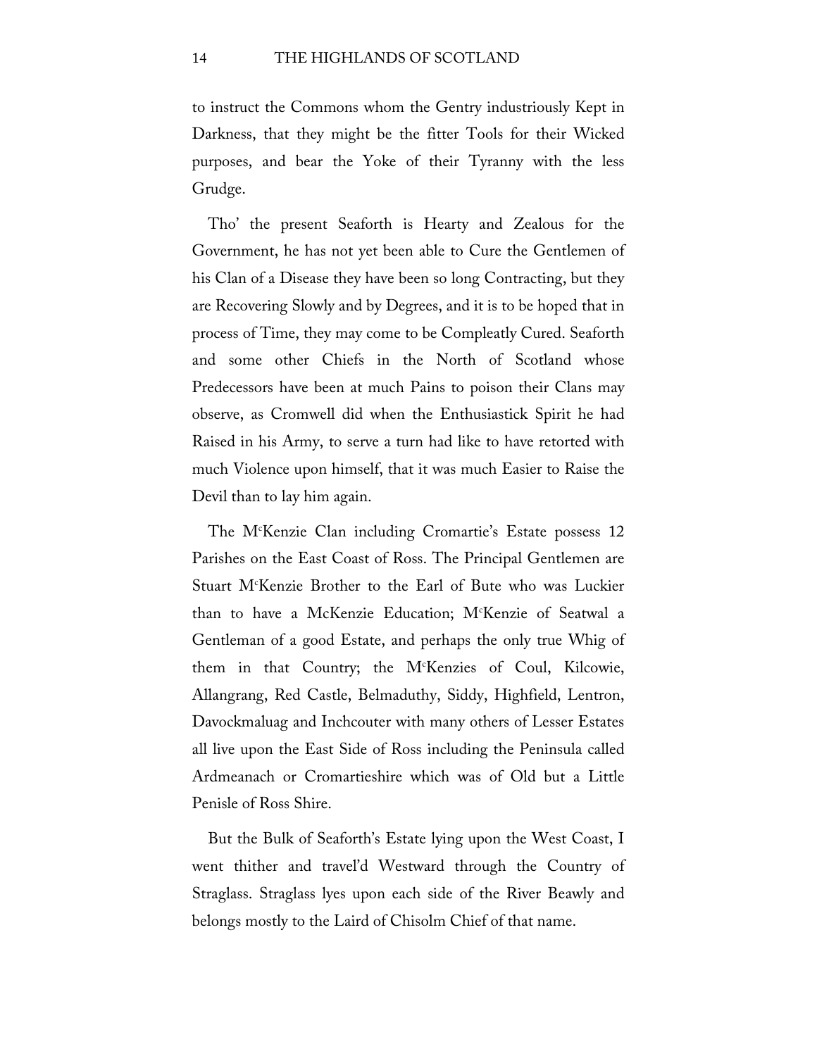to instruct the Commons whom the Gentry industriously Kept in Darkness, that they might be the fitter Tools for their Wicked purposes, and bear the Yoke of their Tyranny with the less Grudge.

Tho' the present Seaforth is Hearty and Zealous for the Government, he has not yet been able to Cure the Gentlemen of his Clan of a Disease they have been so long Contracting, but they are Recovering Slowly and by Degrees, and it is to be hoped that in process of Time, they may come to be Compleatly Cured. Seaforth and some other Chiefs in the North of Scotland whose Predecessors have been at much Pains to poison their Clans may observe, as Cromwell did when the Enthusiastick Spirit he had Raised in his Army, to serve a turn had like to have retorted with much Violence upon himself, that it was much Easier to Raise the Devil than to lay him again.

The M^cKenzie Clan including Cromartie's Estate possess 12 Parishes on the East Coast of Ross. The Principal Gentlemen are Stuart M^cKenzie Brother to the Earl of Bute who was Luckier than to have a McKenzie Education; M^cKenzie of Seatwal a Gentleman of a good Estate, and perhaps the only true Whig of them in that Country; the M^cKenzies of Coul, Kilcowie, Allangrang, Red Castle, Belmaduthy, Siddy, Highfield, Lentron, Davockmaluag and Inchcouter with many others of Lesser Estates all live upon the East Side of Ross including the Peninsula called Ardmeanach or Cromartieshire which was of Old but a Little Penisle of Ross Shire.

But the Bulk of Seaforth's Estate lying upon the West Coast, I went thither and travel'd Westward through the Country of Straglass. Straglass lyes upon each side of the River Beawly and belongs mostly to the Laird of Chisolm Chief of that name.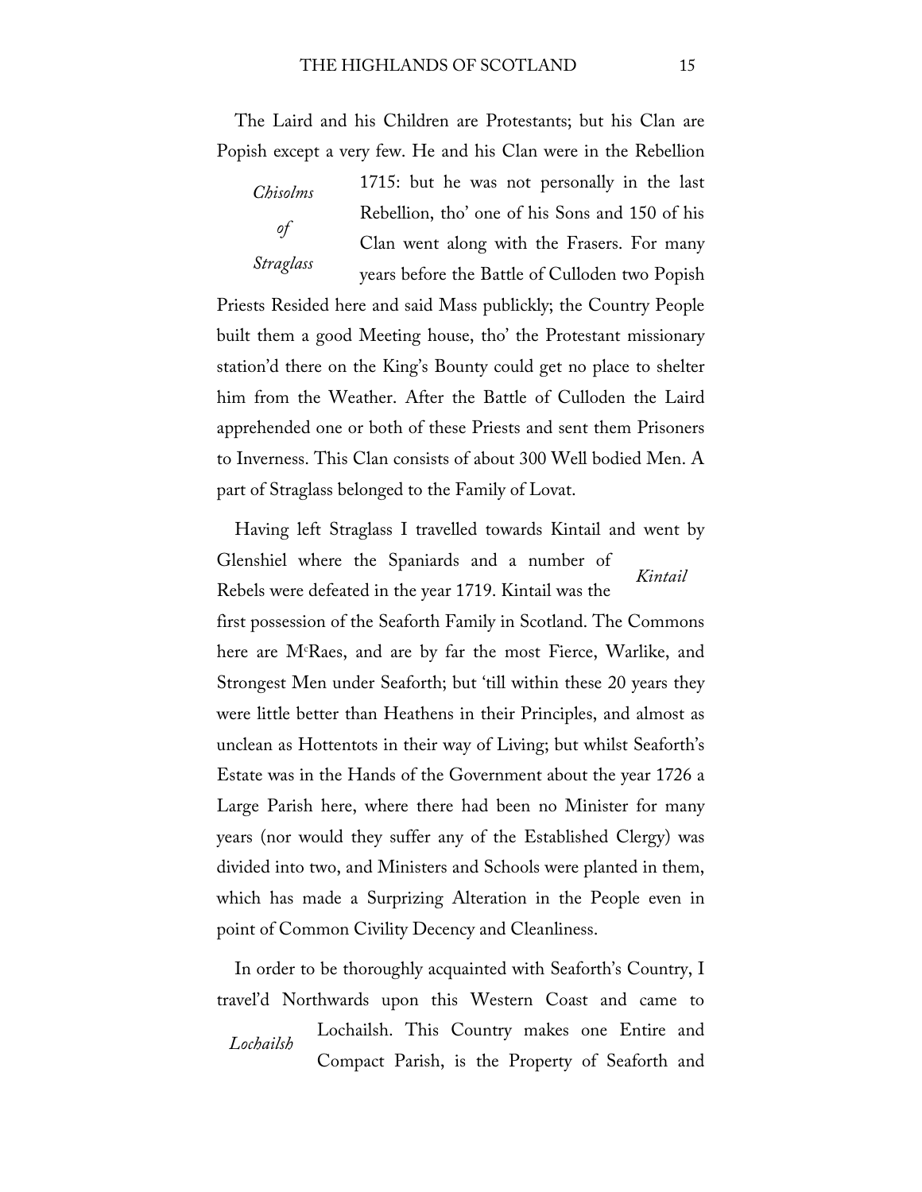The Laird and his Children are Protestants; but his Clan are Popish except a very few. He and his Clan were in the Rebellion 1715: but he was not personally in the last Rebellion, tho' one of his Sons and 150 of his Clan went along with the Frasers. For many years before the Battle of Culloden two Popish Priests Resided here and said Mass publickly; the Country People built them a good Meeting house, tho' the Protestant missionary station'd there on the King's Bounty could get no place to shelter him from the Weather. After the Battle of Culloden the Laird apprehended one or both of these Priests and sent them Prisoners to Inverness. This Clan consists of about 300 Well bodied Men. A part of Straglass belonged to the Family of Lovat.

*Chisolms of Straglass*

Having left Straglass I travelled towards Kintail and went by Glenshiel where the Spaniards and a number of Rebels were defeated in the year 1719. Kintail was the first possession of the Seaforth Family in Scotland. The Commons here are M^c^Raes, and are by far the most Fierce, Warlike, and Strongest Men under Seaforth; but 'till within these 20 years they were little better than Heathens in their Principles, and almost as unclean as Hottentots in their way of Living; but whilst Seaforth's Estate was in the Hands of the Government about the year 1726 a Large Parish here, where there had been no Minister for many years (nor would they suffer any of the Established Clergy) was divided into two, and Ministers and Schools were planted in them, which has made a Surprizing Alteration in the People even in point of Common Civility Decency and Cleanliness.

*Kintail*

In order to be thoroughly acquainted with Seaforth's Country, I travel'd Northwards upon this Western Coast and came to Lochailsh. This Country makes one Entire and Compact Parish, is the Property of Seaforth and

*Lochailsh*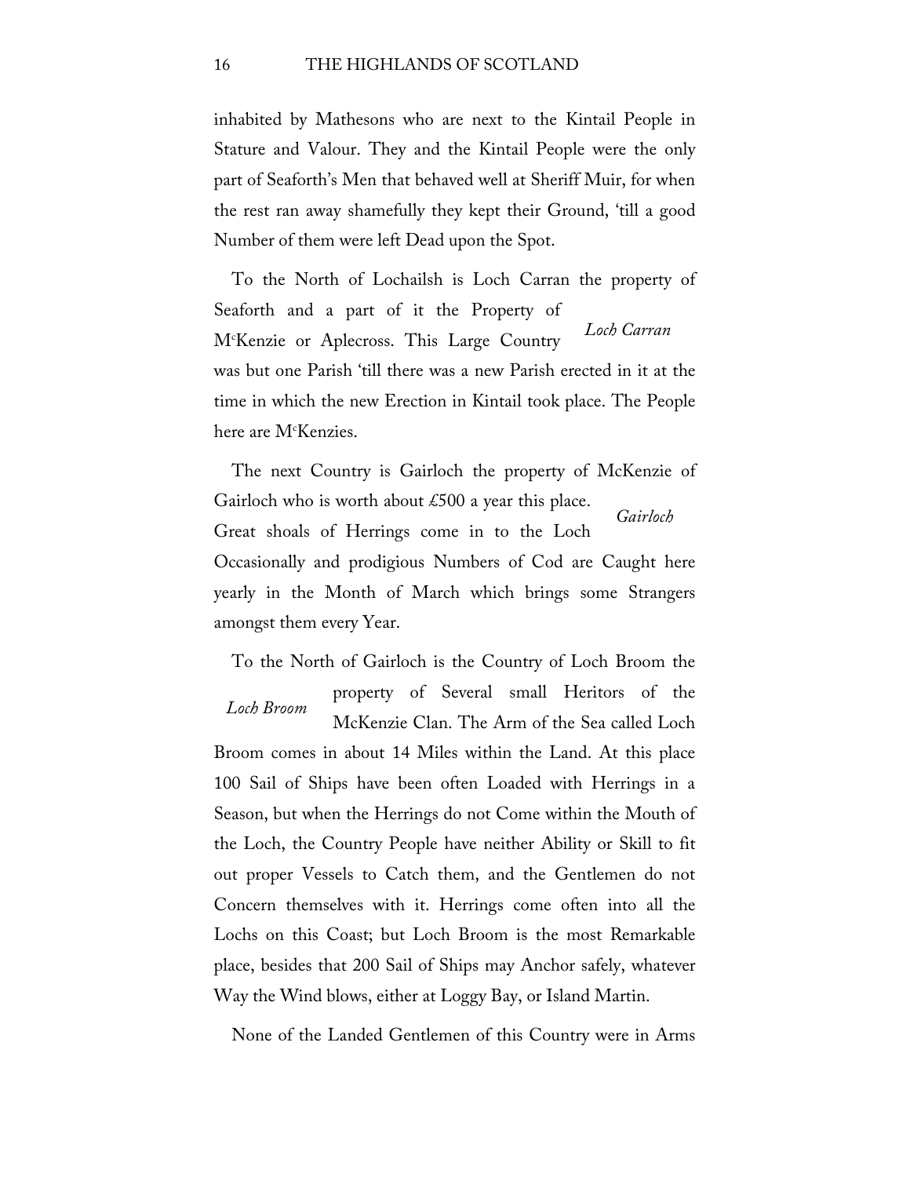inhabited by Mathesons who are next to the Kintail People in Stature and Valour. They and the Kintail People were the only part of Seaforth's Men that behaved well at Sheriff Muir, for when the rest ran away shamefully they kept their Ground, 'till a good Number of them were left Dead upon the Spot.

*Loch Carran*

To the North of Lochailsh is Loch Carran the property of Seaforth and a part of it the Property of M^c^Kenzie or Aplecross. This Large Country was but one Parish 'till there was a new Parish erected in it at the time in which the new Erection in Kintail took place. The People here are M^c^Kenzies.

*Gairloch*

The next Country is Gairloch the property of McKenzie of Gairloch who is worth about £500 a year this place. Great shoals of Herrings come in to the Loch Occasionally and prodigious Numbers of Cod are Caught here yearly in the Month of March which brings some Strangers amongst them every Year.

*Loch Broom*

To the North of Gairloch is the Country of Loch Broom the property of Several small Heritors of the McKenzie Clan. The Arm of the Sea called Loch Broom comes in about 14 Miles within the Land. At this place 100 Sail of Ships have been often Loaded with Herrings in a Season, but when the Herrings do not Come within the Mouth of the Loch, the Country People have neither Ability or Skill to fit out proper Vessels to Catch them, and the Gentlemen do not Concern themselves with it. Herrings come often into all the Lochs on this Coast; but Loch Broom is the most Remarkable place, besides that 200 Sail of Ships may Anchor safely, whatever Way the Wind blows, either at Loggy Bay, or Island Martin.

None of the Landed Gentlemen of this Country were in Arms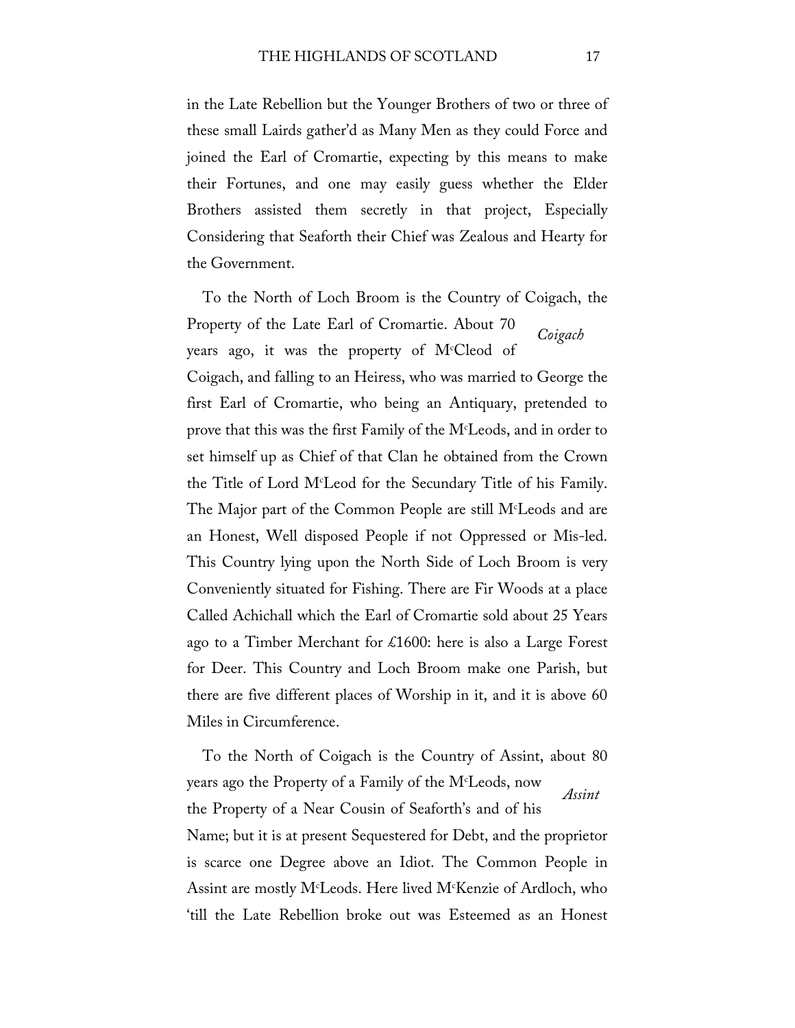in the Late Rebellion but the Younger Brothers of two or three of these small Lairds gather'd as Many Men as they could Force and joined the Earl of Cromartie, expecting by this means to make their Fortunes, and one may easily guess whether the Elder Brothers assisted them secretly in that project, Especially Considering that Seaforth their Chief was Zealous and Hearty for the Government.

*Coigach*

To the North of Loch Broom is the Country of Coigach, the Property of the Late Earl of Cromartie. About 70 years ago, it was the property of M^c^Cleod of Coigach, and falling to an Heiress, who was married to George the first Earl of Cromartie, who being an Antiquary, pretended to prove that this was the first Family of the M^c^Leods, and in order to set himself up as Chief of that Clan he obtained from the Crown the Title of Lord M^c^Leod for the Secundary Title of his Family. The Major part of the Common People are still M^c^Leods and are an Honest, Well disposed People if not Oppressed or Mis-led. This Country lying upon the North Side of Loch Broom is very Conveniently situated for Fishing. There are Fir Woods at a place Called Achichall which the Earl of Cromartie sold about 25 Years ago to a Timber Merchant for £1600: here is also a Large Forest for Deer. This Country and Loch Broom make one Parish, but there are five different places of Worship in it, and it is above 60 Miles in Circumference.

*Assint*

To the North of Coigach is the Country of Assint, about 80 years ago the Property of a Family of the M^c^Leods, now the Property of a Near Cousin of Seaforth's and of his Name; but it is at present Sequestered for Debt, and the proprietor is scarce one Degree above an Idiot. The Common People in Assint are mostly M^c^Leods. Here lived M^c^Kenzie of Ardloch, who 'till the Late Rebellion broke out was Esteemed as an Honest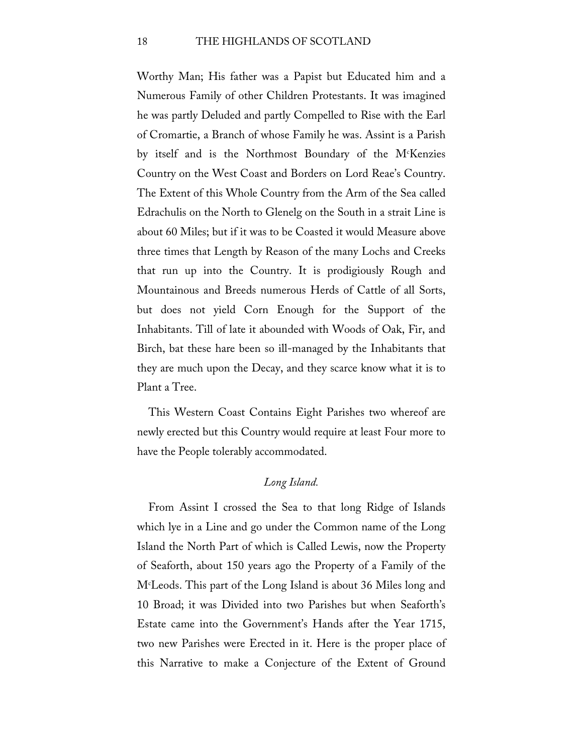Worthy Man; His father was a Papist but Educated him and a Numerous Family of other Children Protestants. It was imagined he was partly Deluded and partly Compelled to Rise with the Earl of Cromartie, a Branch of whose Family he was. Assint is a Parish by itself and is the Northmost Boundary of the M[c]Kenzies Country on the West Coast and Borders on Lord Reae's Country. The Extent of this Whole Country from the Arm of the Sea called Edrachulis on the North to Glenelg on the South in a strait Line is about 60 Miles; but if it was to be Coasted it would Measure above three times that Length by Reason of the many Lochs and Creeks that run up into the Country. It is prodigiously Rough and Mountainous and Breeds numerous Herds of Cattle of all Sorts, but does not yield Corn Enough for the Support of the Inhabitants. Till of late it abounded with Woods of Oak, Fir, and Birch, bat these hare been so ill-managed by the Inhabitants that they are much upon the Decay, and they scarce know what it is to Plant a Tree.

This Western Coast Contains Eight Parishes two whereof are newly erected but this Country would require at least Four more to have the People tolerably accommodated.

### *Long Island.*

From Assint I crossed the Sea to that long Ridge of Islands which lye in a Line and go under the Common name of the Long Island the North Part of which is Called Lewis, now the Property of Seaforth, about 150 years ago the Property of a Family of the M[c]Leods. This part of the Long Island is about 36 Miles long and 10 Broad; it was Divided into two Parishes but when Seaforth's Estate came into the Government's Hands after the Year 1715, two new Parishes were Erected in it. Here is the proper place of this Narrative to make a Conjecture of the Extent of Ground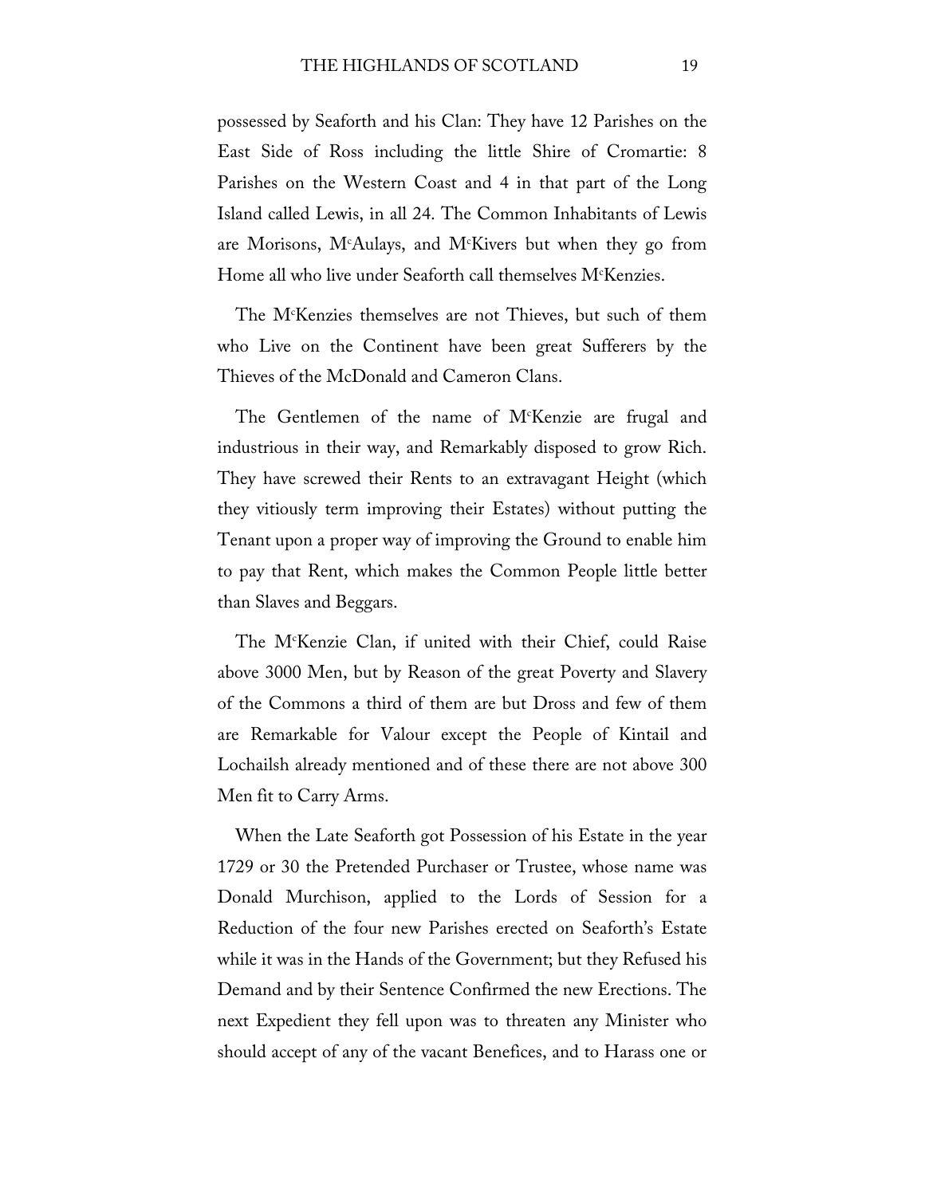possessed by Seaforth and his Clan: They have 12 Parishes on the East Side of Ross including the little Shire of Cromartie: 8 Parishes on the Western Coast and 4 in that part of the Long Island called Lewis, in all 24. The Common Inhabitants of Lewis are Morisons, M[c]Aulays, and M[c]Kivers but when they go from Home all who live under Seaforth call themselves M[c]Kenzies.

The M[c]Kenzies themselves are not Thieves, but such of them who Live on the Continent have been great Sufferers by the Thieves of the McDonald and Cameron Clans.

The Gentlemen of the name of M[c]Kenzie are frugal and industrious in their way, and Remarkably disposed to grow Rich. They have screwed their Rents to an extravagant Height (which they vitiously term improving their Estates) without putting the Tenant upon a proper way of improving the Ground to enable him to pay that Rent, which makes the Common People little better than Slaves and Beggars.

The M[c]Kenzie Clan, if united with their Chief, could Raise above 3000 Men, but by Reason of the great Poverty and Slavery of the Commons a third of them are but Dross and few of them are Remarkable for Valour except the People of Kintail and Lochailsh already mentioned and of these there are not above 300 Men fit to Carry Arms.

When the Late Seaforth got Possession of his Estate in the year 1729 or 30 the Pretended Purchaser or Trustee, whose name was Donald Murchison, applied to the Lords of Session for a Reduction of the four new Parishes erected on Seaforth's Estate while it was in the Hands of the Government; but they Refused his Demand and by their Sentence Confirmed the new Erections. The next Expedient they fell upon was to threaten any Minister who should accept of any of the vacant Benefices, and to Harass one or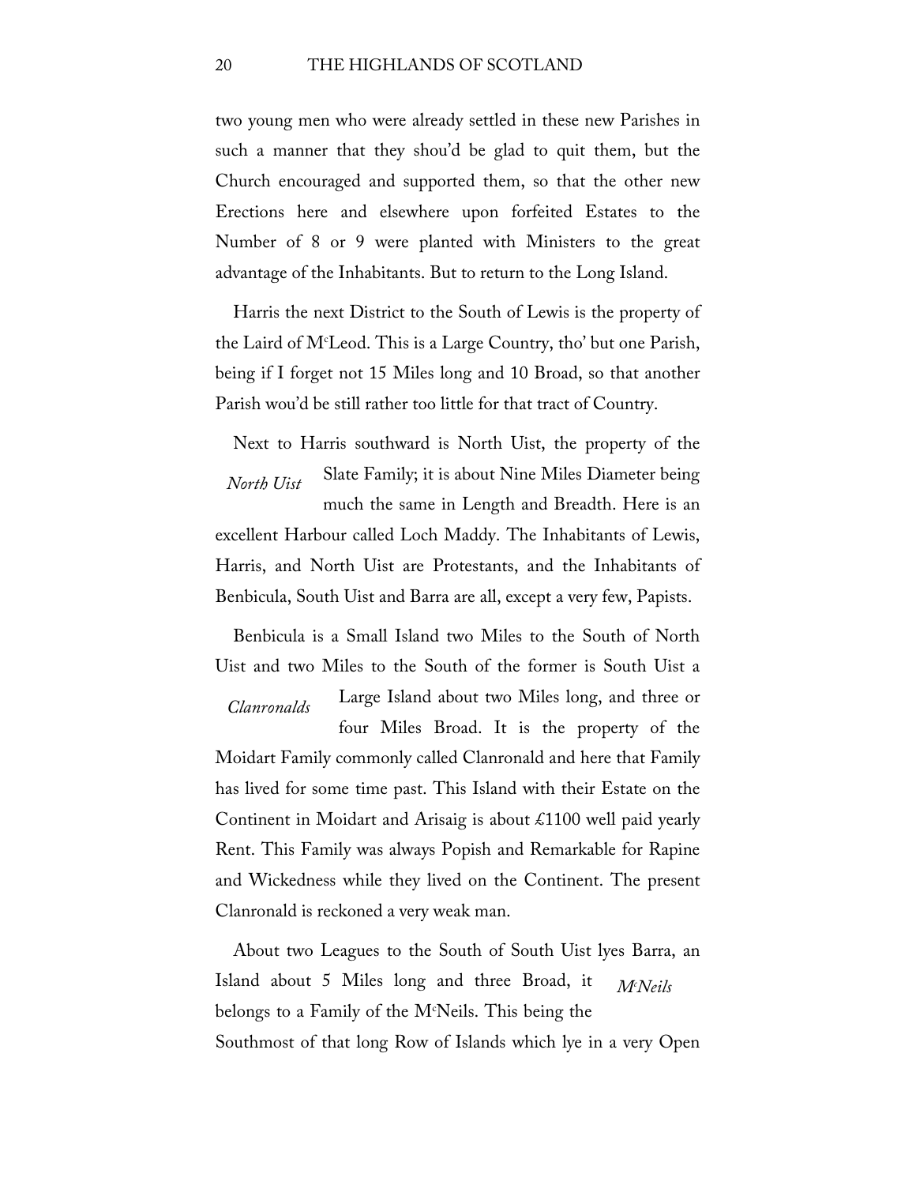two young men who were already settled in these new Parishes in such a manner that they shou'd be glad to quit them, but the Church encouraged and supported them, so that the other new Erections here and elsewhere upon forfeited Estates to the Number of 8 or 9 were planted with Ministers to the great advantage of the Inhabitants. But to return to the Long Island.

Harris the next District to the South of Lewis is the property of the Laird of M[c]Leod. This is a Large Country, tho' but one Parish, being if I forget not 15 Miles long and 10 Broad, so that another Parish wou'd be still rather too little for that tract of Country.

*North Uist*

Next to Harris southward is North Uist, the property of the Slate Family; it is about Nine Miles Diameter being much the same in Length and Breadth. Here is an excellent Harbour called Loch Maddy. The Inhabitants of Lewis, Harris, and North Uist are Protestants, and the Inhabitants of Benbicula, South Uist and Barra are all, except a very few, Papists.

*Clanronalds*

Benbicula is a Small Island two Miles to the South of North Uist and two Miles to the South of the former is South Uist a Large Island about two Miles long, and three or four Miles Broad. It is the property of the Moidart Family commonly called Clanronald and here that Family has lived for some time past. This Island with their Estate on the Continent in Moidart and Arisaig is about £1100 well paid yearly Rent. This Family was always Popish and Remarkable for Rapine and Wickedness while they lived on the Continent. The present Clanronald is reckoned a very weak man.

*M[c]Neils*

About two Leagues to the South of South Uist lyes Barra, an Island about 5 Miles long and three Broad, it belongs to a Family of the M[c]Neils. This being the Southmost of that long Row of Islands which lye in a very Open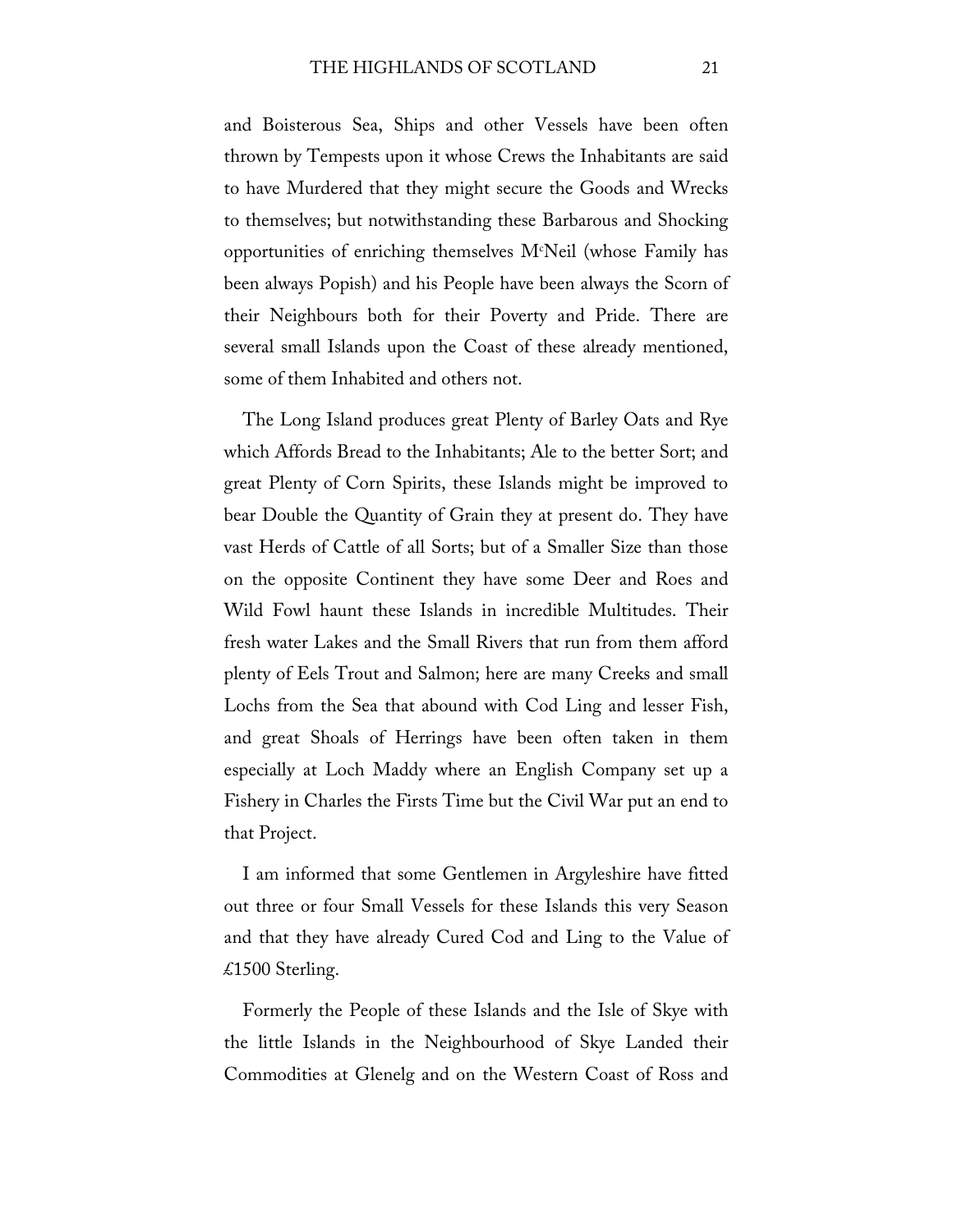and Boisterous Sea, Ships and other Vessels have been often thrown by Tempests upon it whose Crews the Inhabitants are said to have Murdered that they might secure the Goods and Wrecks to themselves; but notwithstanding these Barbarous and Shocking opportunities of enriching themselves M^cNeil (whose Family has been always Popish) and his People have been always the Scorn of their Neighbours both for their Poverty and Pride. There are several small Islands upon the Coast of these already mentioned, some of them Inhabited and others not.

The Long Island produces great Plenty of Barley Oats and Rye which Affords Bread to the Inhabitants; Ale to the better Sort; and great Plenty of Corn Spirits, these Islands might be improved to bear Double the Quantity of Grain they at present do. They have vast Herds of Cattle of all Sorts; but of a Smaller Size than those on the opposite Continent they have some Deer and Roes and Wild Fowl haunt these Islands in incredible Multitudes. Their fresh water Lakes and the Small Rivers that run from them afford plenty of Eels Trout and Salmon; here are many Creeks and small Lochs from the Sea that abound with Cod Ling and lesser Fish, and great Shoals of Herrings have been often taken in them especially at Loch Maddy where an English Company set up a Fishery in Charles the Firsts Time but the Civil War put an end to that Project.

I am informed that some Gentlemen in Argyleshire have fitted out three or four Small Vessels for these Islands this very Season and that they have already Cured Cod and Ling to the Value of £1500 Sterling.

Formerly the People of these Islands and the Isle of Skye with the little Islands in the Neighbourhood of Skye Landed their Commodities at Glenelg and on the Western Coast of Ross and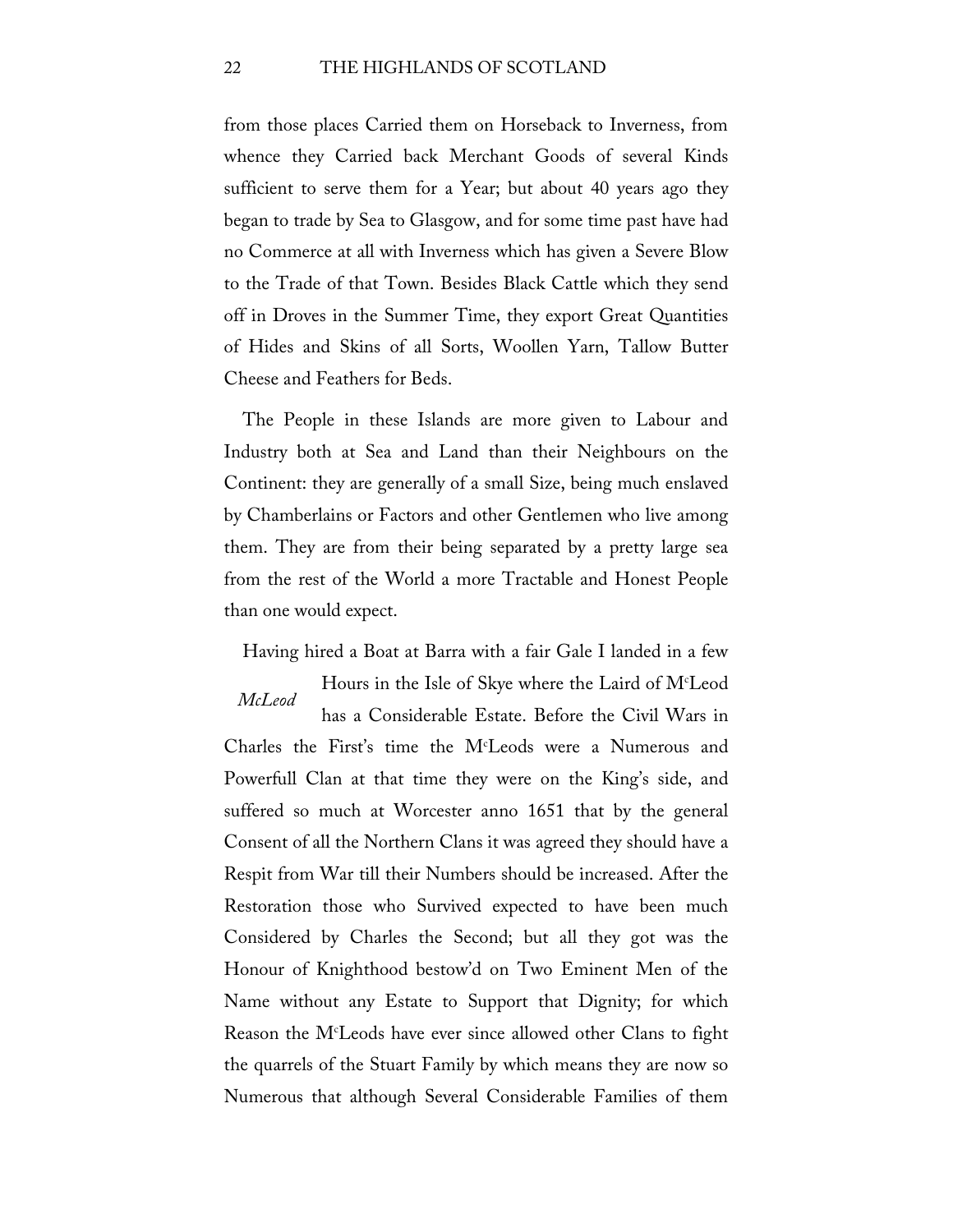from those places Carried them on Horseback to Inverness, from whence they Carried back Merchant Goods of several Kinds sufficient to serve them for a Year; but about 40 years ago they began to trade by Sea to Glasgow, and for some time past have had no Commerce at all with Inverness which has given a Severe Blow to the Trade of that Town. Besides Black Cattle which they send off in Droves in the Summer Time, they export Great Quantities of Hides and Skins of all Sorts, Woollen Yarn, Tallow Butter Cheese and Feathers for Beds.

The People in these Islands are more given to Labour and Industry both at Sea and Land than their Neighbours on the Continent: they are generally of a small Size, being much enslaved by Chamberlains or Factors and other Gentlemen who live among them. They are from their being separated by a pretty large sea from the rest of the World a more Tractable and Honest People than one would expect.

*McLeod*

Having hired a Boat at Barra with a fair Gale I landed in a few Hours in the Isle of Skye where the Laird of McLeod has a Considerable Estate. Before the Civil Wars in Charles the First's time the McLeods were a Numerous and Powerfull Clan at that time they were on the King's side, and suffered so much at Worcester anno 1651 that by the general Consent of all the Northern Clans it was agreed they should have a Respit from War till their Numbers should be increased. After the Restoration those who Survived expected to have been much Considered by Charles the Second; but all they got was the Honour of Knighthood bestow'd on Two Eminent Men of the Name without any Estate to Support that Dignity; for which Reason the McLeods have ever since allowed other Clans to fight the quarrels of the Stuart Family by which means they are now so Numerous that although Several Considerable Families of them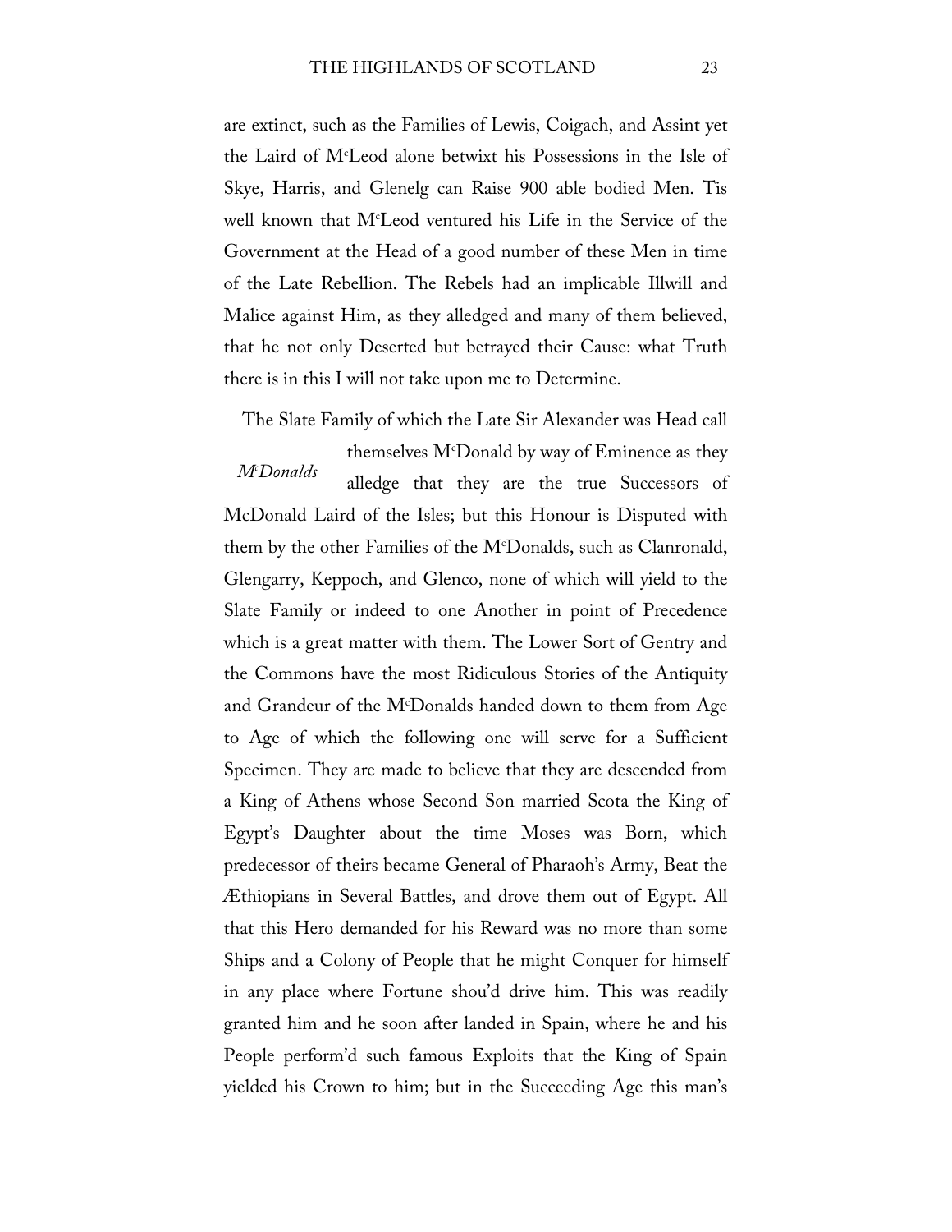are extinct, such as the Families of Lewis, Coigach, and Assint yet the Laird of M[c]Leod alone betwixt his Possessions in the Isle of Skye, Harris, and Glenelg can Raise 900 able bodied Men. Tis well known that M[c]Leod ventured his Life in the Service of the Government at the Head of a good number of these Men in time of the Late Rebellion. The Rebels had an implicable Illwill and Malice against Him, as they alledged and many of them believed, that he not only Deserted but betrayed their Cause: what Truth there is in this I will not take upon me to Determine.

*M[c]Donalds*

The Slate Family of which the Late Sir Alexander was Head call themselves M[c]Donald by way of Eminence as they alledge that they are the true Successors of McDonald Laird of the Isles; but this Honour is Disputed with them by the other Families of the M[c]Donalds, such as Clanronald, Glengarry, Keppoch, and Glenco, none of which will yield to the Slate Family or indeed to one Another in point of Precedence which is a great matter with them. The Lower Sort of Gentry and the Commons have the most Ridiculous Stories of the Antiquity and Grandeur of the M[c]Donalds handed down to them from Age to Age of which the following one will serve for a Sufficient Specimen. They are made to believe that they are descended from a King of Athens whose Second Son married Scota the King of Egypt's Daughter about the time Moses was Born, which predecessor of theirs became General of Pharaoh's Army, Beat the Æthiopians in Several Battles, and drove them out of Egypt. All that this Hero demanded for his Reward was no more than some Ships and a Colony of People that he might Conquer for himself in any place where Fortune shou'd drive him. This was readily granted him and he soon after landed in Spain, where he and his People perform'd such famous Exploits that the King of Spain yielded his Crown to him; but in the Succeeding Age this man's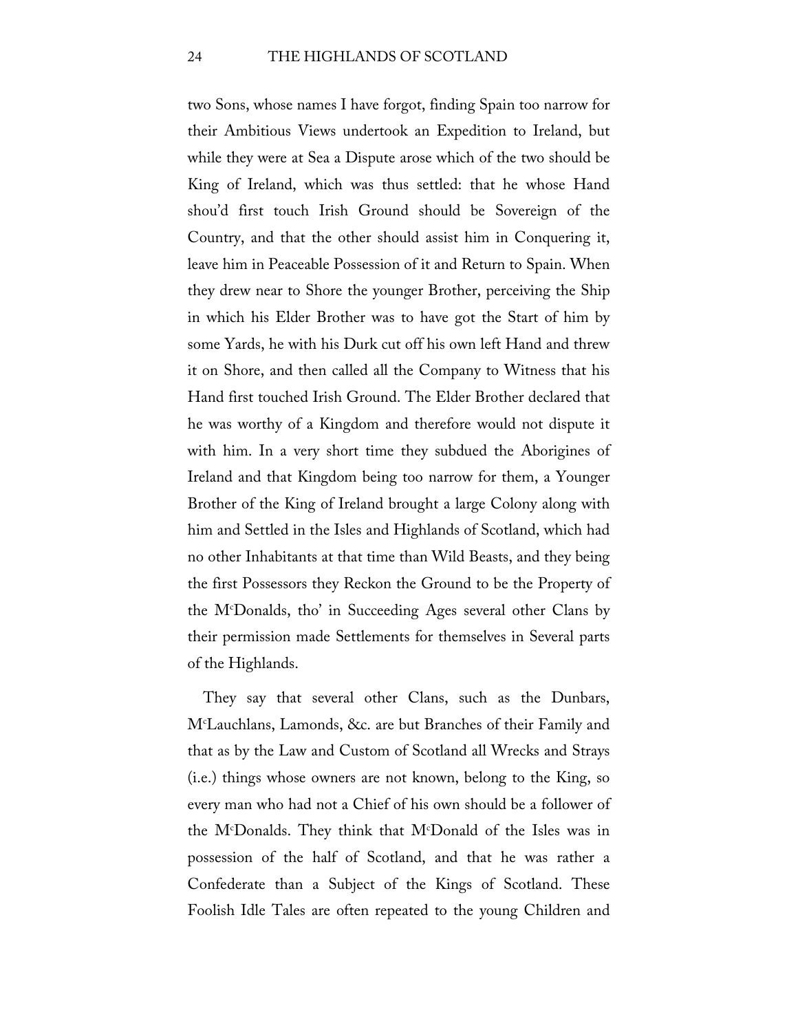two Sons, whose names I have forgot, finding Spain too narrow for their Ambitious Views undertook an Expedition to Ireland, but while they were at Sea a Dispute arose which of the two should be King of Ireland, which was thus settled: that he whose Hand shou'd first touch Irish Ground should be Sovereign of the Country, and that the other should assist him in Conquering it, leave him in Peaceable Possession of it and Return to Spain. When they drew near to Shore the younger Brother, perceiving the Ship in which his Elder Brother was to have got the Start of him by some Yards, he with his Durk cut off his own left Hand and threw it on Shore, and then called all the Company to Witness that his Hand first touched Irish Ground. The Elder Brother declared that he was worthy of a Kingdom and therefore would not dispute it with him. In a very short time they subdued the Aborigines of Ireland and that Kingdom being too narrow for them, a Younger Brother of the King of Ireland brought a large Colony along with him and Settled in the Isles and Highlands of Scotland, which had no other Inhabitants at that time than Wild Beasts, and they being the first Possessors they Reckon the Ground to be the Property of the M^c^Donalds, tho' in Succeeding Ages several other Clans by their permission made Settlements for themselves in Several parts of the Highlands.

They say that several other Clans, such as the Dunbars, M^c^Lauchlans, Lamonds, &c. are but Branches of their Family and that as by the Law and Custom of Scotland all Wrecks and Strays (i.e.) things whose owners are not known, belong to the King, so every man who had not a Chief of his own should be a follower of the M^c^Donalds. They think that M^c^Donald of the Isles was in possession of the half of Scotland, and that he was rather a Confederate than a Subject of the Kings of Scotland. These Foolish Idle Tales are often repeated to the young Children and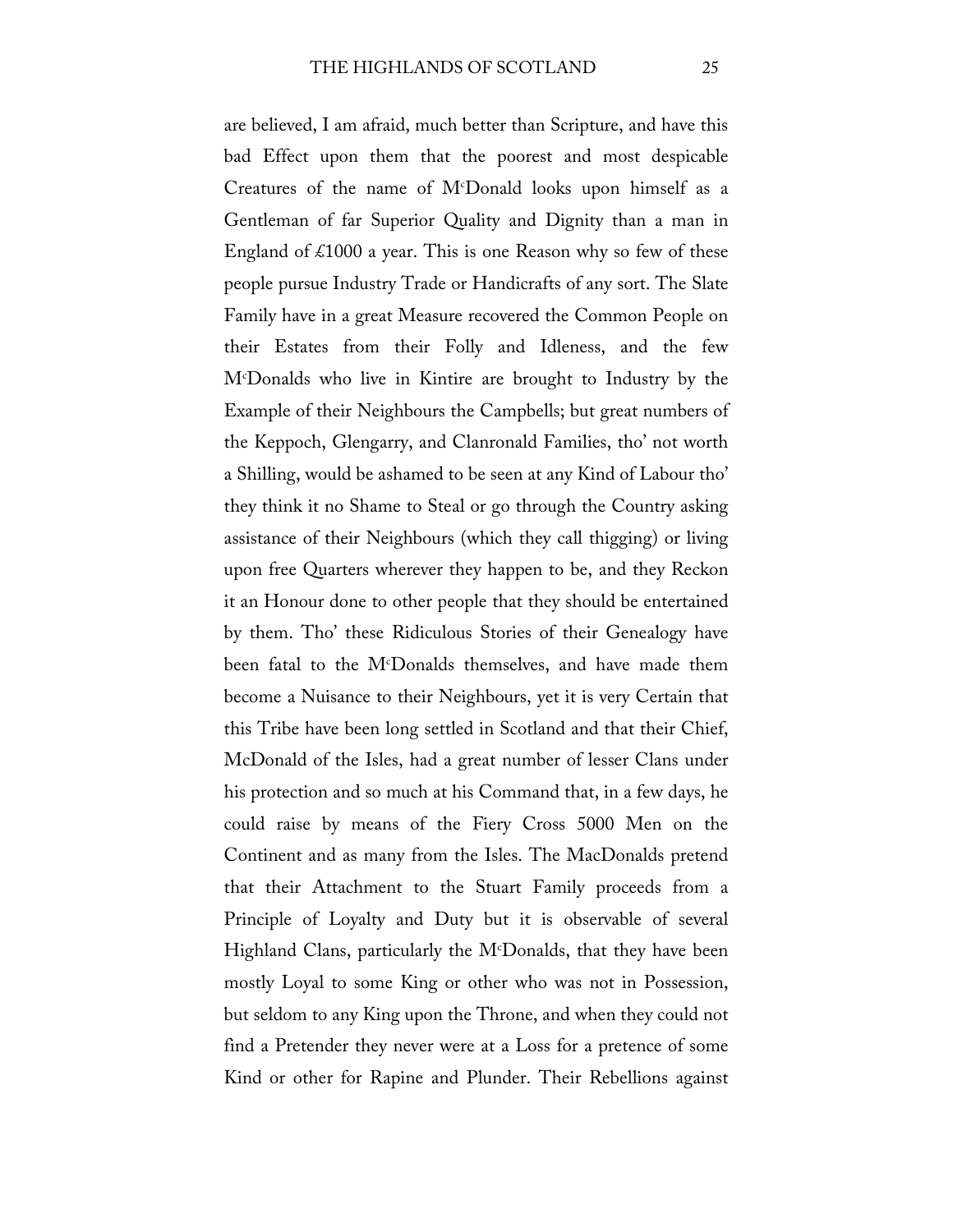are believed, I am afraid, much better than Scripture, and have this bad Effect upon them that the poorest and most despicable Creatures of the name of M^c^Donald looks upon himself as a Gentleman of far Superior Quality and Dignity than a man in England of £1000 a year. This is one Reason why so few of these people pursue Industry Trade or Handicrafts of any sort. The Slate Family have in a great Measure recovered the Common People on their Estates from their Folly and Idleness, and the few M^c^Donalds who live in Kintire are brought to Industry by the Example of their Neighbours the Campbells; but great numbers of the Keppoch, Glengarry, and Clanronald Families, tho' not worth a Shilling, would be ashamed to be seen at any Kind of Labour tho' they think it no Shame to Steal or go through the Country asking assistance of their Neighbours (which they call thigging) or living upon free Quarters wherever they happen to be, and they Reckon it an Honour done to other people that they should be entertained by them. Tho' these Ridiculous Stories of their Genealogy have been fatal to the M^c^Donalds themselves, and have made them become a Nuisance to their Neighbours, yet it is very Certain that this Tribe have been long settled in Scotland and that their Chief, McDonald of the Isles, had a great number of lesser Clans under his protection and so much at his Command that, in a few days, he could raise by means of the Fiery Cross 5000 Men on the Continent and as many from the Isles. The MacDonalds pretend that their Attachment to the Stuart Family proceeds from a Principle of Loyalty and Duty but it is observable of several Highland Clans, particularly the M^c^Donalds, that they have been mostly Loyal to some King or other who was not in Possession, but seldom to any King upon the Throne, and when they could not find a Pretender they never were at a Loss for a pretence of some Kind or other for Rapine and Plunder. Their Rebellions against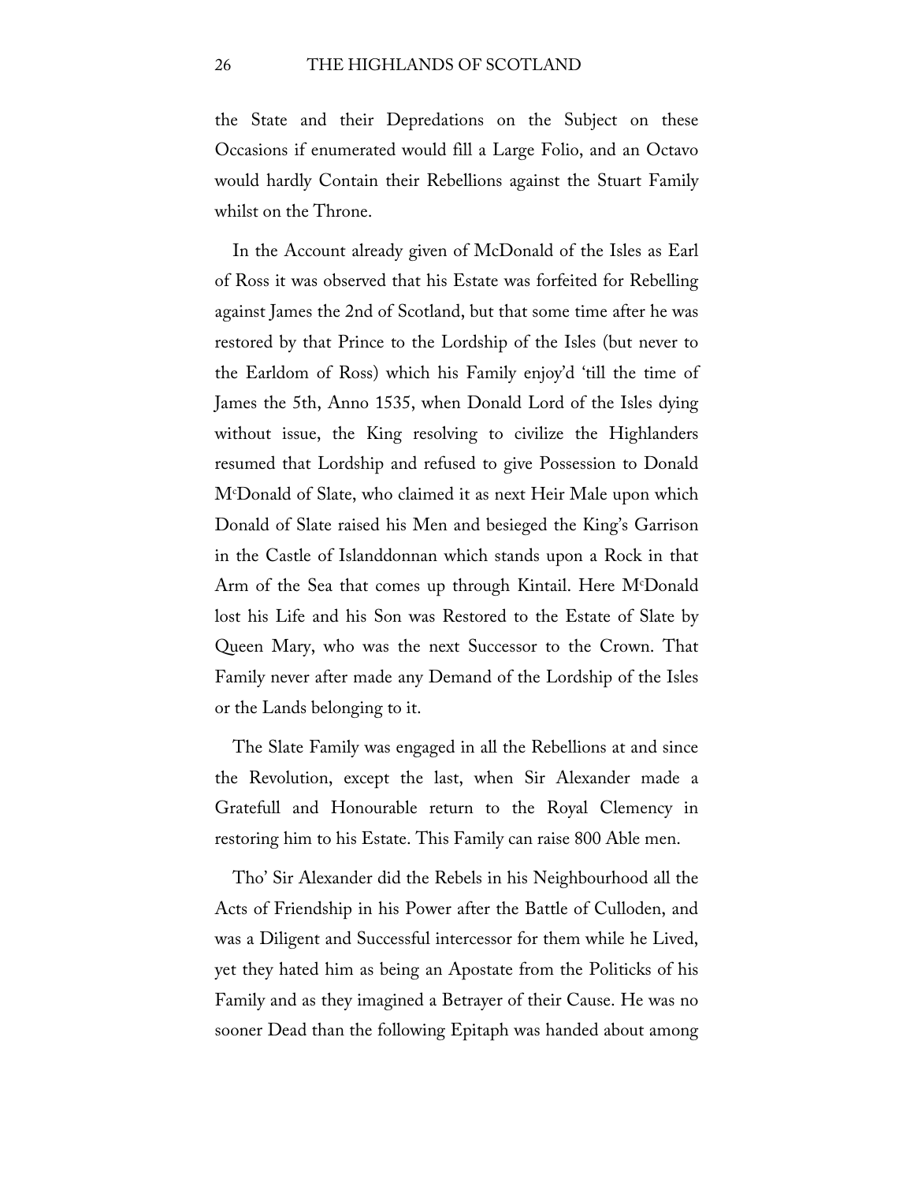the State and their Depredations on the Subject on these Occasions if enumerated would fill a Large Folio, and an Octavo would hardly Contain their Rebellions against the Stuart Family whilst on the Throne.

In the Account already given of McDonald of the Isles as Earl of Ross it was observed that his Estate was forfeited for Rebelling against James the 2nd of Scotland, but that some time after he was restored by that Prince to the Lordship of the Isles (but never to the Earldom of Ross) which his Family enjoy'd 'till the time of James the 5th, Anno 1535, when Donald Lord of the Isles dying without issue, the King resolving to civilize the Highlanders resumed that Lordship and refused to give Possession to Donald McDonald of Slate, who claimed it as next Heir Male upon which Donald of Slate raised his Men and besieged the King's Garrison in the Castle of Islanddonnan which stands upon a Rock in that Arm of the Sea that comes up through Kintail. Here McDonald lost his Life and his Son was Restored to the Estate of Slate by Queen Mary, who was the next Successor to the Crown. That Family never after made any Demand of the Lordship of the Isles or the Lands belonging to it.

The Slate Family was engaged in all the Rebellions at and since the Revolution, except the last, when Sir Alexander made a Gratefull and Honourable return to the Royal Clemency in restoring him to his Estate. This Family can raise 800 Able men.

Tho' Sir Alexander did the Rebels in his Neighbourhood all the Acts of Friendship in his Power after the Battle of Culloden, and was a Diligent and Successful intercessor for them while he Lived, yet they hated him as being an Apostate from the Politicks of his Family and as they imagined a Betrayer of their Cause. He was no sooner Dead than the following Epitaph was handed about among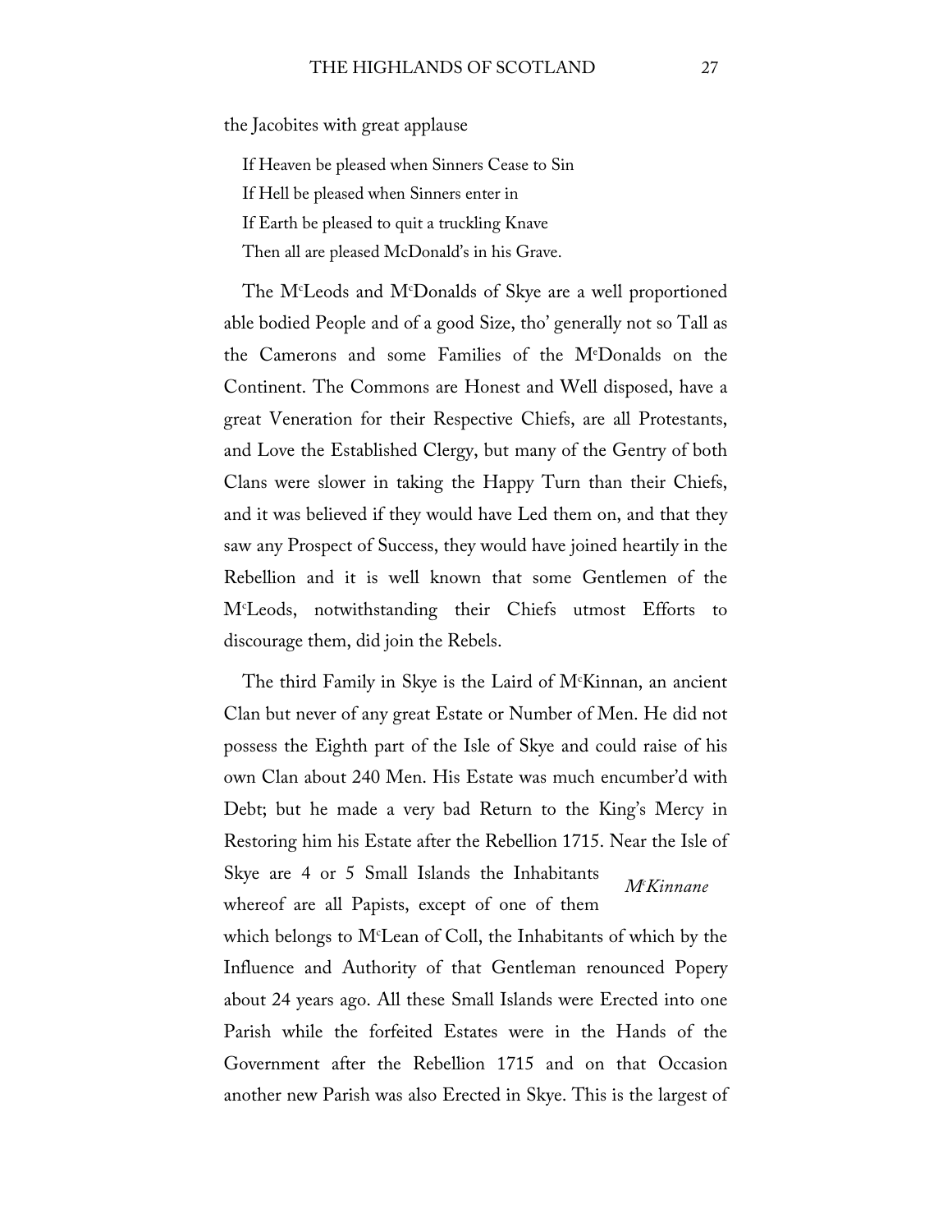the Jacobites with great applause

> If Heaven be pleased when Sinners Cease to Sin
> If Hell be pleased when Sinners enter in
> If Earth be pleased to quit a truckling Knave
> Then all are pleased McDonald's in his Grave.

The McLeods and McDonalds of Skye are a well proportioned able bodied People and of a good Size, tho' generally not so Tall as the Camerons and some Families of the McDonalds on the Continent. The Commons are Honest and Well disposed, have a great Veneration for their Respective Chiefs, are all Protestants, and Love the Established Clergy, but many of the Gentry of both Clans were slower in taking the Happy Turn than their Chiefs, and it was believed if they would have Led them on, and that they saw any Prospect of Success, they would have joined heartily in the Rebellion and it is well known that some Gentlemen of the McLeods, notwithstanding their Chiefs utmost Efforts to discourage them, did join the Rebels.

*McKinnane*

The third Family in Skye is the Laird of McKinnan, an ancient Clan but never of any great Estate or Number of Men. He did not possess the Eighth part of the Isle of Skye and could raise of his own Clan about 240 Men. His Estate was much encumber'd with Debt; but he made a very bad Return to the King's Mercy in Restoring him his Estate after the Rebellion 1715. Near the Isle of Skye are 4 or 5 Small Islands the Inhabitants whereof are all Papists, except of one of them which belongs to McLean of Coll, the Inhabitants of which by the Influence and Authority of that Gentleman renounced Popery about 24 years ago. All these Small Islands were Erected into one Parish while the forfeited Estates were in the Hands of the Government after the Rebellion 1715 and on that Occasion another new Parish was also Erected in Skye. This is the largest of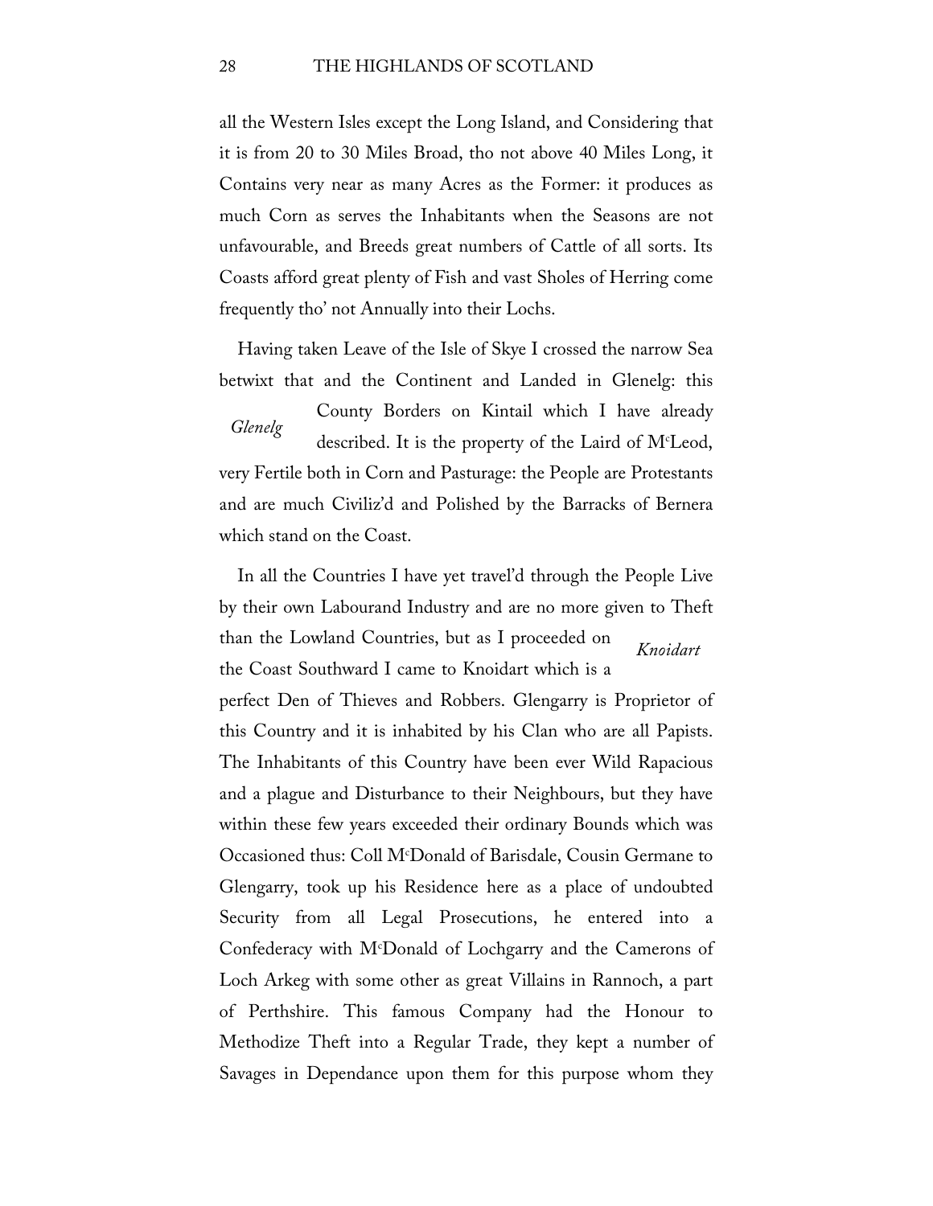all the Western Isles except the Long Island, and Considering that it is from 20 to 30 Miles Broad, tho not above 40 Miles Long, it Contains very near as many Acres as the Former: it produces as much Corn as serves the Inhabitants when the Seasons are not unfavourable, and Breeds great numbers of Cattle of all sorts. Its Coasts afford great plenty of Fish and vast Sholes of Herring come frequently tho' not Annually into their Lochs.

Having taken Leave of the Isle of Skye I crossed the narrow Sea betwixt that and the Continent and Landed in Glenelg: this County Borders on Kintail which I have already described. It is the property of the Laird of M^c^Leod, very Fertile both in Corn and Pasturage: the People are Protestants and are much Civiliz'd and Polished by the Barracks of Bernera which stand on the Coast.

*Glenelg*

In all the Countries I have yet travel'd through the People Live by their own Labourand Industry and are no more given to Theft than the Lowland Countries, but as I proceeded on the Coast Southward I came to Knoidart which is a perfect Den of Thieves and Robbers. Glengarry is Proprietor of this Country and it is inhabited by his Clan who are all Papists. The Inhabitants of this Country have been ever Wild Rapacious and a plague and Disturbance to their Neighbours, but they have within these few years exceeded their ordinary Bounds which was Occasioned thus: Coll M^c^Donald of Barisdale, Cousin Germane to Glengarry, took up his Residence here as a place of undoubted Security from all Legal Prosecutions, he entered into a Confederacy with M^c^Donald of Lochgarry and the Camerons of Loch Arkeg with some other as great Villains in Rannoch, a part of Perthshire. This famous Company had the Honour to Methodize Theft into a Regular Trade, they kept a number of Savages in Dependance upon them for this purpose whom they

*Knoidart*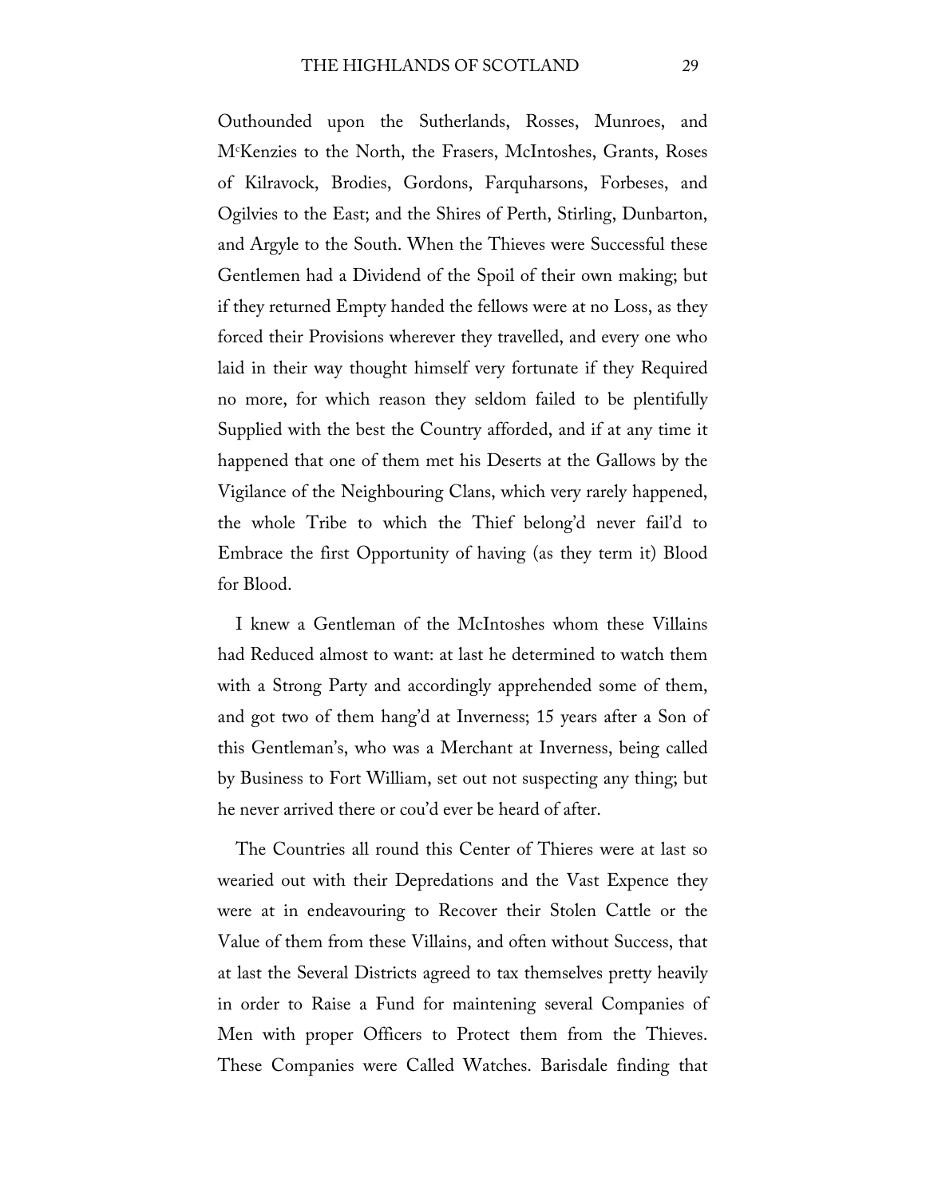Outhounded upon the Sutherlands, Rosses, Munroes, and M^c^Kenzies to the North, the Frasers, McIntoshes, Grants, Roses of Kilravock, Brodies, Gordons, Farquharsons, Forbeses, and Ogilvies to the East; and the Shires of Perth, Stirling, Dunbarton, and Argyle to the South. When the Thieves were Successful these Gentlemen had a Dividend of the Spoil of their own making; but if they returned Empty handed the fellows were at no Loss, as they forced their Provisions wherever they travelled, and every one who laid in their way thought himself very fortunate if they Required no more, for which reason they seldom failed to be plentifully Supplied with the best the Country afforded, and if at any time it happened that one of them met his Deserts at the Gallows by the Vigilance of the Neighbouring Clans, which very rarely happened, the whole Tribe to which the Thief belong'd never fail'd to Embrace the first Opportunity of having (as they term it) Blood for Blood.

I knew a Gentleman of the McIntoshes whom these Villains had Reduced almost to want: at last he determined to watch them with a Strong Party and accordingly apprehended some of them, and got two of them hang'd at Inverness; 15 years after a Son of this Gentleman's, who was a Merchant at Inverness, being called by Business to Fort William, set out not suspecting any thing; but he never arrived there or cou'd ever be heard of after.

The Countries all round this Center of Thieres were at last so wearied out with their Depredations and the Vast Expence they were at in endeavouring to Recover their Stolen Cattle or the Value of them from these Villains, and often without Success, that at last the Several Districts agreed to tax themselves pretty heavily in order to Raise a Fund for maintening several Companies of Men with proper Officers to Protect them from the Thieves. These Companies were Called Watches. Barisdale finding that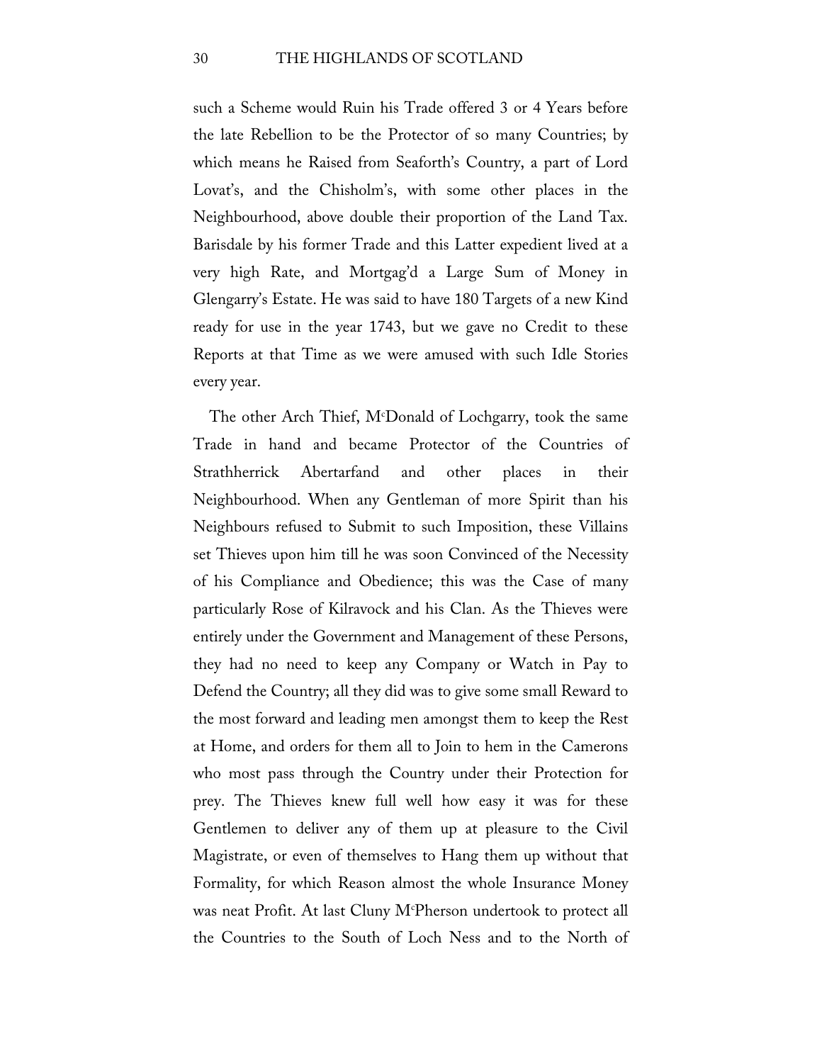such a Scheme would Ruin his Trade offered 3 or 4 Years before the late Rebellion to be the Protector of so many Countries; by which means he Raised from Seaforth's Country, a part of Lord Lovat's, and the Chisholm's, with some other places in the Neighbourhood, above double their proportion of the Land Tax. Barisdale by his former Trade and this Latter expedient lived at a very high Rate, and Mortgag'd a Large Sum of Money in Glengarry's Estate. He was said to have 180 Targets of a new Kind ready for use in the year 1743, but we gave no Credit to these Reports at that Time as we were amused with such Idle Stories every year.

The other Arch Thief, McDonald of Lochgarry, took the same Trade in hand and became Protector of the Countries of Strathherrick Abertarfand and other places in their Neighbourhood. When any Gentleman of more Spirit than his Neighbours refused to Submit to such Imposition, these Villains set Thieves upon him till he was soon Convinced of the Necessity of his Compliance and Obedience; this was the Case of many particularly Rose of Kilravock and his Clan. As the Thieves were entirely under the Government and Management of these Persons, they had no need to keep any Company or Watch in Pay to Defend the Country; all they did was to give some small Reward to the most forward and leading men amongst them to keep the Rest at Home, and orders for them all to Join to hem in the Camerons who most pass through the Country under their Protection for prey. The Thieves knew full well how easy it was for these Gentlemen to deliver any of them up at pleasure to the Civil Magistrate, or even of themselves to Hang them up without that Formality, for which Reason almost the whole Insurance Money was neat Profit. At last Cluny McPherson undertook to protect all the Countries to the South of Loch Ness and to the North of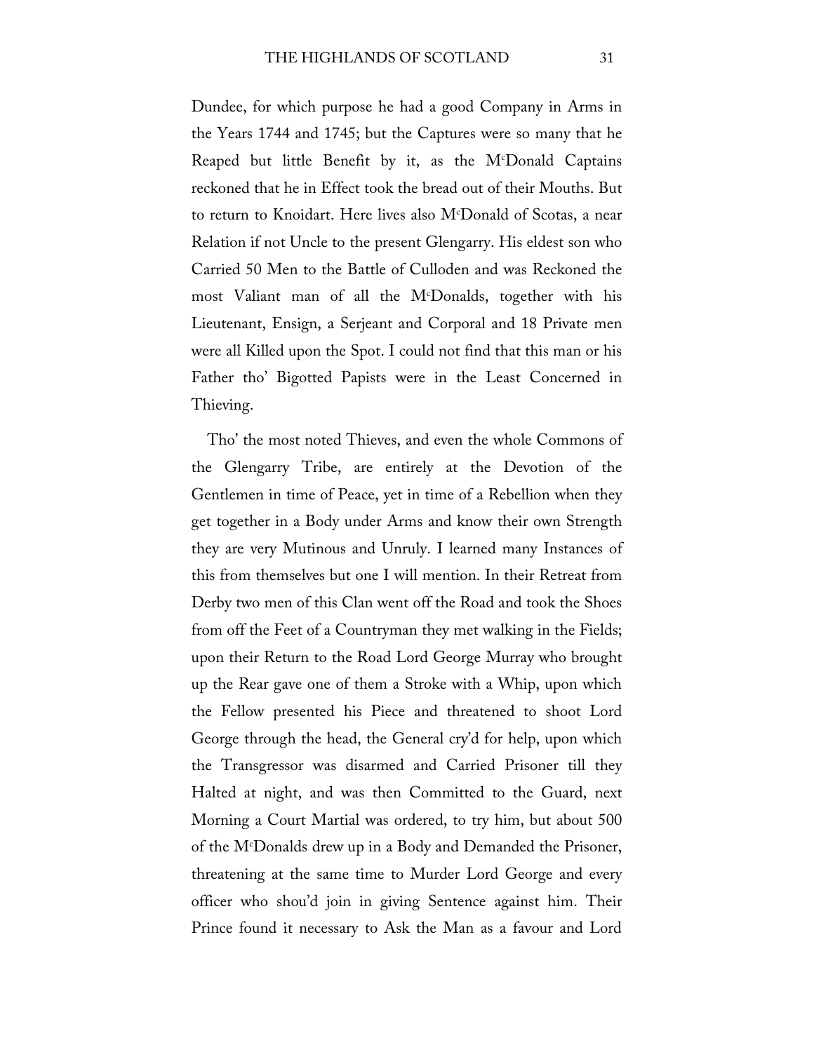Dundee, for which purpose he had a good Company in Arms in the Years 1744 and 1745; but the Captures were so many that he Reaped but little Benefit by it, as the McDonald Captains reckoned that he in Effect took the bread out of their Mouths. But to return to Knoidart. Here lives also McDonald of Scotas, a near Relation if not Uncle to the present Glengarry. His eldest son who Carried 50 Men to the Battle of Culloden and was Reckoned the most Valiant man of all the McDonalds, together with his Lieutenant, Ensign, a Serjeant and Corporal and 18 Private men were all Killed upon the Spot. I could not find that this man or his Father tho' Bigotted Papists were in the Least Concerned in Thieving.

Tho' the most noted Thieves, and even the whole Commons of the Glengarry Tribe, are entirely at the Devotion of the Gentlemen in time of Peace, yet in time of a Rebellion when they get together in a Body under Arms and know their own Strength they are very Mutinous and Unruly. I learned many Instances of this from themselves but one I will mention. In their Retreat from Derby two men of this Clan went off the Road and took the Shoes from off the Feet of a Countryman they met walking in the Fields; upon their Return to the Road Lord George Murray who brought up the Rear gave one of them a Stroke with a Whip, upon which the Fellow presented his Piece and threatened to shoot Lord George through the head, the General cry'd for help, upon which the Transgressor was disarmed and Carried Prisoner till they Halted at night, and was then Committed to the Guard, next Morning a Court Martial was ordered, to try him, but about 500 of the McDonalds drew up in a Body and Demanded the Prisoner, threatening at the same time to Murder Lord George and every officer who shou'd join in giving Sentence against him. Their Prince found it necessary to Ask the Man as a favour and Lord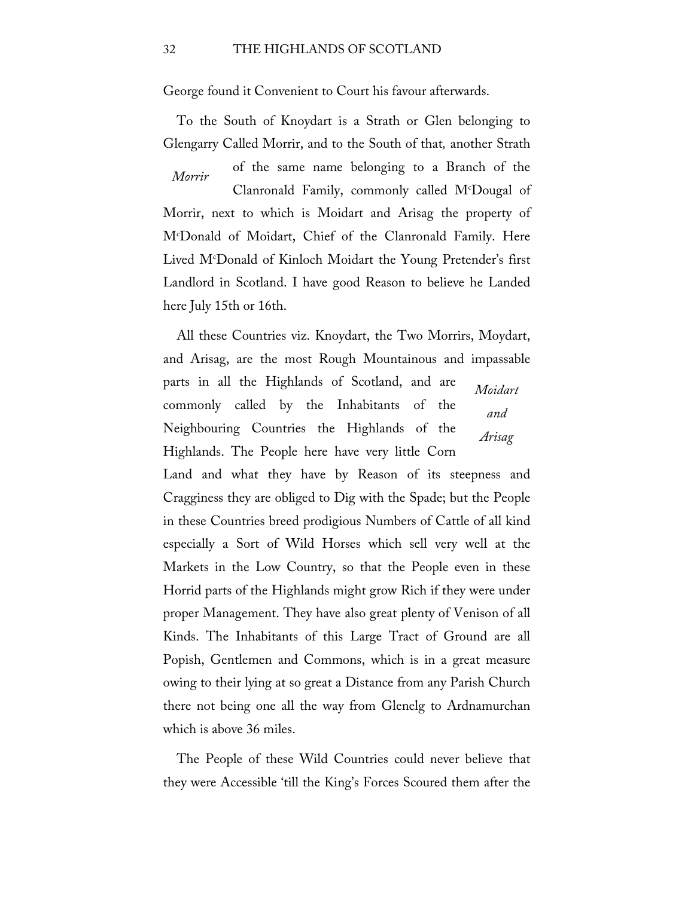George found it Convenient to Court his favour afterwards.

To the South of Knoydart is a Strath or Glen belonging to Glengarry Called Morrir, and to the South of that, another Strath of the same name belonging to a Branch of the Clanronald Family, commonly called M[c]Dougal of Morrir, next to which is Moidart and Arisag the property of M[c]Donald of Moidart, Chief of the Clanronald Family. Here Lived M[c]Donald of Kinloch Moidart the Young Pretender's first Landlord in Scotland. I have good Reason to believe he Landed here July 15th or 16th.

*Morrir*

All these Countries viz. Knoydart, the Two Morrirs, Moydart, and Arisag, are the most Rough Mountainous and impassable parts in all the Highlands of Scotland, and are commonly called by the Inhabitants of the Neighbouring Countries the Highlands of the Highlands. The People here have very little Corn Land and what they have by Reason of its steepness and Cragginess they are obliged to Dig with the Spade; but the People in these Countries breed prodigious Numbers of Cattle of all kind especially a Sort of Wild Horses which sell very well at the Markets in the Low Country, so that the People even in these Horrid parts of the Highlands might grow Rich if they were under proper Management. They have also great plenty of Venison of all Kinds. The Inhabitants of this Large Tract of Ground are all Popish, Gentlemen and Commons, which is in a great measure owing to their lying at so great a Distance from any Parish Church there not being one all the way from Glenelg to Ardnamurchan which is above 36 miles.

*Moidart and Arisag*

The People of these Wild Countries could never believe that they were Accessible 'till the King's Forces Scoured them after the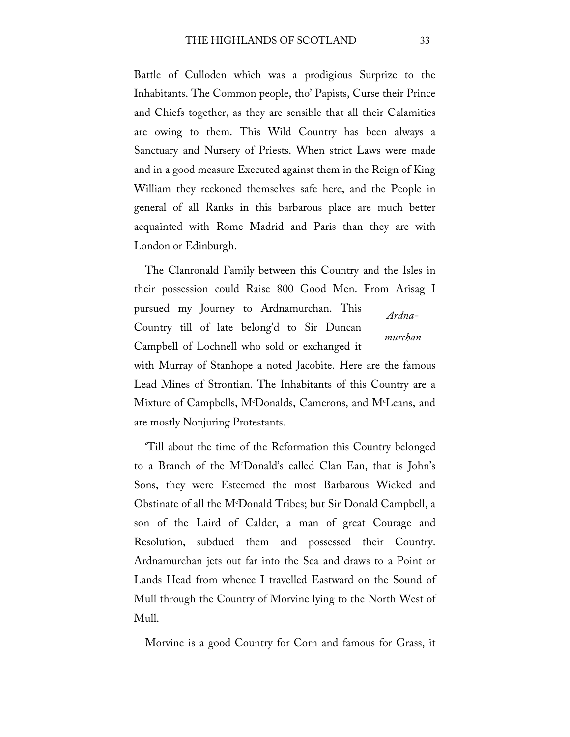Battle of Culloden which was a prodigious Surprize to the Inhabitants. The Common people, tho' Papists, Curse their Prince and Chiefs together, as they are sensible that all their Calamities are owing to them. This Wild Country has been always a Sanctuary and Nursery of Priests. When strict Laws were made and in a good measure Executed against them in the Reign of King William they reckoned themselves safe here, and the People in general of all Ranks in this barbarous place are much better acquainted with Rome Madrid and Paris than they are with London or Edinburgh.

The Clanronald Family between this Country and the Isles in their possession could Raise 800 Good Men. From Arisag I pursued my Journey to Ardnamurchan. This Country till of late belong'd to Sir Duncan Campbell of Lochnell who sold or exchanged it with Murray of Stanhope a noted Jacobite. Here are the famous Lead Mines of Strontian. The Inhabitants of this Country are a Mixture of Campbells, McDonalds, Camerons, and McLeans, and are mostly Nonjuring Protestants.

*Ardnamurchan*

'Till about the time of the Reformation this Country belonged to a Branch of the McDonald's called Clan Ean, that is John's Sons, they were Esteemed the most Barbarous Wicked and Obstinate of all the McDonald Tribes; but Sir Donald Campbell, a son of the Laird of Calder, a man of great Courage and Resolution, subdued them and possessed their Country. Ardnamurchan jets out far into the Sea and draws to a Point or Lands Head from whence I travelled Eastward on the Sound of Mull through the Country of Morvine lying to the North West of Mull.

Morvine is a good Country for Corn and famous for Grass, it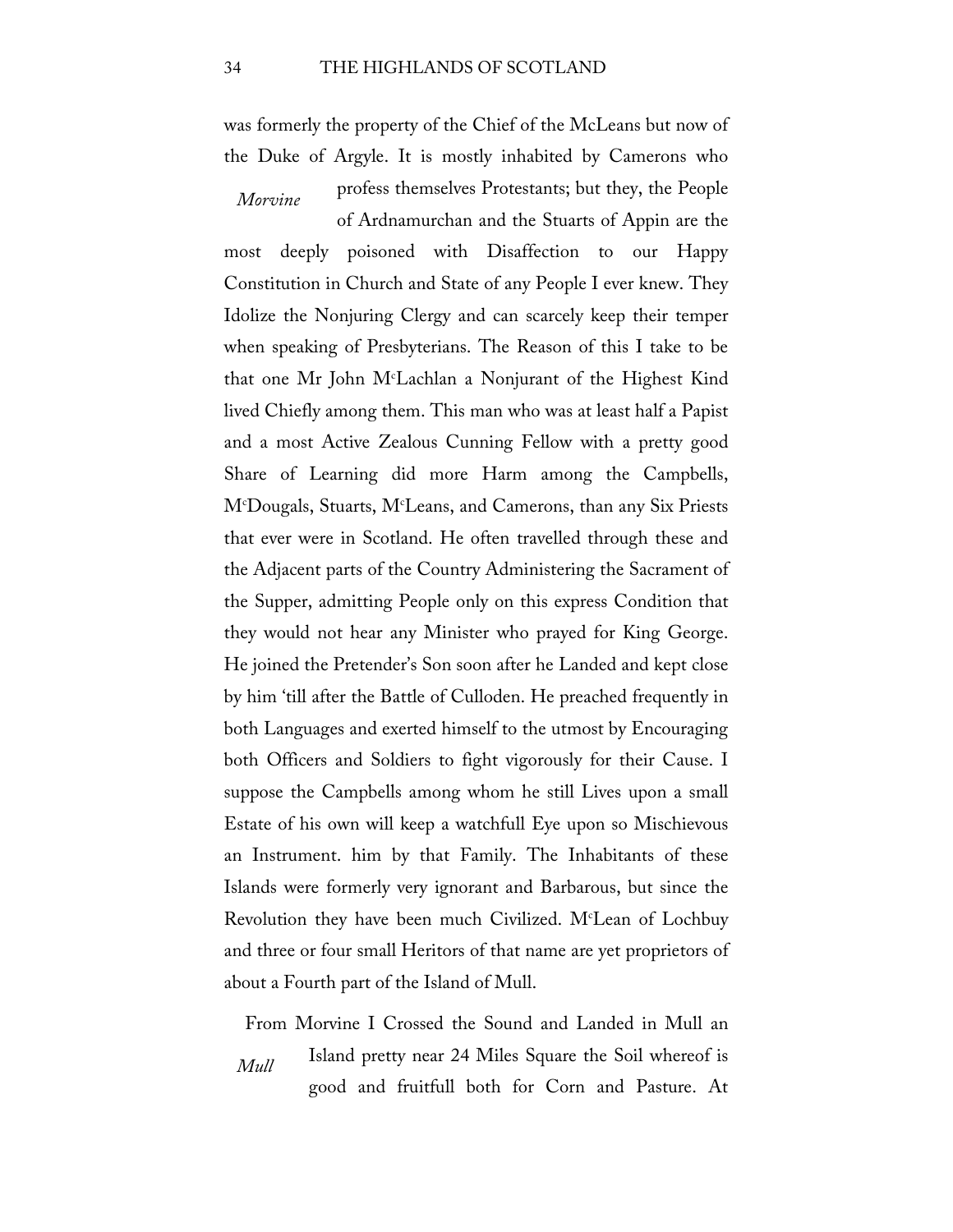was formerly the property of the Chief of the McLeans but now of the Duke of Argyle. It is mostly inhabited by Camerons who profess themselves Protestants; but they, the People of Ardnamurchan and the Stuarts of Appin are the most deeply poisoned with Disaffection to our Happy Constitution in Church and State of any People I ever knew. They Idolize the Nonjuring Clergy and can scarcely keep their temper when speaking of Presbyterians. The Reason of this I take to be that one Mr John M^cLachlan a Nonjurant of the Highest Kind lived Chiefly among them. This man who was at least half a Papist and a most Active Zealous Cunning Fellow with a pretty good Share of Learning did more Harm among the Campbells, M^cDougals, Stuarts, M^cLeans, and Camerons, than any Six Priests that ever were in Scotland. He often travelled through these and the Adjacent parts of the Country Administering the Sacrament of the Supper, admitting People only on this express Condition that they would not hear any Minister who prayed for King George. He joined the Pretender's Son soon after he Landed and kept close by him 'till after the Battle of Culloden. He preached frequently in both Languages and exerted himself to the utmost by Encouraging both Officers and Soldiers to fight vigorously for their Cause. I suppose the Campbells among whom he still Lives upon a small Estate of his own will keep a watchfull Eye upon so Mischievous an Instrument. him by that Family. The Inhabitants of these Islands were formerly very ignorant and Barbarous, but since the Revolution they have been much Civilized. M^cLean of Lochbuy and three or four small Heritors of that name are yet proprietors of about a Fourth part of the Island of Mull.

*Morvine*

From Morvine I Crossed the Sound and Landed in Mull an Island pretty near 24 Miles Square the Soil whereof is good and fruitfull both for Corn and Pasture. At

*Mull*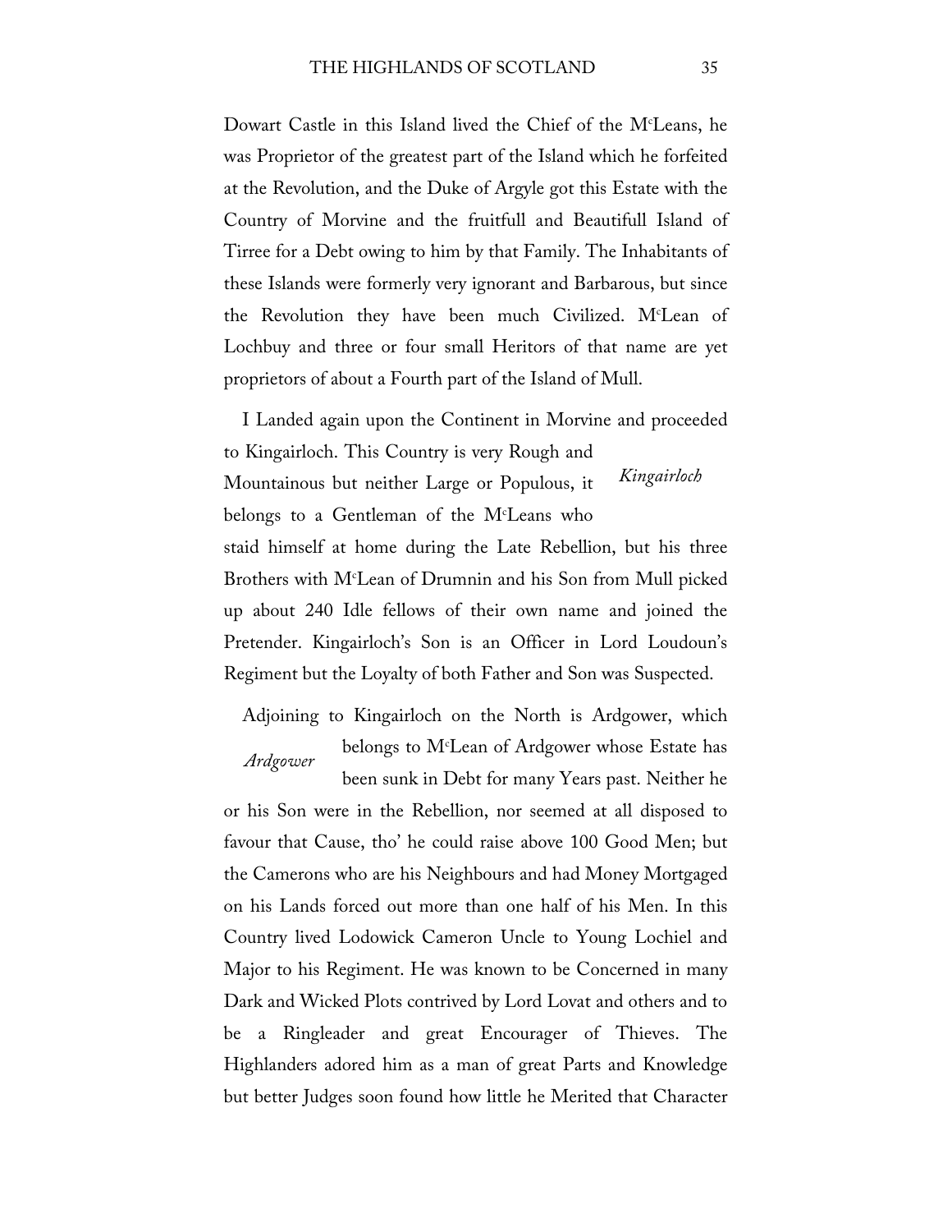Dowart Castle in this Island lived the Chief of the M^c^Leans, he was Proprietor of the greatest part of the Island which he forfeited at the Revolution, and the Duke of Argyle got this Estate with the Country of Morvine and the fruitfull and Beautifull Island of Tirree for a Debt owing to him by that Family. The Inhabitants of these Islands were formerly very ignorant and Barbarous, but since the Revolution they have been much Civilized. M^c^Lean of Lochbuy and three or four small Heritors of that name are yet proprietors of about a Fourth part of the Island of Mull.

*Kingairloch*

I Landed again upon the Continent in Morvine and proceeded to Kingairloch. This Country is very Rough and Mountainous but neither Large or Populous, it belongs to a Gentleman of the M^c^Leans who staid himself at home during the Late Rebellion, but his three Brothers with M^c^Lean of Drumnin and his Son from Mull picked up about 240 Idle fellows of their own name and joined the Pretender. Kingairloch's Son is an Officer in Lord Loudoun's Regiment but the Loyalty of both Father and Son was Suspected.

*Ardgower*

Adjoining to Kingairloch on the North is Ardgower, which belongs to M^c^Lean of Ardgower whose Estate has been sunk in Debt for many Years past. Neither he or his Son were in the Rebellion, nor seemed at all disposed to favour that Cause, tho' he could raise above 100 Good Men; but the Camerons who are his Neighbours and had Money Mortgaged on his Lands forced out more than one half of his Men. In this Country lived Lodowick Cameron Uncle to Young Lochiel and Major to his Regiment. He was known to be Concerned in many Dark and Wicked Plots contrived by Lord Lovat and others and to be a Ringleader and great Encourager of Thieves. The Highlanders adored him as a man of great Parts and Knowledge but better Judges soon found how little he Merited that Character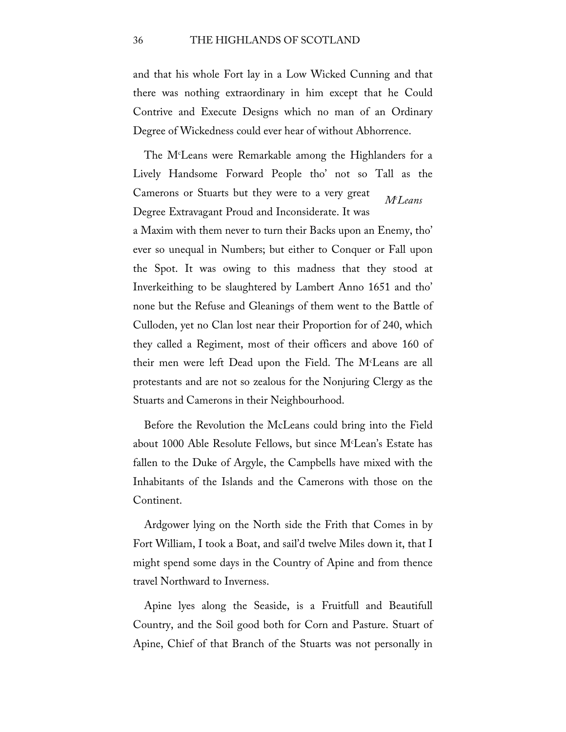and that his whole Fort lay in a Low Wicked Cunning and that there was nothing extraordinary in him except that he Could Contrive and Execute Designs which no man of an Ordinary Degree of Wickedness could ever hear of without Abhorrence.

*M^c^Leans*

The M^c^Leans were Remarkable among the Highlanders for a Lively Handsome Forward People tho' not so Tall as the Camerons or Stuarts but they were to a very great Degree Extravagant Proud and Inconsiderate. It was a Maxim with them never to turn their Backs upon an Enemy, tho' ever so unequal in Numbers; but either to Conquer or Fall upon the Spot. It was owing to this madness that they stood at Inverkeithing to be slaughtered by Lambert Anno 1651 and tho' none but the Refuse and Gleanings of them went to the Battle of Culloden, yet no Clan lost near their Proportion for of 240, which they called a Regiment, most of their officers and above 160 of their men were left Dead upon the Field. The M^c^Leans are all protestants and are not so zealous for the Nonjuring Clergy as the Stuarts and Camerons in their Neighbourhood.

Before the Revolution the McLeans could bring into the Field about 1000 Able Resolute Fellows, but since M^c^Lean's Estate has fallen to the Duke of Argyle, the Campbells have mixed with the Inhabitants of the Islands and the Camerons with those on the Continent.

Ardgower lying on the North side the Frith that Comes in by Fort William, I took a Boat, and sail'd twelve Miles down it, that I might spend some days in the Country of Apine and from thence travel Northward to Inverness.

Apine lyes along the Seaside, is a Fruitfull and Beautifull Country, and the Soil good both for Corn and Pasture. Stuart of Apine, Chief of that Branch of the Stuarts was not personally in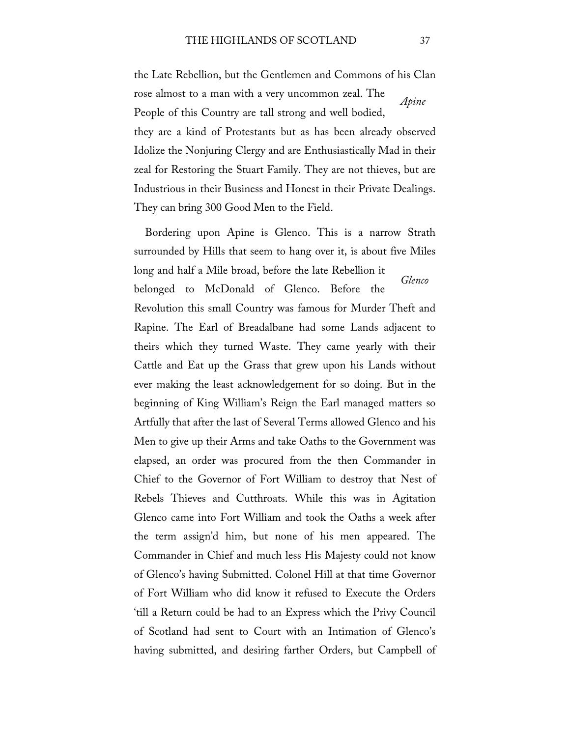the Late Rebellion, but the Gentlemen and Commons of his Clan rose almost to a man with a very uncommon zeal. The People of this Country are tall strong and well bodied, they are a kind of Protestants but as has been already observed Idolize the Nonjuring Clergy and are Enthusiastically Mad in their zeal for Restoring the Stuart Family. They are not thieves, but are Industrious in their Business and Honest in their Private Dealings. They can bring 300 Good Men to the Field.

*Apine*

Bordering upon Apine is Glenco. This is a narrow Strath surrounded by Hills that seem to hang over it, is about five Miles long and half a Mile broad, before the late Rebellion it belonged to McDonald of Glenco. Before the Revolution this small Country was famous for Murder Theft and Rapine. The Earl of Breadalbane had some Lands adjacent to theirs which they turned Waste. They came yearly with their Cattle and Eat up the Grass that grew upon his Lands without ever making the least acknowledgement for so doing. But in the beginning of King William's Reign the Earl managed matters so Artfully that after the last of Several Terms allowed Glenco and his Men to give up their Arms and take Oaths to the Government was elapsed, an order was procured from the then Commander in Chief to the Governor of Fort William to destroy that Nest of Rebels Thieves and Cutthroats. While this was in Agitation Glenco came into Fort William and took the Oaths a week after the term assign'd him, but none of his men appeared. The Commander in Chief and much less His Majesty could not know of Glenco's having Submitted. Colonel Hill at that time Governor of Fort William who did know it refused to Execute the Orders 'till a Return could be had to an Express which the Privy Council of Scotland had sent to Court with an Intimation of Glenco's having submitted, and desiring farther Orders, but Campbell of

*Glenco*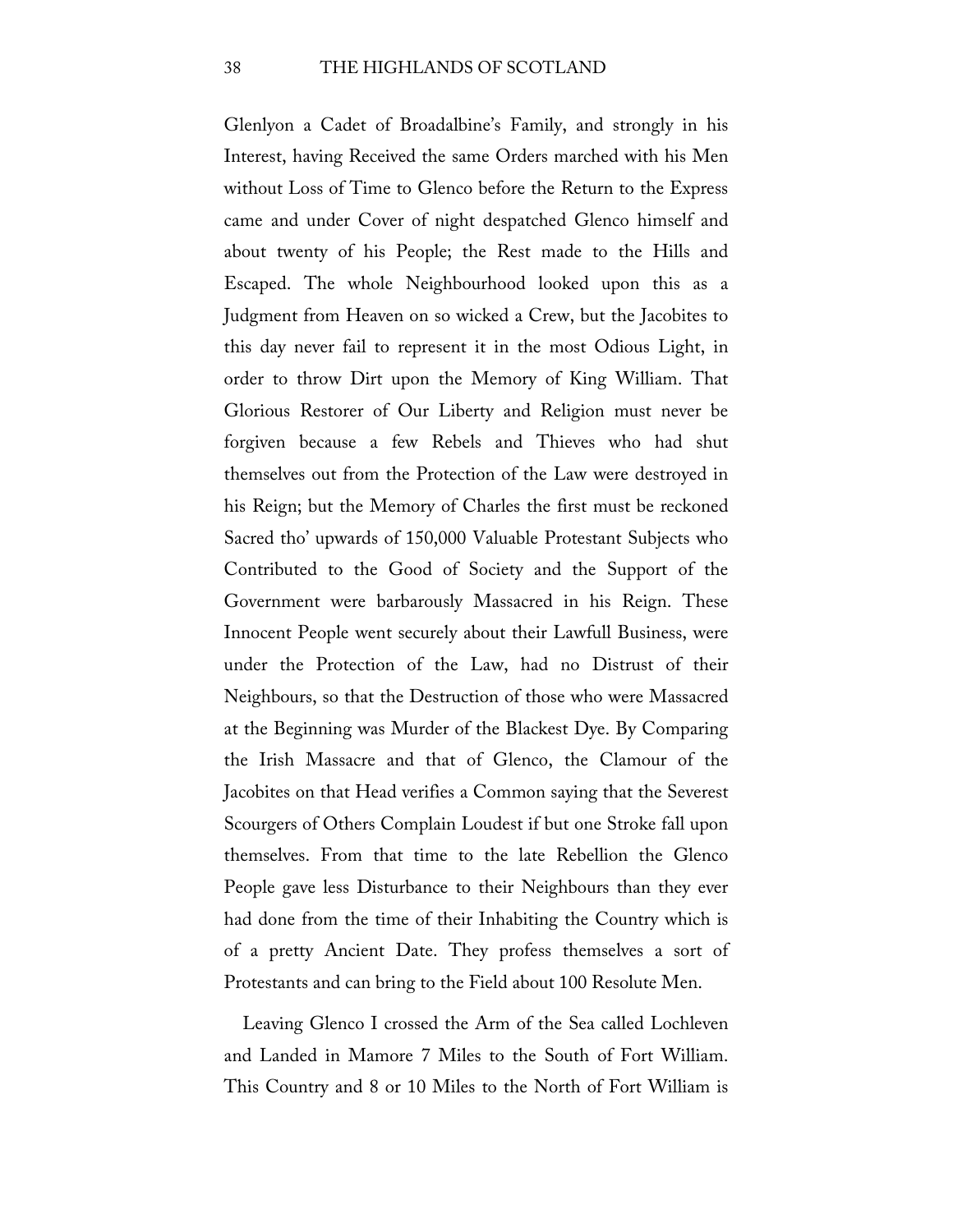Glenlyon a Cadet of Broadalbine's Family, and strongly in his Interest, having Received the same Orders marched with his Men without Loss of Time to Glenco before the Return to the Express came and under Cover of night despatched Glenco himself and about twenty of his People; the Rest made to the Hills and Escaped. The whole Neighbourhood looked upon this as a Judgment from Heaven on so wicked a Crew, but the Jacobites to this day never fail to represent it in the most Odious Light, in order to throw Dirt upon the Memory of King William. That Glorious Restorer of Our Liberty and Religion must never be forgiven because a few Rebels and Thieves who had shut themselves out from the Protection of the Law were destroyed in his Reign; but the Memory of Charles the first must be reckoned Sacred tho' upwards of 150,000 Valuable Protestant Subjects who Contributed to the Good of Society and the Support of the Government were barbarously Massacred in his Reign. These Innocent People went securely about their Lawfull Business, were under the Protection of the Law, had no Distrust of their Neighbours, so that the Destruction of those who were Massacred at the Beginning was Murder of the Blackest Dye. By Comparing the Irish Massacre and that of Glenco, the Clamour of the Jacobites on that Head verifies a Common saying that the Severest Scourgers of Others Complain Loudest if but one Stroke fall upon themselves. From that time to the late Rebellion the Glenco People gave less Disturbance to their Neighbours than they ever had done from the time of their Inhabiting the Country which is of a pretty Ancient Date. They profess themselves a sort of Protestants and can bring to the Field about 100 Resolute Men.

Leaving Glenco I crossed the Arm of the Sea called Lochleven and Landed in Mamore 7 Miles to the South of Fort William. This Country and 8 or 10 Miles to the North of Fort William is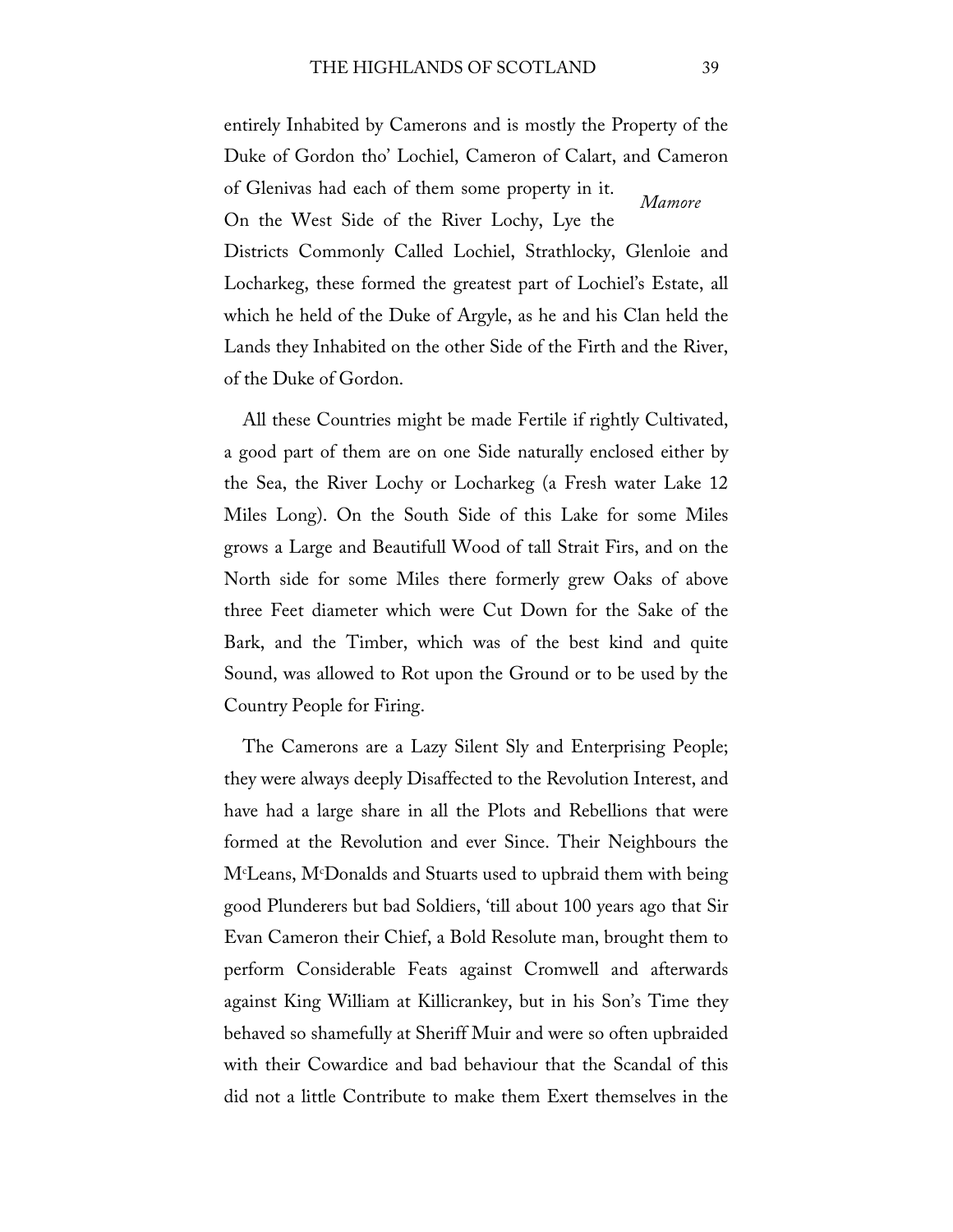entirely Inhabited by Camerons and is mostly the Property of the Duke of Gordon tho' Lochiel, Cameron of Calart, and Cameron of Glenivas had each of them some property in it.

*Mamore*

On the West Side of the River Lochy, Lye the Districts Commonly Called Lochiel, Strathlocky, Glenloie and Locharkeg, these formed the greatest part of Lochiel's Estate, all which he held of the Duke of Argyle, as he and his Clan held the Lands they Inhabited on the other Side of the Firth and the River, of the Duke of Gordon.

All these Countries might be made Fertile if rightly Cultivated, a good part of them are on one Side naturally enclosed either by the Sea, the River Lochy or Locharkeg (a Fresh water Lake 12 Miles Long). On the South Side of this Lake for some Miles grows a Large and Beautifull Wood of tall Strait Firs, and on the North side for some Miles there formerly grew Oaks of above three Feet diameter which were Cut Down for the Sake of the Bark, and the Timber, which was of the best kind and quite Sound, was allowed to Rot upon the Ground or to be used by the Country People for Firing.

The Camerons are a Lazy Silent Sly and Enterprising People; they were always deeply Disaffected to the Revolution Interest, and have had a large share in all the Plots and Rebellions that were formed at the Revolution and ever Since. Their Neighbours the M^c^Leans, M^c^Donalds and Stuarts used to upbraid them with being good Plunderers but bad Soldiers, 'till about 100 years ago that Sir Evan Cameron their Chief, a Bold Resolute man, brought them to perform Considerable Feats against Cromwell and afterwards against King William at Killicrankey, but in his Son's Time they behaved so shamefully at Sheriff Muir and were so often upbraided with their Cowardice and bad behaviour that the Scandal of this did not a little Contribute to make them Exert themselves in the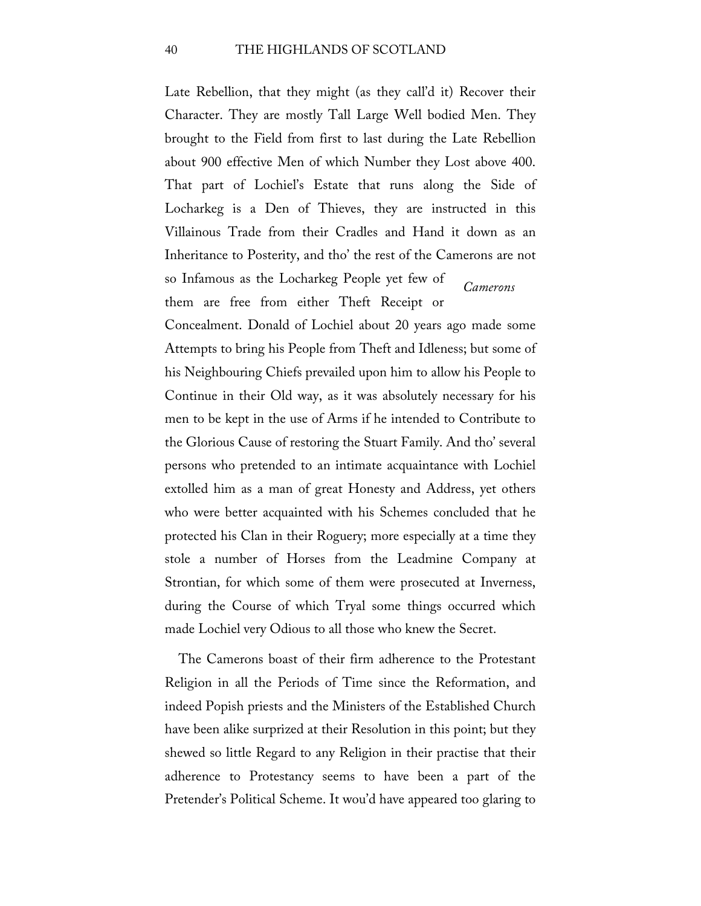Late Rebellion, that they might (as they call'd it) Recover their Character. They are mostly Tall Large Well bodied Men. They brought to the Field from first to last during the Late Rebellion about 900 effective Men of which Number they Lost above 400. That part of Lochiel's Estate that runs along the Side of Locharkeg is a Den of Thieves, they are instructed in this Villainous Trade from their Cradles and Hand it down as an Inheritance to Posterity, and tho' the rest of the Camerons are not so Infamous as the Locharkeg People yet few of them are free from either Theft Receipt or Concealment. Donald of Lochiel about 20 years ago made some Attempts to bring his People from Theft and Idleness; but some of his Neighbouring Chiefs prevailed upon him to allow his People to Continue in their Old way, as it was absolutely necessary for his men to be kept in the use of Arms if he intended to Contribute to the Glorious Cause of restoring the Stuart Family. And tho' several persons who pretended to an intimate acquaintance with Lochiel extolled him as a man of great Honesty and Address, yet others who were better acquainted with his Schemes concluded that he protected his Clan in their Roguery; more especially at a time they stole a number of Horses from the Leadmine Company at Strontian, for which some of them were prosecuted at Inverness, during the Course of which Tryal some things occurred which made Lochiel very Odious to all those who knew the Secret.

*Camerons*

The Camerons boast of their firm adherence to the Protestant Religion in all the Periods of Time since the Reformation, and indeed Popish priests and the Ministers of the Established Church have been alike surprized at their Resolution in this point; but they shewed so little Regard to any Religion in their practise that their adherence to Protestancy seems to have been a part of the Pretender's Political Scheme. It wou'd have appeared too glaring to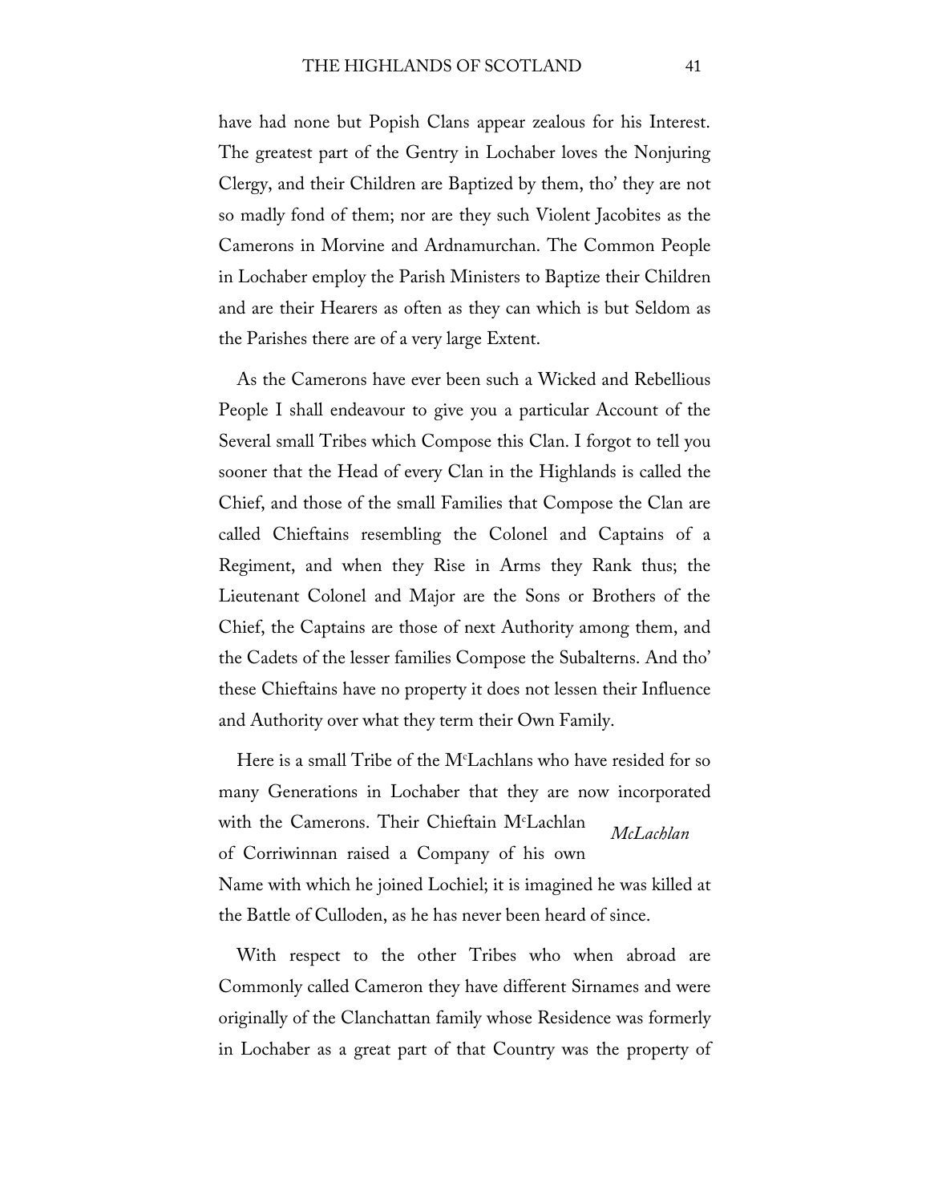have had none but Popish Clans appear zealous for his Interest. The greatest part of the Gentry in Lochaber loves the Nonjuring Clergy, and their Children are Baptized by them, tho' they are not so madly fond of them; nor are they such Violent Jacobites as the Camerons in Morvine and Ardnamurchan. The Common People in Lochaber employ the Parish Ministers to Baptize their Children and are their Hearers as often as they can which is but Seldom as the Parishes there are of a very large Extent.

As the Camerons have ever been such a Wicked and Rebellious People I shall endeavour to give you a particular Account of the Several small Tribes which Compose this Clan. I forgot to tell you sooner that the Head of every Clan in the Highlands is called the Chief, and those of the small Families that Compose the Clan are called Chieftains resembling the Colonel and Captains of a Regiment, and when they Rise in Arms they Rank thus; the Lieutenant Colonel and Major are the Sons or Brothers of the Chief, the Captains are those of next Authority among them, and the Cadets of the lesser families Compose the Subalterns. And tho' these Chieftains have no property it does not lessen their Influence and Authority over what they term their Own Family.

*McLachlan*

Here is a small Tribe of the M^c^Lachlans who have resided for so many Generations in Lochaber that they are now incorporated with the Camerons. Their Chieftain M^c^Lachlan of Corriwinnan raised a Company of his own Name with which he joined Lochiel; it is imagined he was killed at the Battle of Culloden, as he has never been heard of since.

With respect to the other Tribes who when abroad are Commonly called Cameron they have different Sirnames and were originally of the Clanchattan family whose Residence was formerly in Lochaber as a great part of that Country was the property of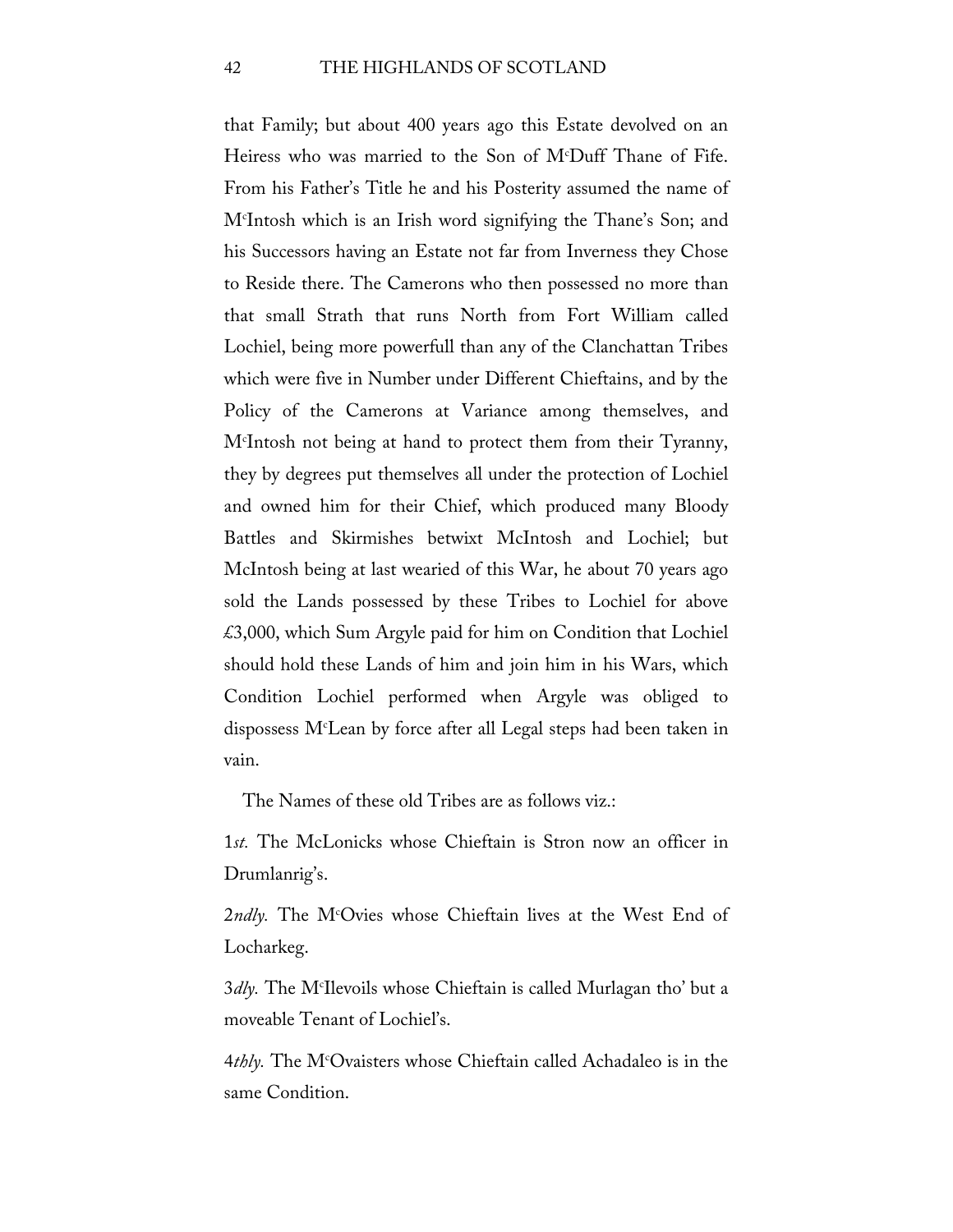that Family; but about 400 years ago this Estate devolved on an Heiress who was married to the Son of M^c^Duff Thane of Fife. From his Father's Title he and his Posterity assumed the name of M^c^Intosh which is an Irish word signifying the Thane's Son; and his Successors having an Estate not far from Inverness they Chose to Reside there. The Camerons who then possessed no more than that small Strath that runs North from Fort William called Lochiel, being more powerfull than any of the Clanchattan Tribes which were five in Number under Different Chieftains, and by the Policy of the Camerons at Variance among themselves, and M^c^Intosh not being at hand to protect them from their Tyranny, they by degrees put themselves all under the protection of Lochiel and owned him for their Chief, which produced many Bloody Battles and Skirmishes betwixt McIntosh and Lochiel; but McIntosh being at last wearied of this War, he about 70 years ago sold the Lands possessed by these Tribes to Lochiel for above £3,000, which Sum Argyle paid for him on Condition that Lochiel should hold these Lands of him and join him in his Wars, which Condition Lochiel performed when Argyle was obliged to dispossess M^c^Lean by force after all Legal steps had been taken in vain.

The Names of these old Tribes are as follows viz.:

1*st.* The McLonicks whose Chieftain is Stron now an officer in Drumlanrig's.

2*ndly.* The M^c^Ovies whose Chieftain lives at the West End of Locharkeg.

3*dly.* The M^c^Ilevoils whose Chieftain is called Murlagan tho' but a moveable Tenant of Lochiel's.

4*thly.* The M^c^Ovaisters whose Chieftain called Achadaleo is in the same Condition.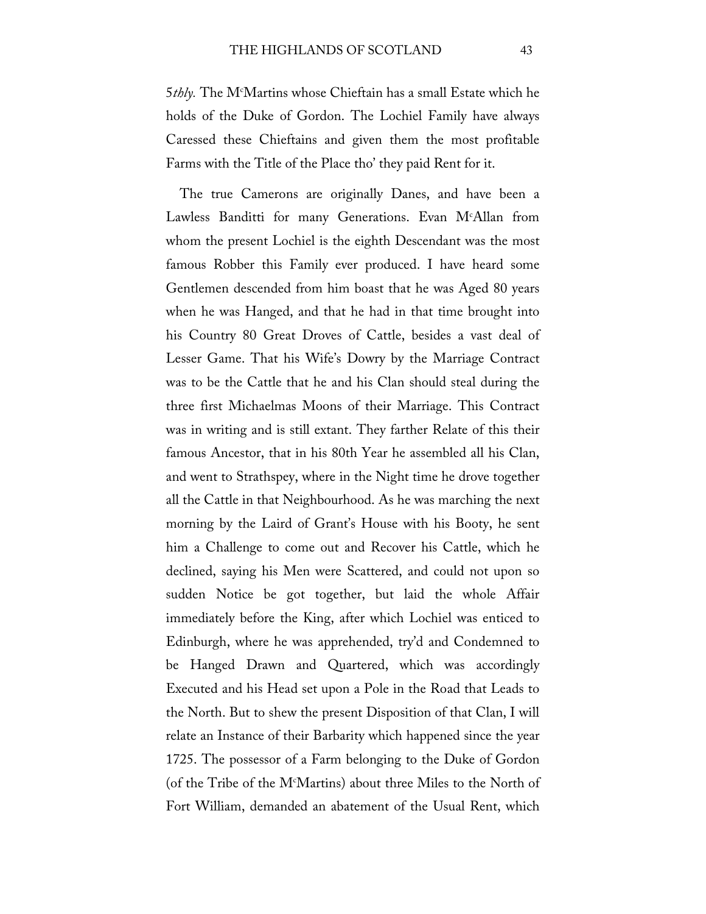5*thly.* The McMartins whose Chieftain has a small Estate which he holds of the Duke of Gordon. The Lochiel Family have always Caressed these Chieftains and given them the most profitable Farms with the Title of the Place tho' they paid Rent for it.

The true Camerons are originally Danes, and have been a Lawless Banditti for many Generations. Evan McAllan from whom the present Lochiel is the eighth Descendant was the most famous Robber this Family ever produced. I have heard some Gentlemen descended from him boast that he was Aged 80 years when he was Hanged, and that he had in that time brought into his Country 80 Great Droves of Cattle, besides a vast deal of Lesser Game. That his Wife's Dowry by the Marriage Contract was to be the Cattle that he and his Clan should steal during the three first Michaelmas Moons of their Marriage. This Contract was in writing and is still extant. They farther Relate of this their famous Ancestor, that in his 80th Year he assembled all his Clan, and went to Strathspey, where in the Night time he drove together all the Cattle in that Neighbourhood. As he was marching the next morning by the Laird of Grant's House with his Booty, he sent him a Challenge to come out and Recover his Cattle, which he declined, saying his Men were Scattered, and could not upon so sudden Notice be got together, but laid the whole Affair immediately before the King, after which Lochiel was enticed to Edinburgh, where he was apprehended, try'd and Condemned to be Hanged Drawn and Quartered, which was accordingly Executed and his Head set upon a Pole in the Road that Leads to the North. But to shew the present Disposition of that Clan, I will relate an Instance of their Barbarity which happened since the year 1725. The possessor of a Farm belonging to the Duke of Gordon (of the Tribe of the McMartins) about three Miles to the North of Fort William, demanded an abatement of the Usual Rent, which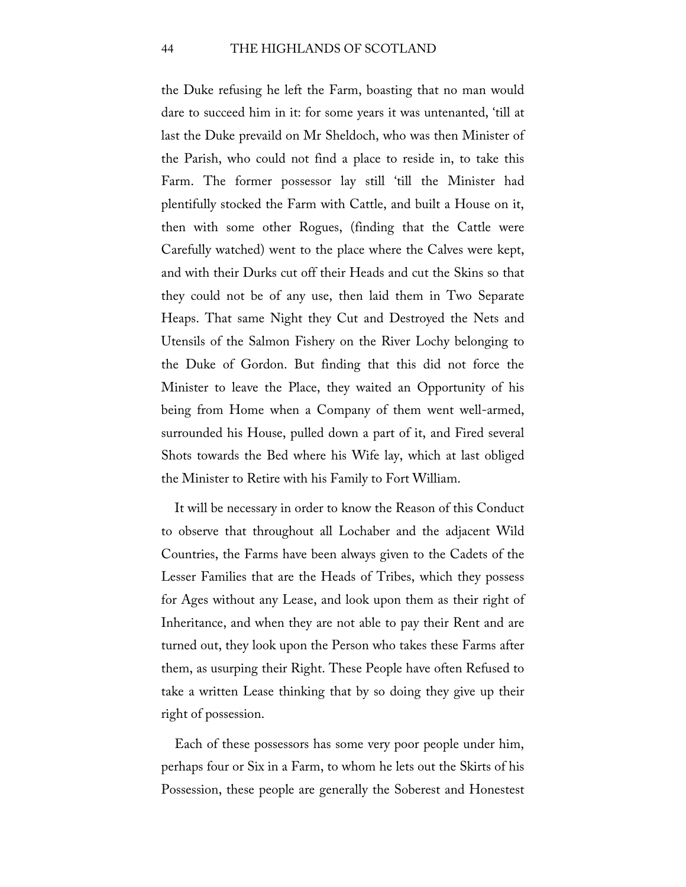the Duke refusing he left the Farm, boasting that no man would dare to succeed him in it: for some years it was untenanted, 'till at last the Duke prevaild on Mr Sheldoch, who was then Minister of the Parish, who could not find a place to reside in, to take this Farm. The former possessor lay still 'till the Minister had plentifully stocked the Farm with Cattle, and built a House on it, then with some other Rogues, (finding that the Cattle were Carefully watched) went to the place where the Calves were kept, and with their Durks cut off their Heads and cut the Skins so that they could not be of any use, then laid them in Two Separate Heaps. That same Night they Cut and Destroyed the Nets and Utensils of the Salmon Fishery on the River Lochy belonging to the Duke of Gordon. But finding that this did not force the Minister to leave the Place, they waited an Opportunity of his being from Home when a Company of them went well-armed, surrounded his House, pulled down a part of it, and Fired several Shots towards the Bed where his Wife lay, which at last obliged the Minister to Retire with his Family to Fort William.

It will be necessary in order to know the Reason of this Conduct to observe that throughout all Lochaber and the adjacent Wild Countries, the Farms have been always given to the Cadets of the Lesser Families that are the Heads of Tribes, which they possess for Ages without any Lease, and look upon them as their right of Inheritance, and when they are not able to pay their Rent and are turned out, they look upon the Person who takes these Farms after them, as usurping their Right. These People have often Refused to take a written Lease thinking that by so doing they give up their right of possession.

Each of these possessors has some very poor people under him, perhaps four or Six in a Farm, to whom he lets out the Skirts of his Possession, these people are generally the Soberest and Honestest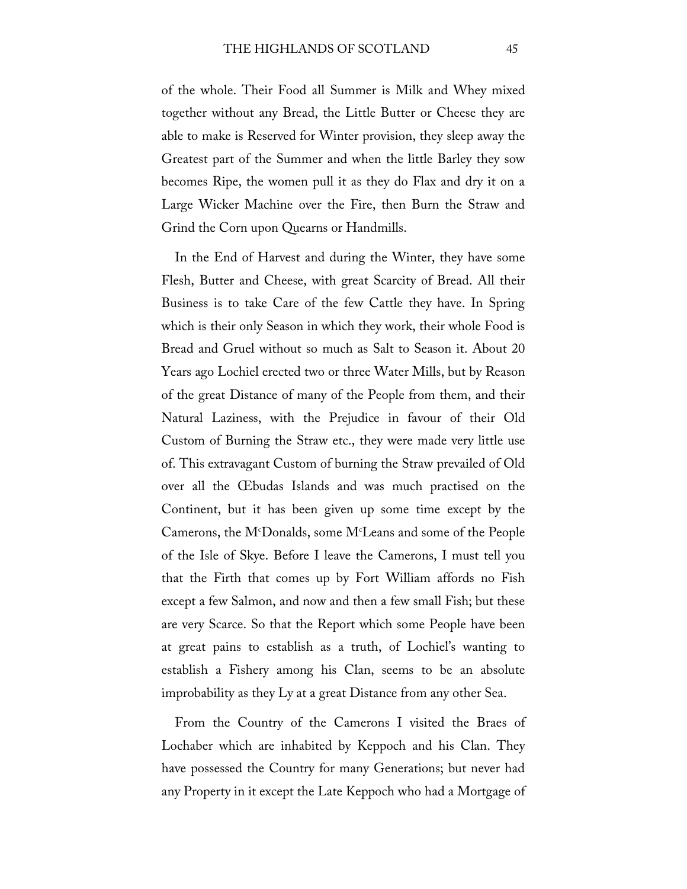of the whole. Their Food all Summer is Milk and Whey mixed together without any Bread, the Little Butter or Cheese they are able to make is Reserved for Winter provision, they sleep away the Greatest part of the Summer and when the little Barley they sow becomes Ripe, the women pull it as they do Flax and dry it on a Large Wicker Machine over the Fire, then Burn the Straw and Grind the Corn upon Quearns or Handmills.

In the End of Harvest and during the Winter, they have some Flesh, Butter and Cheese, with great Scarcity of Bread. All their Business is to take Care of the few Cattle they have. In Spring which is their only Season in which they work, their whole Food is Bread and Gruel without so much as Salt to Season it. About 20 Years ago Lochiel erected two or three Water Mills, but by Reason of the great Distance of many of the People from them, and their Natural Laziness, with the Prejudice in favour of their Old Custom of Burning the Straw etc., they were made very little use of. This extravagant Custom of burning the Straw prevailed of Old over all the Œbudas Islands and was much practised on the Continent, but it has been given up some time except by the Camerons, the McDonalds, some McLeans and some of the People of the Isle of Skye. Before I leave the Camerons, I must tell you that the Firth that comes up by Fort William affords no Fish except a few Salmon, and now and then a few small Fish; but these are very Scarce. So that the Report which some People have been at great pains to establish as a truth, of Lochiel's wanting to establish a Fishery among his Clan, seems to be an absolute improbability as they Ly at a great Distance from any other Sea.

From the Country of the Camerons I visited the Braes of Lochaber which are inhabited by Keppoch and his Clan. They have possessed the Country for many Generations; but never had any Property in it except the Late Keppoch who had a Mortgage of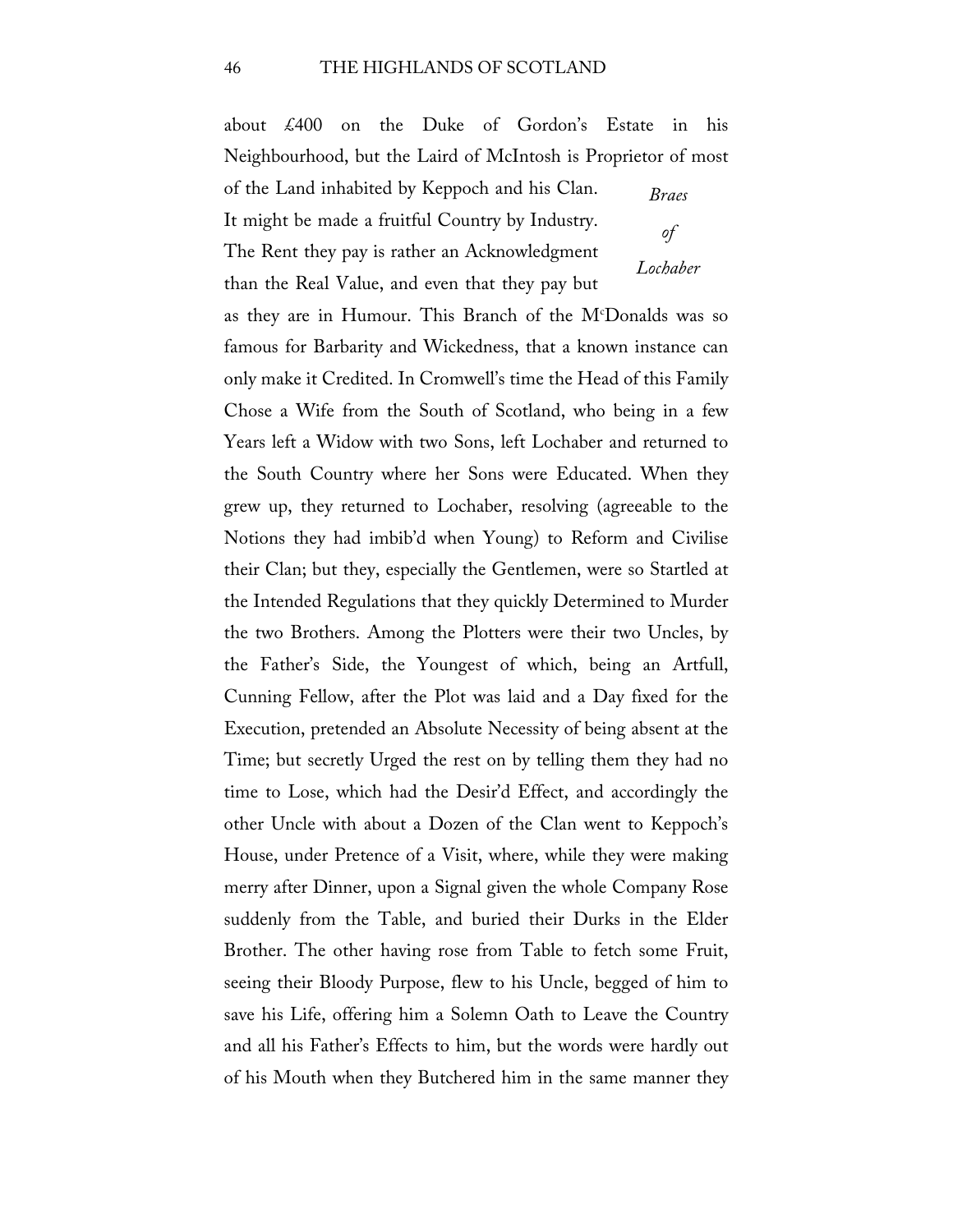about £400 on the Duke of Gordon's Estate in his Neighbourhood, but the Laird of McIntosh is Proprietor of most of the Land inhabited by Keppoch and his Clan. It might be made a fruitful Country by Industry. The Rent they pay is rather an Acknowledgment than the Real Value, and even that they pay but as they are in Humour. This Branch of the M[c]Donalds was so famous for Barbarity and Wickedness, that a known instance can only make it Credited. In Cromwell's time the Head of this Family Chose a Wife from the South of Scotland, who being in a few Years left a Widow with two Sons, left Lochaber and returned to the South Country where her Sons were Educated. When they grew up, they returned to Lochaber, resolving (agreeable to the Notions they had imbib'd when Young) to Reform and Civilise their Clan; but they, especially the Gentlemen, were so Startled at the Intended Regulations that they quickly Determined to Murder the two Brothers. Among the Plotters were their two Uncles, by the Father's Side, the Youngest of which, being an Artfull, Cunning Fellow, after the Plot was laid and a Day fixed for the Execution, pretended an Absolute Necessity of being absent at the Time; but secretly Urged the rest on by telling them they had no time to Lose, which had the Desir'd Effect, and accordingly the other Uncle with about a Dozen of the Clan went to Keppoch's House, under Pretence of a Visit, where, while they were making merry after Dinner, upon a Signal given the whole Company Rose suddenly from the Table, and buried their Durks in the Elder Brother. The other having rose from Table to fetch some Fruit, seeing their Bloody Purpose, flew to his Uncle, begged of him to save his Life, offering him a Solemn Oath to Leave the Country and all his Father's Effects to him, but the words were hardly out of his Mouth when they Butchered him in the same manner they

*Braes of Lochaber*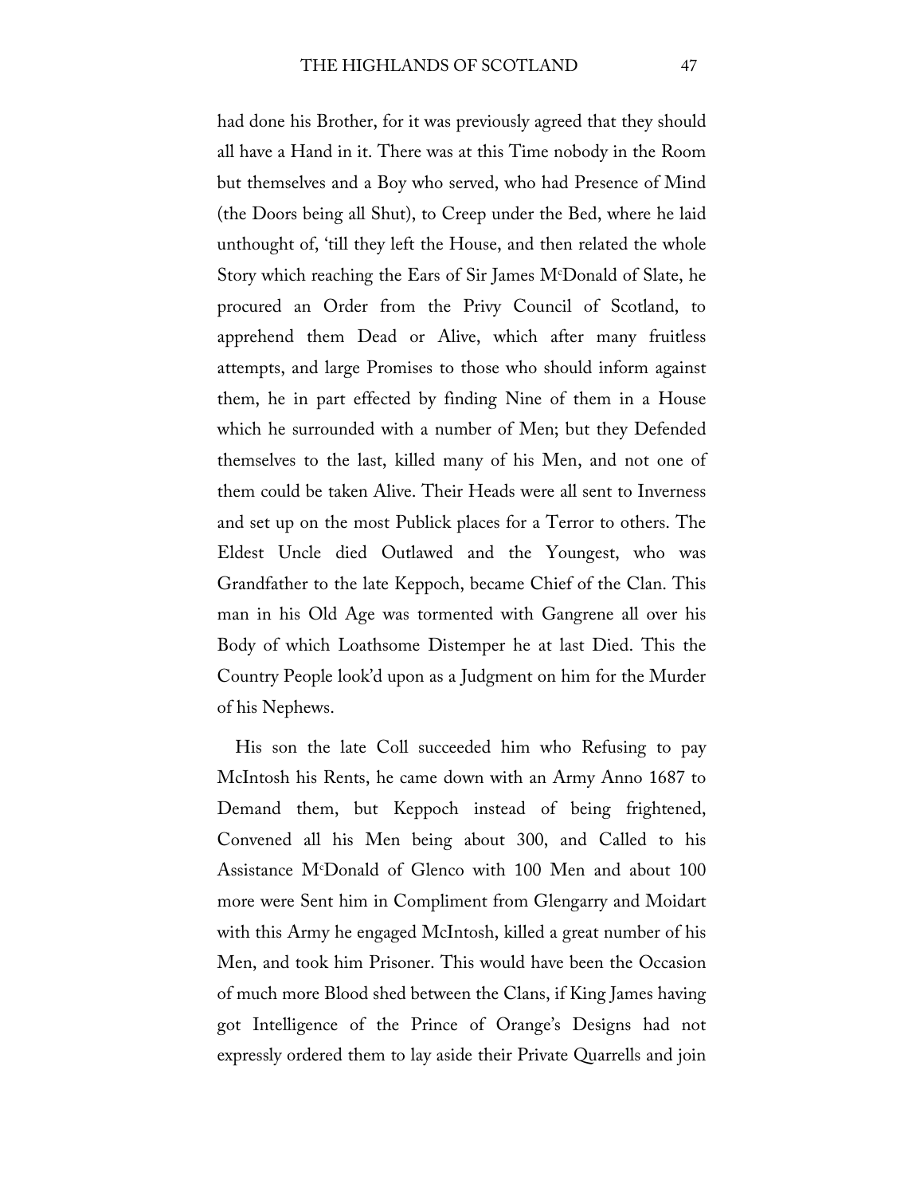had done his Brother, for it was previously agreed that they should all have a Hand in it. There was at this Time nobody in the Room but themselves and a Boy who served, who had Presence of Mind (the Doors being all Shut), to Creep under the Bed, where he laid unthought of, 'till they left the House, and then related the whole Story which reaching the Ears of Sir James M^c^Donald of Slate, he procured an Order from the Privy Council of Scotland, to apprehend them Dead or Alive, which after many fruitless attempts, and large Promises to those who should inform against them, he in part effected by finding Nine of them in a House which he surrounded with a number of Men; but they Defended themselves to the last, killed many of his Men, and not one of them could be taken Alive. Their Heads were all sent to Inverness and set up on the most Publick places for a Terror to others. The Eldest Uncle died Outlawed and the Youngest, who was Grandfather to the late Keppoch, became Chief of the Clan. This man in his Old Age was tormented with Gangrene all over his Body of which Loathsome Distemper he at last Died. This the Country People look'd upon as a Judgment on him for the Murder of his Nephews.

His son the late Coll succeeded him who Refusing to pay McIntosh his Rents, he came down with an Army Anno 1687 to Demand them, but Keppoch instead of being frightened, Convened all his Men being about 300, and Called to his Assistance M^c^Donald of Glenco with 100 Men and about 100 more were Sent him in Compliment from Glengarry and Moidart with this Army he engaged McIntosh, killed a great number of his Men, and took him Prisoner. This would have been the Occasion of much more Blood shed between the Clans, if King James having got Intelligence of the Prince of Orange's Designs had not expressly ordered them to lay aside their Private Quarrells and join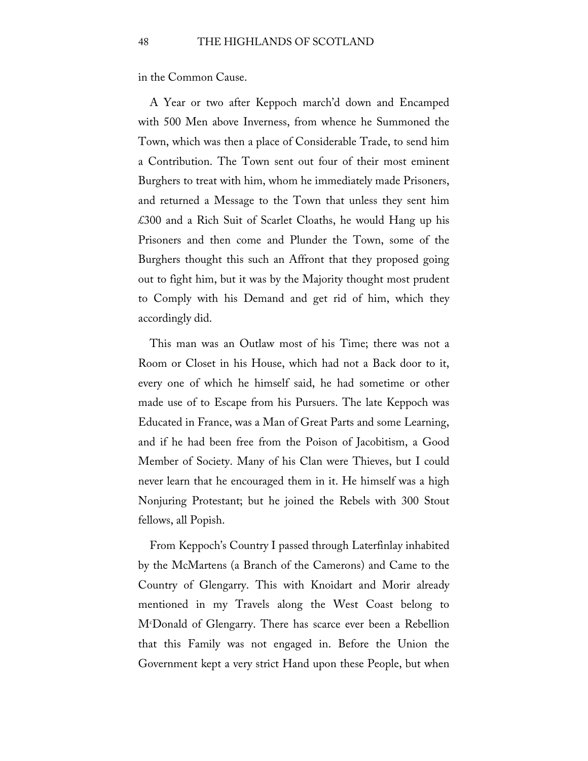in the Common Cause.

A Year or two after Keppoch march'd down and Encamped with 500 Men above Inverness, from whence he Summoned the Town, which was then a place of Considerable Trade, to send him a Contribution. The Town sent out four of their most eminent Burghers to treat with him, whom he immediately made Prisoners, and returned a Message to the Town that unless they sent him £300 and a Rich Suit of Scarlet Cloaths, he would Hang up his Prisoners and then come and Plunder the Town, some of the Burghers thought this such an Affront that they proposed going out to fight him, but it was by the Majority thought most prudent to Comply with his Demand and get rid of him, which they accordingly did.

This man was an Outlaw most of his Time; there was not a Room or Closet in his House, which had not a Back door to it, every one of which he himself said, he had sometime or other made use of to Escape from his Pursuers. The late Keppoch was Educated in France, was a Man of Great Parts and some Learning, and if he had been free from the Poison of Jacobitism, a Good Member of Society. Many of his Clan were Thieves, but I could never learn that he encouraged them in it. He himself was a high Nonjuring Protestant; but he joined the Rebels with 300 Stout fellows, all Popish.

From Keppoch's Country I passed through Laterfinlay inhabited by the McMartens (a Branch of the Camerons) and Came to the Country of Glengarry. This with Knoidart and Morir already mentioned in my Travels along the West Coast belong to M[c]Donald of Glengarry. There has scarce ever been a Rebellion that this Family was not engaged in. Before the Union the Government kept a very strict Hand upon these People, but when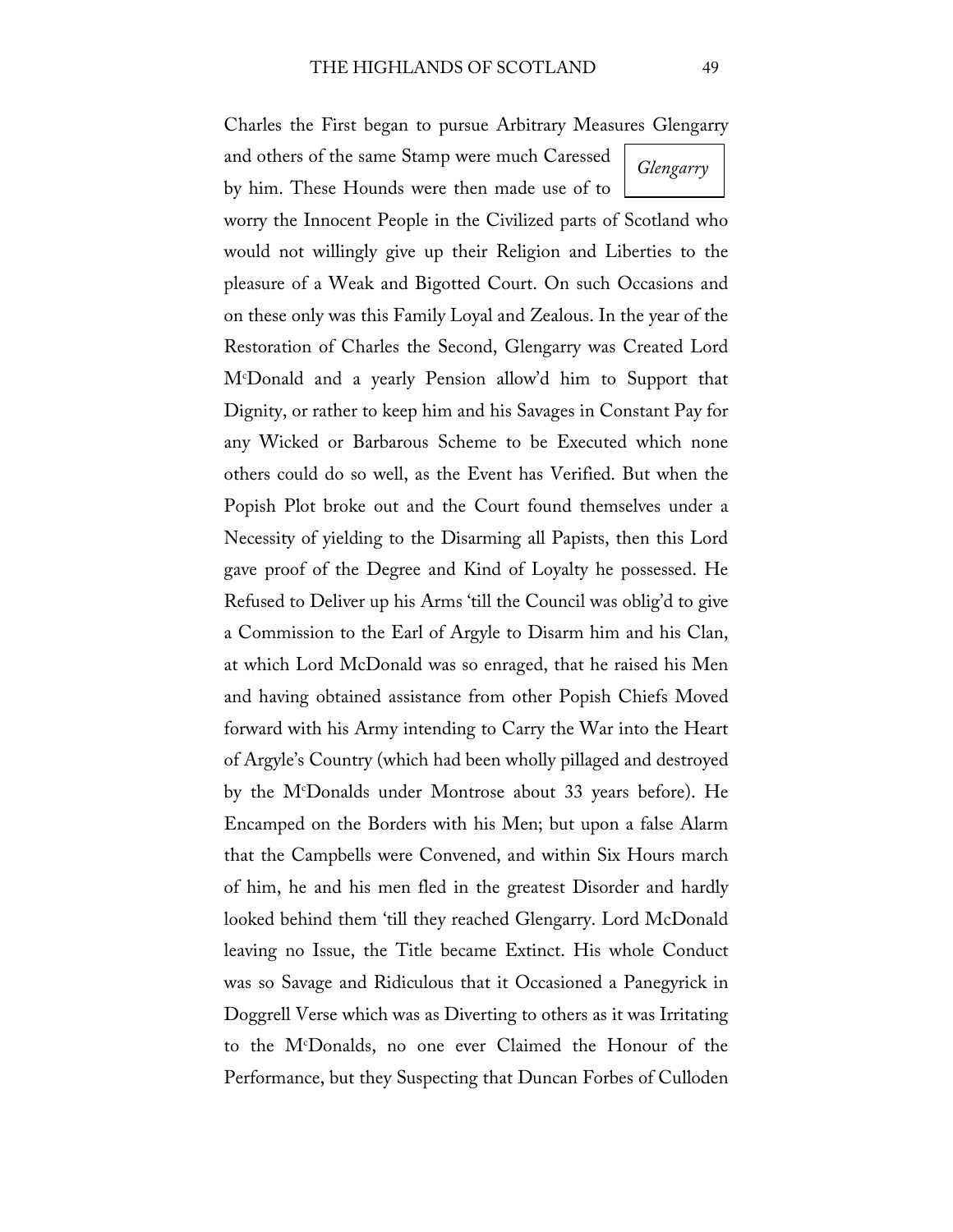Charles the First began to pursue Arbitrary Measures Glengarry and others of the same Stamp were much Caressed by him. These Hounds were then made use of to worry the Innocent People in the Civilized parts of Scotland who would not willingly give up their Religion and Liberties to the pleasure of a Weak and Bigotted Court. On such Occasions and on these only was this Family Loyal and Zealous. In the year of the Restoration of Charles the Second, Glengarry was Created Lord McDonald and a yearly Pension allow'd him to Support that Dignity, or rather to keep him and his Savages in Constant Pay for any Wicked or Barbarous Scheme to be Executed which none others could do so well, as the Event has Verified. But when the Popish Plot broke out and the Court found themselves under a Necessity of yielding to the Disarming all Papists, then this Lord gave proof of the Degree and Kind of Loyalty he possessed. He Refused to Deliver up his Arms 'till the Council was oblig'd to give a Commission to the Earl of Argyle to Disarm him and his Clan, at which Lord McDonald was so enraged, that he raised his Men and having obtained assistance from other Popish Chiefs Moved forward with his Army intending to Carry the War into the Heart of Argyle's Country (which had been wholly pillaged and destroyed by the McDonalds under Montrose about 33 years before). He Encamped on the Borders with his Men; but upon a false Alarm that the Campbells were Convened, and within Six Hours march of him, he and his men fled in the greatest Disorder and hardly looked behind them 'till they reached Glengarry. Lord McDonald leaving no Issue, the Title became Extinct. His whole Conduct was so Savage and Ridiculous that it Occasioned a Panegyrick in Doggrell Verse which was as Diverting to others as it was Irritating to the McDonalds, no one ever Claimed the Honour of the Performance, but they Suspecting that Duncan Forbes of Culloden

*Glengarry*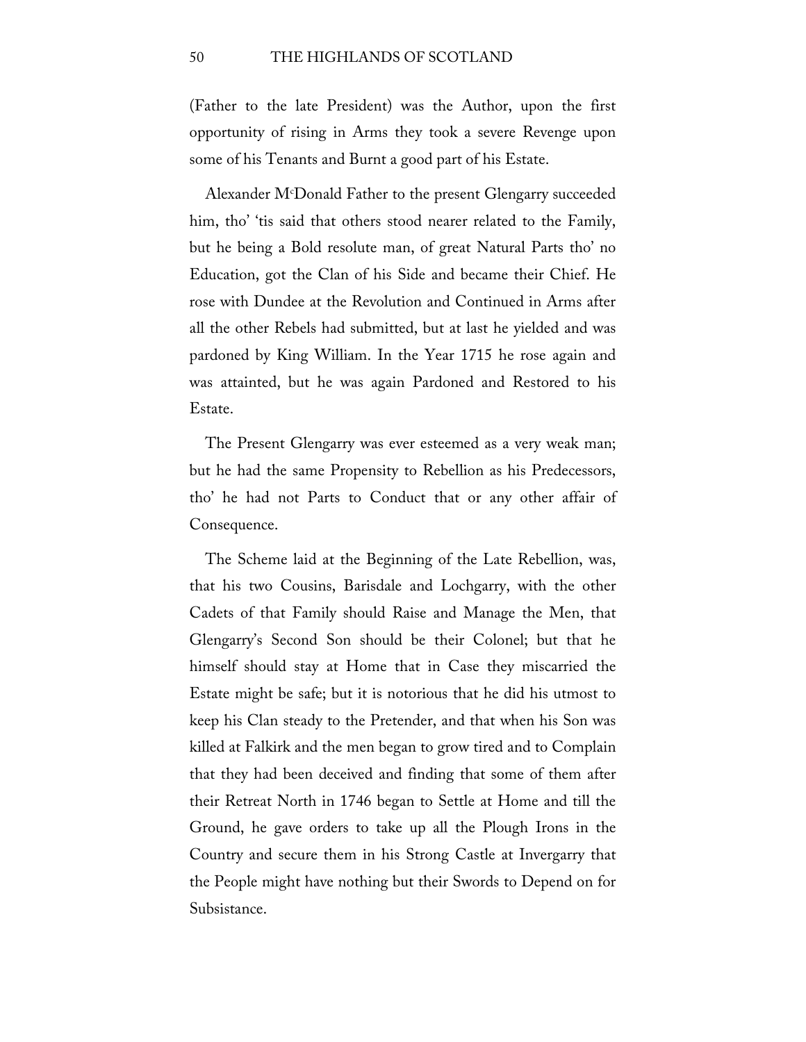(Father to the late President) was the Author, upon the first opportunity of rising in Arms they took a severe Revenge upon some of his Tenants and Burnt a good part of his Estate.

Alexander M^c^Donald Father to the present Glengarry succeeded him, tho' 'tis said that others stood nearer related to the Family, but he being a Bold resolute man, of great Natural Parts tho' no Education, got the Clan of his Side and became their Chief. He rose with Dundee at the Revolution and Continued in Arms after all the other Rebels had submitted, but at last he yielded and was pardoned by King William. In the Year 1715 he rose again and was attainted, but he was again Pardoned and Restored to his Estate.

The Present Glengarry was ever esteemed as a very weak man; but he had the same Propensity to Rebellion as his Predecessors, tho' he had not Parts to Conduct that or any other affair of Consequence.

The Scheme laid at the Beginning of the Late Rebellion, was, that his two Cousins, Barisdale and Lochgarry, with the other Cadets of that Family should Raise and Manage the Men, that Glengarry's Second Son should be their Colonel; but that he himself should stay at Home that in Case they miscarried the Estate might be safe; but it is notorious that he did his utmost to keep his Clan steady to the Pretender, and that when his Son was killed at Falkirk and the men began to grow tired and to Complain that they had been deceived and finding that some of them after their Retreat North in 1746 began to Settle at Home and till the Ground, he gave orders to take up all the Plough Irons in the Country and secure them in his Strong Castle at Invergarry that the People might have nothing but their Swords to Depend on for Subsistance.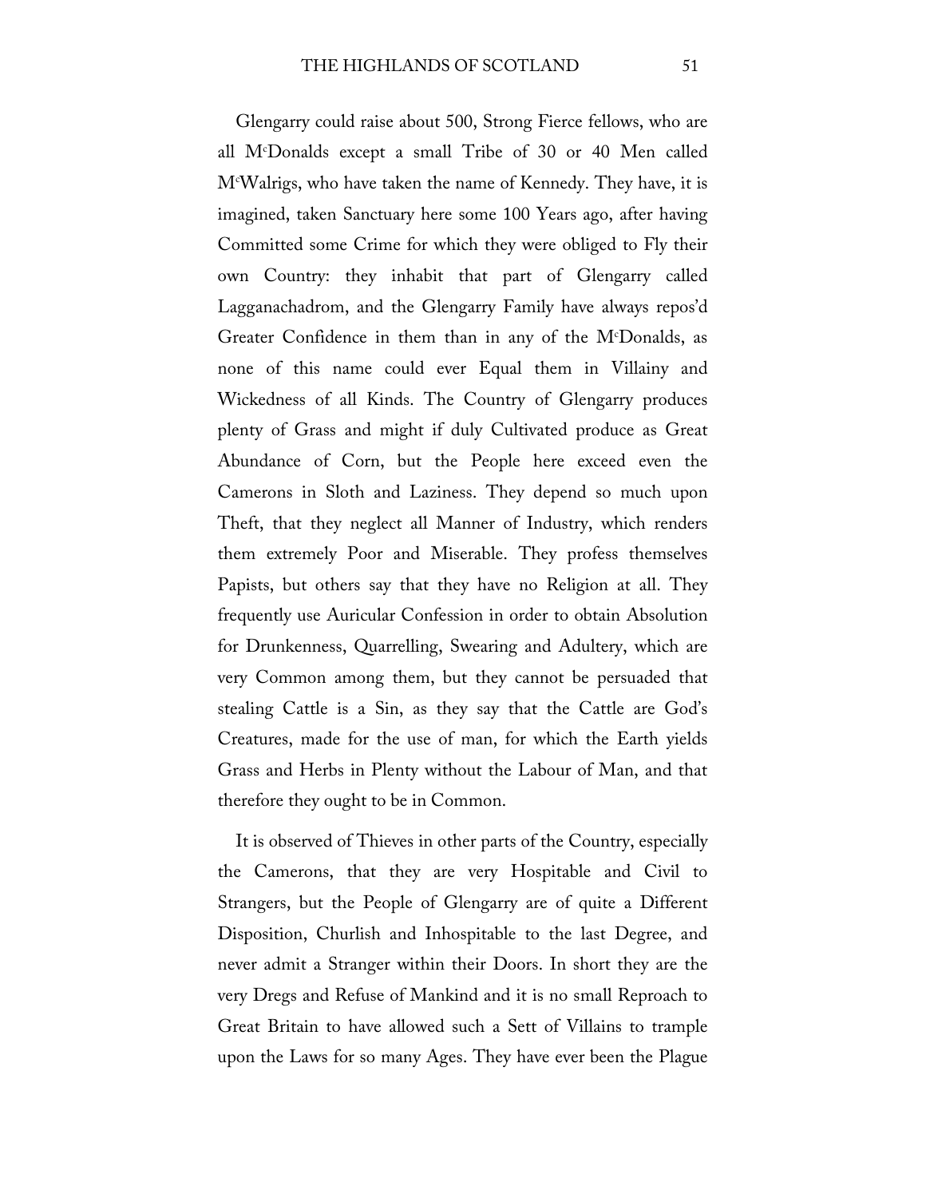Glengarry could raise about 500, Strong Fierce fellows, who are all McDonalds except a small Tribe of 30 or 40 Men called McWalrigs, who have taken the name of Kennedy. They have, it is imagined, taken Sanctuary here some 100 Years ago, after having Committed some Crime for which they were obliged to Fly their own Country: they inhabit that part of Glengarry called Lagganachadrom, and the Glengarry Family have always repos'd Greater Confidence in them than in any of the McDonalds, as none of this name could ever Equal them in Villainy and Wickedness of all Kinds. The Country of Glengarry produces plenty of Grass and might if duly Cultivated produce as Great Abundance of Corn, but the People here exceed even the Camerons in Sloth and Laziness. They depend so much upon Theft, that they neglect all Manner of Industry, which renders them extremely Poor and Miserable. They profess themselves Papists, but others say that they have no Religion at all. They frequently use Auricular Confession in order to obtain Absolution for Drunkenness, Quarrelling, Swearing and Adultery, which are very Common among them, but they cannot be persuaded that stealing Cattle is a Sin, as they say that the Cattle are God's Creatures, made for the use of man, for which the Earth yields Grass and Herbs in Plenty without the Labour of Man, and that therefore they ought to be in Common.

It is observed of Thieves in other parts of the Country, especially the Camerons, that they are very Hospitable and Civil to Strangers, but the People of Glengarry are of quite a Different Disposition, Churlish and Inhospitable to the last Degree, and never admit a Stranger within their Doors. In short they are the very Dregs and Refuse of Mankind and it is no small Reproach to Great Britain to have allowed such a Sett of Villains to trample upon the Laws for so many Ages. They have ever been the Plague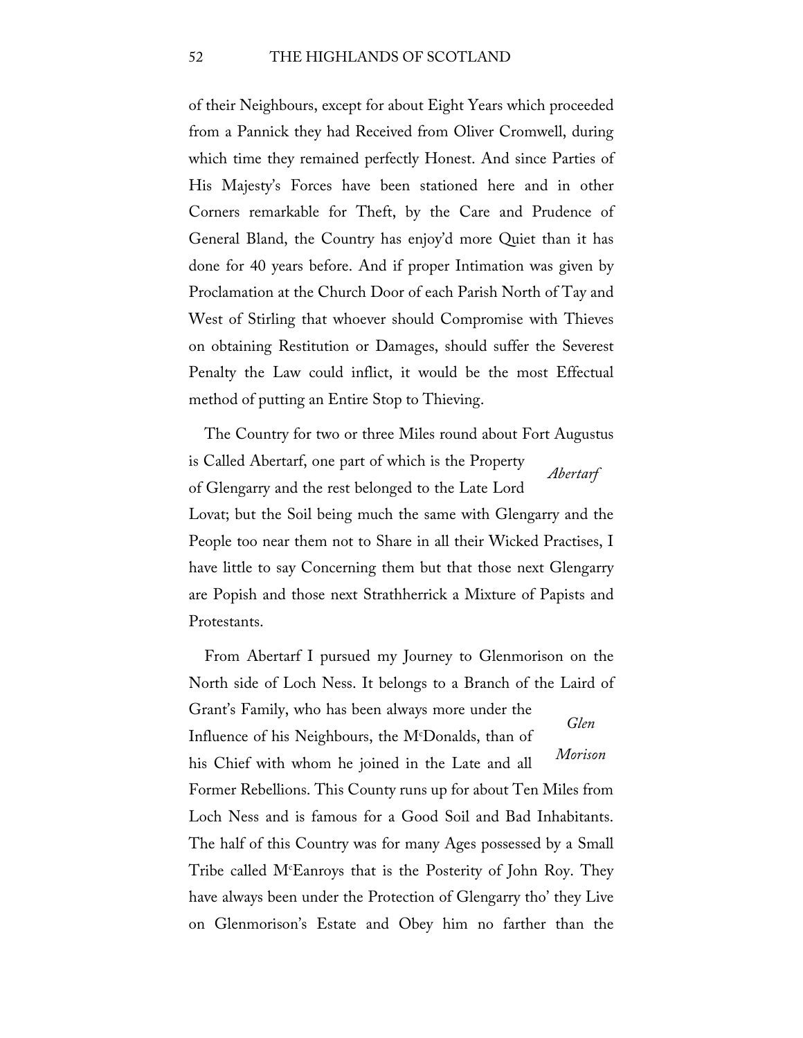of their Neighbours, except for about Eight Years which proceeded from a Pannick they had Received from Oliver Cromwell, during which time they remained perfectly Honest. And since Parties of His Majesty's Forces have been stationed here and in other Corners remarkable for Theft, by the Care and Prudence of General Bland, the Country has enjoy'd more Quiet than it has done for 40 years before. And if proper Intimation was given by Proclamation at the Church Door of each Parish North of Tay and West of Stirling that whoever should Compromise with Thieves on obtaining Restitution or Damages, should suffer the Severest Penalty the Law could inflict, it would be the most Effectual method of putting an Entire Stop to Thieving.

*Abertarf*

The Country for two or three Miles round about Fort Augustus is Called Abertarf, one part of which is the Property of Glengarry and the rest belonged to the Late Lord Lovat; but the Soil being much the same with Glengarry and the People too near them not to Share in all their Wicked Practises, I have little to say Concerning them but that those next Glengarry are Popish and those next Strathherrick a Mixture of Papists and Protestants.

*Glen Morison*

From Abertarf I pursued my Journey to Glenmorison on the North side of Loch Ness. It belongs to a Branch of the Laird of Grant's Family, who has been always more under the Influence of his Neighbours, the M^c^Donalds, than of his Chief with whom he joined in the Late and all Former Rebellions. This County runs up for about Ten Miles from Loch Ness and is famous for a Good Soil and Bad Inhabitants. The half of this Country was for many Ages possessed by a Small Tribe called M^c^Eanroys that is the Posterity of John Roy. They have always been under the Protection of Glengarry tho' they Live on Glenmorison's Estate and Obey him no farther than the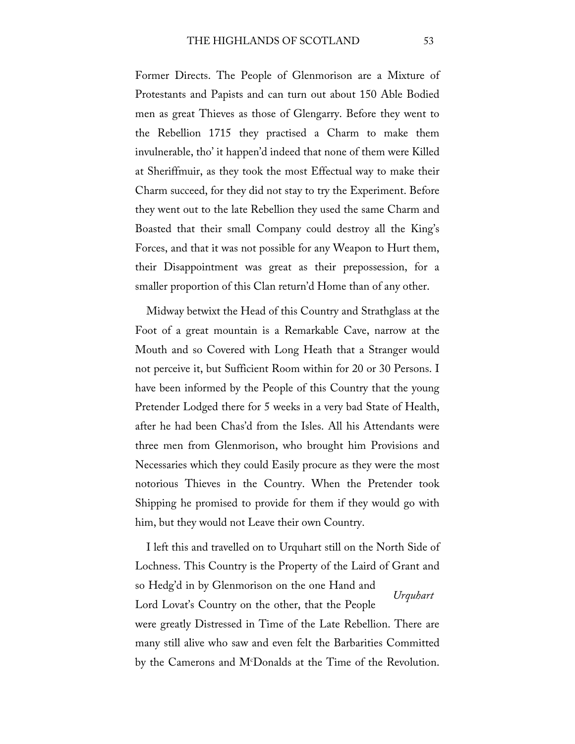Former Directs. The People of Glenmorison are a Mixture of Protestants and Papists and can turn out about 150 Able Bodied men as great Thieves as those of Glengarry. Before they went to the Rebellion 1715 they practised a Charm to make them invulnerable, tho' it happen'd indeed that none of them were Killed at Sheriffmuir, as they took the most Effectual way to make their Charm succeed, for they did not stay to try the Experiment. Before they went out to the late Rebellion they used the same Charm and Boasted that their small Company could destroy all the King's Forces, and that it was not possible for any Weapon to Hurt them, their Disappointment was great as their prepossession, for a smaller proportion of this Clan return'd Home than of any other.

Midway betwixt the Head of this Country and Strathglass at the Foot of a great mountain is a Remarkable Cave, narrow at the Mouth and so Covered with Long Heath that a Stranger would not perceive it, but Sufficient Room within for 20 or 30 Persons. I have been informed by the People of this Country that the young Pretender Lodged there for 5 weeks in a very bad State of Health, after he had been Chas'd from the Isles. All his Attendants were three men from Glenmorison, who brought him Provisions and Necessaries which they could Easily procure as they were the most notorious Thieves in the Country. When the Pretender took Shipping he promised to provide for them if they would go with him, but they would not Leave their own Country.

*Urquhart*

I left this and travelled on to Urquhart still on the North Side of Lochness. This Country is the Property of the Laird of Grant and so Hedg'd in by Glenmorison on the one Hand and Lord Lovat's Country on the other, that the People were greatly Distressed in Time of the Late Rebellion. There are many still alive who saw and even felt the Barbarities Committed by the Camerons and M^c^Donalds at the Time of the Revolution.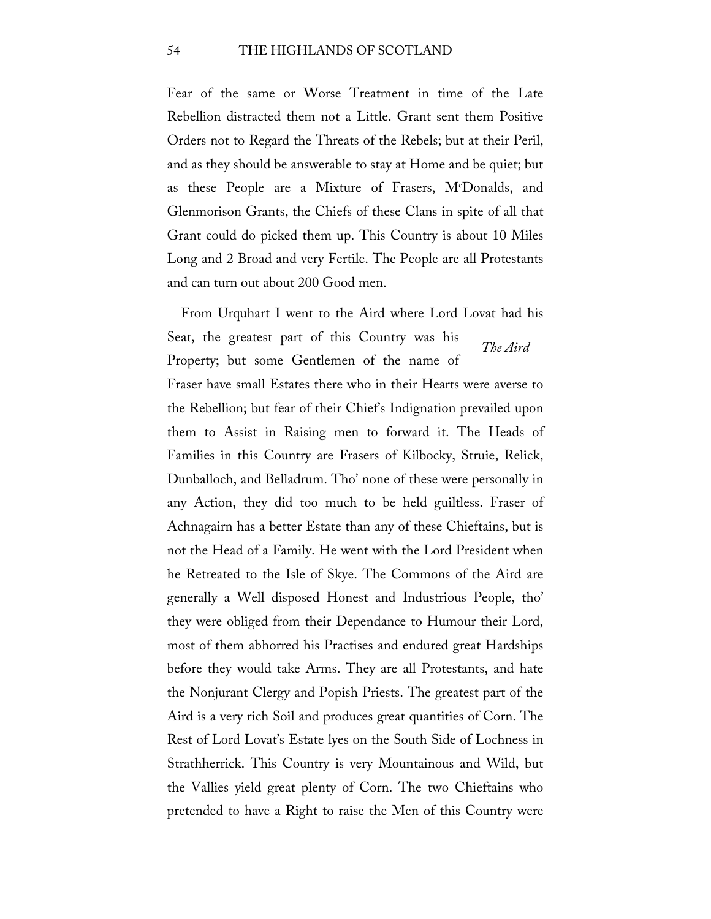Fear of the same or Worse Treatment in time of the Late Rebellion distracted them not a Little. Grant sent them Positive Orders not to Regard the Threats of the Rebels; but at their Peril, and as they should be answerable to stay at Home and be quiet; but as these People are a Mixture of Frasers, M[c]Donalds, and Glenmorison Grants, the Chiefs of these Clans in spite of all that Grant could do picked them up. This Country is about 10 Miles Long and 2 Broad and very Fertile. The People are all Protestants and can turn out about 200 Good men.

*The Aird*

From Urquhart I went to the Aird where Lord Lovat had his Seat, the greatest part of this Country was his Property; but some Gentlemen of the name of Fraser have small Estates there who in their Hearts were averse to the Rebellion; but fear of their Chief's Indignation prevailed upon them to Assist in Raising men to forward it. The Heads of Families in this Country are Frasers of Kilbocky, Struie, Relick, Dunballoch, and Belladrum. Tho' none of these were personally in any Action, they did too much to be held guiltless. Fraser of Achnagairn has a better Estate than any of these Chieftains, but is not the Head of a Family. He went with the Lord President when he Retreated to the Isle of Skye. The Commons of the Aird are generally a Well disposed Honest and Industrious People, tho' they were obliged from their Dependance to Humour their Lord, most of them abhorred his Practises and endured great Hardships before they would take Arms. They are all Protestants, and hate the Nonjurant Clergy and Popish Priests. The greatest part of the Aird is a very rich Soil and produces great quantities of Corn. The Rest of Lord Lovat's Estate lyes on the South Side of Lochness in Strathherrick. This Country is very Mountainous and Wild, but the Vallies yield great plenty of Corn. The two Chieftains who pretended to have a Right to raise the Men of this Country were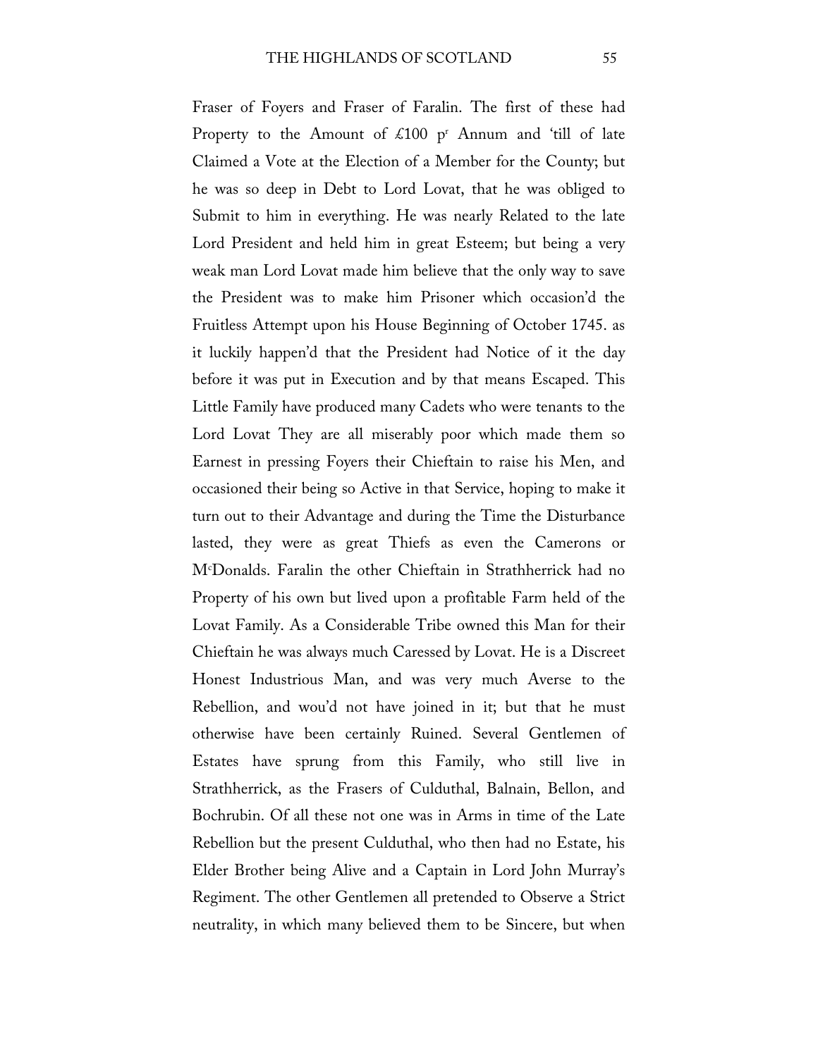Fraser of Foyers and Fraser of Faralin. The first of these had Property to the Amount of £100 p[r] Annum and 'till of late Claimed a Vote at the Election of a Member for the County; but he was so deep in Debt to Lord Lovat, that he was obliged to Submit to him in everything. He was nearly Related to the late Lord President and held him in great Esteem; but being a very weak man Lord Lovat made him believe that the only way to save the President was to make him Prisoner which occasion'd the Fruitless Attempt upon his House Beginning of October 1745. as it luckily happen'd that the President had Notice of it the day before it was put in Execution and by that means Escaped. This Little Family have produced many Cadets who were tenants to the Lord Lovat They are all miserably poor which made them so Earnest in pressing Foyers their Chieftain to raise his Men, and occasioned their being so Active in that Service, hoping to make it turn out to their Advantage and during the Time the Disturbance lasted, they were as great Thiefs as even the Camerons or M[c]Donalds. Faralin the other Chieftain in Strathherrick had no Property of his own but lived upon a profitable Farm held of the Lovat Family. As a Considerable Tribe owned this Man for their Chieftain he was always much Caressed by Lovat. He is a Discreet Honest Industrious Man, and was very much Averse to the Rebellion, and wou'd not have joined in it; but that he must otherwise have been certainly Ruined. Several Gentlemen of Estates have sprung from this Family, who still live in Strathherrick, as the Frasers of Culduthal, Balnain, Bellon, and Bochrubin. Of all these not one was in Arms in time of the Late Rebellion but the present Culduthal, who then had no Estate, his Elder Brother being Alive and a Captain in Lord John Murray's Regiment. The other Gentlemen all pretended to Observe a Strict neutrality, in which many believed them to be Sincere, but when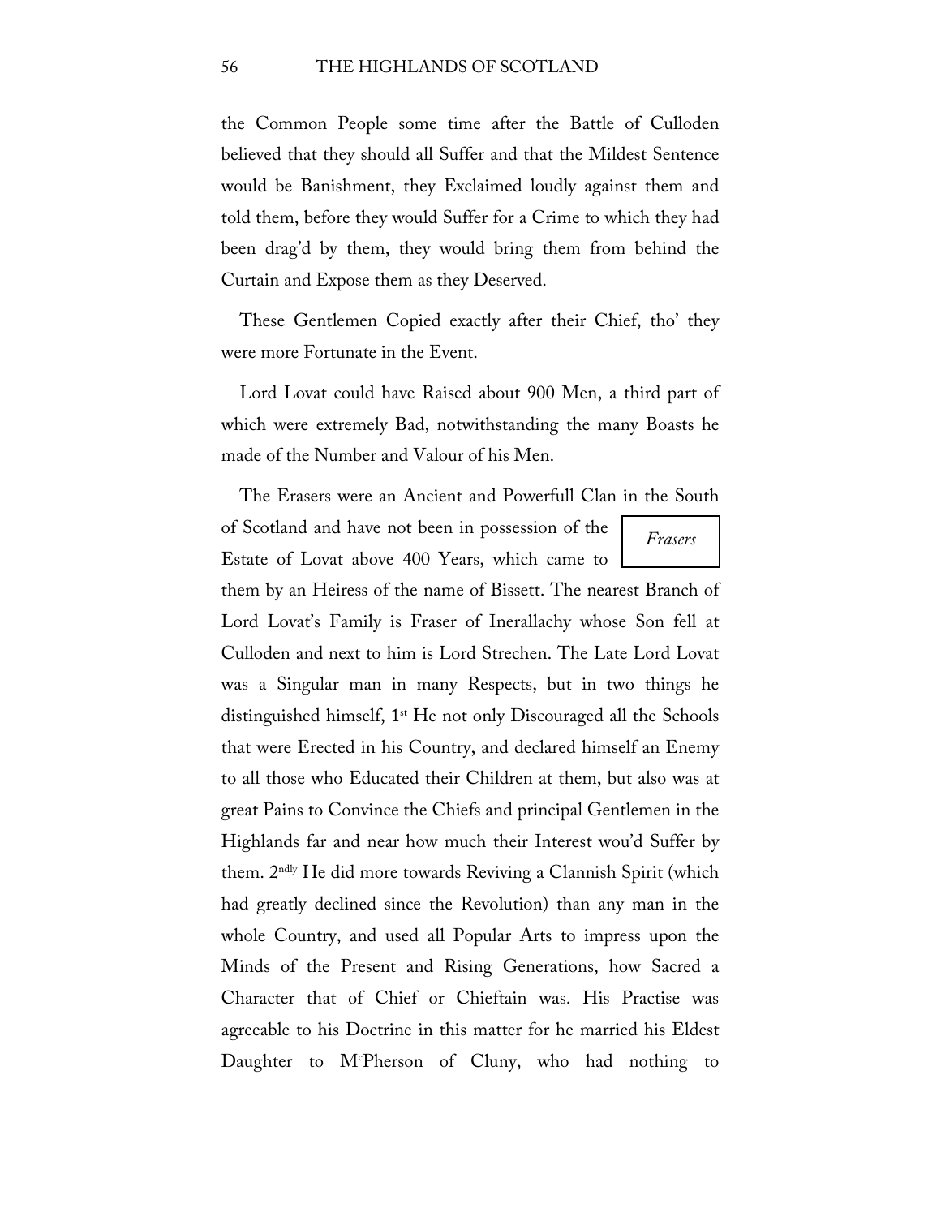the Common People some time after the Battle of Culloden believed that they should all Suffer and that the Mildest Sentence would be Banishment, they Exclaimed loudly against them and told them, before they would Suffer for a Crime to which they had been drag'd by them, they would bring them from behind the Curtain and Expose them as they Deserved.

These Gentlemen Copied exactly after their Chief, tho' they were more Fortunate in the Event.

Lord Lovat could have Raised about 900 Men, a third part of which were extremely Bad, notwithstanding the many Boasts he made of the Number and Valour of his Men.

*Frasers*

The Erasers were an Ancient and Powerfull Clan in the South of Scotland and have not been in possession of the Estate of Lovat above 400 Years, which came to them by an Heiress of the name of Bissett. The nearest Branch of Lord Lovat's Family is Fraser of Inerallachy whose Son fell at Culloden and next to him is Lord Strechen. The Late Lord Lovat was a Singular man in many Respects, but in two things he distinguished himself, 1st He not only Discouraged all the Schools that were Erected in his Country, and declared himself an Enemy to all those who Educated their Children at them, but also was at great Pains to Convince the Chiefs and principal Gentlemen in the Highlands far and near how much their Interest wou'd Suffer by them. 2ndly He did more towards Reviving a Clannish Spirit (which had greatly declined since the Revolution) than any man in the whole Country, and used all Popular Arts to impress upon the Minds of the Present and Rising Generations, how Sacred a Character that of Chief or Chieftain was. His Practise was agreeable to his Doctrine in this matter for he married his Eldest Daughter to McPherson of Cluny, who had nothing to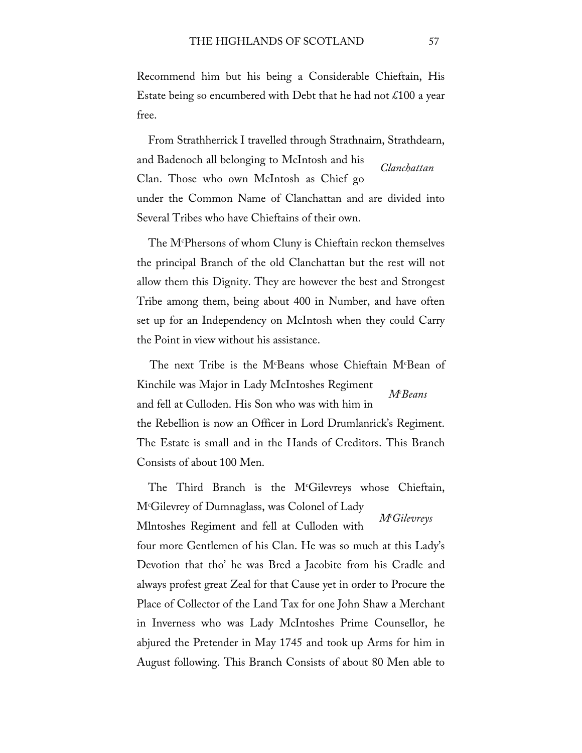Recommend him but his being a Considerable Chieftain, His Estate being so encumbered with Debt that he had not £100 a year free.

From Strathherrick I travelled through Strathnairn, Strathdearn, and Badenoch all belonging to McIntosh and his Clan. Those who own McIntosh as Chief go under the Common Name of Clanchattan and are divided into Several Tribes who have Chieftains of their own.

*Clanchattan*

The M<sup>c</sup>Phersons of whom Cluny is Chieftain reckon themselves the principal Branch of the old Clanchattan but the rest will not allow them this Dignity. They are however the best and Strongest Tribe among them, being about 400 in Number, and have often set up for an Independency on McIntosh when they could Carry the Point in view without his assistance.

The next Tribe is the M<sup>c</sup>Beans whose Chieftain M<sup>c</sup>Bean of Kinchile was Major in Lady McIntoshes Regiment and fell at Culloden. His Son who was with him in the Rebellion is now an Officer in Lord Drumlanrick's Regiment. The Estate is small and in the Hands of Creditors. This Branch Consists of about 100 Men.

*M<sup>c</sup>Beans*

The Third Branch is the M<sup>c</sup>Gilevreys whose Chieftain, M<sup>c</sup>Gilevrey of Dumnaglass, was Colonel of Lady MIntoshes Regiment and fell at Culloden with four more Gentlemen of his Clan. He was so much at this Lady's Devotion that tho' he was Bred a Jacobite from his Cradle and always profest great Zeal for that Cause yet in order to Procure the Place of Collector of the Land Tax for one John Shaw a Merchant in Inverness who was Lady McIntoshes Prime Counsellor, he abjured the Pretender in May 1745 and took up Arms for him in August following. This Branch Consists of about 80 Men able to

*M<sup>c</sup>Gilevreys*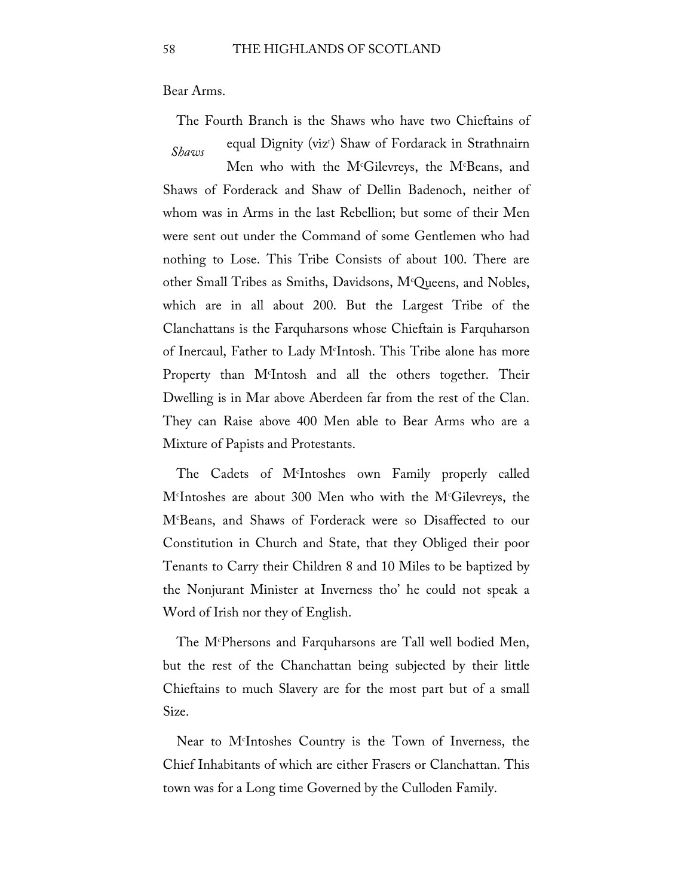Bear Arms.

The Fourth Branch is the Shaws who have two Chieftains of equal Dignity (viz[r]) Shaw of Fordarack in Strathnairn Men who with the M[c]Gilevreys, the M[c]Beans, and Shaws of Forderack and Shaw of Dellin Badenoch, neither of whom was in Arms in the last Rebellion; but some of their Men were sent out under the Command of some Gentlemen who had nothing to Lose. This Tribe Consists of about 100. There are other Small Tribes as Smiths, Davidsons, M[c]Queens, and Nobles, which are in all about 200. But the Largest Tribe of the Clanchattans is the Farquharsons whose Chieftain is Farquharson of Inercaul, Father to Lady M[c]Intosh. This Tribe alone has more Property than M[c]Intosh and all the others together. Their Dwelling is in Mar above Aberdeen far from the rest of the Clan. They can Raise above 400 Men able to Bear Arms who are a Mixture of Papists and Protestants.

*Shaws*

The Cadets of M[c]Intoshes own Family properly called M[c]Intoshes are about 300 Men who with the M[c]Gilevreys, the M[c]Beans, and Shaws of Forderack were so Disaffected to our Constitution in Church and State, that they Obliged their poor Tenants to Carry their Children 8 and 10 Miles to be baptized by the Nonjurant Minister at Inverness tho' he could not speak a Word of Irish nor they of English.

The M[c]Phersons and Farquharsons are Tall well bodied Men, but the rest of the Chanchattan being subjected by their little Chieftains to much Slavery are for the most part but of a small Size.

Near to M[c]Intoshes Country is the Town of Inverness, the Chief Inhabitants of which are either Frasers or Clanchattan. This town was for a Long time Governed by the Culloden Family.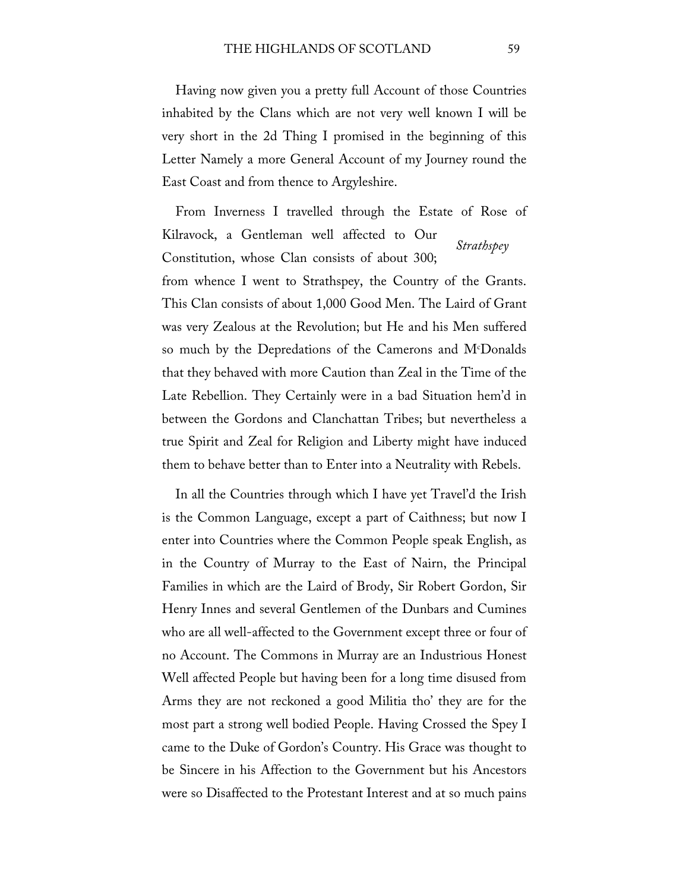Having now given you a pretty full Account of those Countries inhabited by the Clans which are not very well known I will be very short in the 2d Thing I promised in the beginning of this Letter Namely a more General Account of my Journey round the East Coast and from thence to Argyleshire.

*Strathspey*

From Inverness I travelled through the Estate of Rose of Kilravock, a Gentleman well affected to Our Constitution, whose Clan consists of about 300; from whence I went to Strathspey, the Country of the Grants. This Clan consists of about 1,000 Good Men. The Laird of Grant was very Zealous at the Revolution; but He and his Men suffered so much by the Depredations of the Camerons and McDonalds that they behaved with more Caution than Zeal in the Time of the Late Rebellion. They Certainly were in a bad Situation hem'd in between the Gordons and Clanchattan Tribes; but nevertheless a true Spirit and Zeal for Religion and Liberty might have induced them to behave better than to Enter into a Neutrality with Rebels.

In all the Countries through which I have yet Travel'd the Irish is the Common Language, except a part of Caithness; but now I enter into Countries where the Common People speak English, as in the Country of Murray to the East of Nairn, the Principal Families in which are the Laird of Brody, Sir Robert Gordon, Sir Henry Innes and several Gentlemen of the Dunbars and Cumines who are all well-affected to the Government except three or four of no Account. The Commons in Murray are an Industrious Honest Well affected People but having been for a long time disused from Arms they are not reckoned a good Militia tho' they are for the most part a strong well bodied People. Having Crossed the Spey I came to the Duke of Gordon's Country. His Grace was thought to be Sincere in his Affection to the Government but his Ancestors were so Disaffected to the Protestant Interest and at so much pains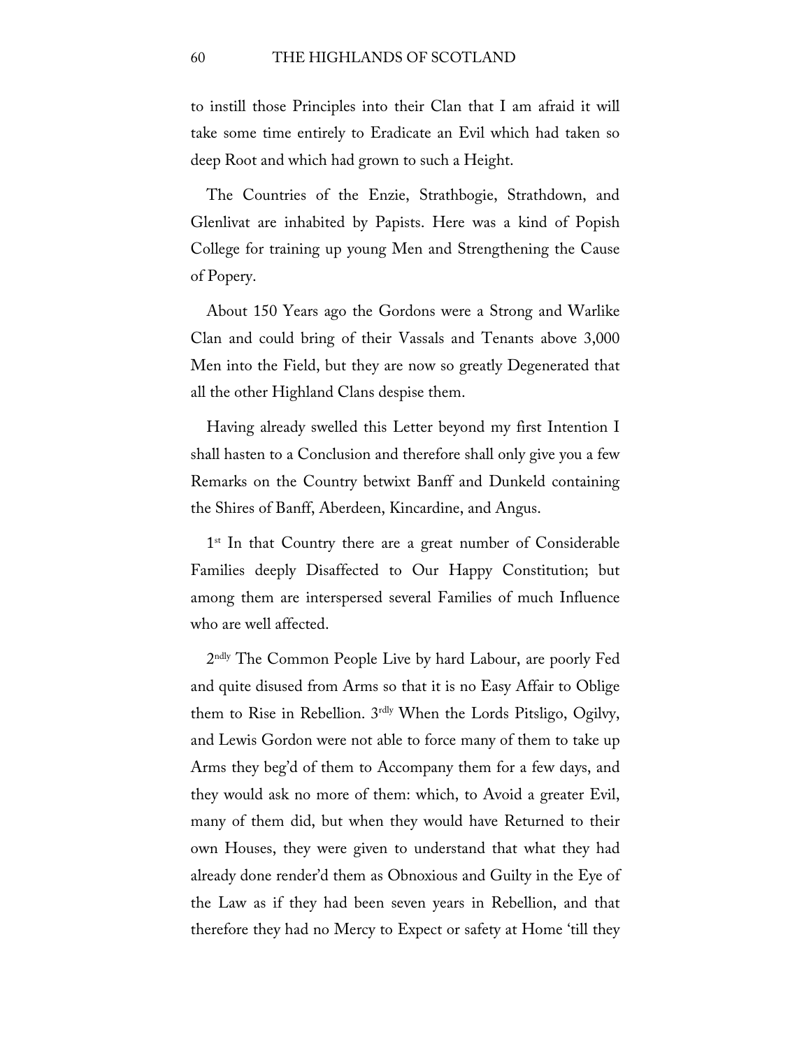to instill those Principles into their Clan that I am afraid it will take some time entirely to Eradicate an Evil which had taken so deep Root and which had grown to such a Height.

The Countries of the Enzie, Strathbogie, Strathdown, and Glenlivat are inhabited by Papists. Here was a kind of Popish College for training up young Men and Strengthening the Cause of Popery.

About 150 Years ago the Gordons were a Strong and Warlike Clan and could bring of their Vassals and Tenants above 3,000 Men into the Field, but they are now so greatly Degenerated that all the other Highland Clans despise them.

Having already swelled this Letter beyond my first Intention I shall hasten to a Conclusion and therefore shall only give you a few Remarks on the Country betwixt Banff and Dunkeld containing the Shires of Banff, Aberdeen, Kincardine, and Angus.

1st In that Country there are a great number of Considerable Families deeply Disaffected to Our Happy Constitution; but among them are interspersed several Families of much Influence who are well affected.

2ndly The Common People Live by hard Labour, are poorly Fed and quite disused from Arms so that it is no Easy Affair to Oblige them to Rise in Rebellion. 3rdly When the Lords Pitsligo, Ogilvy, and Lewis Gordon were not able to force many of them to take up Arms they beg'd of them to Accompany them for a few days, and they would ask no more of them: which, to Avoid a greater Evil, many of them did, but when they would have Returned to their own Houses, they were given to understand that what they had already done render'd them as Obnoxious and Guilty in the Eye of the Law as if they had been seven years in Rebellion, and that therefore they had no Mercy to Expect or safety at Home 'till they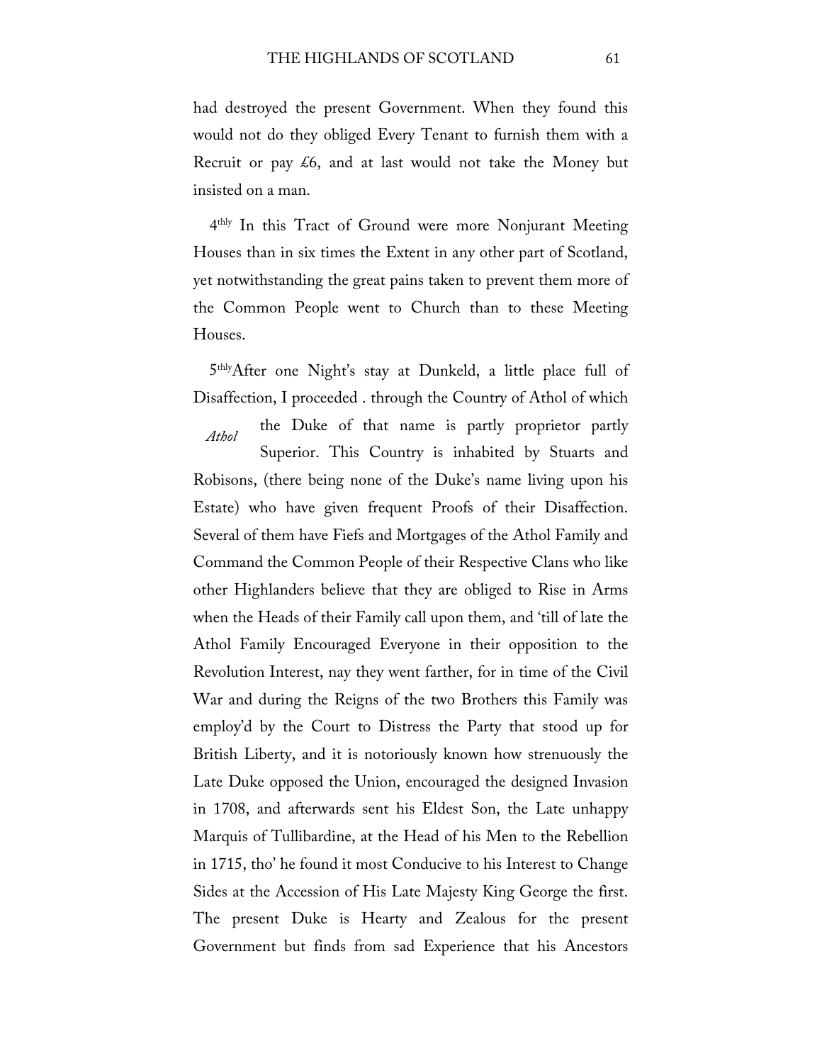had destroyed the present Government. When they found this would not do they obliged Every Tenant to furnish them with a Recruit or pay £6, and at last would not take the Money but insisted on a man.

4thly In this Tract of Ground were more Nonjurant Meeting Houses than in six times the Extent in any other part of Scotland, yet notwithstanding the great pains taken to prevent them more of the Common People went to Church than to these Meeting Houses.

5thlyAfter one Night's stay at Dunkeld, a little place full of Disaffection, I proceeded . through the Country of Athol of which the Duke of that name is partly proprietor partly Superior. This Country is inhabited by Stuarts and Robisons, (there being none of the Duke's name living upon his Estate) who have given frequent Proofs of their Disaffection. Several of them have Fiefs and Mortgages of the Athol Family and Command the Common People of their Respective Clans who like other Highlanders believe that they are obliged to Rise in Arms when the Heads of their Family call upon them, and 'till of late the Athol Family Encouraged Everyone in their opposition to the Revolution Interest, nay they went farther, for in time of the Civil War and during the Reigns of the two Brothers this Family was employ'd by the Court to Distress the Party that stood up for British Liberty, and it is notoriously known how strenuously the Late Duke opposed the Union, encouraged the designed Invasion in 1708, and afterwards sent his Eldest Son, the Late unhappy Marquis of Tullibardine, at the Head of his Men to the Rebellion in 1715, tho' he found it most Conducive to his Interest to Change Sides at the Accession of His Late Majesty King George the first. The present Duke is Hearty and Zealous for the present Government but finds from sad Experience that his Ancestors

*Athol*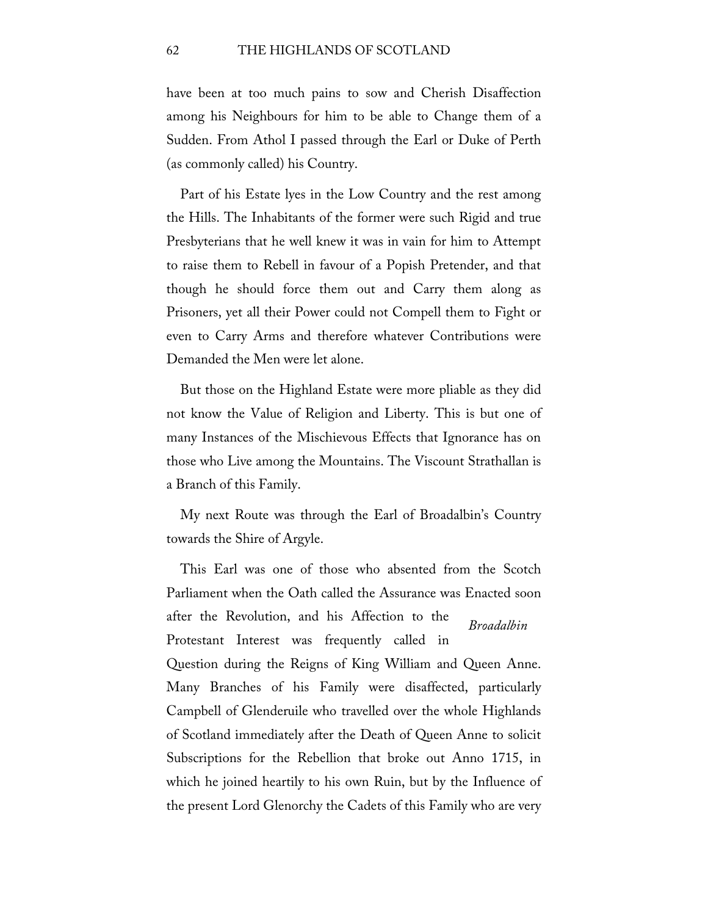have been at too much pains to sow and Cherish Disaffection among his Neighbours for him to be able to Change them of a Sudden. From Athol I passed through the Earl or Duke of Perth (as commonly called) his Country.

Part of his Estate lyes in the Low Country and the rest among the Hills. The Inhabitants of the former were such Rigid and true Presbyterians that he well knew it was in vain for him to Attempt to raise them to Rebell in favour of a Popish Pretender, and that though he should force them out and Carry them along as Prisoners, yet all their Power could not Compell them to Fight or even to Carry Arms and therefore whatever Contributions were Demanded the Men were let alone.

But those on the Highland Estate were more pliable as they did not know the Value of Religion and Liberty. This is but one of many Instances of the Mischievous Effects that Ignorance has on those who Live among the Mountains. The Viscount Strathallan is a Branch of this Family.

My next Route was through the Earl of Broadalbin's Country towards the Shire of Argyle.

*Broadalbin*

This Earl was one of those who absented from the Scotch Parliament when the Oath called the Assurance was Enacted soon after the Revolution, and his Affection to the Protestant Interest was frequently called in Question during the Reigns of King William and Queen Anne. Many Branches of his Family were disaffected, particularly Campbell of Glenderuile who travelled over the whole Highlands of Scotland immediately after the Death of Queen Anne to solicit Subscriptions for the Rebellion that broke out Anno 1715, in which he joined heartily to his own Ruin, but by the Influence of the present Lord Glenorchy the Cadets of this Family who are very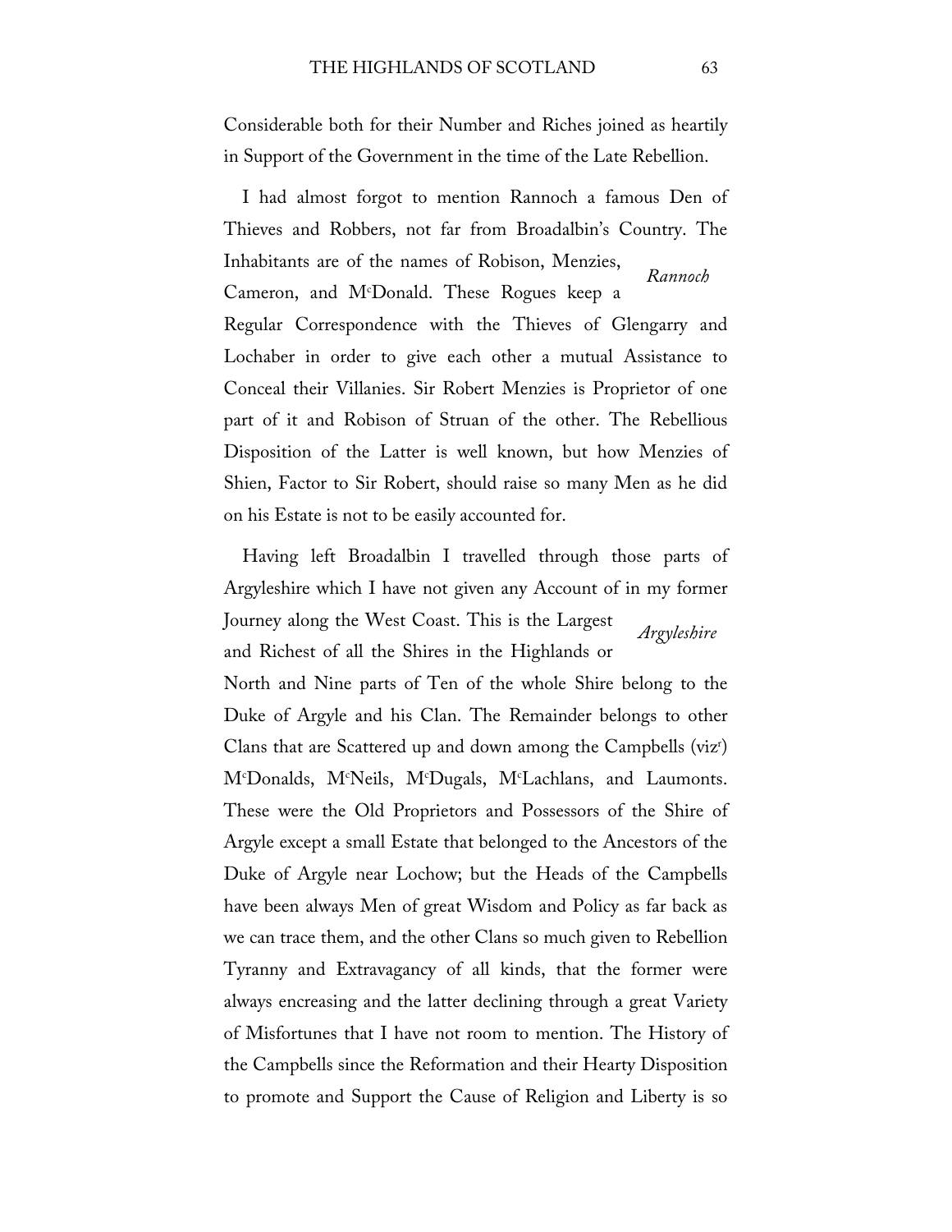Considerable both for their Number and Riches joined as heartily in Support of the Government in the time of the Late Rebellion.

I had almost forgot to mention Rannoch a famous Den of Thieves and Robbers, not far from Broadalbin's Country. The Inhabitants are of the names of Robison, Menzies, Cameron, and M^c^Donald. These Rogues keep a Regular Correspondence with the Thieves of Glengarry and Lochaber in order to give each other a mutual Assistance to Conceal their Villanies. Sir Robert Menzies is Proprietor of one part of it and Robison of Struan of the other. The Rebellious Disposition of the Latter is well known, but how Menzies of Shien, Factor to Sir Robert, should raise so many Men as he did on his Estate is not to be easily accounted for.

*Rannoch*

Having left Broadalbin I travelled through those parts of Argyleshire which I have not given any Account of in my former Journey along the West Coast. This is the Largest and Richest of all the Shires in the Highlands or North and Nine parts of Ten of the whole Shire belong to the Duke of Argyle and his Clan. The Remainder belongs to other Clans that are Scattered up and down among the Campbells (viz[r]) M^c^Donalds, M^c^Neils, M^c^Dugals, M^c^Lachlans, and Laumonts. These were the Old Proprietors and Possessors of the Shire of Argyle except a small Estate that belonged to the Ancestors of the Duke of Argyle near Lochow; but the Heads of the Campbells have been always Men of great Wisdom and Policy as far back as we can trace them, and the other Clans so much given to Rebellion Tyranny and Extravagancy of all kinds, that the former were always encreasing and the latter declining through a great Variety of Misfortunes that I have not room to mention. The History of the Campbells since the Reformation and their Hearty Disposition to promote and Support the Cause of Religion and Liberty is so

*Argyleshire*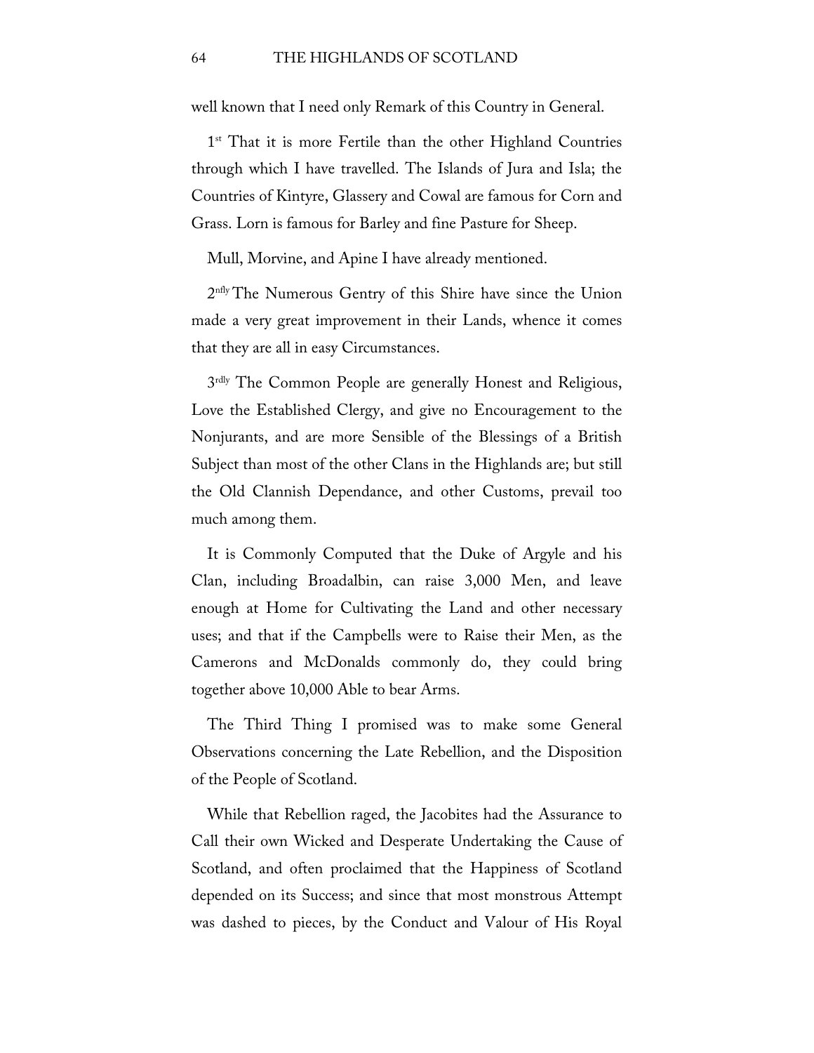well known that I need only Remark of this Country in General.

1[st] That it is more Fertile than the other Highland Countries through which I have travelled. The Islands of Jura and Isla; the Countries of Kintyre, Glassery and Cowal are famous for Corn and Grass. Lorn is famous for Barley and fine Pasture for Sheep.

Mull, Morvine, and Apine I have already mentioned.

2[nfly] The Numerous Gentry of this Shire have since the Union made a very great improvement in their Lands, whence it comes that they are all in easy Circumstances.

3[rdly] The Common People are generally Honest and Religious, Love the Established Clergy, and give no Encouragement to the Nonjurants, and are more Sensible of the Blessings of a British Subject than most of the other Clans in the Highlands are; but still the Old Clannish Dependance, and other Customs, prevail too much among them.

It is Commonly Computed that the Duke of Argyle and his Clan, including Broadalbin, can raise 3,000 Men, and leave enough at Home for Cultivating the Land and other necessary uses; and that if the Campbells were to Raise their Men, as the Camerons and McDonalds commonly do, they could bring together above 10,000 Able to bear Arms.

The Third Thing I promised was to make some General Observations concerning the Late Rebellion, and the Disposition of the People of Scotland.

While that Rebellion raged, the Jacobites had the Assurance to Call their own Wicked and Desperate Undertaking the Cause of Scotland, and often proclaimed that the Happiness of Scotland depended on its Success; and since that most monstrous Attempt was dashed to pieces, by the Conduct and Valour of His Royal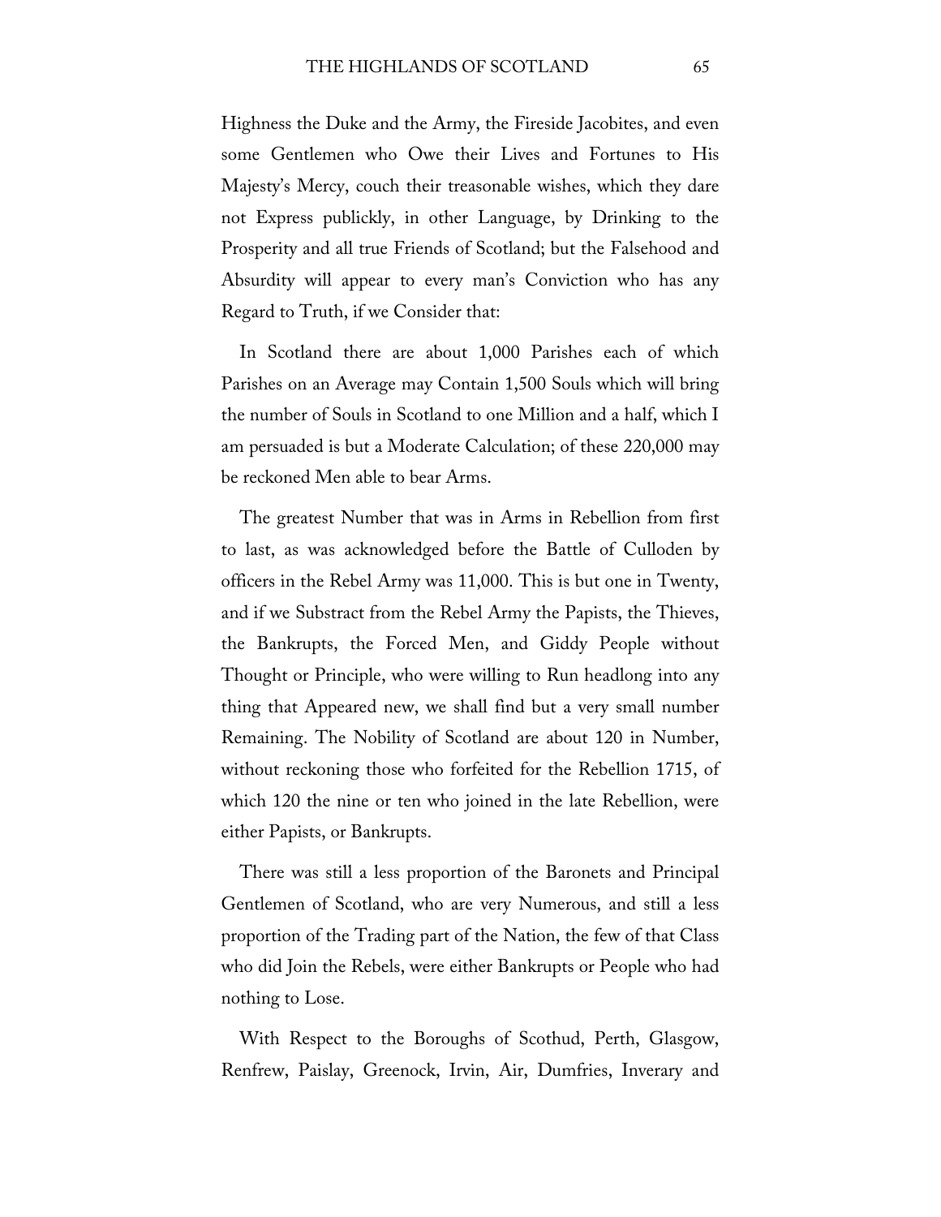Highness the Duke and the Army, the Fireside Jacobites, and even some Gentlemen who Owe their Lives and Fortunes to His Majesty's Mercy, couch their treasonable wishes, which they dare not Express publickly, in other Language, by Drinking to the Prosperity and all true Friends of Scotland; but the Falsehood and Absurdity will appear to every man's Conviction who has any Regard to Truth, if we Consider that:

In Scotland there are about 1,000 Parishes each of which Parishes on an Average may Contain 1,500 Souls which will bring the number of Souls in Scotland to one Million and a half, which I am persuaded is but a Moderate Calculation; of these 220,000 may be reckoned Men able to bear Arms.

The greatest Number that was in Arms in Rebellion from first to last, as was acknowledged before the Battle of Culloden by officers in the Rebel Army was 11,000. This is but one in Twenty, and if we Substract from the Rebel Army the Papists, the Thieves, the Bankrupts, the Forced Men, and Giddy People without Thought or Principle, who were willing to Run headlong into any thing that Appeared new, we shall find but a very small number Remaining. The Nobility of Scotland are about 120 in Number, without reckoning those who forfeited for the Rebellion 1715, of which 120 the nine or ten who joined in the late Rebellion, were either Papists, or Bankrupts.

There was still a less proportion of the Baronets and Principal Gentlemen of Scotland, who are very Numerous, and still a less proportion of the Trading part of the Nation, the few of that Class who did Join the Rebels, were either Bankrupts or People who had nothing to Lose.

With Respect to the Boroughs of Scothud, Perth, Glasgow, Renfrew, Paislay, Greenock, Irvin, Air, Dumfries, Inverary and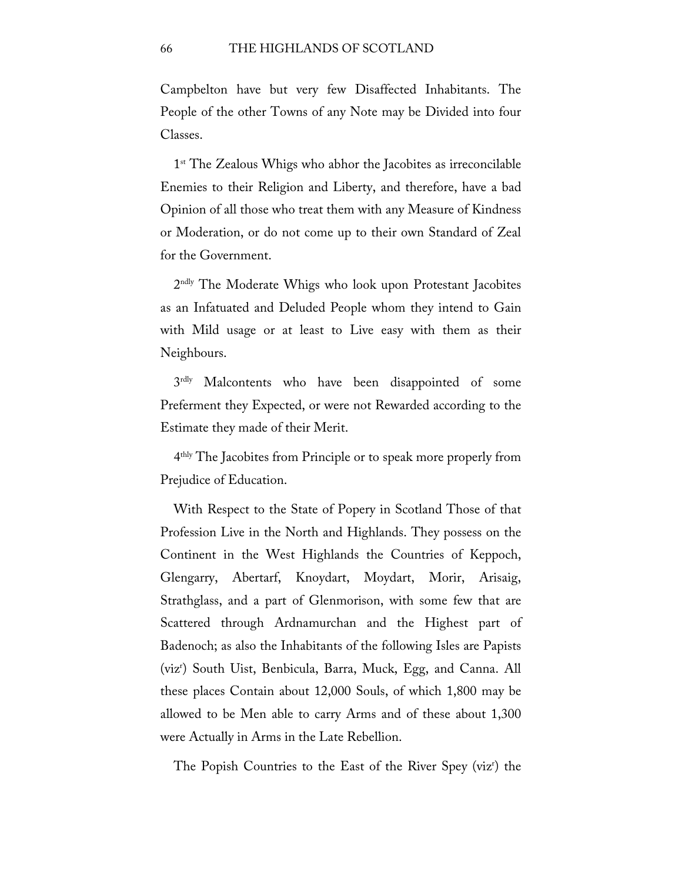Campbelton have but very few Disaffected Inhabitants. The People of the other Towns of any Note may be Divided into four Classes.

1st The Zealous Whigs who abhor the Jacobites as irreconcilable Enemies to their Religion and Liberty, and therefore, have a bad Opinion of all those who treat them with any Measure of Kindness or Moderation, or do not come up to their own Standard of Zeal for the Government.

2ndly The Moderate Whigs who look upon Protestant Jacobites as an Infatuated and Deluded People whom they intend to Gain with Mild usage or at least to Live easy with them as their Neighbours.

3rdly Malcontents who have been disappointed of some Preferment they Expected, or were not Rewarded according to the Estimate they made of their Merit.

4thly The Jacobites from Principle or to speak more properly from Prejudice of Education.

With Respect to the State of Popery in Scotland Those of that Profession Live in the North and Highlands. They possess on the Continent in the West Highlands the Countries of Keppoch, Glengarry, Abertarf, Knoydart, Moydart, Morir, Arisaig, Strathglass, and a part of Glenmorison, with some few that are Scattered through Ardnamurchan and the Highest part of Badenoch; as also the Inhabitants of the following Isles are Papists (vizr) South Uist, Benbicula, Barra, Muck, Egg, and Canna. All these places Contain about 12,000 Souls, of which 1,800 may be allowed to be Men able to carry Arms and of these about 1,300 were Actually in Arms in the Late Rebellion.

The Popish Countries to the East of the River Spey (vizr) the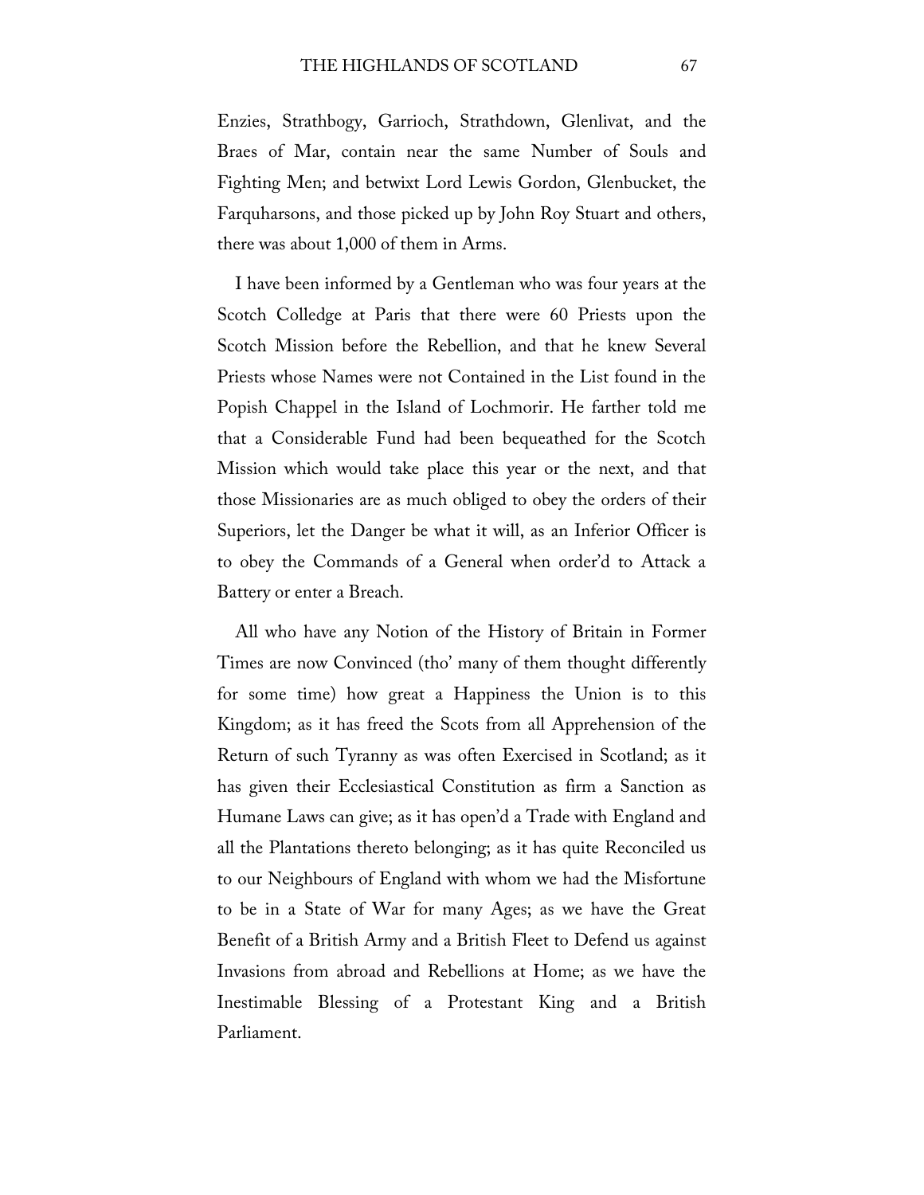Enzies, Strathbogy, Garrioch, Strathdown, Glenlivat, and the Braes of Mar, contain near the same Number of Souls and Fighting Men; and betwixt Lord Lewis Gordon, Glenbucket, the Farquharsons, and those picked up by John Roy Stuart and others, there was about 1,000 of them in Arms.

I have been informed by a Gentleman who was four years at the Scotch Colledge at Paris that there were 60 Priests upon the Scotch Mission before the Rebellion, and that he knew Several Priests whose Names were not Contained in the List found in the Popish Chappel in the Island of Lochmorir. He farther told me that a Considerable Fund had been bequeathed for the Scotch Mission which would take place this year or the next, and that those Missionaries are as much obliged to obey the orders of their Superiors, let the Danger be what it will, as an Inferior Officer is to obey the Commands of a General when order'd to Attack a Battery or enter a Breach.

All who have any Notion of the History of Britain in Former Times are now Convinced (tho' many of them thought differently for some time) how great a Happiness the Union is to this Kingdom; as it has freed the Scots from all Apprehension of the Return of such Tyranny as was often Exercised in Scotland; as it has given their Ecclesiastical Constitution as firm a Sanction as Humane Laws can give; as it has open'd a Trade with England and all the Plantations thereto belonging; as it has quite Reconciled us to our Neighbours of England with whom we had the Misfortune to be in a State of War for many Ages; as we have the Great Benefit of a British Army and a British Fleet to Defend us against Invasions from abroad and Rebellions at Home; as we have the Inestimable Blessing of a Protestant King and a British Parliament.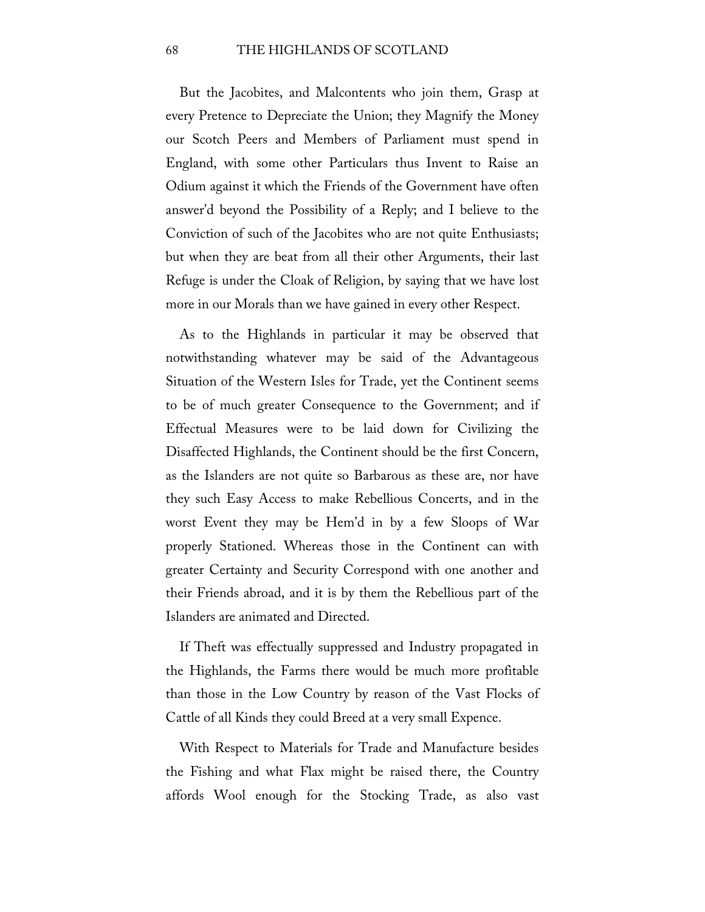But the Jacobites, and Malcontents who join them, Grasp at every Pretence to Depreciate the Union; they Magnify the Money our Scotch Peers and Members of Parliament must spend in England, with some other Particulars thus Invent to Raise an Odium against it which the Friends of the Government have often answer'd beyond the Possibility of a Reply; and I believe to the Conviction of such of the Jacobites who are not quite Enthusiasts; but when they are beat from all their other Arguments, their last Refuge is under the Cloak of Religion, by saying that we have lost more in our Morals than we have gained in every other Respect.

As to the Highlands in particular it may be observed that notwithstanding whatever may be said of the Advantageous Situation of the Western Isles for Trade, yet the Continent seems to be of much greater Consequence to the Government; and if Effectual Measures were to be laid down for Civilizing the Disaffected Highlands, the Continent should be the first Concern, as the Islanders are not quite so Barbarous as these are, nor have they such Easy Access to make Rebellious Concerts, and in the worst Event they may be Hem'd in by a few Sloops of War properly Stationed. Whereas those in the Continent can with greater Certainty and Security Correspond with one another and their Friends abroad, and it is by them the Rebellious part of the Islanders are animated and Directed.

If Theft was effectually suppressed and Industry propagated in the Highlands, the Farms there would be much more profitable than those in the Low Country by reason of the Vast Flocks of Cattle of all Kinds they could Breed at a very small Expence.

With Respect to Materials for Trade and Manufacture besides the Fishing and what Flax might be raised there, the Country affords Wool enough for the Stocking Trade, as also vast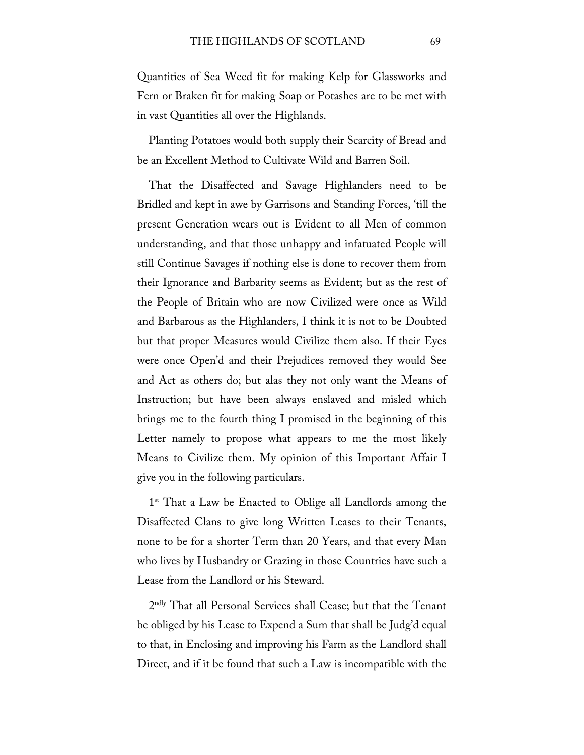Quantities of Sea Weed fit for making Kelp for Glassworks and Fern or Braken fit for making Soap or Potashes are to be met with in vast Quantities all over the Highlands.

Planting Potatoes would both supply their Scarcity of Bread and be an Excellent Method to Cultivate Wild and Barren Soil.

That the Disaffected and Savage Highlanders need to be Bridled and kept in awe by Garrisons and Standing Forces, 'till the present Generation wears out is Evident to all Men of common understanding, and that those unhappy and infatuated People will still Continue Savages if nothing else is done to recover them from their Ignorance and Barbarity seems as Evident; but as the rest of the People of Britain who are now Civilized were once as Wild and Barbarous as the Highlanders, I think it is not to be Doubted but that proper Measures would Civilize them also. If their Eyes were once Open'd and their Prejudices removed they would See and Act as others do; but alas they not only want the Means of Instruction; but have been always enslaved and misled which brings me to the fourth thing I promised in the beginning of this Letter namely to propose what appears to me the most likely Means to Civilize them. My opinion of this Important Affair I give you in the following particulars.

1st That a Law be Enacted to Oblige all Landlords among the Disaffected Clans to give long Written Leases to their Tenants, none to be for a shorter Term than 20 Years, and that every Man who lives by Husbandry or Grazing in those Countries have such a Lease from the Landlord or his Steward.

2ndly That all Personal Services shall Cease; but that the Tenant be obliged by his Lease to Expend a Sum that shall be Judg'd equal to that, in Enclosing and improving his Farm as the Landlord shall Direct, and if it be found that such a Law is incompatible with the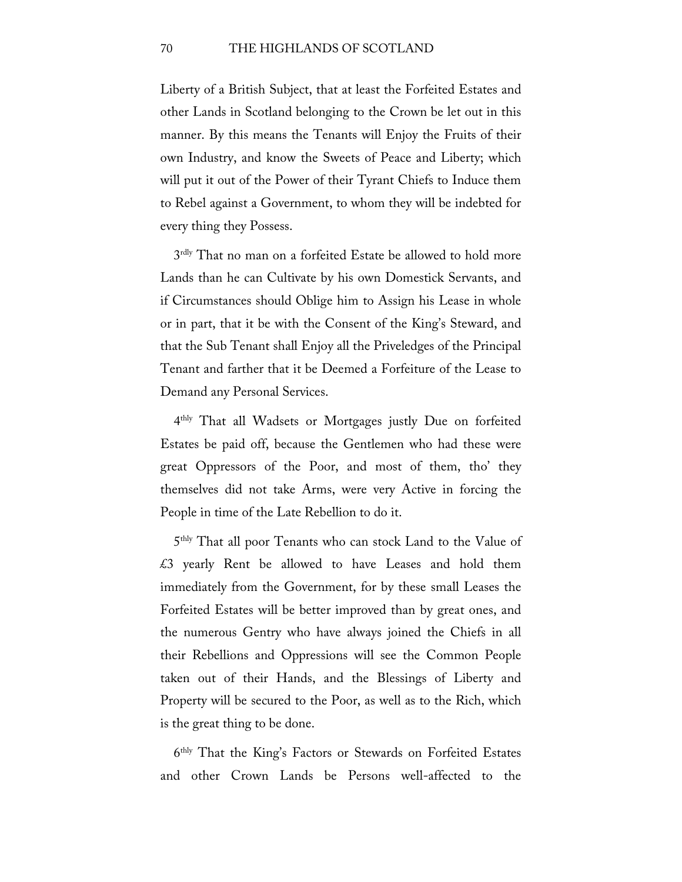Liberty of a British Subject, that at least the Forfeited Estates and other Lands in Scotland belonging to the Crown be let out in this manner. By this means the Tenants will Enjoy the Fruits of their own Industry, and know the Sweets of Peace and Liberty; which will put it out of the Power of their Tyrant Chiefs to Induce them to Rebel against a Government, to whom they will be indebted for every thing they Possess.

3^rdly^ That no man on a forfeited Estate be allowed to hold more Lands than he can Cultivate by his own Domestick Servants, and if Circumstances should Oblige him to Assign his Lease in whole or in part, that it be with the Consent of the King's Steward, and that the Sub Tenant shall Enjoy all the Priveledges of the Principal Tenant and farther that it be Deemed a Forfeiture of the Lease to Demand any Personal Services.

4^thly^ That all Wadsets or Mortgages justly Due on forfeited Estates be paid off, because the Gentlemen who had these were great Oppressors of the Poor, and most of them, tho' they themselves did not take Arms, were very Active in forcing the People in time of the Late Rebellion to do it.

5^thly^ That all poor Tenants who can stock Land to the Value of £3 yearly Rent be allowed to have Leases and hold them immediately from the Government, for by these small Leases the Forfeited Estates will be better improved than by great ones, and the numerous Gentry who have always joined the Chiefs in all their Rebellions and Oppressions will see the Common People taken out of their Hands, and the Blessings of Liberty and Property will be secured to the Poor, as well as to the Rich, which is the great thing to be done.

6^thly^ That the King's Factors or Stewards on Forfeited Estates and other Crown Lands be Persons well-affected to the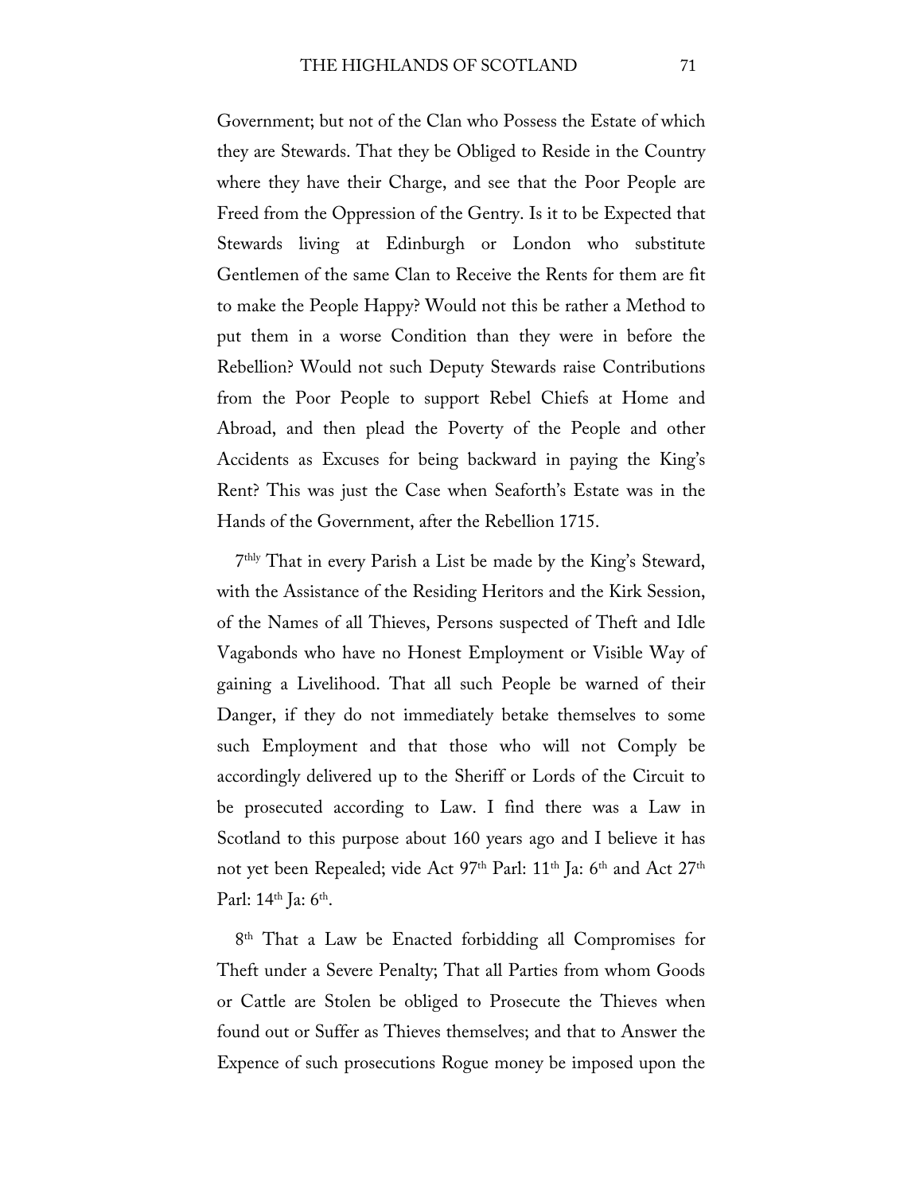Government; but not of the Clan who Possess the Estate of which they are Stewards. That they be Obliged to Reside in the Country where they have their Charge, and see that the Poor People are Freed from the Oppression of the Gentry. Is it to be Expected that Stewards living at Edinburgh or London who substitute Gentlemen of the same Clan to Receive the Rents for them are fit to make the People Happy? Would not this be rather a Method to put them in a worse Condition than they were in before the Rebellion? Would not such Deputy Stewards raise Contributions from the Poor People to support Rebel Chiefs at Home and Abroad, and then plead the Poverty of the People and other Accidents as Excuses for being backward in paying the King's Rent? This was just the Case when Seaforth's Estate was in the Hands of the Government, after the Rebellion 1715.

7thly That in every Parish a List be made by the King's Steward, with the Assistance of the Residing Heritors and the Kirk Session, of the Names of all Thieves, Persons suspected of Theft and Idle Vagabonds who have no Honest Employment or Visible Way of gaining a Livelihood. That all such People be warned of their Danger, if they do not immediately betake themselves to some such Employment and that those who will not Comply be accordingly delivered up to the Sheriff or Lords of the Circuit to be prosecuted according to Law. I find there was a Law in Scotland to this purpose about 160 years ago and I believe it has not yet been Repealed; vide Act 97th Parl: 11th Ja: 6th and Act 27th Parl: 14th Ja: 6th.

8th That a Law be Enacted forbidding all Compromises for Theft under a Severe Penalty; That all Parties from whom Goods or Cattle are Stolen be obliged to Prosecute the Thieves when found out or Suffer as Thieves themselves; and that to Answer the Expence of such prosecutions Rogue money be imposed upon the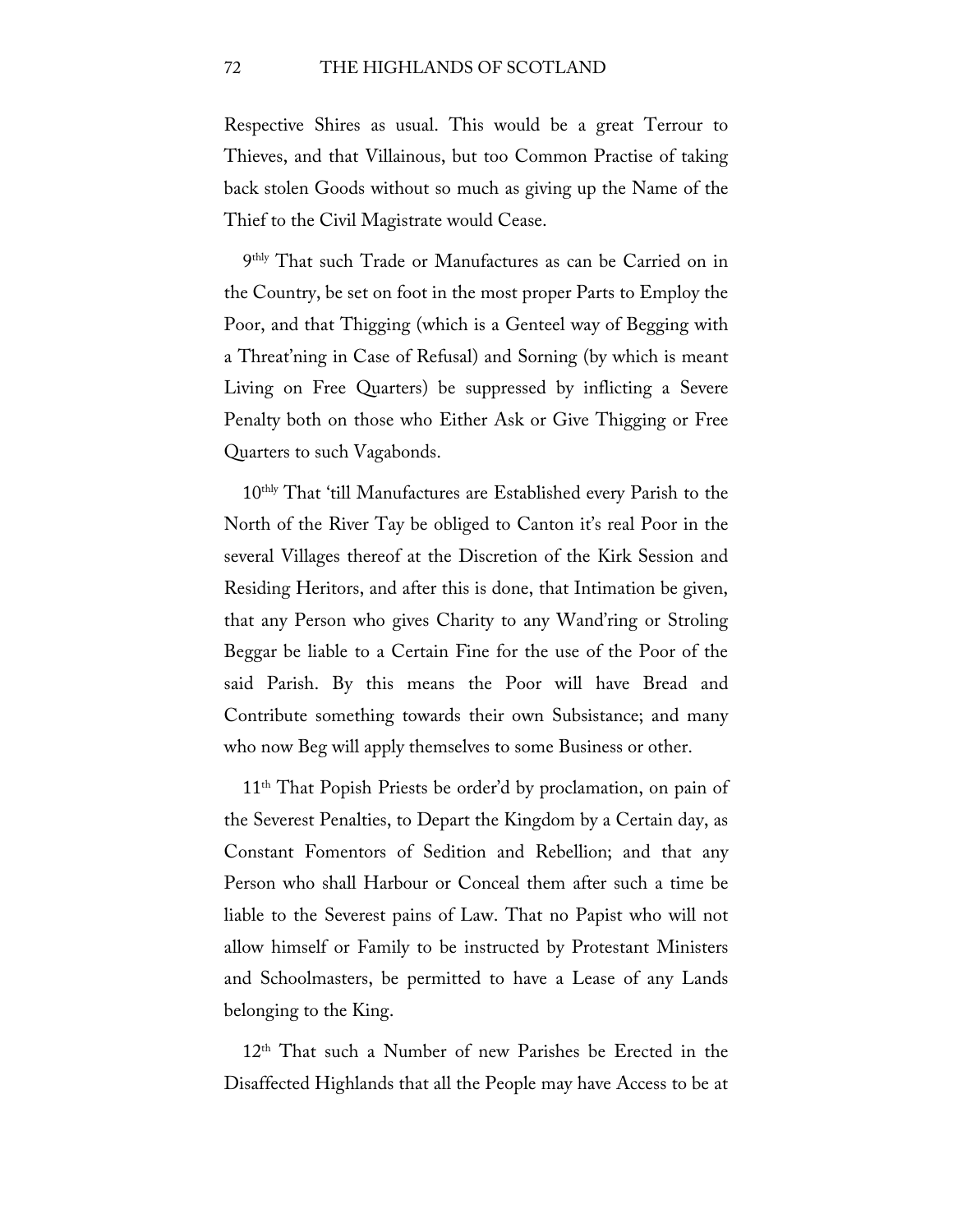Respective Shires as usual. This would be a great Terrour to Thieves, and that Villainous, but too Common Practise of taking back stolen Goods without so much as giving up the Name of the Thief to the Civil Magistrate would Cease.

9thly That such Trade or Manufactures as can be Carried on in the Country, be set on foot in the most proper Parts to Employ the Poor, and that Thigging (which is a Genteel way of Begging with a Threat'ning in Case of Refusal) and Sorning (by which is meant Living on Free Quarters) be suppressed by inflicting a Severe Penalty both on those who Either Ask or Give Thigging or Free Quarters to such Vagabonds.

10thly That 'till Manufactures are Established every Parish to the North of the River Tay be obliged to Canton it's real Poor in the several Villages thereof at the Discretion of the Kirk Session and Residing Heritors, and after this is done, that Intimation be given, that any Person who gives Charity to any Wand'ring or Stroling Beggar be liable to a Certain Fine for the use of the Poor of the said Parish. By this means the Poor will have Bread and Contribute something towards their own Subsistance; and many who now Beg will apply themselves to some Business or other.

11th That Popish Priests be order'd by proclamation, on pain of the Severest Penalties, to Depart the Kingdom by a Certain day, as Constant Fomentors of Sedition and Rebellion; and that any Person who shall Harbour or Conceal them after such a time be liable to the Severest pains of Law. That no Papist who will not allow himself or Family to be instructed by Protestant Ministers and Schoolmasters, be permitted to have a Lease of any Lands belonging to the King.

12th That such a Number of new Parishes be Erected in the Disaffected Highlands that all the People may have Access to be at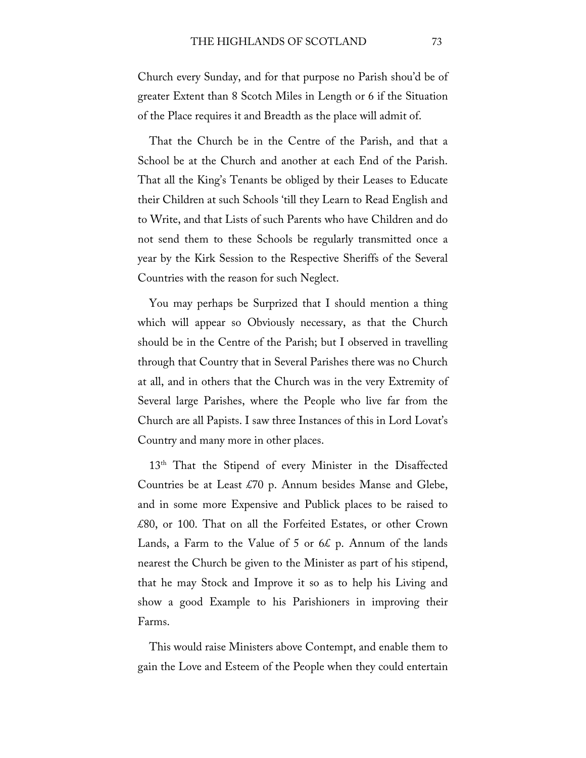Church every Sunday, and for that purpose no Parish shou'd be of greater Extent than 8 Scotch Miles in Length or 6 if the Situation of the Place requires it and Breadth as the place will admit of.

That the Church be in the Centre of the Parish, and that a School be at the Church and another at each End of the Parish. That all the King's Tenants be obliged by their Leases to Educate their Children at such Schools 'till they Learn to Read English and to Write, and that Lists of such Parents who have Children and do not send them to these Schools be regularly transmitted once a year by the Kirk Session to the Respective Sheriffs of the Several Countries with the reason for such Neglect.

You may perhaps be Surprized that I should mention a thing which will appear so Obviously necessary, as that the Church should be in the Centre of the Parish; but I observed in travelling through that Country that in Several Parishes there was no Church at all, and in others that the Church was in the very Extremity of Several large Parishes, where the People who live far from the Church are all Papists. I saw three Instances of this in Lord Lovat's Country and many more in other places.

13th That the Stipend of every Minister in the Disaffected Countries be at Least £70 p. Annum besides Manse and Glebe, and in some more Expensive and Publick places to be raised to £80, or 100. That on all the Forfeited Estates, or other Crown Lands, a Farm to the Value of 5 or 6£ p. Annum of the lands nearest the Church be given to the Minister as part of his stipend, that he may Stock and Improve it so as to help his Living and show a good Example to his Parishioners in improving their Farms.

This would raise Ministers above Contempt, and enable them to gain the Love and Esteem of the People when they could entertain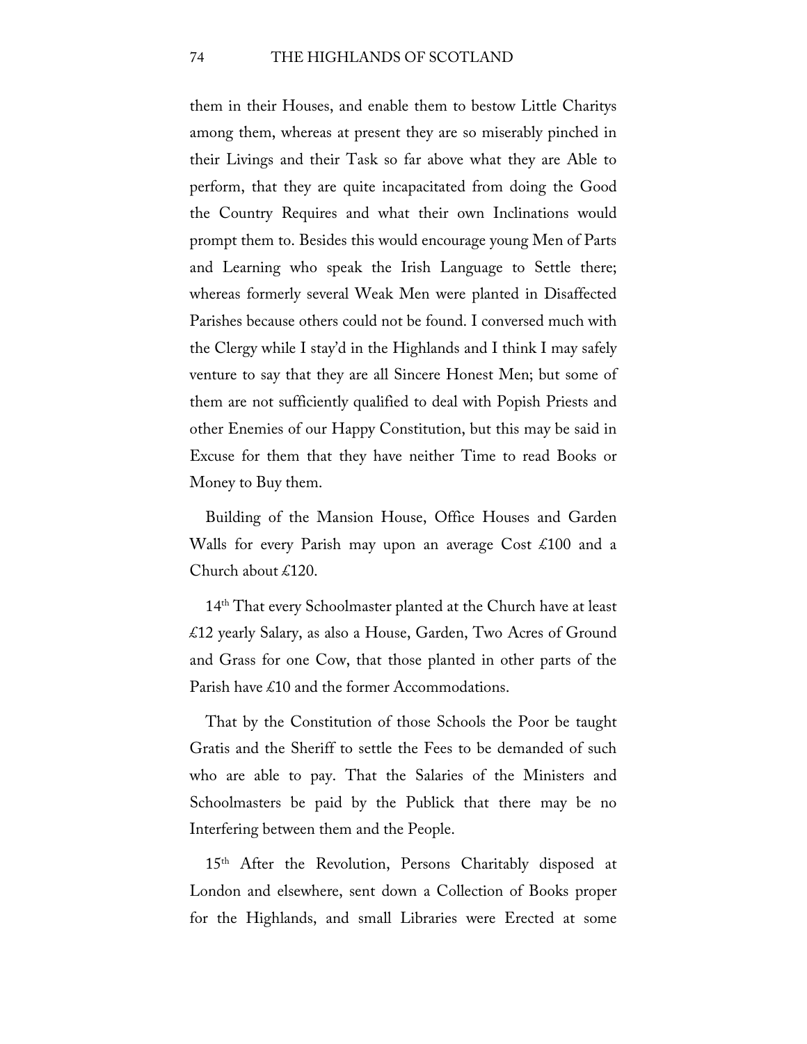them in their Houses, and enable them to bestow Little Charitys among them, whereas at present they are so miserably pinched in their Livings and their Task so far above what they are Able to perform, that they are quite incapacitated from doing the Good the Country Requires and what their own Inclinations would prompt them to. Besides this would encourage young Men of Parts and Learning who speak the Irish Language to Settle there; whereas formerly several Weak Men were planted in Disaffected Parishes because others could not be found. I conversed much with the Clergy while I stay'd in the Highlands and I think I may safely venture to say that they are all Sincere Honest Men; but some of them are not sufficiently qualified to deal with Popish Priests and other Enemies of our Happy Constitution, but this may be said in Excuse for them that they have neither Time to read Books or Money to Buy them.

Building of the Mansion House, Office Houses and Garden Walls for every Parish may upon an average Cost £100 and a Church about £120.

14th That every Schoolmaster planted at the Church have at least £12 yearly Salary, as also a House, Garden, Two Acres of Ground and Grass for one Cow, that those planted in other parts of the Parish have £10 and the former Accommodations.

That by the Constitution of those Schools the Poor be taught Gratis and the Sheriff to settle the Fees to be demanded of such who are able to pay. That the Salaries of the Ministers and Schoolmasters be paid by the Publick that there may be no Interfering between them and the People.

15th After the Revolution, Persons Charitably disposed at London and elsewhere, sent down a Collection of Books proper for the Highlands, and small Libraries were Erected at some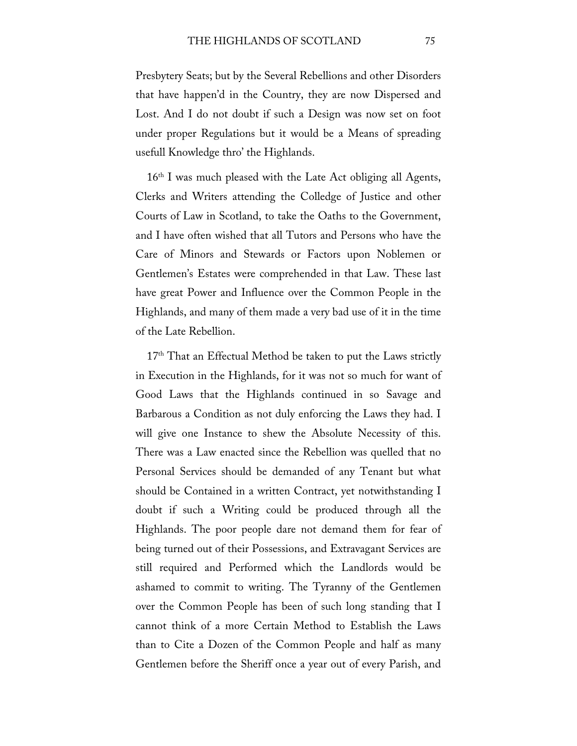Presbytery Seats; but by the Several Rebellions and other Disorders that have happen'd in the Country, they are now Dispersed and Lost. And I do not doubt if such a Design was now set on foot under proper Regulations but it would be a Means of spreading usefull Knowledge thro' the Highlands.

16th I was much pleased with the Late Act obliging all Agents, Clerks and Writers attending the Colledge of Justice and other Courts of Law in Scotland, to take the Oaths to the Government, and I have often wished that all Tutors and Persons who have the Care of Minors and Stewards or Factors upon Noblemen or Gentlemen's Estates were comprehended in that Law. These last have great Power and Influence over the Common People in the Highlands, and many of them made a very bad use of it in the time of the Late Rebellion.

17th That an Effectual Method be taken to put the Laws strictly in Execution in the Highlands, for it was not so much for want of Good Laws that the Highlands continued in so Savage and Barbarous a Condition as not duly enforcing the Laws they had. I will give one Instance to shew the Absolute Necessity of this. There was a Law enacted since the Rebellion was quelled that no Personal Services should be demanded of any Tenant but what should be Contained in a written Contract, yet notwithstanding I doubt if such a Writing could be produced through all the Highlands. The poor people dare not demand them for fear of being turned out of their Possessions, and Extravagant Services are still required and Performed which the Landlords would be ashamed to commit to writing. The Tyranny of the Gentlemen over the Common People has been of such long standing that I cannot think of a more Certain Method to Establish the Laws than to Cite a Dozen of the Common People and half as many Gentlemen before the Sheriff once a year out of every Parish, and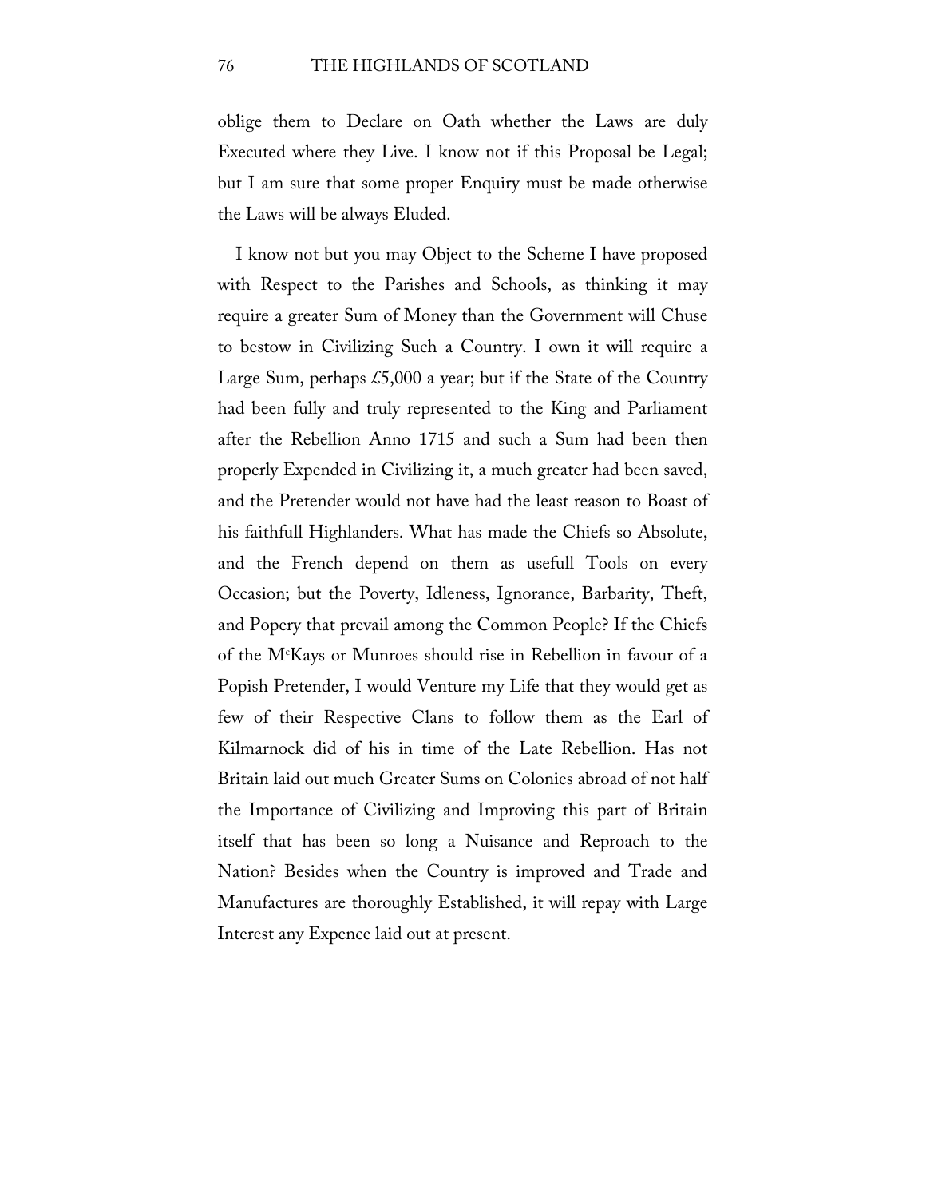oblige them to Declare on Oath whether the Laws are duly Executed where they Live. I know not if this Proposal be Legal; but I am sure that some proper Enquiry must be made otherwise the Laws will be always Eluded.

I know not but you may Object to the Scheme I have proposed with Respect to the Parishes and Schools, as thinking it may require a greater Sum of Money than the Government will Chuse to bestow in Civilizing Such a Country. I own it will require a Large Sum, perhaps £5,000 a year; but if the State of the Country had been fully and truly represented to the King and Parliament after the Rebellion Anno 1715 and such a Sum had been then properly Expended in Civilizing it, a much greater had been saved, and the Pretender would not have had the least reason to Boast of his faithfull Highlanders. What has made the Chiefs so Absolute, and the French depend on them as usefull Tools on every Occasion; but the Poverty, Idleness, Ignorance, Barbarity, Theft, and Popery that prevail among the Common People? If the Chiefs of the M^c^Kays or Munroes should rise in Rebellion in favour of a Popish Pretender, I would Venture my Life that they would get as few of their Respective Clans to follow them as the Earl of Kilmarnock did of his in time of the Late Rebellion. Has not Britain laid out much Greater Sums on Colonies abroad of not half the Importance of Civilizing and Improving this part of Britain itself that has been so long a Nuisance and Reproach to the Nation? Besides when the Country is improved and Trade and Manufactures are thoroughly Established, it will repay with Large Interest any Expence laid out at present.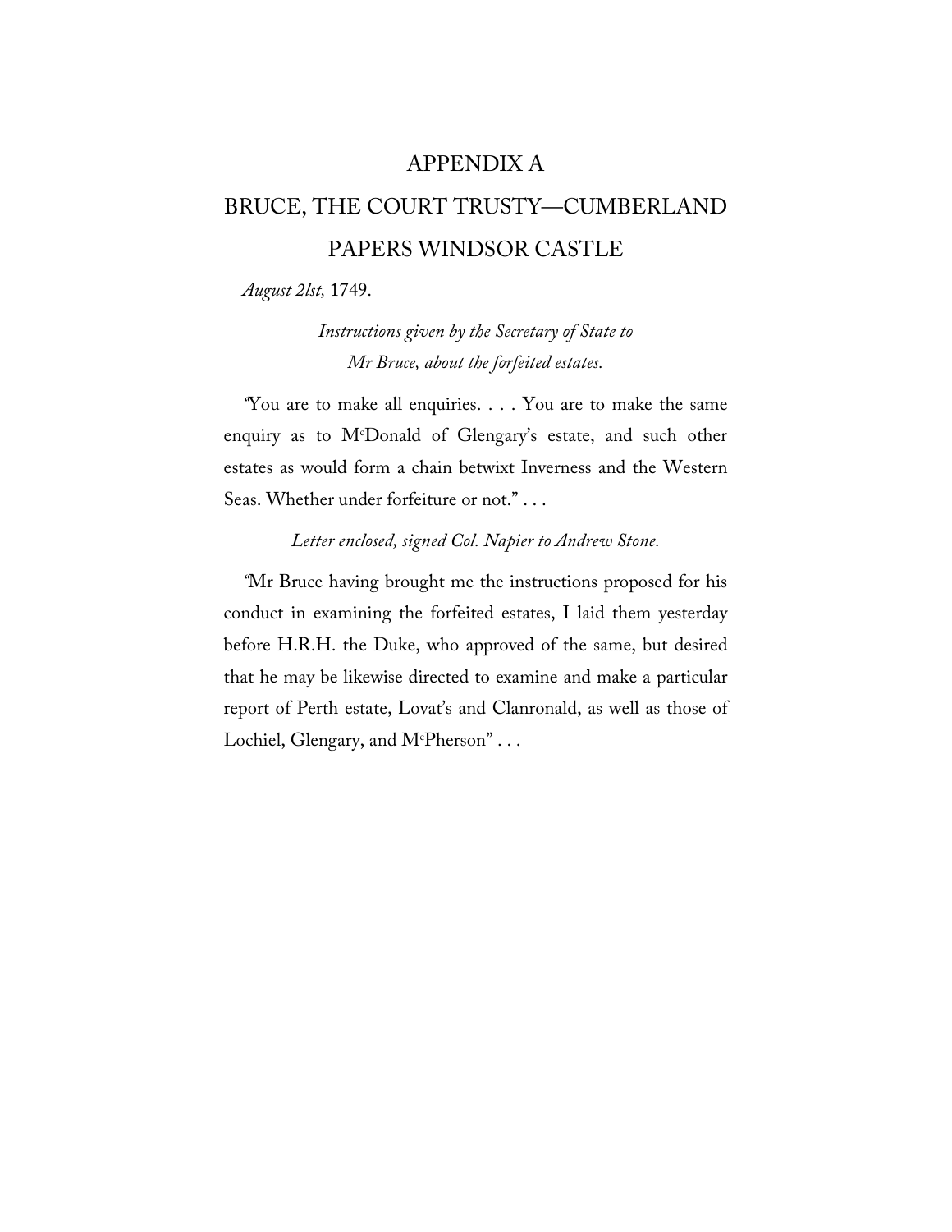# APPENDIX A

# BRUCE, THE COURT TRUSTY—CUMBERLAND PAPERS WINDSOR CASTLE

*August 21st,* 1749.

*Instructions given by the Secretary of State to Mr Bruce, about the forfeited estates.*

"You are to make all enquiries. . . . You are to make the same enquiry as to M[c]Donald of Glengary's estate, and such other estates as would form a chain betwixt Inverness and the Western Seas. Whether under forfeiture or not." . . .

*Letter enclosed, signed Col. Napier to Andrew Stone.*

"Mr Bruce having brought me the instructions proposed for his conduct in examining the forfeited estates, I laid them yesterday before H.R.H. the Duke, who approved of the same, but desired that he may be likewise directed to examine and make a particular report of Perth estate, Lovat's and Clanronald, as well as those of Lochiel, Glengary, and M[c]Pherson" . . .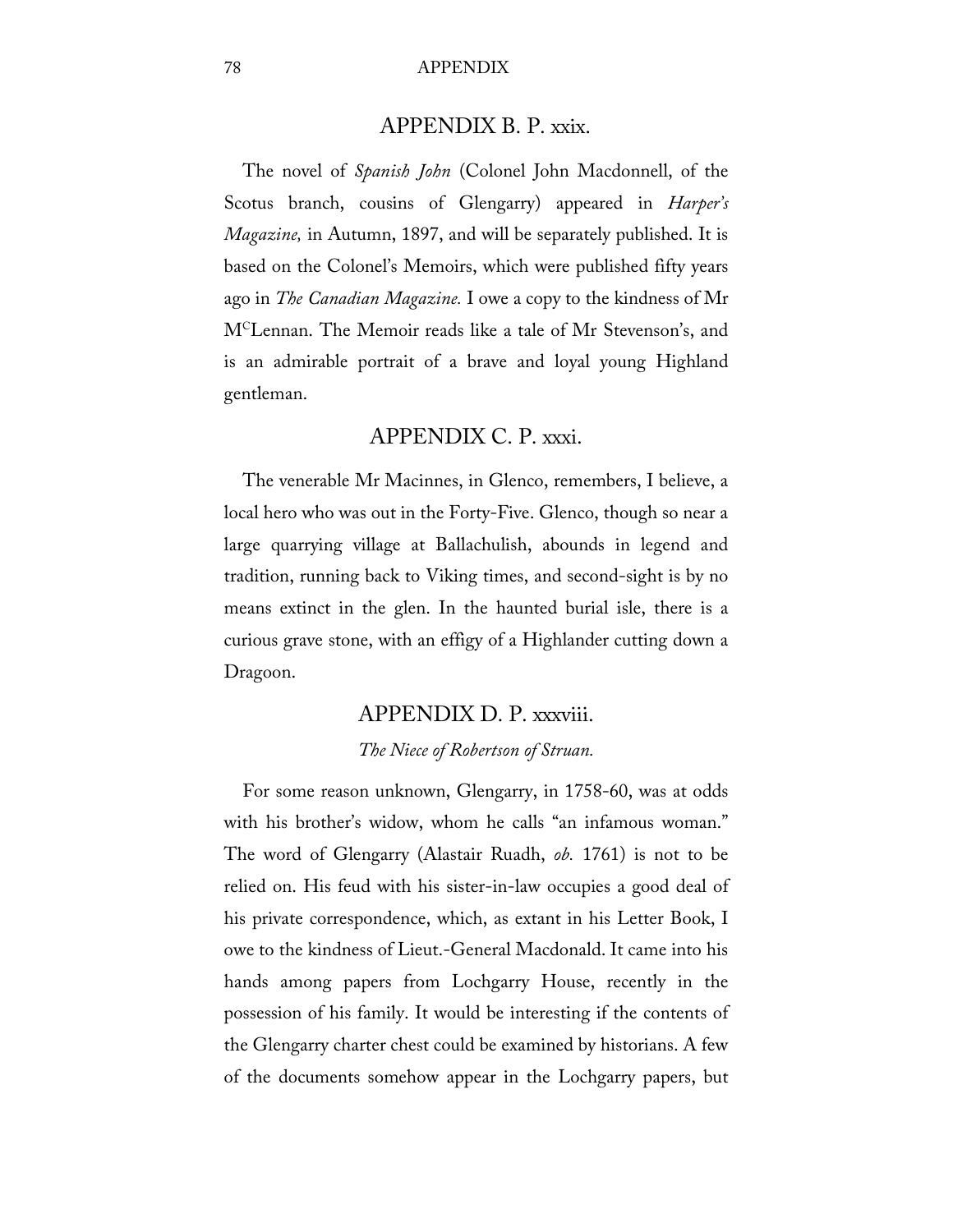## APPENDIX B. P. xxix.

The novel of *Spanish John* (Colonel John Macdonnell, of the Scotus branch, cousins of Glengarry) appeared in *Harper's Magazine,* in Autumn, 1897, and will be separately published. It is based on the Colonel's Memoirs, which were published fifty years ago in *The Canadian Magazine.* I owe a copy to the kindness of Mr M[C]Lennan. The Memoir reads like a tale of Mr Stevenson's, and is an admirable portrait of a brave and loyal young Highland gentleman.

## APPENDIX C. P. xxxi.

The venerable Mr Macinnes, in Glenco, remembers, I believe, a local hero who was out in the Forty-Five. Glenco, though so near a large quarrying village at Ballachulish, abounds in legend and tradition, running back to Viking times, and second-sight is by no means extinct in the glen. In the haunted burial isle, there is a curious grave stone, with an effigy of a Highlander cutting down a Dragoon.

## APPENDIX D. P. xxxviii.

*The Niece of Robertson of Struan.*

For some reason unknown, Glengarry, in 1758-60, was at odds with his brother's widow, whom he calls "an infamous woman." The word of Glengarry (Alastair Ruadh, *ob.* 1761) is not to be relied on. His feud with his sister-in-law occupies a good deal of his private correspondence, which, as extant in his Letter Book, I owe to the kindness of Lieut.-General Macdonald. It came into his hands among papers from Lochgarry House, recently in the possession of his family. It would be interesting if the contents of the Glengarry charter chest could be examined by historians. A few of the documents somehow appear in the Lochgarry papers, but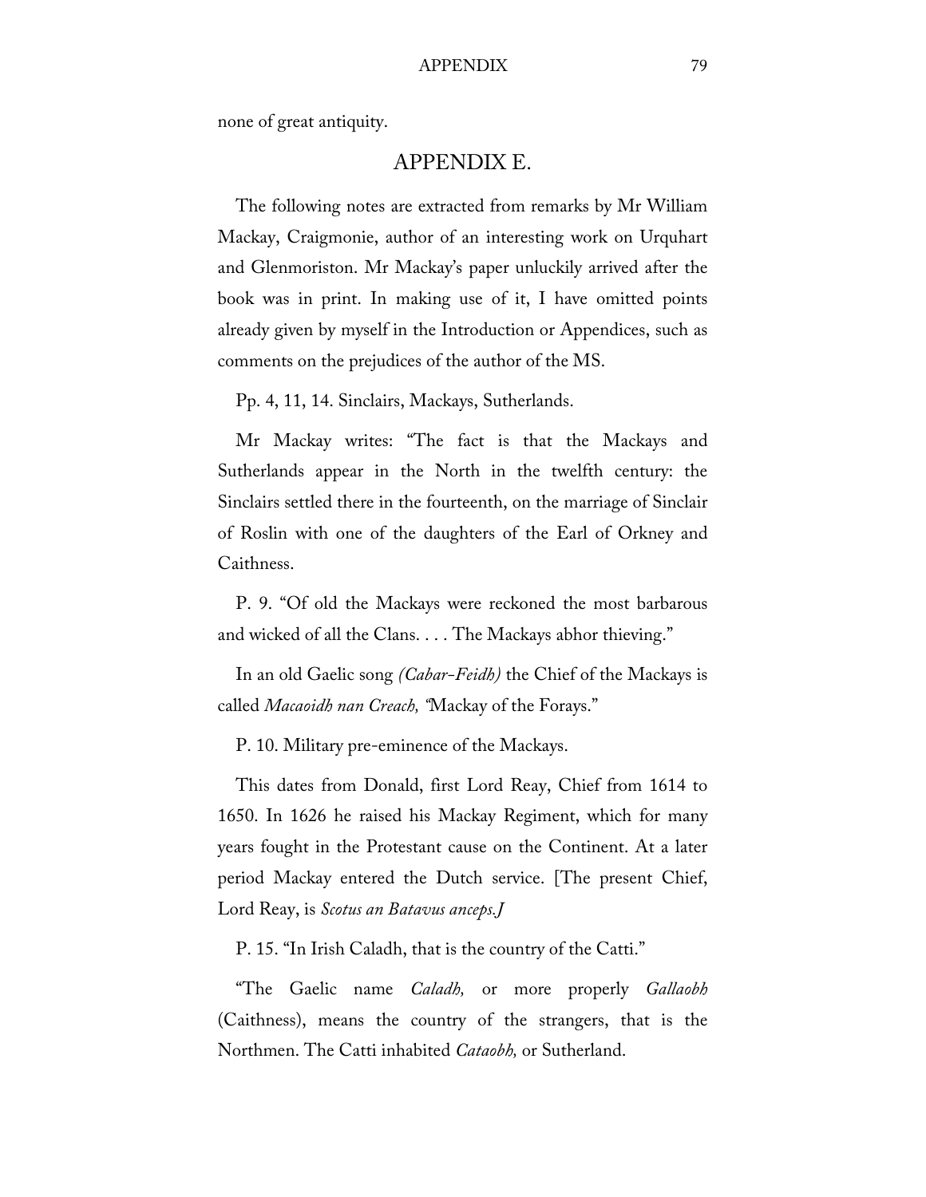none of great antiquity.

## APPENDIX E.

The following notes are extracted from remarks by Mr William Mackay, Craigmonie, author of an interesting work on Urquhart and Glenmoriston. Mr Mackay's paper unluckily arrived after the book was in print. In making use of it, I have omitted points already given by myself in the Introduction or Appendices, such as comments on the prejudices of the author of the MS.

Pp. 4, 11, 14. Sinclairs, Mackays, Sutherlands.

Mr Mackay writes: "The fact is that the Mackays and Sutherlands appear in the North in the twelfth century: the Sinclairs settled there in the fourteenth, on the marriage of Sinclair of Roslin with one of the daughters of the Earl of Orkney and Caithness.

P. 9. "Of old the Mackays were reckoned the most barbarous and wicked of all the Clans. . . . The Mackays abhor thieving."

In an old Gaelic song *(Cabar-Feidh)* the Chief of the Mackays is called *Macaoidh nan Creach,* "Mackay of the Forays."

P. 10. Military pre-eminence of the Mackays.

This dates from Donald, first Lord Reay, Chief from 1614 to 1650. In 1626 he raised his Mackay Regiment, which for many years fought in the Protestant cause on the Continent. At a later period Mackay entered the Dutch service. [The present Chief, Lord Reay, is *Scotus an Batavus anceps.*]

P. 15. "In Irish Caladh, that is the country of the Catti."

"The Gaelic name *Caladh,* or more properly *Gallaobh* (Caithness), means the country of the strangers, that is the Northmen. The Catti inhabited *Cataobh,* or Sutherland.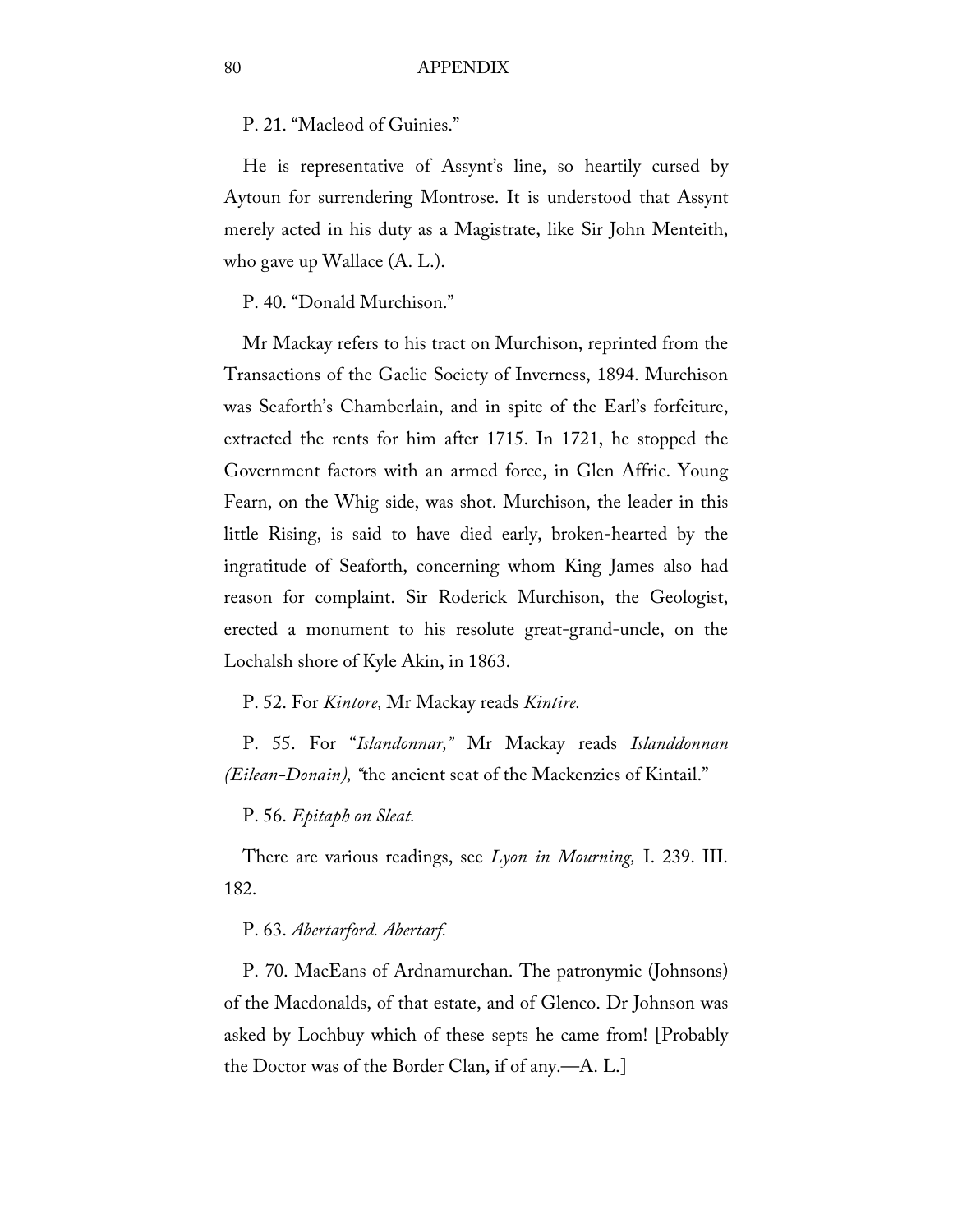P. 21. "Macleod of Guinies."

He is representative of Assynt's line, so heartily cursed by Aytoun for surrendering Montrose. It is understood that Assynt merely acted in his duty as a Magistrate, like Sir John Menteith, who gave up Wallace (A. L.).

P. 40. "Donald Murchison."

Mr Mackay refers to his tract on Murchison, reprinted from the Transactions of the Gaelic Society of Inverness, 1894. Murchison was Seaforth's Chamberlain, and in spite of the Earl's forfeiture, extracted the rents for him after 1715. In 1721, he stopped the Government factors with an armed force, in Glen Affric. Young Fearn, on the Whig side, was shot. Murchison, the leader in this little Rising, is said to have died early, broken-hearted by the ingratitude of Seaforth, concerning whom King James also had reason for complaint. Sir Roderick Murchison, the Geologist, erected a monument to his resolute great-grand-uncle, on the Lochalsh shore of Kyle Akin, in 1863.

P. 52. For *Kintore,* Mr Mackay reads *Kintire.*

P. 55. For "*Islandonnar,"* Mr Mackay reads *Islanddonnan (Eilean-Donain), "*the ancient seat of the Mackenzies of Kintail."

P. 56. *Epitaph on Sleat.*

There are various readings, see *Lyon in Mourning,* I. 239. III. 182.

P. 63. *Abertarford. Abertarf.*

P. 70. MacEans of Ardnamurchan. The patronymic (Johnsons) of the Macdonalds, of that estate, and of Glenco. Dr Johnson was asked by Lochbuy which of these septs he came from! [Probably the Doctor was of the Border Clan, if of any.—A. L.]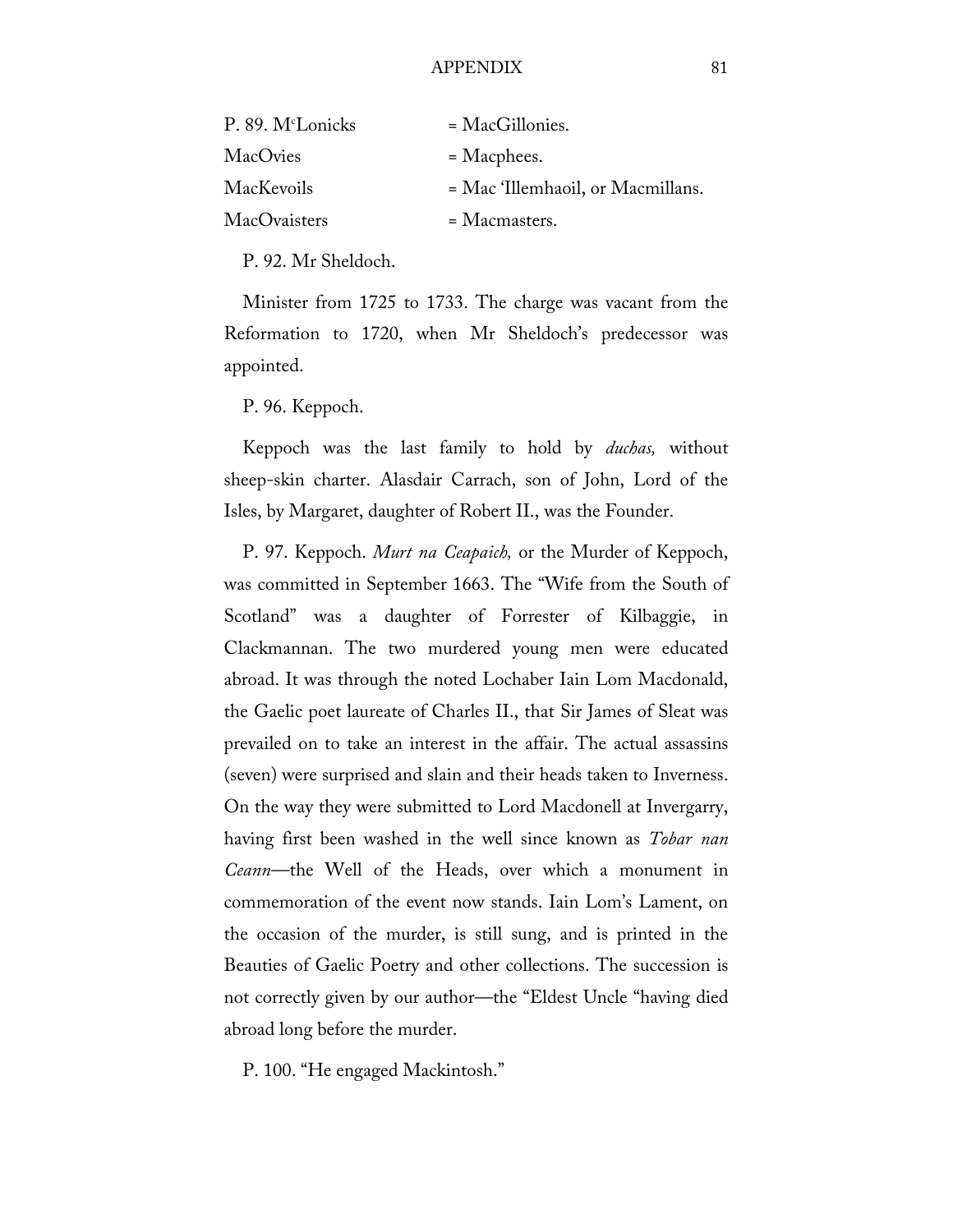| | |
|---|---|
| P. 89. McLonicks | = MacGillonies. |
| MacOvies | = Macphees. |
| MacKevoils | = Mac 'Illemhaoil, or Macmillans. |
| MacOvaisters | = Macmasters. |

P. 92. Mr Sheldoch.

Minister from 1725 to 1733. The charge was vacant from the Reformation to 1720, when Mr Sheldoch's predecessor was appointed.

P. 96. Keppoch.

Keppoch was the last family to hold by *duchas,* without sheep-skin charter. Alasdair Carrach, son of John, Lord of the Isles, by Margaret, daughter of Robert II., was the Founder.

P. 97. Keppoch. *Murt na Ceapaich,* or the Murder of Keppoch, was committed in September 1663. The "Wife from the South of Scotland" was a daughter of Forrester of Kilbaggie, in Clackmannan. The two murdered young men were educated abroad. It was through the noted Lochaber Iain Lom Macdonald, the Gaelic poet laureate of Charles II., that Sir James of Sleat was prevailed on to take an interest in the affair. The actual assassins (seven) were surprised and slain and their heads taken to Inverness. On the way they were submitted to Lord Macdonell at Invergarry, having first been washed in the well since known as *Tobar nan Ceann*—the Well of the Heads, over which a monument in commemoration of the event now stands. Iain Lom's Lament, on the occasion of the murder, is still sung, and is printed in the Beauties of Gaelic Poetry and other collections. The succession is not correctly given by our author—the "Eldest Uncle "having died abroad long before the murder.

P. 100. "He engaged Mackintosh."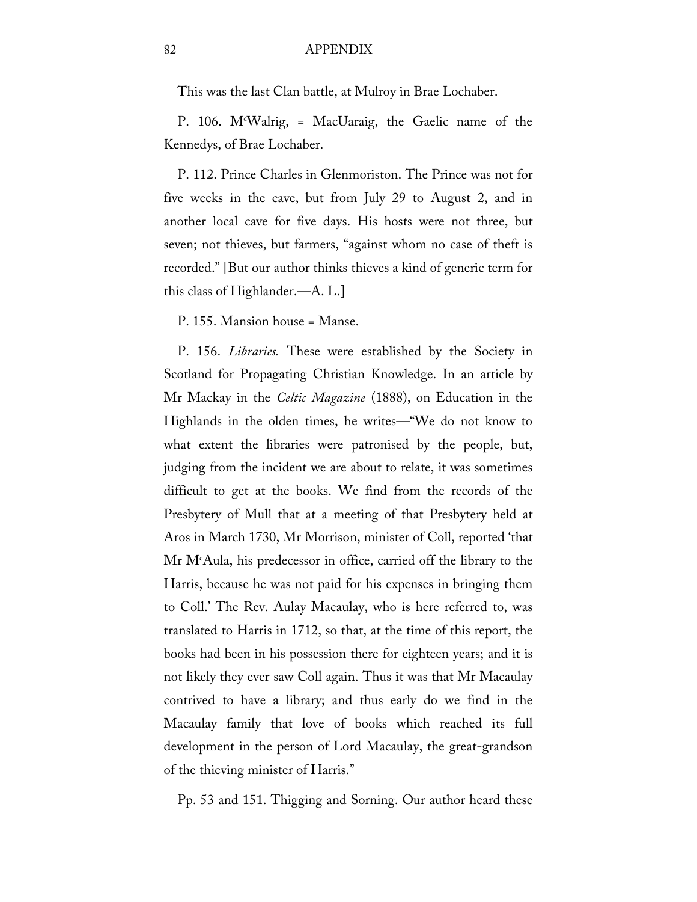This was the last Clan battle, at Mulroy in Brae Lochaber.

P. 106. McWalrig, = MacUaraig, the Gaelic name of the Kennedys, of Brae Lochaber.

P. 112. Prince Charles in Glenmoriston. The Prince was not for five weeks in the cave, but from July 29 to August 2, and in another local cave for five days. His hosts were not three, but seven; not thieves, but farmers, "against whom no case of theft is recorded." [But our author thinks thieves a kind of generic term for this class of Highlander.—A. L.]

P. 155. Mansion house = Manse.

P. 156. *Libraries.* These were established by the Society in Scotland for Propagating Christian Knowledge. In an article by Mr Mackay in the *Celtic Magazine* (1888), on Education in the Highlands in the olden times, he writes—"We do not know to what extent the libraries were patronised by the people, but, judging from the incident we are about to relate, it was sometimes difficult to get at the books. We find from the records of the Presbytery of Mull that at a meeting of that Presbytery held at Aros in March 1730, Mr Morrison, minister of Coll, reported 'that Mr McAula, his predecessor in office, carried off the library to the Harris, because he was not paid for his expenses in bringing them to Coll.' The Rev. Aulay Macaulay, who is here referred to, was translated to Harris in 1712, so that, at the time of this report, the books had been in his possession there for eighteen years; and it is not likely they ever saw Coll again. Thus it was that Mr Macaulay contrived to have a library; and thus early do we find in the Macaulay family that love of books which reached its full development in the person of Lord Macaulay, the great-grandson of the thieving minister of Harris."

Pp. 53 and 151. Thigging and Sorning. Our author heard these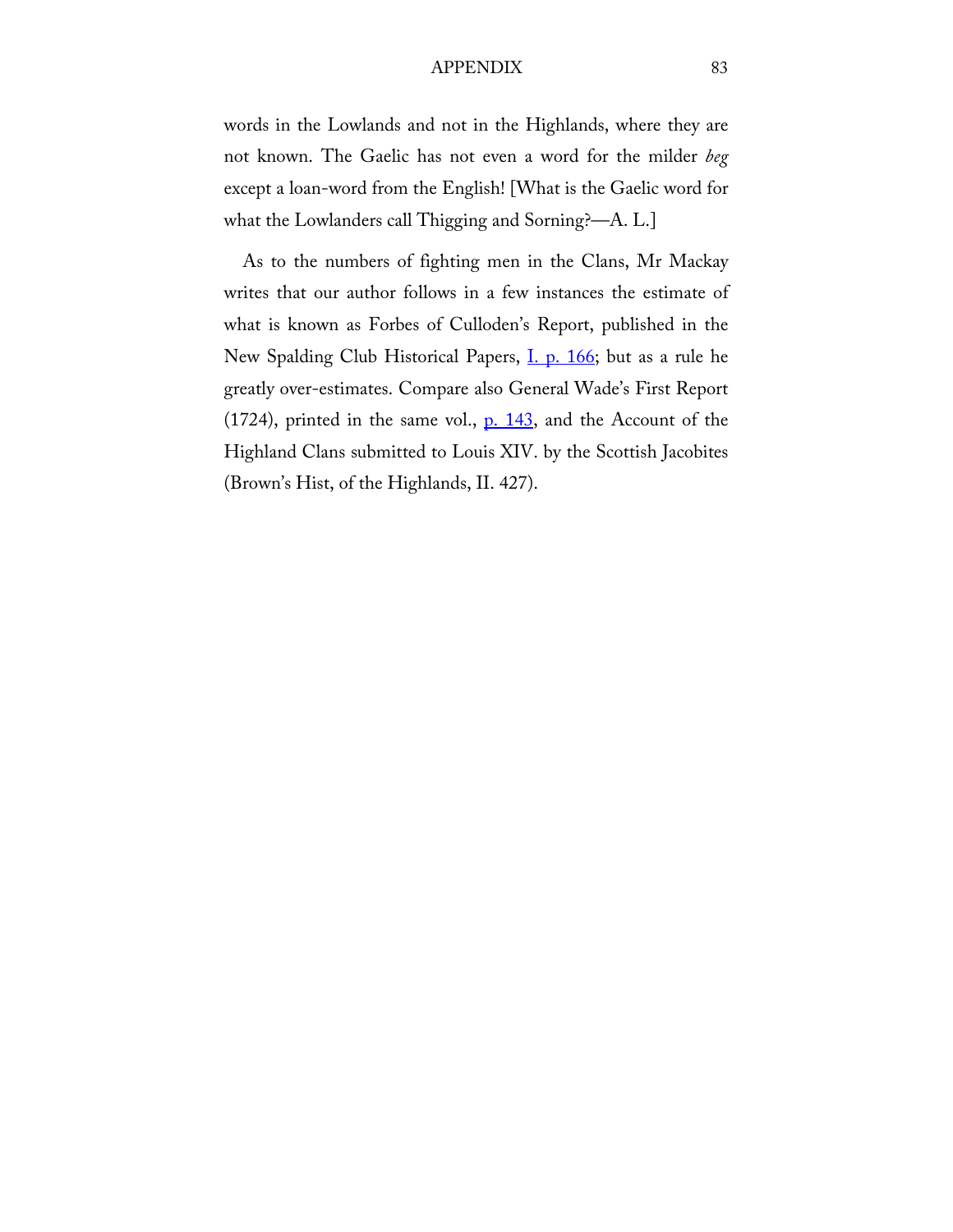words in the Lowlands and not in the Highlands, where they are not known. The Gaelic has not even a word for the milder *beg* except a loan-word from the English! [What is the Gaelic word for what the Lowlanders call Thigging and Sorning?—A. L.]

As to the numbers of fighting men in the Clans, Mr Mackay writes that our author follows in a few instances the estimate of what is known as Forbes of Culloden's Report, published in the New Spalding Club Historical Papers, I. p. 166; but as a rule he greatly over-estimates. Compare also General Wade's First Report (1724), printed in the same vol., p. 143, and the Account of the Highland Clans submitted to Louis XIV. by the Scottish Jacobites (Brown's Hist, of the Highlands, II. 427).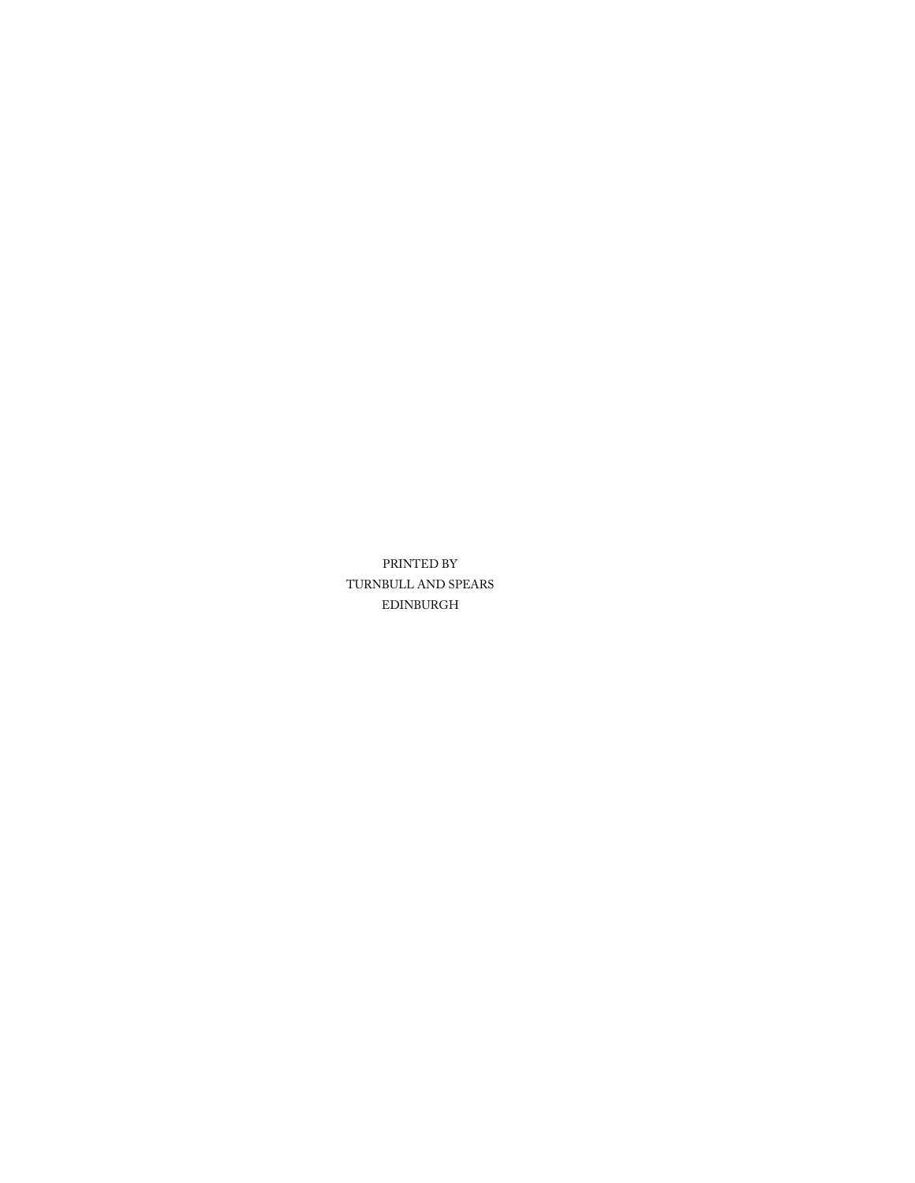PRINTED BY
TURNBULL AND SPEARS
EDINBURGH